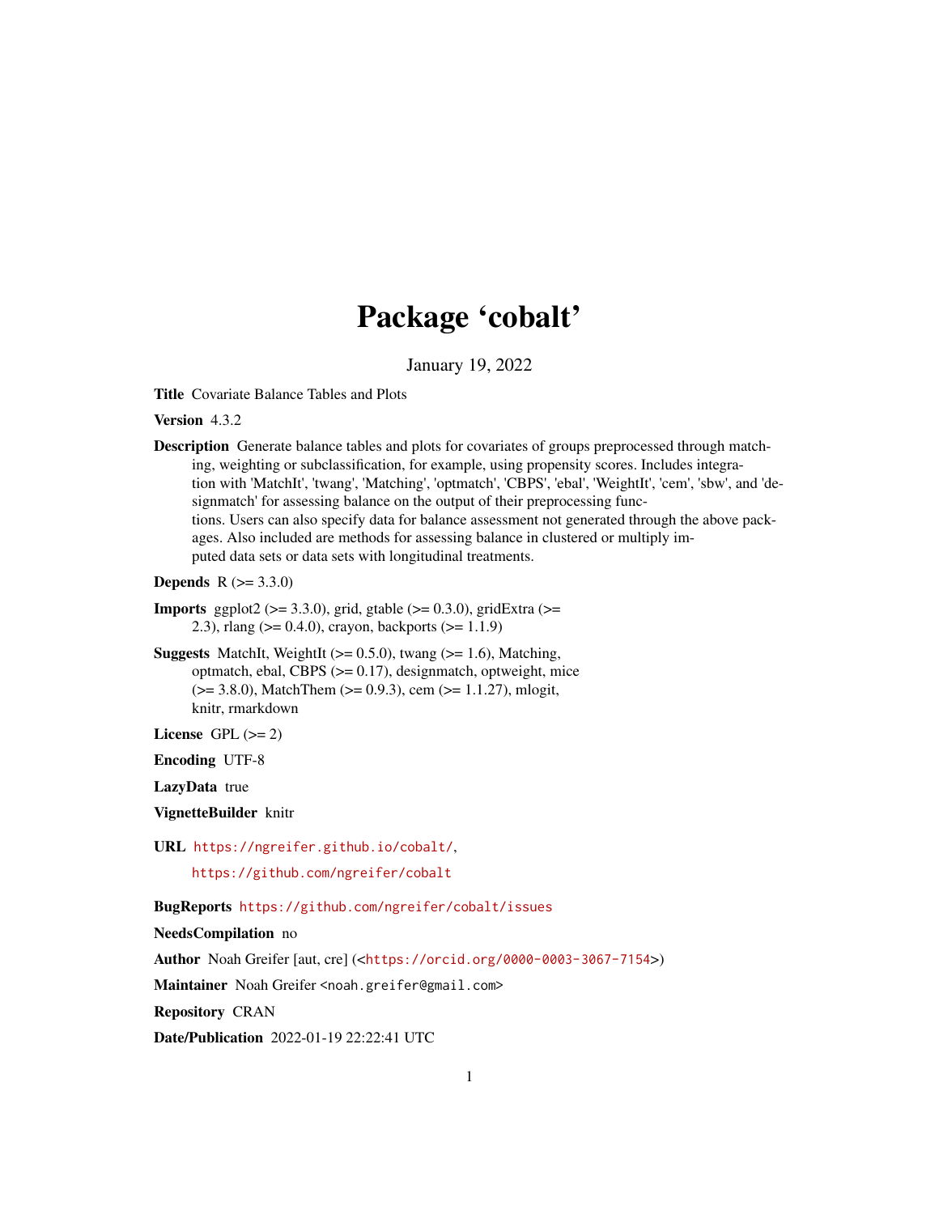# Package 'cobalt'

January 19, 2022

**Title** Covariate Balance Tables and Plots

**Version** 4.3.2

**Description** Generate balance tables and plots for covariates of groups preprocessed through matching, weighting or subclassification, for example, using propensity scores. Includes integration with 'MatchIt', 'twang', 'Matching', 'optmatch', 'CBPS', 'ebal', 'WeightIt', 'cem', 'sbw', and 'designmatch' for assessing balance on the output of their preprocessing functions. Users can also specify data for balance assessment not generated through the above packages. Also included are methods for assessing balance in clustered or multiply imputed data sets or data sets with longitudinal treatments.

**Depends** R (>= 3.3.0)

**Imports** ggplot2 (>= 3.3.0), grid, gtable (>= 0.3.0), gridExtra (>= 2.3), rlang (>= 0.4.0), crayon, backports (>= 1.1.9)

**Suggests** MatchIt, WeightIt (>= 0.5.0), twang (>= 1.6), Matching, optmatch, ebal, CBPS (>= 0.17), designmatch, optweight, mice (>= 3.8.0), MatchThem (>= 0.9.3), cem (>= 1.1.27), mlogit, knitr, rmarkdown

**License** GPL (>= 2)

**Encoding** UTF-8

**LazyData** true

**VignetteBuilder** knitr

**URL** https://ngreifer.github.io/cobalt/,
https://github.com/ngreifer/cobalt

**BugReports** https://github.com/ngreifer/cobalt/issues

**NeedsCompilation** no

**Author** Noah Greifer [aut, cre] (<https://orcid.org/0000-0003-3067-7154>)

**Maintainer** Noah Greifer <noah.greifer@gmail.com>

**Repository** CRAN

**Date/Publication** 2022-01-19 22:22:41 UTC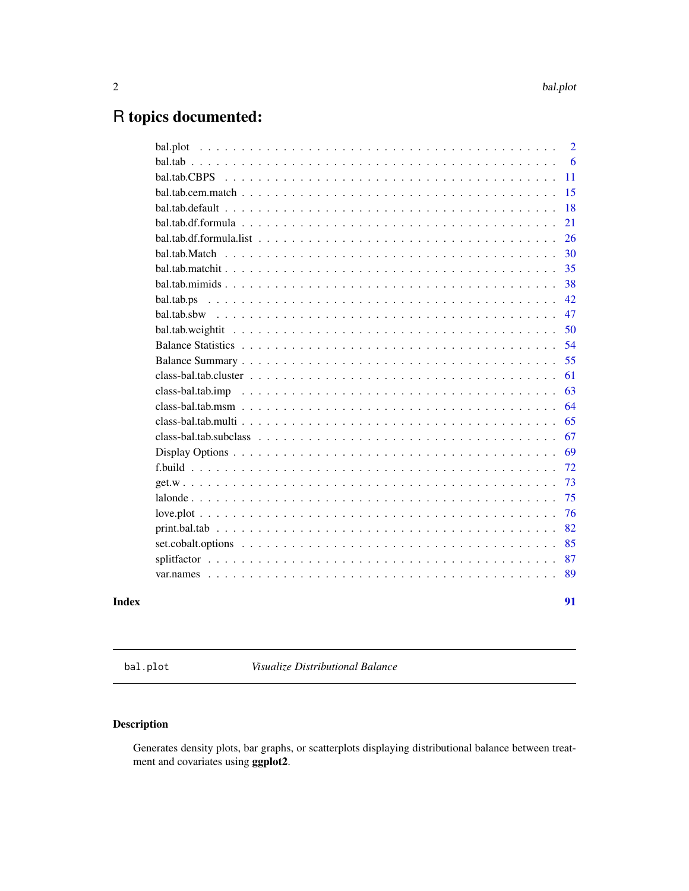# R topics documented:

bal.plot . . . . . . . . . . . . . . . . . . . . . . . . . . . . . . . . . . . . . . . . . . 2
bal.tab . . . . . . . . . . . . . . . . . . . . . . . . . . . . . . . . . . . . . . . . . . 6
bal.tab.CBPS . . . . . . . . . . . . . . . . . . . . . . . . . . . . . . . . . . . . . . . 11
bal.tab.cem.match . . . . . . . . . . . . . . . . . . . . . . . . . . . . . . . . . . . . 15
bal.tab.default . . . . . . . . . . . . . . . . . . . . . . . . . . . . . . . . . . . . . . 18
bal.tab.df.formula . . . . . . . . . . . . . . . . . . . . . . . . . . . . . . . . . . . . 21
bal.tab.df.formula.list . . . . . . . . . . . . . . . . . . . . . . . . . . . . . . . . . . 26
bal.tab.Match . . . . . . . . . . . . . . . . . . . . . . . . . . . . . . . . . . . . . . 30
bal.tab.matchit . . . . . . . . . . . . . . . . . . . . . . . . . . . . . . . . . . . . . 35
bal.tab.mimids . . . . . . . . . . . . . . . . . . . . . . . . . . . . . . . . . . . . . 38
bal.tab.ps . . . . . . . . . . . . . . . . . . . . . . . . . . . . . . . . . . . . . . . . 42
bal.tab.sbw . . . . . . . . . . . . . . . . . . . . . . . . . . . . . . . . . . . . . . . 47
bal.tab.weightit . . . . . . . . . . . . . . . . . . . . . . . . . . . . . . . . . . . . . 50
Balance Statistics . . . . . . . . . . . . . . . . . . . . . . . . . . . . . . . . . . . . 54
Balance Summary . . . . . . . . . . . . . . . . . . . . . . . . . . . . . . . . . . . . 55
class-bal.tab.cluster . . . . . . . . . . . . . . . . . . . . . . . . . . . . . . . . . . . 61
class-bal.tab.imp . . . . . . . . . . . . . . . . . . . . . . . . . . . . . . . . . . . . 63
class-bal.tab.msm . . . . . . . . . . . . . . . . . . . . . . . . . . . . . . . . . . . . 64
class-bal.tab.multi . . . . . . . . . . . . . . . . . . . . . . . . . . . . . . . . . . . . 65
class-bal.tab.subclass . . . . . . . . . . . . . . . . . . . . . . . . . . . . . . . . . . 67
Display Options . . . . . . . . . . . . . . . . . . . . . . . . . . . . . . . . . . . . . 69
f.build . . . . . . . . . . . . . . . . . . . . . . . . . . . . . . . . . . . . . . . . . . 72
get.w . . . . . . . . . . . . . . . . . . . . . . . . . . . . . . . . . . . . . . . . . . 73
lalonde . . . . . . . . . . . . . . . . . . . . . . . . . . . . . . . . . . . . . . . . . 75
love.plot . . . . . . . . . . . . . . . . . . . . . . . . . . . . . . . . . . . . . . . . 76
print.bal.tab . . . . . . . . . . . . . . . . . . . . . . . . . . . . . . . . . . . . . . 82
set.cobalt.options . . . . . . . . . . . . . . . . . . . . . . . . . . . . . . . . . . . . 85
splitfactor . . . . . . . . . . . . . . . . . . . . . . . . . . . . . . . . . . . . . . . 87
var.names . . . . . . . . . . . . . . . . . . . . . . . . . . . . . . . . . . . . . . . . 89

**Index** **91**

---

`bal.plot` *Visualize Distributional Balance*

---

### Description

Generates density plots, bar graphs, or scatterplots displaying distributional balance between treatment and covariates using **ggplot2**.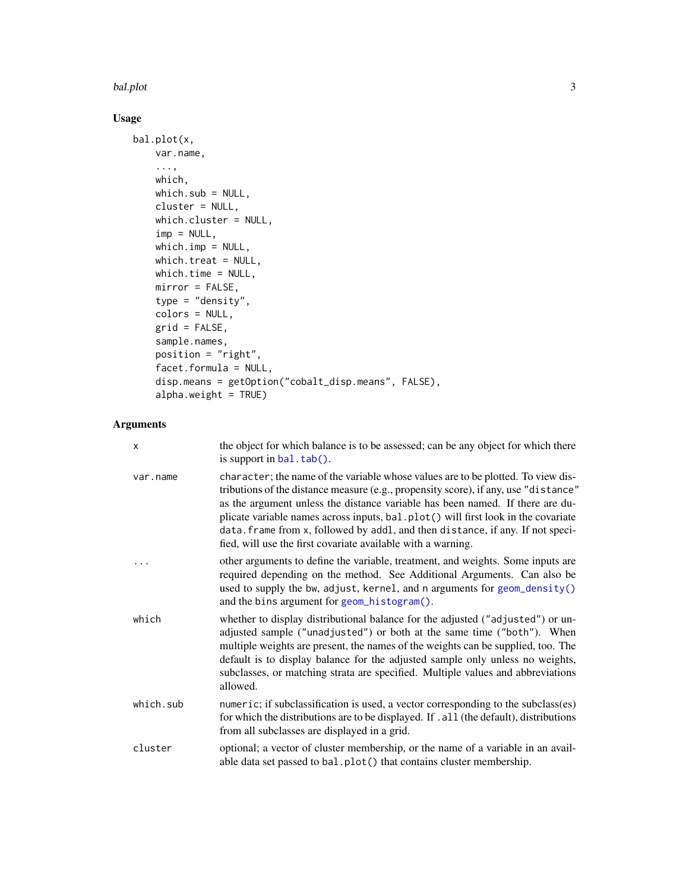## Usage

```
bal.plot(x,
    var.name,
    ...,
    which,
    which.sub = NULL,
    cluster = NULL,
    which.cluster = NULL,
    imp = NULL,
    which.imp = NULL,
    which.treat = NULL,
    which.time = NULL,
    mirror = FALSE,
    type = "density",
    colors = NULL,
    grid = FALSE,
    sample.names,
    position = "right",
    facet.formula = NULL,
    disp.means = getOption("cobalt_disp.means", FALSE),
    alpha.weight = TRUE)
```

## Arguments

| | |
|---|---|
| `x` | the object for which balance is to be assessed; can be any object for which there is support in `bal.tab()`. |
| `var.name` | `character`; the name of the variable whose values are to be plotted. To view distributions of the distance measure (e.g., propensity score), if any, use `"distance"` as the argument unless the distance variable has been named. If there are duplicate variable names across inputs, `bal.plot()` will first look in the covariate `data.frame` from `x`, followed by `addl`, and then `distance`, if any. If not specified, will use the first covariate available with a warning. |
| `...` | other arguments to define the variable, treatment, and weights. Some inputs are required depending on the method. See Additional Arguments. Can also be used to supply the `bw`, `adjust`, `kernel`, and `n` arguments for `geom_density()` and the `bins` argument for `geom_histogram()`. |
| `which` | whether to display distributional balance for the adjusted (`"adjusted"`) or unadjusted sample (`"unadjusted"`) or both at the same time (`"both"`). When multiple weights are present, the names of the weights can be supplied, too. The default is to display balance for the adjusted sample only unless no weights, subclasses, or matching strata are specified. Multiple values and abbreviations allowed. |
| `which.sub` | `numeric`; if subclassification is used, a vector corresponding to the subclass(es) for which the distributions are to be displayed. If `.all` (the default), distributions from all subclasses are displayed in a grid. |
| `cluster` | optional; a vector of cluster membership, or the name of a variable in an available data set passed to `bal.plot()` that contains cluster membership. |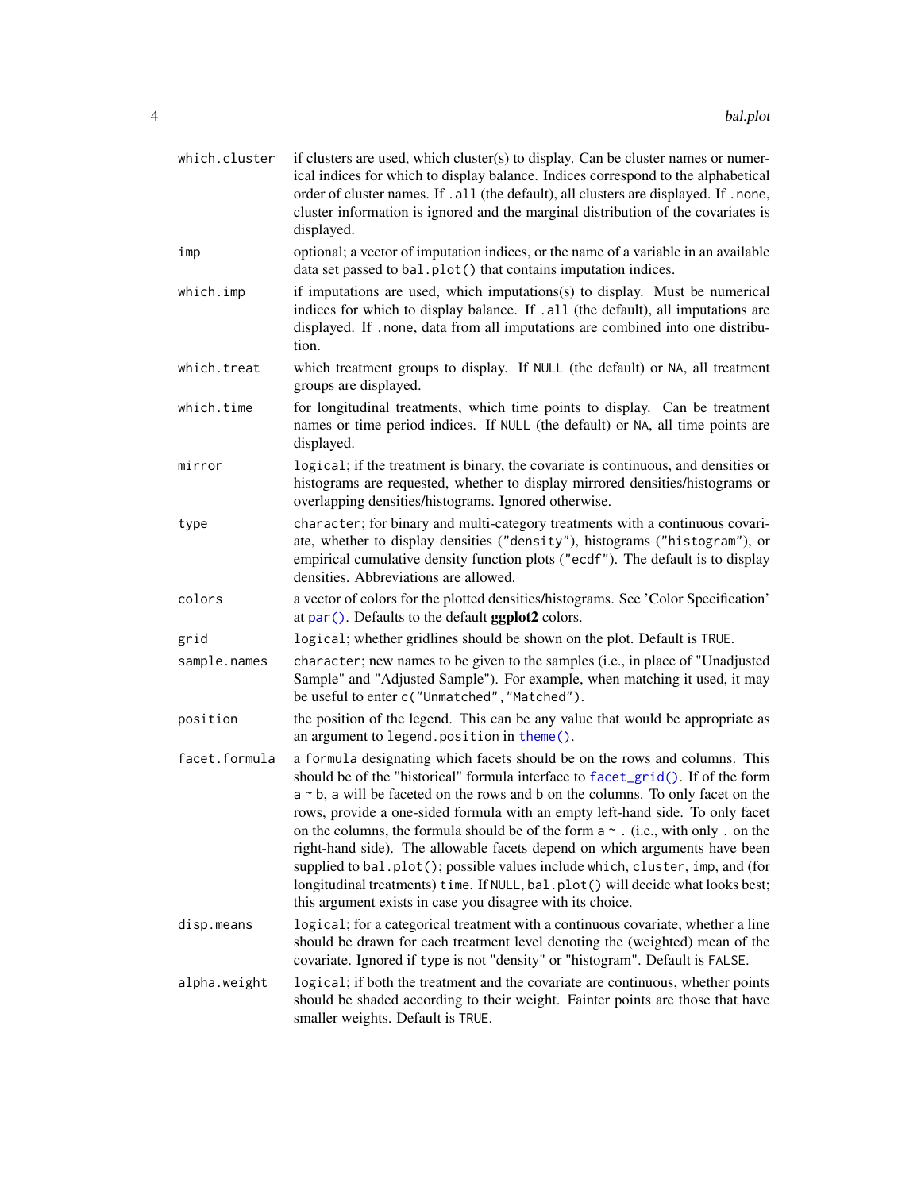`which.cluster`
: if clusters are used, which cluster(s) to display. Can be cluster names or numerical indices for which to display balance. Indices correspond to the alphabetical order of cluster names. If `.all` (the default), all clusters are displayed. If `.none`, cluster information is ignored and the marginal distribution of the covariates is displayed.

`imp`
: optional; a vector of imputation indices, or the name of a variable in an available data set passed to `bal.plot()` that contains imputation indices.

`which.imp`
: if imputations are used, which imputations(s) to display. Must be numerical indices for which to display balance. If `.all` (the default), all imputations are displayed. If `.none`, data from all imputations are combined into one distribution.

`which.treat`
: which treatment groups to display. If `NULL` (the default) or `NA`, all treatment groups are displayed.

`which.time`
: for longitudinal treatments, which time points to display. Can be treatment names or time period indices. If `NULL` (the default) or `NA`, all time points are displayed.

`mirror`
: `logical`; if the treatment is binary, the covariate is continuous, and densities or histograms are requested, whether to display mirrored densities/histograms or overlapping densities/histograms. Ignored otherwise.

`type`
: `character`; for binary and multi-category treatments with a continuous covariate, whether to display densities (`"density"`), histograms (`"histogram"`), or empirical cumulative density function plots (`"ecdf"`). The default is to display densities. Abbreviations are allowed.

`colors`
: a vector of colors for the plotted densities/histograms. See 'Color Specification' at `par()`. Defaults to the default **ggplot2** colors.

`grid`
: `logical`; whether gridlines should be shown on the plot. Default is `TRUE`.

`sample.names`
: `character`; new names to be given to the samples (i.e., in place of "Unadjusted Sample" and "Adjusted Sample"). For example, when matching it used, it may be useful to enter `c("Unmatched","Matched")`.

`position`
: the position of the legend. This can be any value that would be appropriate as an argument to `legend.position` in `theme()`.

`facet.formula`
: a `formula` designating which facets should be on the rows and columns. This should be of the "historical" formula interface to `facet_grid()`. If of the form `a ~ b`, `a` will be faceted on the rows and `b` on the columns. To only facet on the rows, provide a one-sided formula with an empty left-hand side. To only facet on the columns, the formula should be of the form `a ~ .` (i.e., with only `.` on the right-hand side). The allowable facets depend on which arguments have been supplied to `bal.plot()`; possible values include `which`, `cluster`, `imp`, and (for longitudinal treatments) `time`. If `NULL`, `bal.plot()` will decide what looks best; this argument exists in case you disagree with its choice.

`disp.means`
: `logical`; for a categorical treatment with a continuous covariate, whether a line should be drawn for each treatment level denoting the (weighted) mean of the covariate. Ignored if `type` is not "density" or "histogram". Default is `FALSE`.

`alpha.weight`
: `logical`; if both the treatment and the covariate are continuous, whether points should be shaded according to their weight. Fainter points are those that have smaller weights. Default is `TRUE`.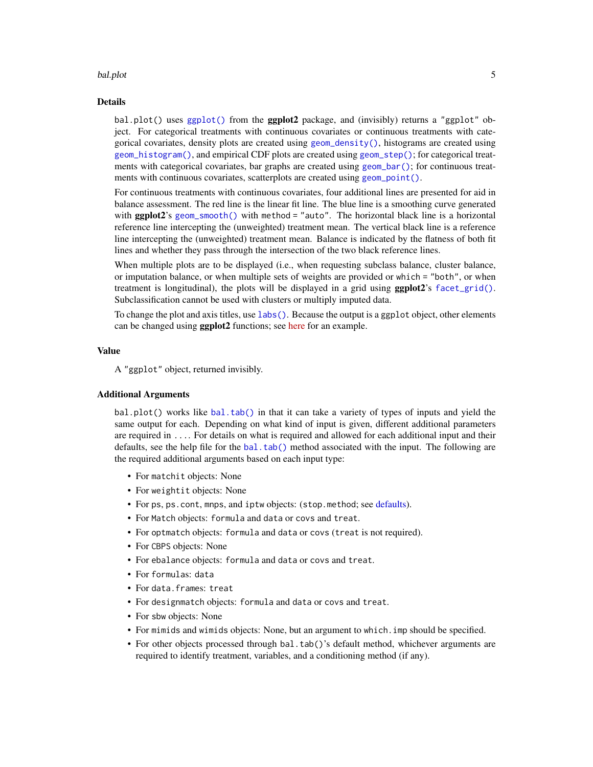## Details

`bal.plot()` uses `ggplot()` from the **ggplot2** package, and (invisibly) returns a `"ggplot"` object. For categorical treatments with continuous covariates or continuous treatments with categorical covariates, density plots are created using `geom_density()`, histograms are created using `geom_histogram()`, and empirical CDF plots are created using `geom_step()`; for categorical treatments with categorical covariates, bar graphs are created using `geom_bar()`; for continuous treatments with continuous covariates, scatterplots are created using `geom_point()`.

For continuous treatments with continuous covariates, four additional lines are presented for aid in balance assessment. The red line is the linear fit line. The blue line is a smoothing curve generated with **ggplot2**'s `geom_smooth()` with `method = "auto"`. The horizontal black line is a horizontal reference line intercepting the (unweighted) treatment mean. The vertical black line is a reference line intercepting the (unweighted) treatment mean. Balance is indicated by the flatness of both fit lines and whether they pass through the intersection of the two black reference lines.

When multiple plots are to be displayed (i.e., when requesting subclass balance, cluster balance, or imputation balance, or when multiple sets of weights are provided or `which = "both"`, or when treatment is longitudinal), the plots will be displayed in a grid using **ggplot2**'s `facet_grid()`. Subclassification cannot be used with clusters or multiply imputed data.

To change the plot and axis titles, use `labs()`. Because the output is a `ggplot` object, other elements can be changed using **ggplot2** functions; see here for an example.

## Value

A `"ggplot"` object, returned invisibly.

## Additional Arguments

`bal.plot()` works like `bal.tab()` in that it can take a variety of types of inputs and yield the same output for each. Depending on what kind of input is given, different additional parameters are required in `...`. For details on what is required and allowed for each additional input and their defaults, see the help file for the `bal.tab()` method associated with the input. The following are the required additional arguments based on each input type:

- For `matchit` objects: None
- For `weightit` objects: None
- For `ps`, `ps.cont`, `mnps`, and `iptw` objects: (`stop.method`; see defaults).
- For `Match` objects: `formula` and `data` or `covs` and `treat`.
- For `optmatch` objects: `formula` and `data` or `covs` (`treat` is not required).
- For `CBPS` objects: None
- For `ebalance` objects: `formula` and `data` or `covs` and `treat`.
- For `formula`s: `data`
- For `data.frame`s: `treat`
- For `designmatch` objects: `formula` and `data` or `covs` and `treat`.
- For `sbw` objects: None
- For `mimids` and `wimids` objects: None, but an argument to `which.imp` should be specified.
- For other objects processed through `bal.tab()`'s default method, whichever arguments are required to identify treatment, variables, and a conditioning method (if any).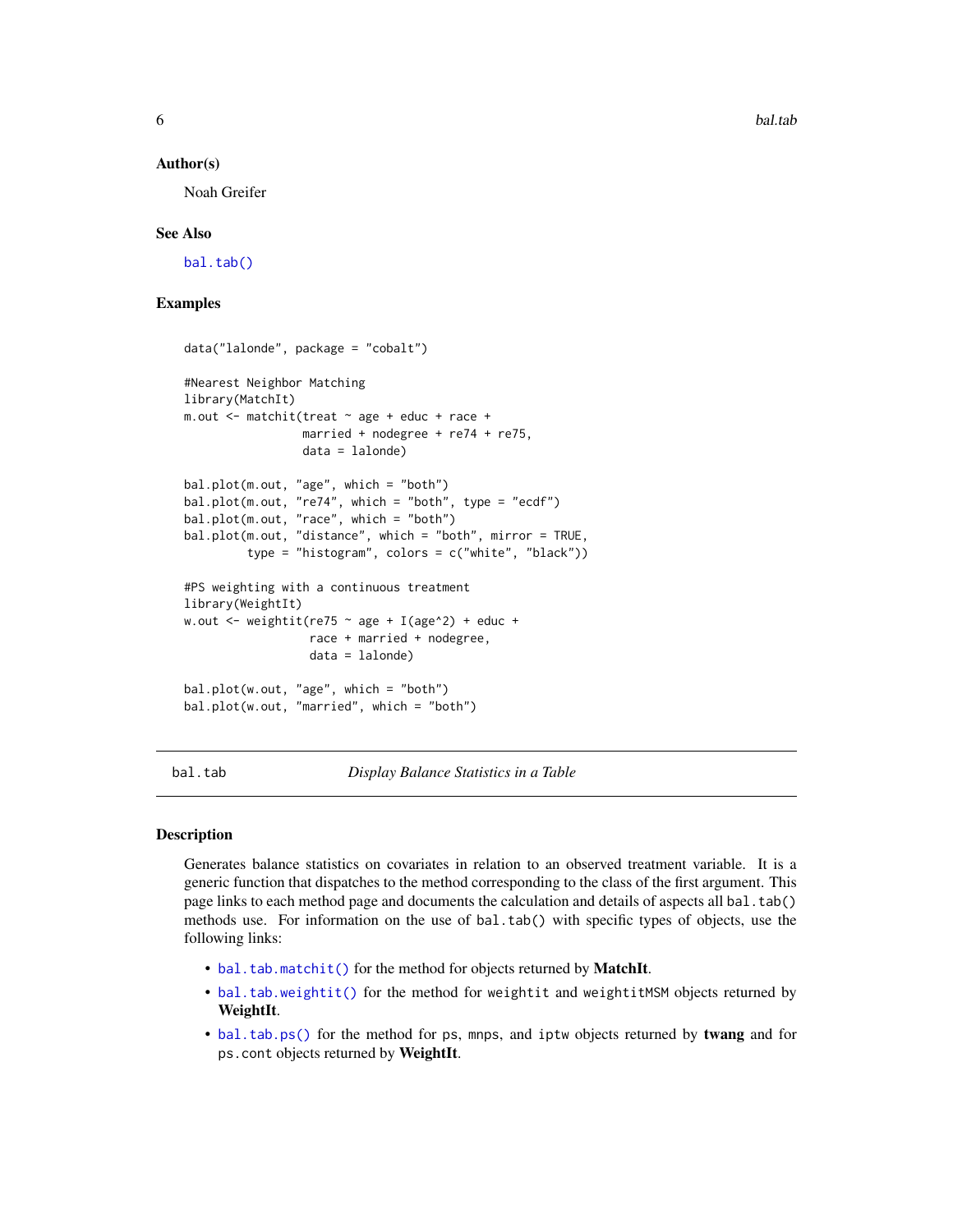### Author(s)

Noah Greifer

### See Also

bal.tab()

### Examples

```
data("lalonde", package = "cobalt")

#Nearest Neighbor Matching
library(MatchIt)
m.out <- matchit(treat ~ age + educ + race +
                 married + nodegree + re74 + re75,
                 data = lalonde)

bal.plot(m.out, "age", which = "both")
bal.plot(m.out, "re74", which = "both", type = "ecdf")
bal.plot(m.out, "race", which = "both")
bal.plot(m.out, "distance", which = "both", mirror = TRUE,
         type = "histogram", colors = c("white", "black"))

#PS weighting with a continuous treatment
library(WeightIt)
w.out <- weightit(re75 ~ age + I(age^2) + educ +
                  race + married + nodegree,
                  data = lalonde)

bal.plot(w.out, "age", which = "both")
bal.plot(w.out, "married", which = "both")
```

---

## bal.tab — *Display Balance Statistics in a Table*

### Description

Generates balance statistics on covariates in relation to an observed treatment variable. It is a generic function that dispatches to the method corresponding to the class of the first argument. This page links to each method page and documents the calculation and details of aspects all `bal.tab()` methods use. For information on the use of `bal.tab()` with specific types of objects, use the following links:

- `bal.tab.matchit()` for the method for objects returned by **MatchIt**.
- `bal.tab.weightit()` for the method for `weightit` and `weightitMSM` objects returned by **WeightIt**.
- `bal.tab.ps()` for the method for `ps`, `mnps`, and `iptw` objects returned by **twang** and for `ps.cont` objects returned by **WeightIt**.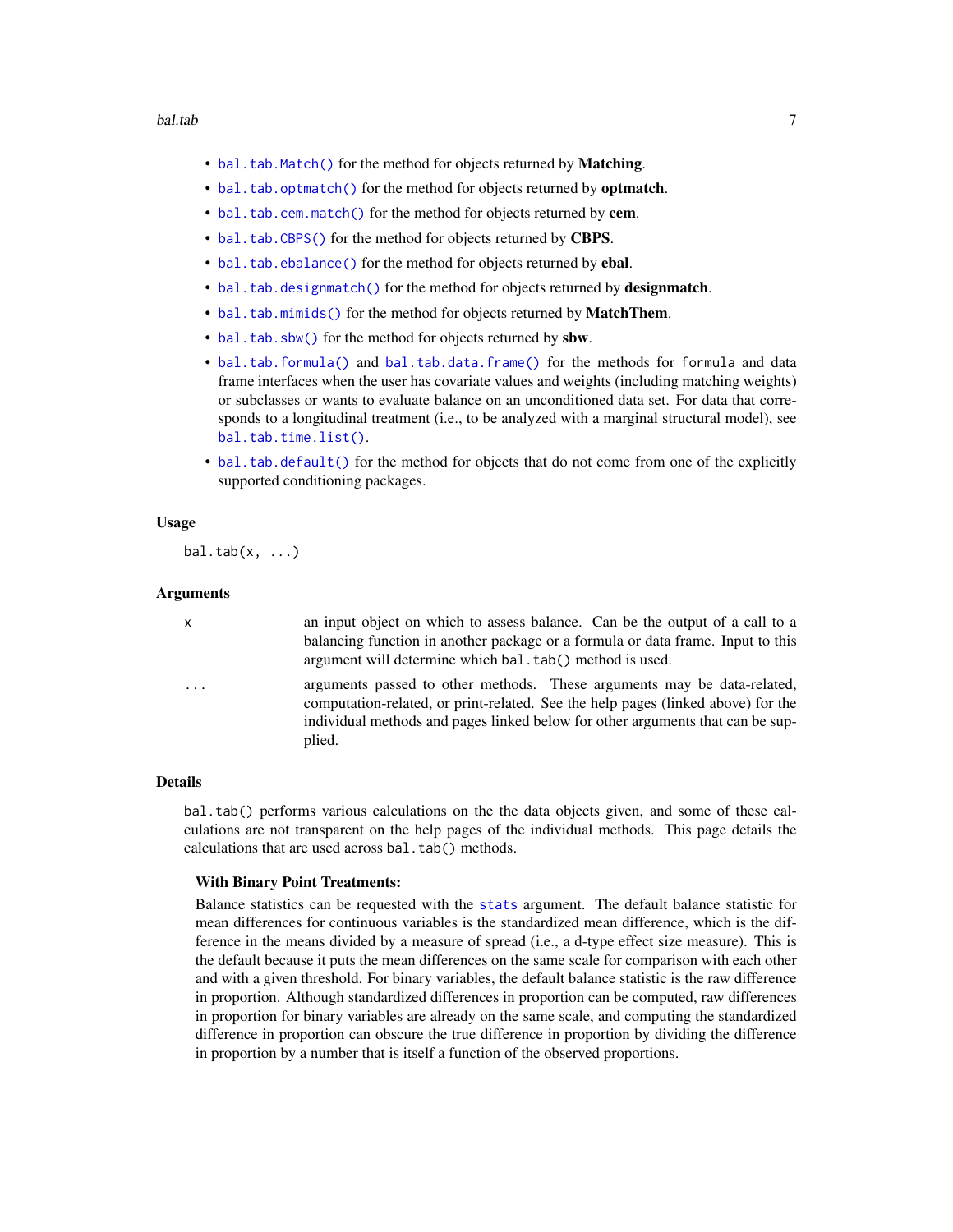- `bal.tab.Match()` for the method for objects returned by **Matching**.
- `bal.tab.optmatch()` for the method for objects returned by **optmatch**.
- `bal.tab.cem.match()` for the method for objects returned by **cem**.
- `bal.tab.CBPS()` for the method for objects returned by **CBPS**.
- `bal.tab.ebalance()` for the method for objects returned by **ebal**.
- `bal.tab.designmatch()` for the method for objects returned by **designmatch**.
- `bal.tab.mimids()` for the method for objects returned by **MatchThem**.
- `bal.tab.sbw()` for the method for objects returned by **sbw**.
- `bal.tab.formula()` and `bal.tab.data.frame()` for the methods for `formula` and data frame interfaces when the user has covariate values and weights (including matching weights) or subclasses or wants to evaluate balance on an unconditioned data set. For data that corresponds to a longitudinal treatment (i.e., to be analyzed with a marginal structural model), see `bal.tab.time.list()`.
- `bal.tab.default()` for the method for objects that do not come from one of the explicitly supported conditioning packages.

### Usage

```
bal.tab(x, ...)
```

### Arguments

| | |
|---|---|
| `x` | an input object on which to assess balance. Can be the output of a call to a balancing function in another package or a formula or data frame. Input to this argument will determine which `bal.tab()` method is used. |
| `...` | arguments passed to other methods. These arguments may be data-related, computation-related, or print-related. See the help pages (linked above) for the individual methods and pages linked below for other arguments that can be supplied. |

### Details

`bal.tab()` performs various calculations on the the data objects given, and some of these calculations are not transparent on the help pages of the individual methods. This page details the calculations that are used across `bal.tab()` methods.

#### With Binary Point Treatments:

Balance statistics can be requested with the `stats` argument. The default balance statistic for mean differences for continuous variables is the standardized mean difference, which is the difference in the means divided by a measure of spread (i.e., a d-type effect size measure). This is the default because it puts the mean differences on the same scale for comparison with each other and with a given threshold. For binary variables, the default balance statistic is the raw difference in proportion. Although standardized differences in proportion can be computed, raw differences in proportion for binary variables are already on the same scale, and computing the standardized difference in proportion can obscure the true difference in proportion by dividing the difference in proportion by a number that is itself a function of the observed proportions.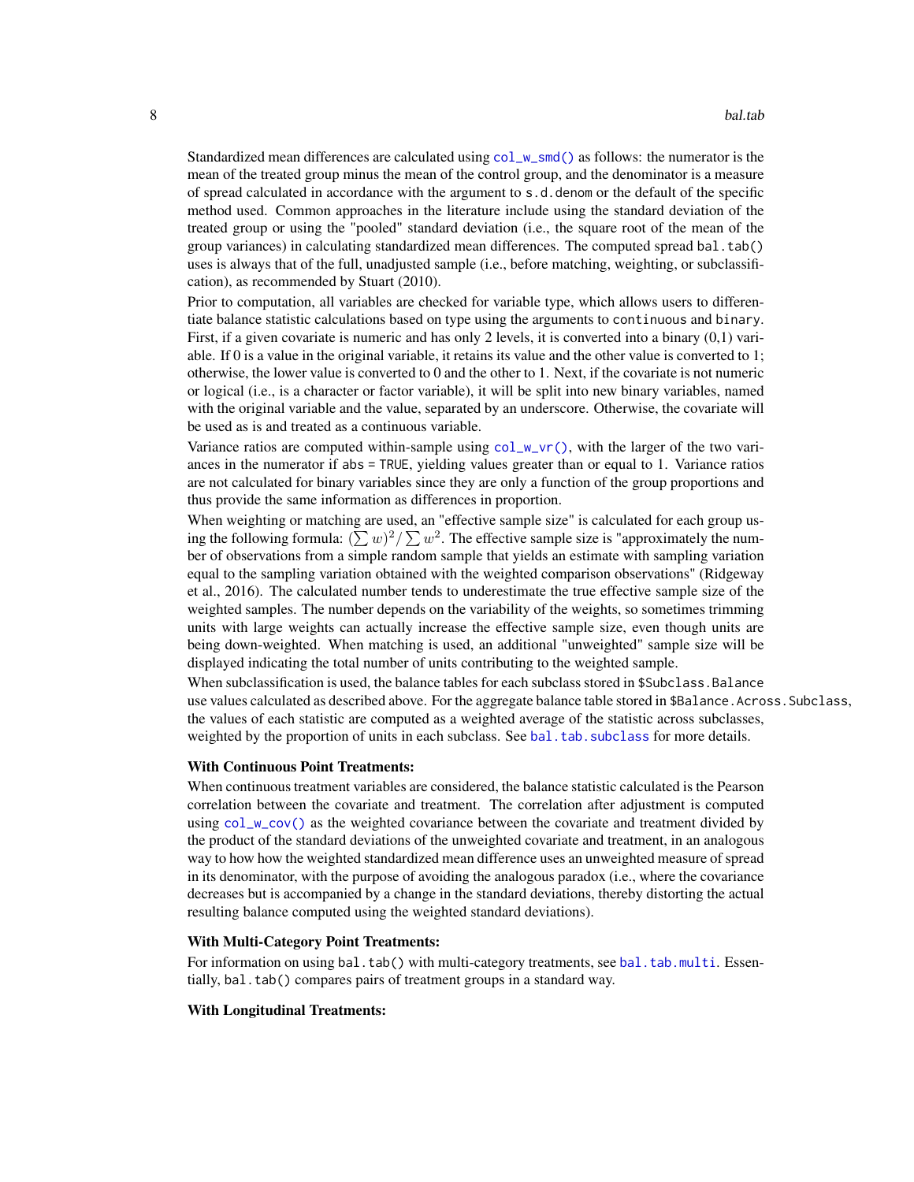Standardized mean differences are calculated using `col_w_smd()` as follows: the numerator is the mean of the treated group minus the mean of the control group, and the denominator is a measure of spread calculated in accordance with the argument to `s.d.denom` or the default of the specific method used. Common approaches in the literature include using the standard deviation of the treated group or using the "pooled" standard deviation (i.e., the square root of the mean of the group variances) in calculating standardized mean differences. The computed spread `bal.tab()` uses is always that of the full, unadjusted sample (i.e., before matching, weighting, or subclassification), as recommended by Stuart (2010).

Prior to computation, all variables are checked for variable type, which allows users to differentiate balance statistic calculations based on type using the arguments to `continuous` and `binary`. First, if a given covariate is numeric and has only 2 levels, it is converted into a binary (0,1) variable. If 0 is a value in the original variable, it retains its value and the other value is converted to 1; otherwise, the lower value is converted to 0 and the other to 1. Next, if the covariate is not numeric or logical (i.e., is a character or factor variable), it will be split into new binary variables, named with the original variable and the value, separated by an underscore. Otherwise, the covariate will be used as is and treated as a continuous variable.

Variance ratios are computed within-sample using `col_w_vr()`, with the larger of the two variances in the numerator if `abs = TRUE`, yielding values greater than or equal to 1. Variance ratios are not calculated for binary variables since they are only a function of the group proportions and thus provide the same information as differences in proportion.

When weighting or matching are used, an "effective sample size" is calculated for each group using the following formula: $(\sum w)^2 / \sum w^2$. The effective sample size is "approximately the number of observations from a simple random sample that yields an estimate with sampling variation equal to the sampling variation obtained with the weighted comparison observations" (Ridgeway et al., 2016). The calculated number tends to underestimate the true effective sample size of the weighted samples. The number depends on the variability of the weights, so sometimes trimming units with large weights can actually increase the effective sample size, even though units are being down-weighted. When matching is used, an additional "unweighted" sample size will be displayed indicating the total number of units contributing to the weighted sample.

When subclassification is used, the balance tables for each subclass stored in `$Subclass.Balance` use values calculated as described above. For the aggregate balance table stored in `$Balance.Across.Subclass`, the values of each statistic are computed as a weighted average of the statistic across subclasses, weighted by the proportion of units in each subclass. See `bal.tab.subclass` for more details.

**With Continuous Point Treatments:**

When continuous treatment variables are considered, the balance statistic calculated is the Pearson correlation between the covariate and treatment. The correlation after adjustment is computed using `col_w_cov()` as the weighted covariance between the covariate and treatment divided by the product of the standard deviations of the unweighted covariate and treatment, in an analogous way to how how the weighted standardized mean difference uses an unweighted measure of spread in its denominator, with the purpose of avoiding the analogous paradox (i.e., where the covariance decreases but is accompanied by a change in the standard deviations, thereby distorting the actual resulting balance computed using the weighted standard deviations).

**With Multi-Category Point Treatments:**

For information on using `bal.tab()` with multi-category treatments, see `bal.tab.multi`. Essentially, `bal.tab()` compares pairs of treatment groups in a standard way.

**With Longitudinal Treatments:**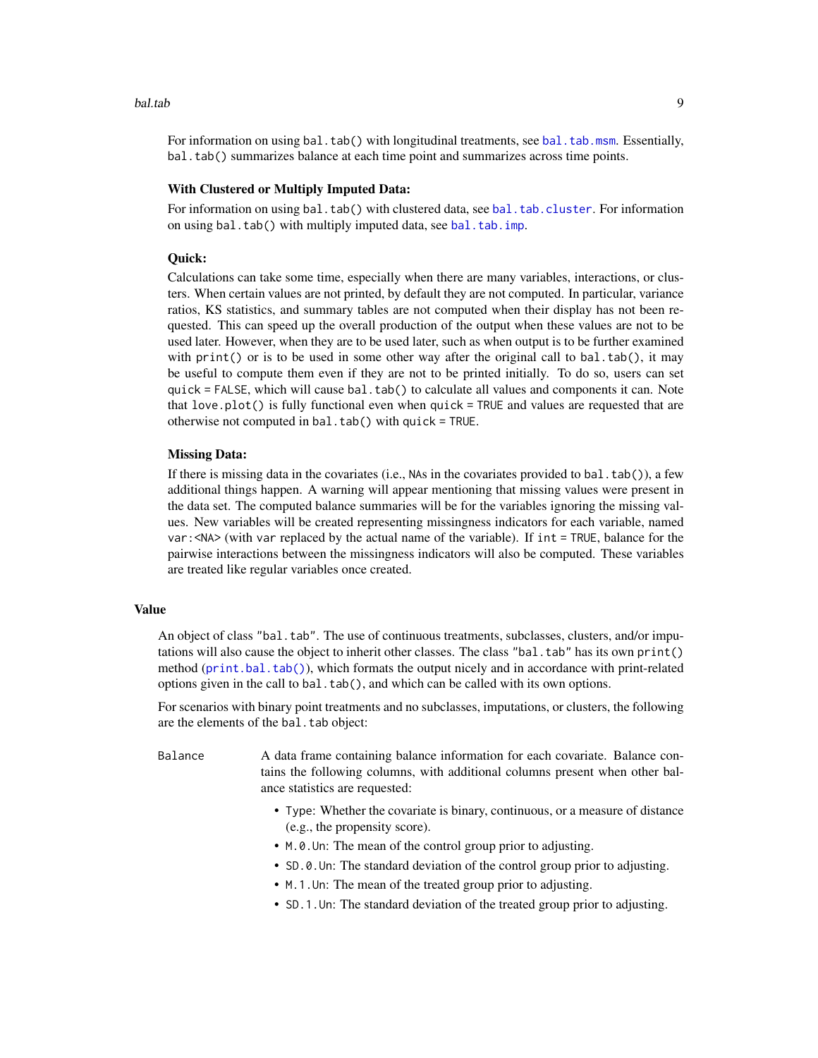For information on using `bal.tab()` with longitudinal treatments, see `bal.tab.msm`. Essentially, `bal.tab()` summarizes balance at each time point and summarizes across time points.

**With Clustered or Multiply Imputed Data:**

For information on using `bal.tab()` with clustered data, see `bal.tab.cluster`. For information on using `bal.tab()` with multiply imputed data, see `bal.tab.imp`.

**Quick:**

Calculations can take some time, especially when there are many variables, interactions, or clusters. When certain values are not printed, by default they are not computed. In particular, variance ratios, KS statistics, and summary tables are not computed when their display has not been requested. This can speed up the overall production of the output when these values are not to be used later. However, when they are to be used later, such as when output is to be further examined with `print()` or is to be used in some other way after the original call to `bal.tab()`, it may be useful to compute them even if they are not to be printed initially. To do so, users can set `quick = FALSE`, which will cause `bal.tab()` to calculate all values and components it can. Note that `love.plot()` is fully functional even when `quick = TRUE` and values are requested that are otherwise not computed in `bal.tab()` with `quick = TRUE`.

**Missing Data:**

If there is missing data in the covariates (i.e., `NA`s in the covariates provided to `bal.tab()`), a few additional things happen. A warning will appear mentioning that missing values were present in the data set. The computed balance summaries will be for the variables ignoring the missing values. New variables will be created representing missingness indicators for each variable, named `var:<NA>` (with `var` replaced by the actual name of the variable). If `int = TRUE`, balance for the pairwise interactions between the missingness indicators will also be computed. These variables are treated like regular variables once created.

## Value

An object of class `"bal.tab"`. The use of continuous treatments, subclasses, clusters, and/or imputations will also cause the object to inherit other classes. The class `"bal.tab"` has its own `print()` method (`print.bal.tab()`), which formats the output nicely and in accordance with print-related options given in the call to `bal.tab()`, and which can be called with its own options.

For scenarios with binary point treatments and no subclasses, imputations, or clusters, the following are the elements of the `bal.tab` object:

`Balance` A data frame containing balance information for each covariate. Balance contains the following columns, with additional columns present when other balance statistics are requested:

- `Type`: Whether the covariate is binary, continuous, or a measure of distance (e.g., the propensity score).
- `M.0.Un`: The mean of the control group prior to adjusting.
- `SD.0.Un`: The standard deviation of the control group prior to adjusting.
- `M.1.Un`: The mean of the treated group prior to adjusting.
- `SD.1.Un`: The standard deviation of the treated group prior to adjusting.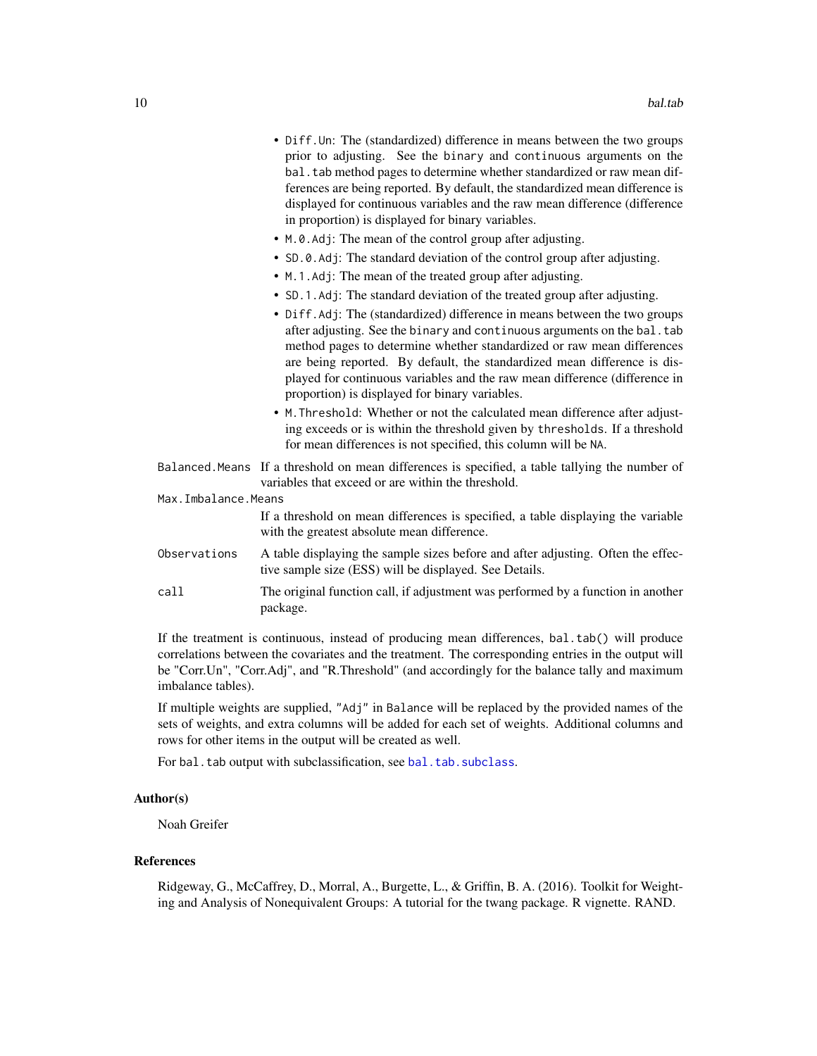- `Diff.Un`: The (standardized) difference in means between the two groups prior to adjusting. See the `binary` and `continuous` arguments on the `bal.tab` method pages to determine whether standardized or raw mean differences are being reported. By default, the standardized mean difference is displayed for continuous variables and the raw mean difference (difference in proportion) is displayed for binary variables.
- `M.0.Adj`: The mean of the control group after adjusting.
- `SD.0.Adj`: The standard deviation of the control group after adjusting.
- `M.1.Adj`: The mean of the treated group after adjusting.
- `SD.1.Adj`: The standard deviation of the treated group after adjusting.
- `Diff.Adj`: The (standardized) difference in means between the two groups after adjusting. See the `binary` and `continuous` arguments on the `bal.tab` method pages to determine whether standardized or raw mean differences are being reported. By default, the standardized mean difference is displayed for continuous variables and the raw mean difference (difference in proportion) is displayed for binary variables.
- `M.Threshold`: Whether or not the calculated mean difference after adjusting exceeds or is within the threshold given by `thresholds`. If a threshold for mean differences is not specified, this column will be `NA`.

`Balanced.Means` If a threshold on mean differences is specified, a table tallying the number of variables that exceed or are within the threshold.

`Max.Imbalance.Means`
If a threshold on mean differences is specified, a table displaying the variable with the greatest absolute mean difference.

`Observations` A table displaying the sample sizes before and after adjusting. Often the effective sample size (ESS) will be displayed. See Details.

`call` The original function call, if adjustment was performed by a function in another package.

If the treatment is continuous, instead of producing mean differences, `bal.tab()` will produce correlations between the covariates and the treatment. The corresponding entries in the output will be "Corr.Un", "Corr.Adj", and "R.Threshold" (and accordingly for the balance tally and maximum imbalance tables).

If multiple weights are supplied, `"Adj"` in `Balance` will be replaced by the provided names of the sets of weights, and extra columns will be added for each set of weights. Additional columns and rows for other items in the output will be created as well.

For `bal.tab` output with subclassification, see `bal.tab.subclass`.

## Author(s)

Noah Greifer

## References

Ridgeway, G., McCaffrey, D., Morral, A., Burgette, L., & Griffin, B. A. (2016). Toolkit for Weighting and Analysis of Nonequivalent Groups: A tutorial for the twang package. R vignette. RAND.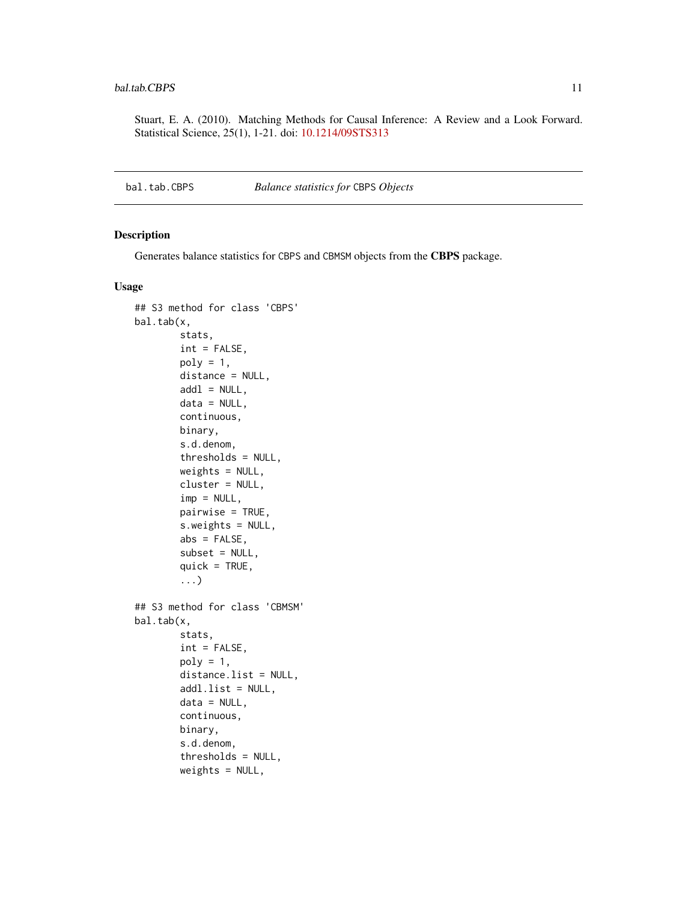Stuart, E. A. (2010). Matching Methods for Causal Inference: A Review and a Look Forward. Statistical Science, 25(1), 1-21. doi: 10.1214/09STS313

---

bal.tab.CBPS    *Balance statistics for* CBPS *Objects*

---

## Description

Generates balance statistics for CBPS and CBMSM objects from the **CBPS** package.

## Usage

```
## S3 method for class 'CBPS'
bal.tab(x,
        stats,
        int = FALSE,
        poly = 1,
        distance = NULL,
        addl = NULL,
        data = NULL,
        continuous,
        binary,
        s.d.denom,
        thresholds = NULL,
        weights = NULL,
        cluster = NULL,
        imp = NULL,
        pairwise = TRUE,
        s.weights = NULL,
        abs = FALSE,
        subset = NULL,
        quick = TRUE,
        ...)

## S3 method for class 'CBMSM'
bal.tab(x,
        stats,
        int = FALSE,
        poly = 1,
        distance.list = NULL,
        addl.list = NULL,
        data = NULL,
        continuous,
        binary,
        s.d.denom,
        thresholds = NULL,
        weights = NULL,
```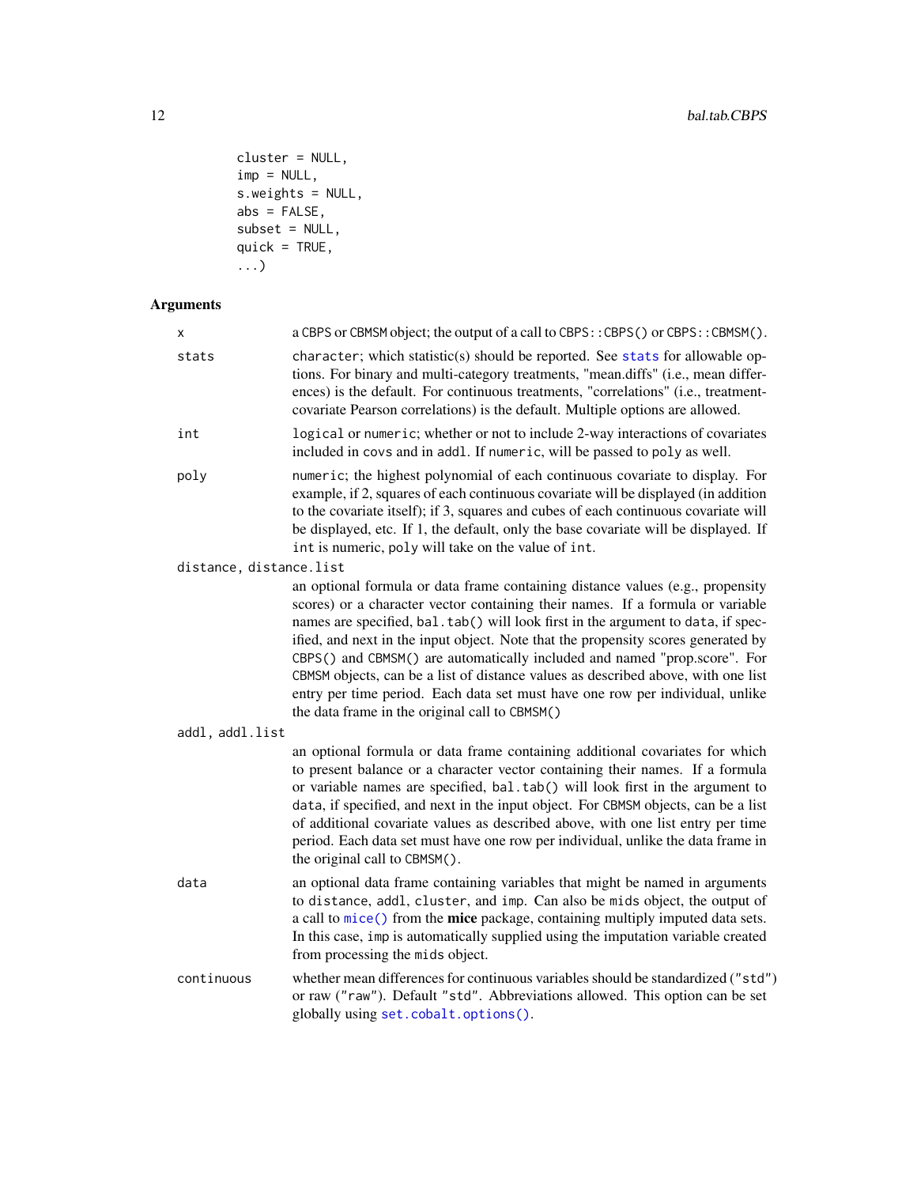```
        cluster = NULL,
        imp = NULL,
        s.weights = NULL,
        abs = FALSE,
        subset = NULL,
        quick = TRUE,
        ...)
```

## Arguments

**x**
a CBPS or CBMSM object; the output of a call to `CBPS::CBPS()` or `CBPS::CBMSM()`.

**stats**
character; which statistic(s) should be reported. See `stats` for allowable options. For binary and multi-category treatments, "mean.diffs" (i.e., mean differences) is the default. For continuous treatments, "correlations" (i.e., treatment-covariate Pearson correlations) is the default. Multiple options are allowed.

**int**
`logical` or `numeric`; whether or not to include 2-way interactions of covariates included in `covs` and in `addl`. If `numeric`, will be passed to `poly` as well.

**poly**
`numeric`; the highest polynomial of each continuous covariate to display. For example, if 2, squares of each continuous covariate will be displayed (in addition to the covariate itself); if 3, squares and cubes of each continuous covariate will be displayed, etc. If 1, the default, only the base covariate will be displayed. If `int` is numeric, `poly` will take on the value of `int`.

**distance, distance.list**
an optional formula or data frame containing distance values (e.g., propensity scores) or a character vector containing their names. If a formula or variable names are specified, `bal.tab()` will look first in the argument to `data`, if specified, and next in the input object. Note that the propensity scores generated by `CBPS()` and `CBMSM()` are automatically included and named "prop.score". For CBMSM objects, can be a list of distance values as described above, with one list entry per time period. Each data set must have one row per individual, unlike the data frame in the original call to `CBMSM()`

**addl, addl.list**
an optional formula or data frame containing additional covariates for which to present balance or a character vector containing their names. If a formula or variable names are specified, `bal.tab()` will look first in the argument to `data`, if specified, and next in the input object. For CBMSM objects, can be a list of additional covariate values as described above, with one list entry per time period. Each data set must have one row per individual, unlike the data frame in the original call to `CBMSM()`.

**data**
an optional data frame containing variables that might be named in arguments to `distance`, `addl`, `cluster`, and `imp`. Can also be `mids` object, the output of a call to `mice()` from the **mice** package, containing multiply imputed data sets. In this case, `imp` is automatically supplied using the imputation variable created from processing the `mids` object.

**continuous**
whether mean differences for continuous variables should be standardized ("std") or raw ("raw"). Default "std". Abbreviations allowed. This option can be set globally using `set.cobalt.options()`.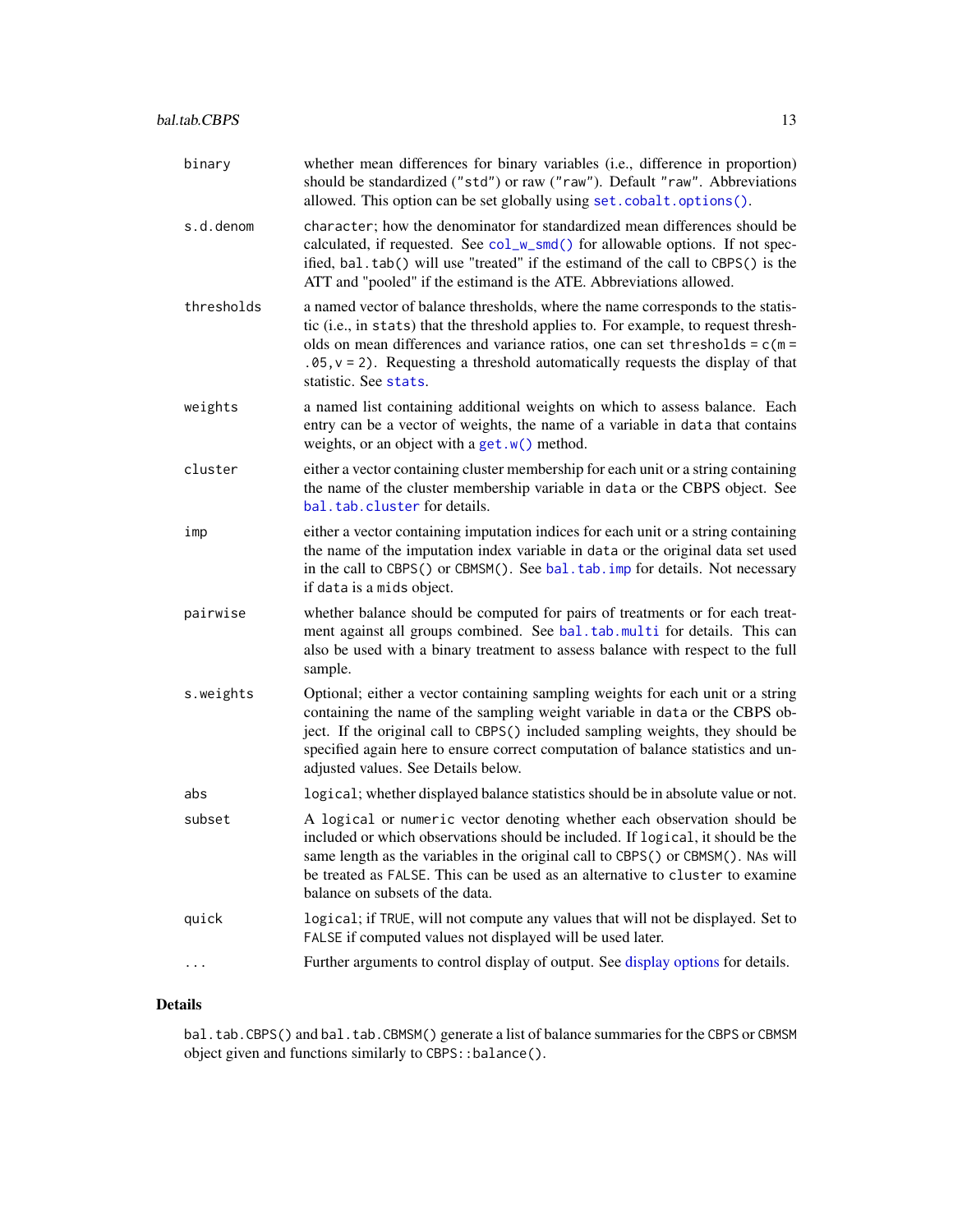binary
: whether mean differences for binary variables (i.e., difference in proportion) should be standardized ("std") or raw ("raw"). Default "raw". Abbreviations allowed. This option can be set globally using `set.cobalt.options()`.

s.d.denom
: character; how the denominator for standardized mean differences should be calculated, if requested. See `col_w_smd()` for allowable options. If not specified, `bal.tab()` will use "treated" if the estimand of the call to `CBPS()` is the ATT and "pooled" if the estimand is the ATE. Abbreviations allowed.

thresholds
: a named vector of balance thresholds, where the name corresponds to the statistic (i.e., in `stats`) that the threshold applies to. For example, to request thresholds on mean differences and variance ratios, one can set `thresholds = c(m = .05, v = 2)`. Requesting a threshold automatically requests the display of that statistic. See `stats`.

weights
: a named list containing additional weights on which to assess balance. Each entry can be a vector of weights, the name of a variable in `data` that contains weights, or an object with a `get.w()` method.

cluster
: either a vector containing cluster membership for each unit or a string containing the name of the cluster membership variable in `data` or the CBPS object. See `bal.tab.cluster` for details.

imp
: either a vector containing imputation indices for each unit or a string containing the name of the imputation index variable in `data` or the original data set used in the call to `CBPS()` or `CBMSM()`. See `bal.tab.imp` for details. Not necessary if `data` is a `mids` object.

pairwise
: whether balance should be computed for pairs of treatments or for each treatment against all groups combined. See `bal.tab.multi` for details. This can also be used with a binary treatment to assess balance with respect to the full sample.

s.weights
: Optional; either a vector containing sampling weights for each unit or a string containing the name of the sampling weight variable in `data` or the CBPS object. If the original call to `CBPS()` included sampling weights, they should be specified again here to ensure correct computation of balance statistics and unadjusted values. See Details below.

abs
: `logical`; whether displayed balance statistics should be in absolute value or not.

subset
: A `logical` or `numeric` vector denoting whether each observation should be included or which observations should be included. If `logical`, it should be the same length as the variables in the original call to `CBPS()` or `CBMSM()`. `NA`s will be treated as `FALSE`. This can be used as an alternative to `cluster` to examine balance on subsets of the data.

quick
: `logical`; if `TRUE`, will not compute any values that will not be displayed. Set to `FALSE` if computed values not displayed will be used later.

...
: Further arguments to control display of output. See display options for details.

## Details

`bal.tab.CBPS()` and `bal.tab.CBMSM()` generate a list of balance summaries for the `CBPS` or `CBMSM` object given and functions similarly to `CBPS::balance()`.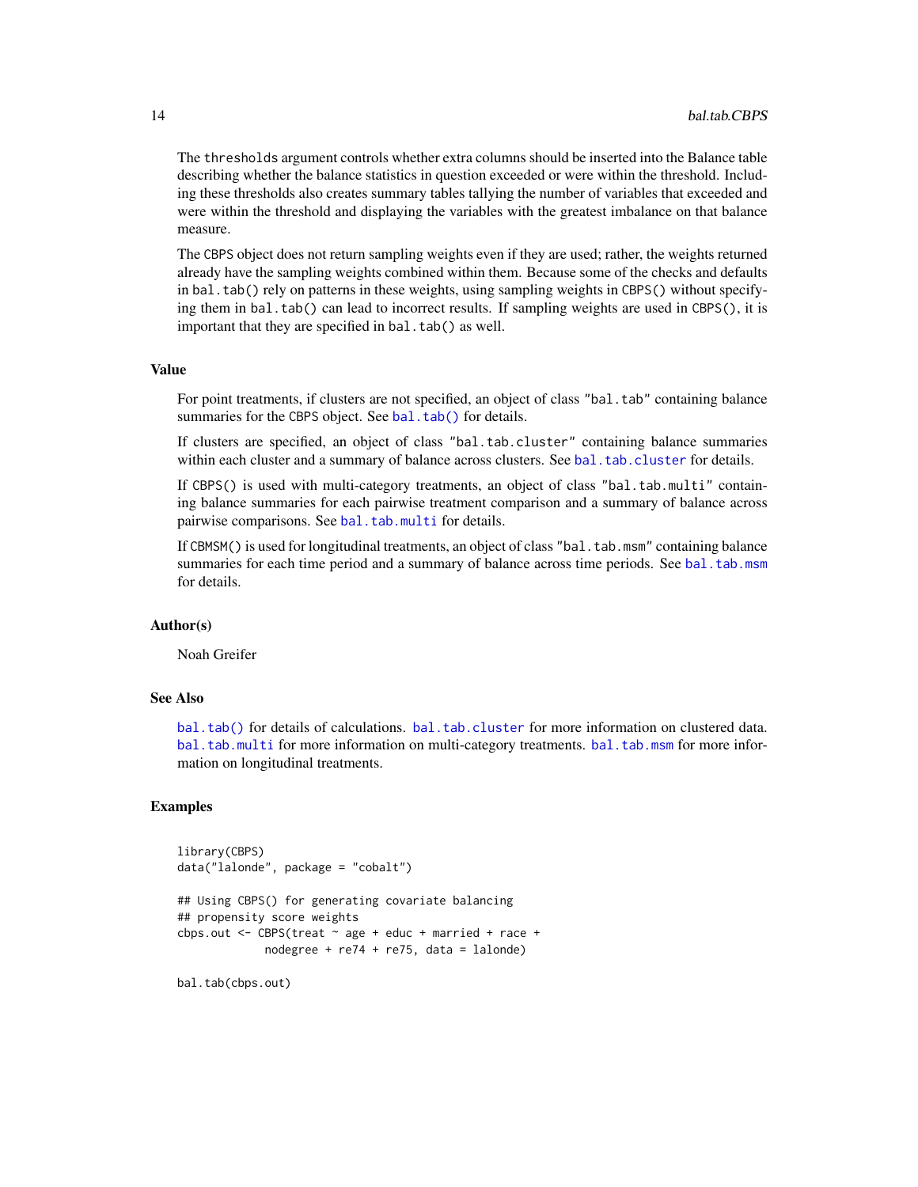The thresholds argument controls whether extra columns should be inserted into the Balance table describing whether the balance statistics in question exceeded or were within the threshold. Including these thresholds also creates summary tables tallying the number of variables that exceeded and were within the threshold and displaying the variables with the greatest imbalance on that balance measure.

The CBPS object does not return sampling weights even if they are used; rather, the weights returned already have the sampling weights combined within them. Because some of the checks and defaults in bal.tab() rely on patterns in these weights, using sampling weights in CBPS() without specifying them in bal.tab() can lead to incorrect results. If sampling weights are used in CBPS(), it is important that they are specified in bal.tab() as well.

## Value

For point treatments, if clusters are not specified, an object of class "bal.tab" containing balance summaries for the CBPS object. See bal.tab() for details.

If clusters are specified, an object of class "bal.tab.cluster" containing balance summaries within each cluster and a summary of balance across clusters. See bal.tab.cluster for details.

If CBPS() is used with multi-category treatments, an object of class "bal.tab.multi" containing balance summaries for each pairwise treatment comparison and a summary of balance across pairwise comparisons. See bal.tab.multi for details.

If CBMSM() is used for longitudinal treatments, an object of class "bal.tab.msm" containing balance summaries for each time period and a summary of balance across time periods. See bal.tab.msm for details.

## Author(s)

Noah Greifer

## See Also

bal.tab() for details of calculations. bal.tab.cluster for more information on clustered data. bal.tab.multi for more information on multi-category treatments. bal.tab.msm for more information on longitudinal treatments.

## Examples

```
library(CBPS)
data("lalonde", package = "cobalt")

## Using CBPS() for generating covariate balancing
## propensity score weights
cbps.out <- CBPS(treat ~ age + educ + married + race +
             nodegree + re74 + re75, data = lalonde)

bal.tab(cbps.out)
```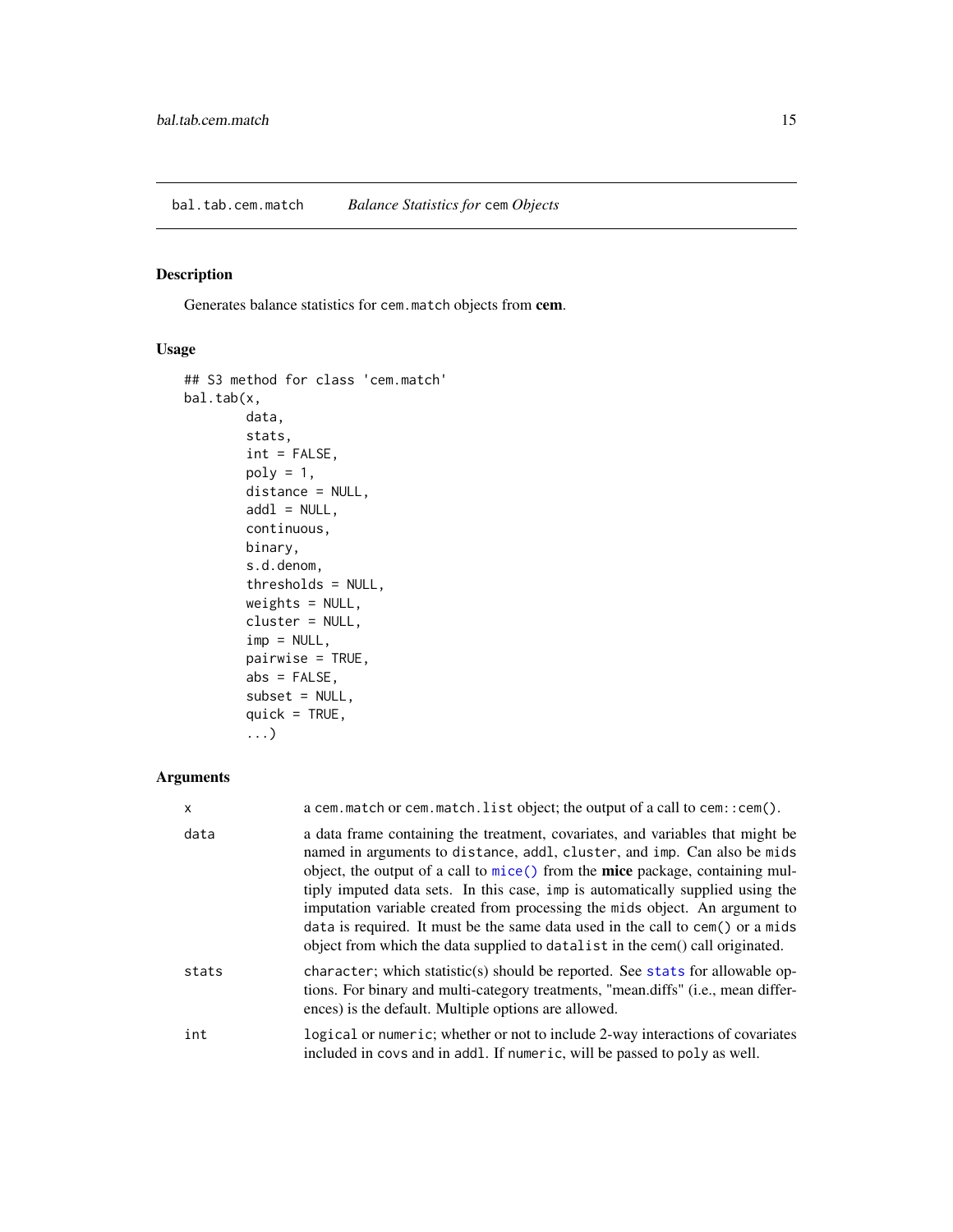bal.tab.cem.match    *Balance Statistics for* `cem` *Objects*

## Description

Generates balance statistics for `cem.match` objects from **cem**.

## Usage

```
## S3 method for class 'cem.match'
bal.tab(x,
        data,
        stats,
        int = FALSE,
        poly = 1,
        distance = NULL,
        addl = NULL,
        continuous,
        binary,
        s.d.denom,
        thresholds = NULL,
        weights = NULL,
        cluster = NULL,
        imp = NULL,
        pairwise = TRUE,
        abs = FALSE,
        subset = NULL,
        quick = TRUE,
        ...)
```

## Arguments

| | |
|---|---|
| `x` | a `cem.match` or `cem.match.list` object; the output of a call to `cem::cem()`. |
| `data` | a data frame containing the treatment, covariates, and variables that might be named in arguments to `distance`, `addl`, `cluster`, and `imp`. Can also be `mids` object, the output of a call to `mice()` from the **mice** package, containing multiply imputed data sets. In this case, `imp` is automatically supplied using the imputation variable created from processing the `mids` object. An argument to `data` is required. It must be the same data used in the call to `cem()` or a `mids` object from which the data supplied to `datalist` in the cem() call originated. |
| `stats` | `character`; which statistic(s) should be reported. See `stats` for allowable options. For binary and multi-category treatments, "mean.diffs" (i.e., mean differences) is the default. Multiple options are allowed. |
| `int` | `logical` or `numeric`; whether or not to include 2-way interactions of covariates included in `covs` and in `addl`. If `numeric`, will be passed to `poly` as well. |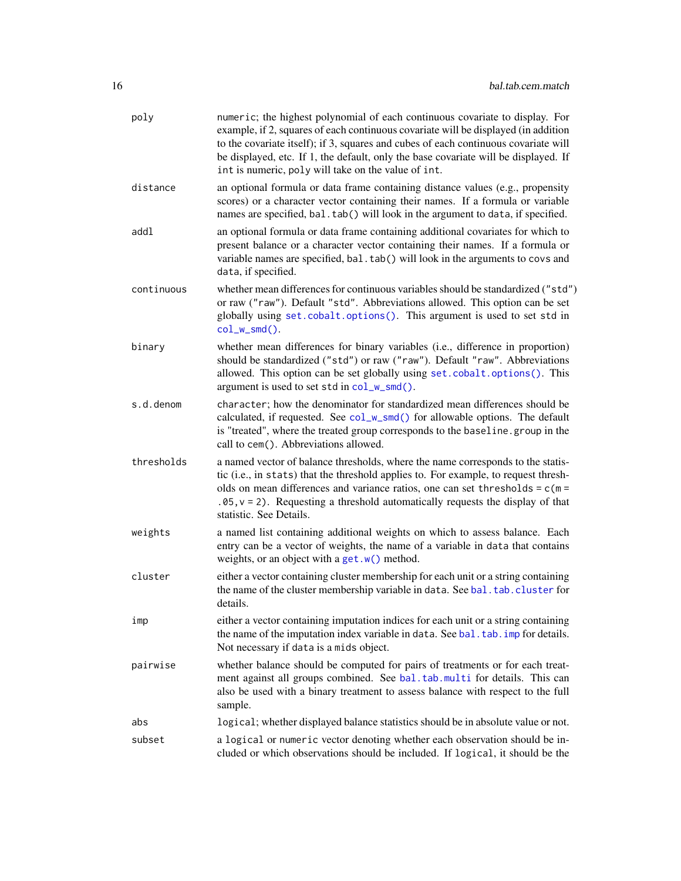poly
: numeric; the highest polynomial of each continuous covariate to display. For example, if 2, squares of each continuous covariate will be displayed (in addition to the covariate itself); if 3, squares and cubes of each continuous covariate will be displayed, etc. If 1, the default, only the base covariate will be displayed. If `int` is numeric, `poly` will take on the value of `int`.

distance
: an optional formula or data frame containing distance values (e.g., propensity scores) or a character vector containing their names. If a formula or variable names are specified, `bal.tab()` will look in the argument to `data`, if specified.

addl
: an optional formula or data frame containing additional covariates for which to present balance or a character vector containing their names. If a formula or variable names are specified, `bal.tab()` will look in the arguments to `covs` and `data`, if specified.

continuous
: whether mean differences for continuous variables should be standardized ("std") or raw ("raw"). Default "std". Abbreviations allowed. This option can be set globally using `set.cobalt.options()`. This argument is used to set `std` in `col_w_smd()`.

binary
: whether mean differences for binary variables (i.e., difference in proportion) should be standardized ("std") or raw ("raw"). Default "raw". Abbreviations allowed. This option can be set globally using `set.cobalt.options()`. This argument is used to set `std` in `col_w_smd()`.

s.d.denom
: character; how the denominator for standardized mean differences should be calculated, if requested. See `col_w_smd()` for allowable options. The default is "treated", where the treated group corresponds to the `baseline.group` in the call to `cem()`. Abbreviations allowed.

thresholds
: a named vector of balance thresholds, where the name corresponds to the statistic (i.e., in `stats`) that the threshold applies to. For example, to request thresholds on mean differences and variance ratios, one can set `thresholds = c(m = .05, v = 2)`. Requesting a threshold automatically requests the display of that statistic. See Details.

weights
: a named list containing additional weights on which to assess balance. Each entry can be a vector of weights, the name of a variable in `data` that contains weights, or an object with a `get.w()` method.

cluster
: either a vector containing cluster membership for each unit or a string containing the name of the cluster membership variable in `data`. See `bal.tab.cluster` for details.

imp
: either a vector containing imputation indices for each unit or a string containing the name of the imputation index variable in `data`. See `bal.tab.imp` for details. Not necessary if `data` is a `mids` object.

pairwise
: whether balance should be computed for pairs of treatments or for each treatment against all groups combined. See `bal.tab.multi` for details. This can also be used with a binary treatment to assess balance with respect to the full sample.

abs
: logical; whether displayed balance statistics should be in absolute value or not.

subset
: a `logical` or `numeric` vector denoting whether each observation should be included or which observations should be included. If `logical`, it should be the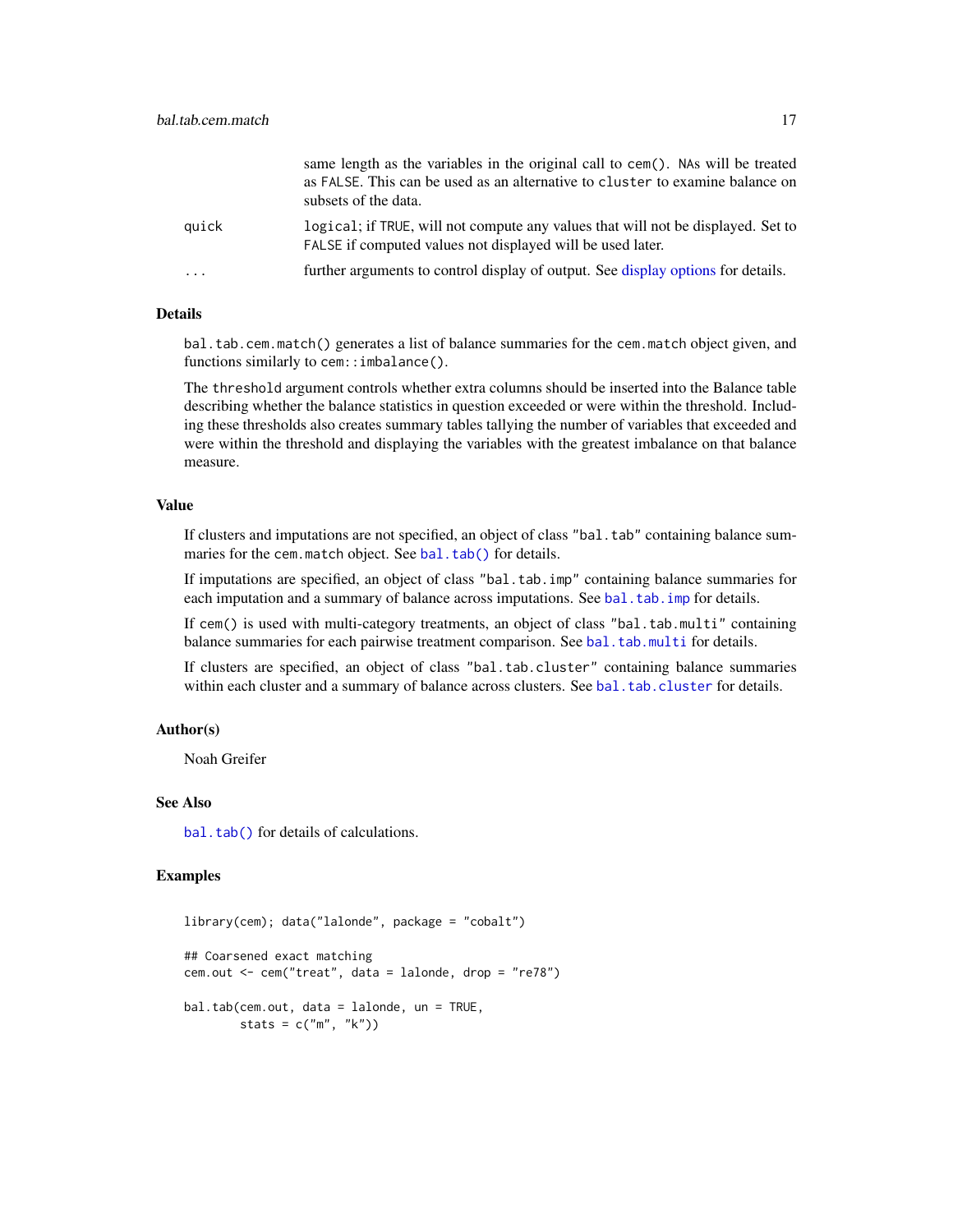| | |
|---|---|
| | same length as the variables in the original call to `cem()`. NAs will be treated as `FALSE`. This can be used as an alternative to `cluster` to examine balance on subsets of the data. |
| `quick` | `logical`; if `TRUE`, will not compute any values that will not be displayed. Set to `FALSE` if computed values not displayed will be used later. |
| `...` | further arguments to control display of output. See display options for details. |

## Details

`bal.tab.cem.match()` generates a list of balance summaries for the `cem.match` object given, and functions similarly to `cem::imbalance()`.

The `threshold` argument controls whether extra columns should be inserted into the Balance table describing whether the balance statistics in question exceeded or were within the threshold. Including these thresholds also creates summary tables tallying the number of variables that exceeded and were within the threshold and displaying the variables with the greatest imbalance on that balance measure.

## Value

If clusters and imputations are not specified, an object of class `"bal.tab"` containing balance summaries for the `cem.match` object. See `bal.tab()` for details.

If imputations are specified, an object of class `"bal.tab.imp"` containing balance summaries for each imputation and a summary of balance across imputations. See `bal.tab.imp` for details.

If `cem()` is used with multi-category treatments, an object of class `"bal.tab.multi"` containing balance summaries for each pairwise treatment comparison. See `bal.tab.multi` for details.

If clusters are specified, an object of class `"bal.tab.cluster"` containing balance summaries within each cluster and a summary of balance across clusters. See `bal.tab.cluster` for details.

## Author(s)

Noah Greifer

## See Also

`bal.tab()` for details of calculations.

## Examples

```
library(cem); data("lalonde", package = "cobalt")

## Coarsened exact matching
cem.out <- cem("treat", data = lalonde, drop = "re78")

bal.tab(cem.out, data = lalonde, un = TRUE,
        stats = c("m", "k"))
```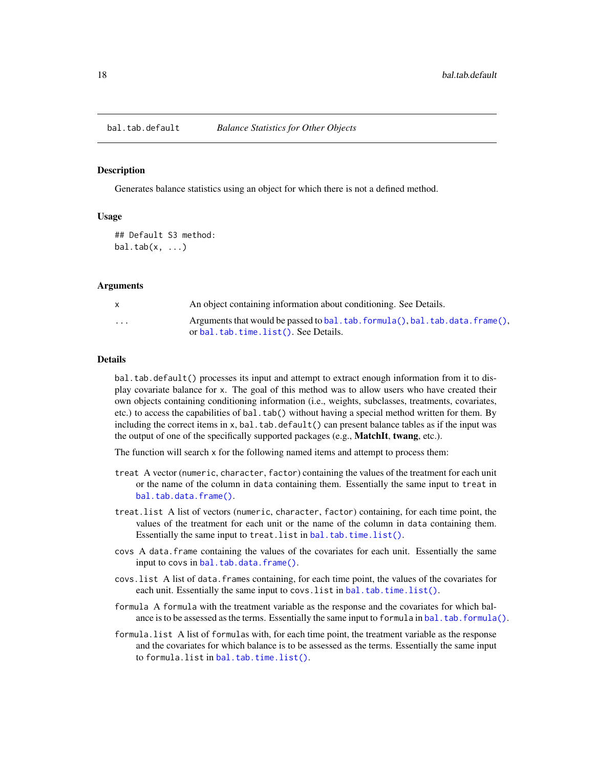bal.tab.default *Balance Statistics for Other Objects*

## Description

Generates balance statistics using an object for which there is not a defined method.

## Usage

```
## Default S3 method:
bal.tab(x, ...)
```

## Arguments

| | |
|---|---|
| x | An object containing information about conditioning. See Details. |
| ... | Arguments that would be passed to bal.tab.formula(), bal.tab.data.frame(), or bal.tab.time.list(). See Details. |

## Details

bal.tab.default() processes its input and attempt to extract enough information from it to display covariate balance for x. The goal of this method was to allow users who have created their own objects containing conditioning information (i.e., weights, subclasses, treatments, covariates, etc.) to access the capabilities of bal.tab() without having a special method written for them. By including the correct items in x, bal.tab.default() can present balance tables as if the input was the output of one of the specifically supported packages (e.g., **MatchIt**, **twang**, etc.).

The function will search x for the following named items and attempt to process them:

treat A vector (numeric, character, factor) containing the values of the treatment for each unit or the name of the column in data containing them. Essentially the same input to treat in bal.tab.data.frame().

treat.list A list of vectors (numeric, character, factor) containing, for each time point, the values of the treatment for each unit or the name of the column in data containing them. Essentially the same input to treat.list in bal.tab.time.list().

covs A data.frame containing the values of the covariates for each unit. Essentially the same input to covs in bal.tab.data.frame().

covs.list A list of data.frames containing, for each time point, the values of the covariates for each unit. Essentially the same input to covs.list in bal.tab.time.list().

formula A formula with the treatment variable as the response and the covariates for which balance is to be assessed as the terms. Essentially the same input to formula in bal.tab.formula().

formula.list A list of formulas with, for each time point, the treatment variable as the response and the covariates for which balance is to be assessed as the terms. Essentially the same input to formula.list in bal.tab.time.list().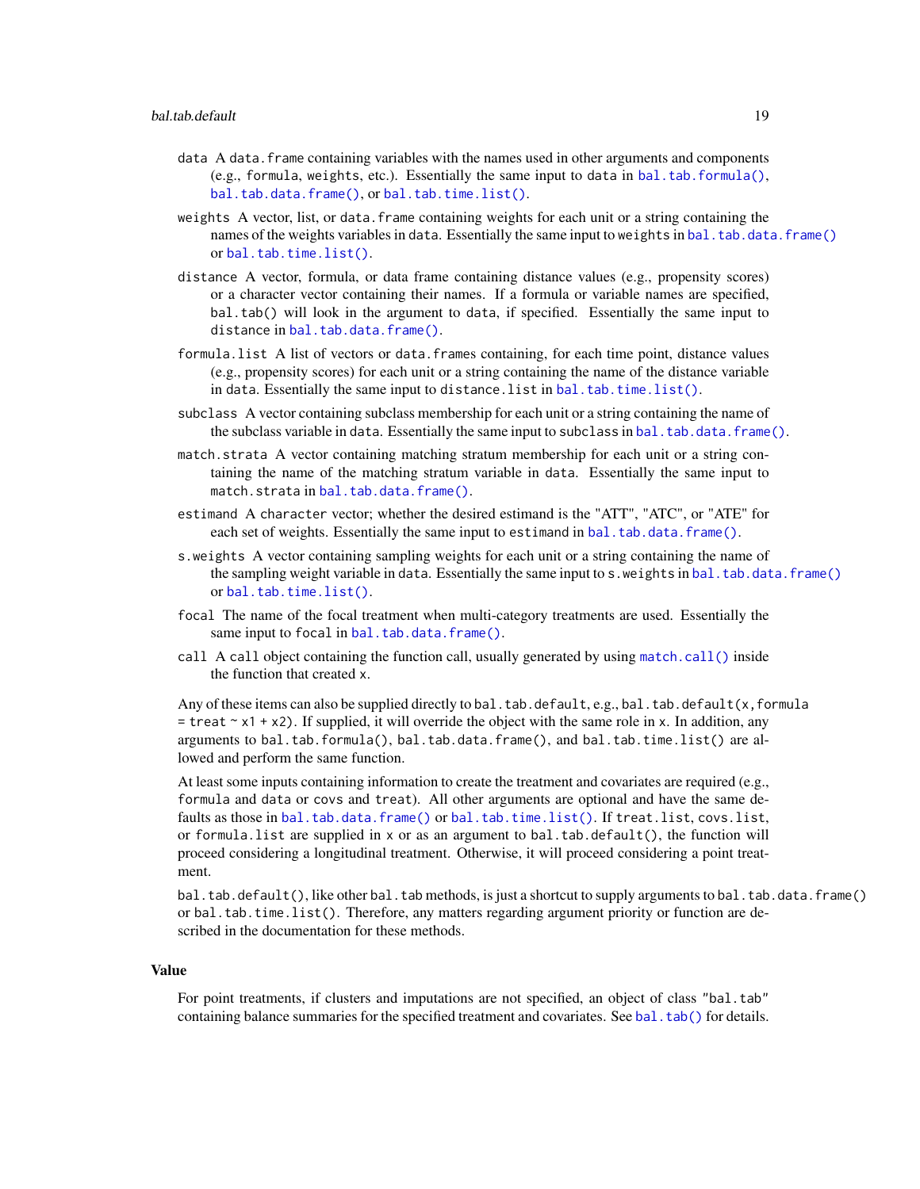`data` A `data.frame` containing variables with the names used in other arguments and components (e.g., `formula`, `weights`, etc.). Essentially the same input to `data` in `bal.tab.formula()`, `bal.tab.data.frame()`, or `bal.tab.time.list()`.

`weights` A vector, list, or `data.frame` containing weights for each unit or a string containing the names of the weights variables in `data`. Essentially the same input to `weights` in `bal.tab.data.frame()` or `bal.tab.time.list()`.

`distance` A vector, formula, or data frame containing distance values (e.g., propensity scores) or a character vector containing their names. If a formula or variable names are specified, `bal.tab()` will look in the argument to `data`, if specified. Essentially the same input to `distance` in `bal.tab.data.frame()`.

`formula.list` A list of vectors or `data.frame`s containing, for each time point, distance values (e.g., propensity scores) for each unit or a string containing the name of the distance variable in `data`. Essentially the same input to `distance.list` in `bal.tab.time.list()`.

`subclass` A vector containing subclass membership for each unit or a string containing the name of the subclass variable in `data`. Essentially the same input to `subclass` in `bal.tab.data.frame()`.

`match.strata` A vector containing matching stratum membership for each unit or a string containing the name of the matching stratum variable in `data`. Essentially the same input to `match.strata` in `bal.tab.data.frame()`.

`estimand` A `character` vector; whether the desired estimand is the "ATT", "ATC", or "ATE" for each set of weights. Essentially the same input to `estimand` in `bal.tab.data.frame()`.

`s.weights` A vector containing sampling weights for each unit or a string containing the name of the sampling weight variable in `data`. Essentially the same input to `s.weights` in `bal.tab.data.frame()` or `bal.tab.time.list()`.

`focal` The name of the focal treatment when multi-category treatments are used. Essentially the same input to `focal` in `bal.tab.data.frame()`.

`call` A `call` object containing the function call, usually generated by using `match.call()` inside the function that created `x`.

Any of these items can also be supplied directly to `bal.tab.default`, e.g., `bal.tab.default(x,formula = treat ~ x1 + x2)`. If supplied, it will override the object with the same role in `x`. In addition, any arguments to `bal.tab.formula()`, `bal.tab.data.frame()`, and `bal.tab.time.list()` are allowed and perform the same function.

At least some inputs containing information to create the treatment and covariates are required (e.g., `formula` and `data` or `covs` and `treat`). All other arguments are optional and have the same defaults as those in `bal.tab.data.frame()` or `bal.tab.time.list()`. If `treat.list`, `covs.list`, or `formula.list` are supplied in `x` or as an argument to `bal.tab.default()`, the function will proceed considering a longitudinal treatment. Otherwise, it will proceed considering a point treatment.

`bal.tab.default()`, like other `bal.tab` methods, is just a shortcut to supply arguments to `bal.tab.data.frame()` or `bal.tab.time.list()`. Therefore, any matters regarding argument priority or function are described in the documentation for these methods.

## Value

For point treatments, if clusters and imputations are not specified, an object of class "`bal.tab`" containing balance summaries for the specified treatment and covariates. See `bal.tab()` for details.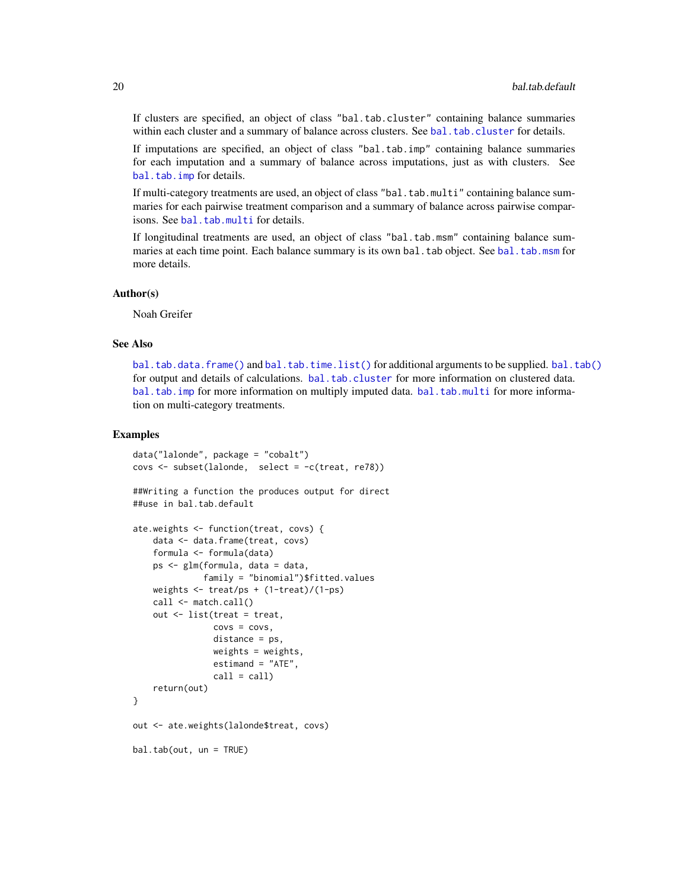If clusters are specified, an object of class "bal.tab.cluster" containing balance summaries within each cluster and a summary of balance across clusters. See `bal.tab.cluster` for details.

If imputations are specified, an object of class "bal.tab.imp" containing balance summaries for each imputation and a summary of balance across imputations, just as with clusters. See `bal.tab.imp` for details.

If multi-category treatments are used, an object of class "bal.tab.multi" containing balance summaries for each pairwise treatment comparison and a summary of balance across pairwise comparisons. See `bal.tab.multi` for details.

If longitudinal treatments are used, an object of class "bal.tab.msm" containing balance summaries at each time point. Each balance summary is its own `bal.tab` object. See `bal.tab.msm` for more details.

## Author(s)

Noah Greifer

## See Also

`bal.tab.data.frame()` and `bal.tab.time.list()` for additional arguments to be supplied. `bal.tab()` for output and details of calculations. `bal.tab.cluster` for more information on clustered data. `bal.tab.imp` for more information on multiply imputed data. `bal.tab.multi` for more information on multi-category treatments.

## Examples

```
data("lalonde", package = "cobalt")
covs <- subset(lalonde,  select = -c(treat, re78))

##Writing a function the produces output for direct
##use in bal.tab.default

ate.weights <- function(treat, covs) {
    data <- data.frame(treat, covs)
    formula <- formula(data)
    ps <- glm(formula, data = data,
              family = "binomial")$fitted.values
    weights <- treat/ps + (1-treat)/(1-ps)
    call <- match.call()
    out <- list(treat = treat,
                covs = covs,
                distance = ps,
                weights = weights,
                estimand = "ATE",
                call = call)
    return(out)
}

out <- ate.weights(lalonde$treat, covs)

bal.tab(out, un = TRUE)
```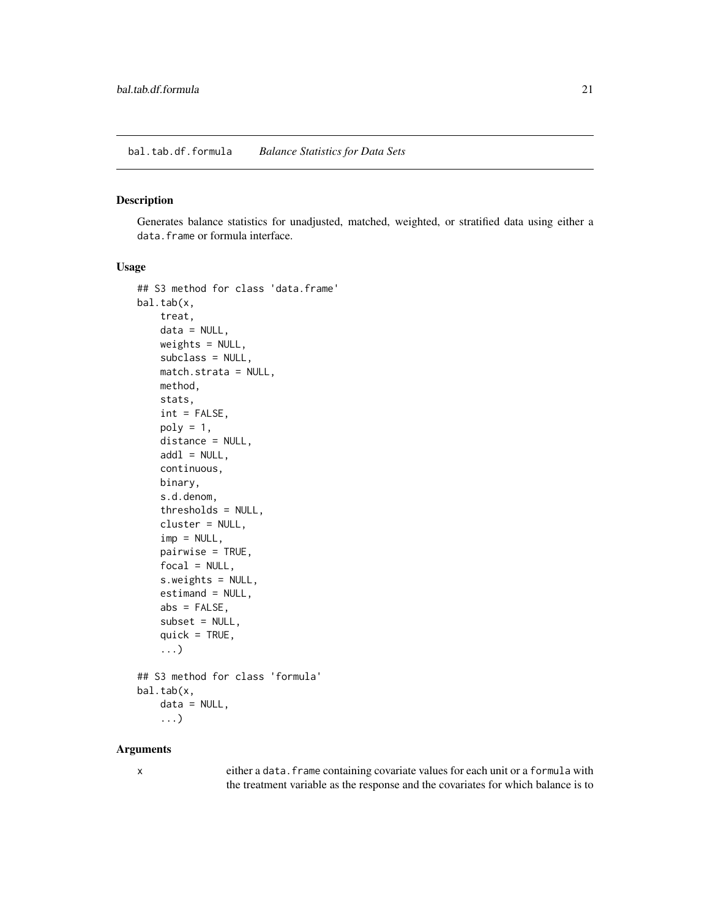## bal.tab.df.formula *Balance Statistics for Data Sets*

### Description

Generates balance statistics for unadjusted, matched, weighted, or stratified data using either a `data.frame` or formula interface.

### Usage

```
## S3 method for class 'data.frame'
bal.tab(x,
    treat,
    data = NULL,
    weights = NULL,
    subclass = NULL,
    match.strata = NULL,
    method,
    stats,
    int = FALSE,
    poly = 1,
    distance = NULL,
    addl = NULL,
    continuous,
    binary,
    s.d.denom,
    thresholds = NULL,
    cluster = NULL,
    imp = NULL,
    pairwise = TRUE,
    focal = NULL,
    s.weights = NULL,
    estimand = NULL,
    abs = FALSE,
    subset = NULL,
    quick = TRUE,
    ...)

## S3 method for class 'formula'
bal.tab(x,
    data = NULL,
    ...)
```

### Arguments

`x` either a `data.frame` containing covariate values for each unit or a `formula` with the treatment variable as the response and the covariates for which balance is to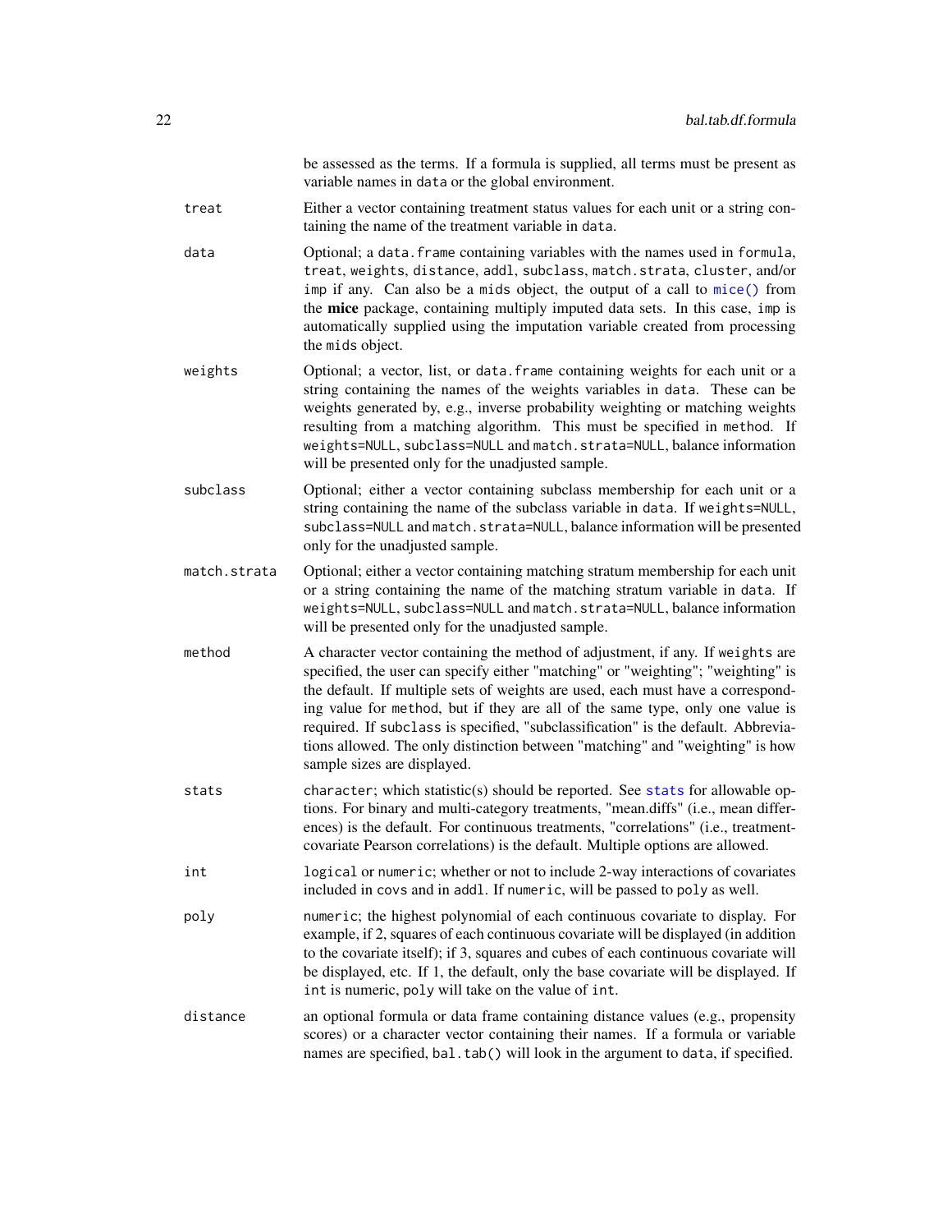be assessed as the terms. If a formula is supplied, all terms must be present as variable names in `data` or the global environment.

**treat**
: Either a vector containing treatment status values for each unit or a string containing the name of the treatment variable in `data`.

**data**
: Optional; a `data.frame` containing variables with the names used in `formula`, `treat`, `weights`, `distance`, `addl`, `subclass`, `match.strata`, `cluster`, and/or `imp` if any. Can also be a `mids` object, the output of a call to `mice()` from the **mice** package, containing multiply imputed data sets. In this case, `imp` is automatically supplied using the imputation variable created from processing the `mids` object.

**weights**
: Optional; a vector, list, or `data.frame` containing weights for each unit or a string containing the names of the weights variables in `data`. These can be weights generated by, e.g., inverse probability weighting or matching weights resulting from a matching algorithm. This must be specified in `method`. If `weights=NULL`, `subclass=NULL` and `match.strata=NULL`, balance information will be presented only for the unadjusted sample.

**subclass**
: Optional; either a vector containing subclass membership for each unit or a string containing the name of the subclass variable in `data`. If `weights=NULL`, `subclass=NULL` and `match.strata=NULL`, balance information will be presented only for the unadjusted sample.

**match.strata**
: Optional; either a vector containing matching stratum membership for each unit or a string containing the name of the matching stratum variable in `data`. If `weights=NULL`, `subclass=NULL` and `match.strata=NULL`, balance information will be presented only for the unadjusted sample.

**method**
: A character vector containing the method of adjustment, if any. If `weights` are specified, the user can specify either "matching" or "weighting"; "weighting" is the default. If multiple sets of weights are used, each must have a corresponding value for `method`, but if they are all of the same type, only one value is required. If `subclass` is specified, "subclassification" is the default. Abbreviations allowed. The only distinction between "matching" and "weighting" is how sample sizes are displayed.

**stats**
: `character`; which statistic(s) should be reported. See `stats` for allowable options. For binary and multi-category treatments, "mean.diffs" (i.e., mean differences) is the default. For continuous treatments, "correlations" (i.e., treatment-covariate Pearson correlations) is the default. Multiple options are allowed.

**int**
: `logical` or `numeric`; whether or not to include 2-way interactions of covariates included in `covs` and in `addl`. If `numeric`, will be passed to `poly` as well.

**poly**
: `numeric`; the highest polynomial of each continuous covariate to display. For example, if 2, squares of each continuous covariate will be displayed (in addition to the covariate itself); if 3, squares and cubes of each continuous covariate will be displayed, etc. If 1, the default, only the base covariate will be displayed. If `int` is numeric, `poly` will take on the value of `int`.

**distance**
: an optional formula or data frame containing distance values (e.g., propensity scores) or a character vector containing their names. If a formula or variable names are specified, `bal.tab()` will look in the argument to `data`, if specified.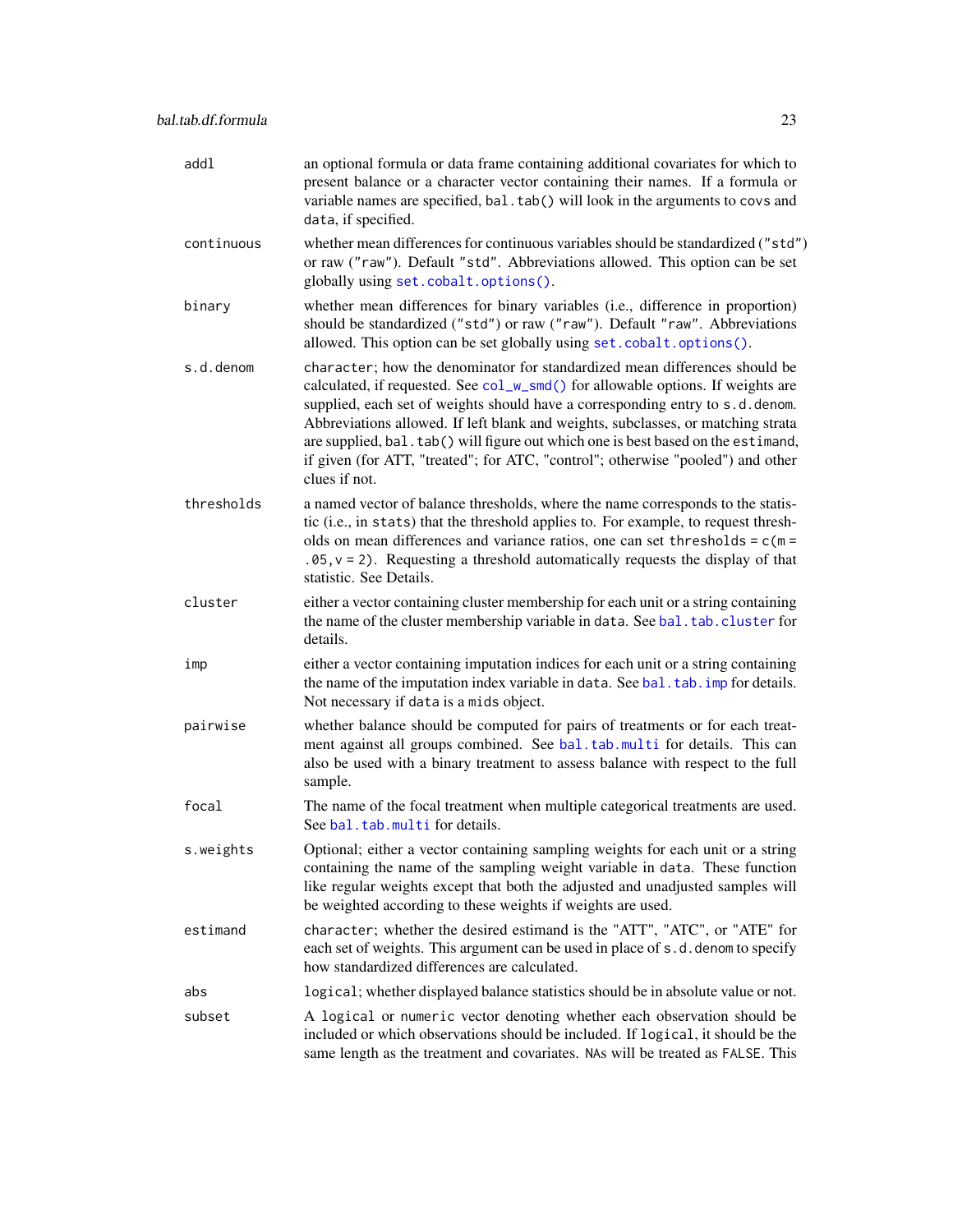| | |
|---|---|
| `addl` | an optional formula or data frame containing additional covariates for which to present balance or a character vector containing their names. If a formula or variable names are specified, `bal.tab()` will look in the arguments to `covs` and `data`, if specified. |
| `continuous` | whether mean differences for continuous variables should be standardized ("std") or raw ("raw"). Default "std". Abbreviations allowed. This option can be set globally using `set.cobalt.options()`. |
| `binary` | whether mean differences for binary variables (i.e., difference in proportion) should be standardized ("std") or raw ("raw"). Default "raw". Abbreviations allowed. This option can be set globally using `set.cobalt.options()`. |
| `s.d.denom` | `character`; how the denominator for standardized mean differences should be calculated, if requested. See `col_w_smd()` for allowable options. If weights are supplied, each set of weights should have a corresponding entry to `s.d.denom`. Abbreviations allowed. If left blank and weights, subclasses, or matching strata are supplied, `bal.tab()` will figure out which one is best based on the `estimand`, if given (for ATT, "treated"; for ATC, "control"; otherwise "pooled") and other clues if not. |
| `thresholds` | a named vector of balance thresholds, where the name corresponds to the statistic (i.e., in `stats`) that the threshold applies to. For example, to request thresholds on mean differences and variance ratios, one can set `thresholds = c(m = .05, v = 2)`. Requesting a threshold automatically requests the display of that statistic. See Details. |
| `cluster` | either a vector containing cluster membership for each unit or a string containing the name of the cluster membership variable in `data`. See `bal.tab.cluster` for details. |
| `imp` | either a vector containing imputation indices for each unit or a string containing the name of the imputation index variable in `data`. See `bal.tab.imp` for details. Not necessary if `data` is a `mids` object. |
| `pairwise` | whether balance should be computed for pairs of treatments or for each treatment against all groups combined. See `bal.tab.multi` for details. This can also be used with a binary treatment to assess balance with respect to the full sample. |
| `focal` | The name of the focal treatment when multiple categorical treatments are used. See `bal.tab.multi` for details. |
| `s.weights` | Optional; either a vector containing sampling weights for each unit or a string containing the name of the sampling weight variable in `data`. These function like regular weights except that both the adjusted and unadjusted samples will be weighted according to these weights if weights are used. |
| `estimand` | `character`; whether the desired estimand is the "ATT", "ATC", or "ATE" for each set of weights. This argument can be used in place of `s.d.denom` to specify how standardized differences are calculated. |
| `abs` | `logical`; whether displayed balance statistics should be in absolute value or not. |
| `subset` | A `logical` or `numeric` vector denoting whether each observation should be included or which observations should be included. If `logical`, it should be the same length as the treatment and covariates. `NA`s will be treated as `FALSE`. This |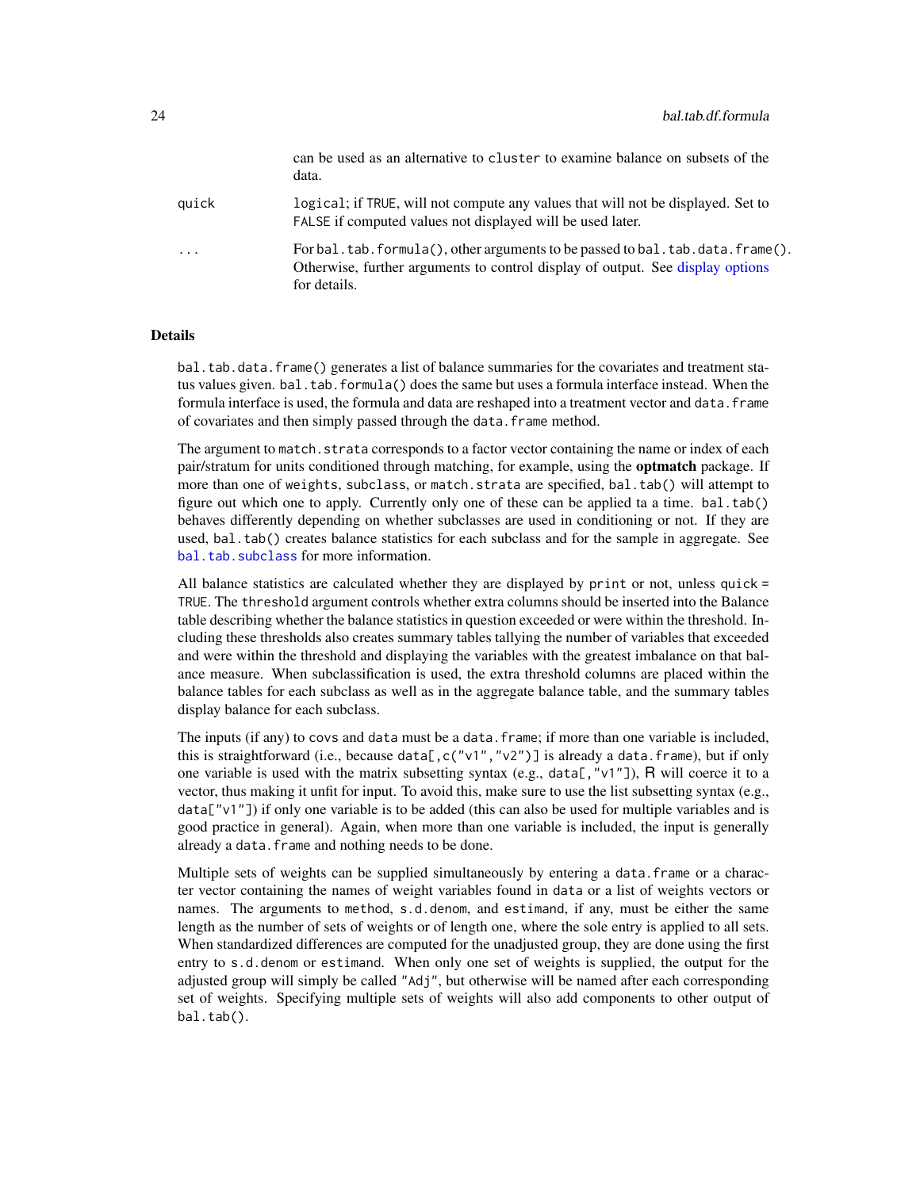can be used as an alternative to `cluster` to examine balance on subsets of the data.

| | |
|---|---|
| quick | `logical`; if `TRUE`, will not compute any values that will not be displayed. Set to `FALSE` if computed values not displayed will be used later. |
| ... | For `bal.tab.formula()`, other arguments to be passed to `bal.tab.data.frame()`. Otherwise, further arguments to control display of output. See display options for details. |

## Details

`bal.tab.data.frame()` generates a list of balance summaries for the covariates and treatment status values given. `bal.tab.formula()` does the same but uses a formula interface instead. When the formula interface is used, the formula and data are reshaped into a treatment vector and `data.frame` of covariates and then simply passed through the `data.frame` method.

The argument to `match.strata` corresponds to a factor vector containing the name or index of each pair/stratum for units conditioned through matching, for example, using the **optmatch** package. If more than one of `weights`, `subclass`, or `match.strata` are specified, `bal.tab()` will attempt to figure out which one to apply. Currently only one of these can be applied ta a time. `bal.tab()` behaves differently depending on whether subclasses are used in conditioning or not. If they are used, `bal.tab()` creates balance statistics for each subclass and for the sample in aggregate. See `bal.tab.subclass` for more information.

All balance statistics are calculated whether they are displayed by `print` or not, unless `quick = TRUE`. The `threshold` argument controls whether extra columns should be inserted into the Balance table describing whether the balance statistics in question exceeded or were within the threshold. Including these thresholds also creates summary tables tallying the number of variables that exceeded and were within the threshold and displaying the variables with the greatest imbalance on that balance measure. When subclassification is used, the extra threshold columns are placed within the balance tables for each subclass as well as in the aggregate balance table, and the summary tables display balance for each subclass.

The inputs (if any) to `covs` and `data` must be a `data.frame`; if more than one variable is included, this is straightforward (i.e., because `data[,c("v1","v2")]` is already a `data.frame`), but if only one variable is used with the matrix subsetting syntax (e.g., `data[,"v1"]`), R will coerce it to a vector, thus making it unfit for input. To avoid this, make sure to use the list subsetting syntax (e.g., `data["v1"]`) if only one variable is to be added (this can also be used for multiple variables and is good practice in general). Again, when more than one variable is included, the input is generally already a `data.frame` and nothing needs to be done.

Multiple sets of weights can be supplied simultaneously by entering a `data.frame` or a character vector containing the names of weight variables found in `data` or a list of weights vectors or names. The arguments to `method`, `s.d.denom`, and `estimand`, if any, must be either the same length as the number of sets of weights or of length one, where the sole entry is applied to all sets. When standardized differences are computed for the unadjusted group, they are done using the first entry to `s.d.denom` or `estimand`. When only one set of weights is supplied, the output for the adjusted group will simply be called `"Adj"`, but otherwise will be named after each corresponding set of weights. Specifying multiple sets of weights will also add components to other output of `bal.tab()`.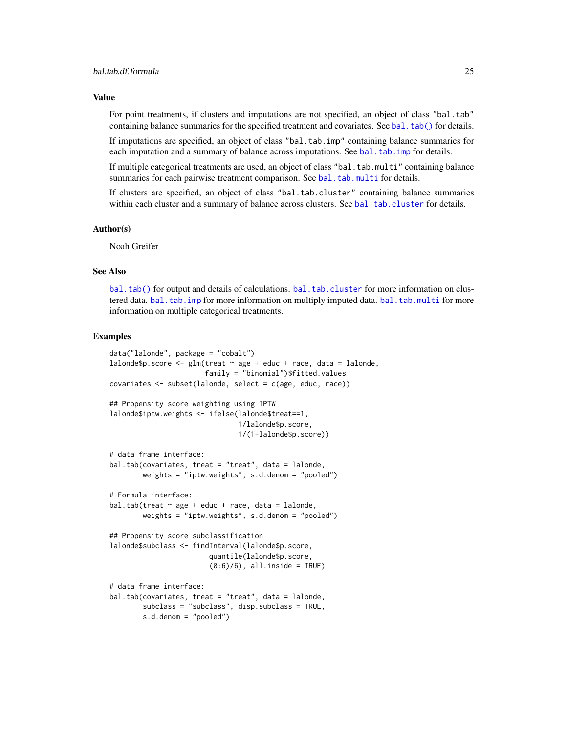## Value

For point treatments, if clusters and imputations are not specified, an object of class "bal.tab" containing balance summaries for the specified treatment and covariates. See bal.tab() for details.

If imputations are specified, an object of class "bal.tab.imp" containing balance summaries for each imputation and a summary of balance across imputations. See bal.tab.imp for details.

If multiple categorical treatments are used, an object of class "bal.tab.multi" containing balance summaries for each pairwise treatment comparison. See bal.tab.multi for details.

If clusters are specified, an object of class "bal.tab.cluster" containing balance summaries within each cluster and a summary of balance across clusters. See bal.tab.cluster for details.

## Author(s)

Noah Greifer

## See Also

bal.tab() for output and details of calculations. bal.tab.cluster for more information on clustered data. bal.tab.imp for more information on multiply imputed data. bal.tab.multi for more information on multiple categorical treatments.

## Examples

```
data("lalonde", package = "cobalt")
lalonde$p.score <- glm(treat ~ age + educ + race, data = lalonde,
                       family = "binomial")$fitted.values
covariates <- subset(lalonde, select = c(age, educ, race))

## Propensity score weighting using IPTW
lalonde$iptw.weights <- ifelse(lalonde$treat==1,
                               1/lalonde$p.score,
                               1/(1-lalonde$p.score))

# data frame interface:
bal.tab(covariates, treat = "treat", data = lalonde,
        weights = "iptw.weights", s.d.denom = "pooled")

# Formula interface:
bal.tab(treat ~ age + educ + race, data = lalonde,
        weights = "iptw.weights", s.d.denom = "pooled")

## Propensity score subclassification
lalonde$subclass <- findInterval(lalonde$p.score,
                        quantile(lalonde$p.score,
                        (0:6)/6), all.inside = TRUE)

# data frame interface:
bal.tab(covariates, treat = "treat", data = lalonde,
        subclass = "subclass", disp.subclass = TRUE,
        s.d.denom = "pooled")
```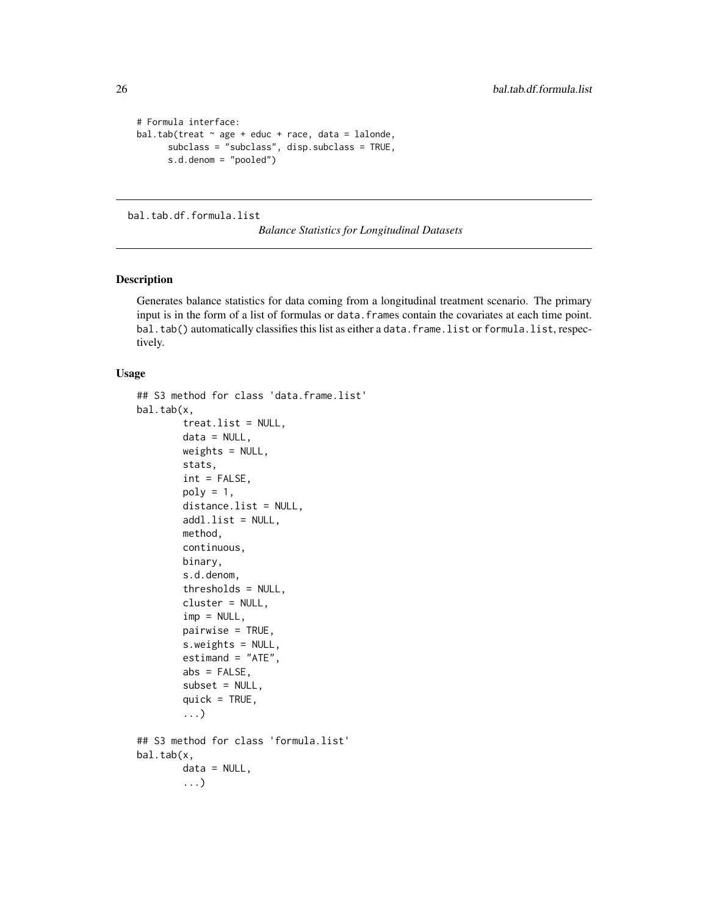```r
# Formula interface:
bal.tab(treat ~ age + educ + race, data = lalonde,
      subclass = "subclass", disp.subclass = TRUE,
      s.d.denom = "pooled")
```

---

## bal.tab.df.formula.list

*Balance Statistics for Longitudinal Datasets*

---

### Description

Generates balance statistics for data coming from a longitudinal treatment scenario. The primary input is in the form of a list of formulas or `data.frames` contain the covariates at each time point. `bal.tab()` automatically classifies this list as either a `data.frame.list` or `formula.list`, respectively.

### Usage

```r
## S3 method for class 'data.frame.list'
bal.tab(x,
        treat.list = NULL,
        data = NULL,
        weights = NULL,
        stats,
        int = FALSE,
        poly = 1,
        distance.list = NULL,
        addl.list = NULL,
        method,
        continuous,
        binary,
        s.d.denom,
        thresholds = NULL,
        cluster = NULL,
        imp = NULL,
        pairwise = TRUE,
        s.weights = NULL,
        estimand = "ATE",
        abs = FALSE,
        subset = NULL,
        quick = TRUE,
        ...)

## S3 method for class 'formula.list'
bal.tab(x,
        data = NULL,
        ...)
```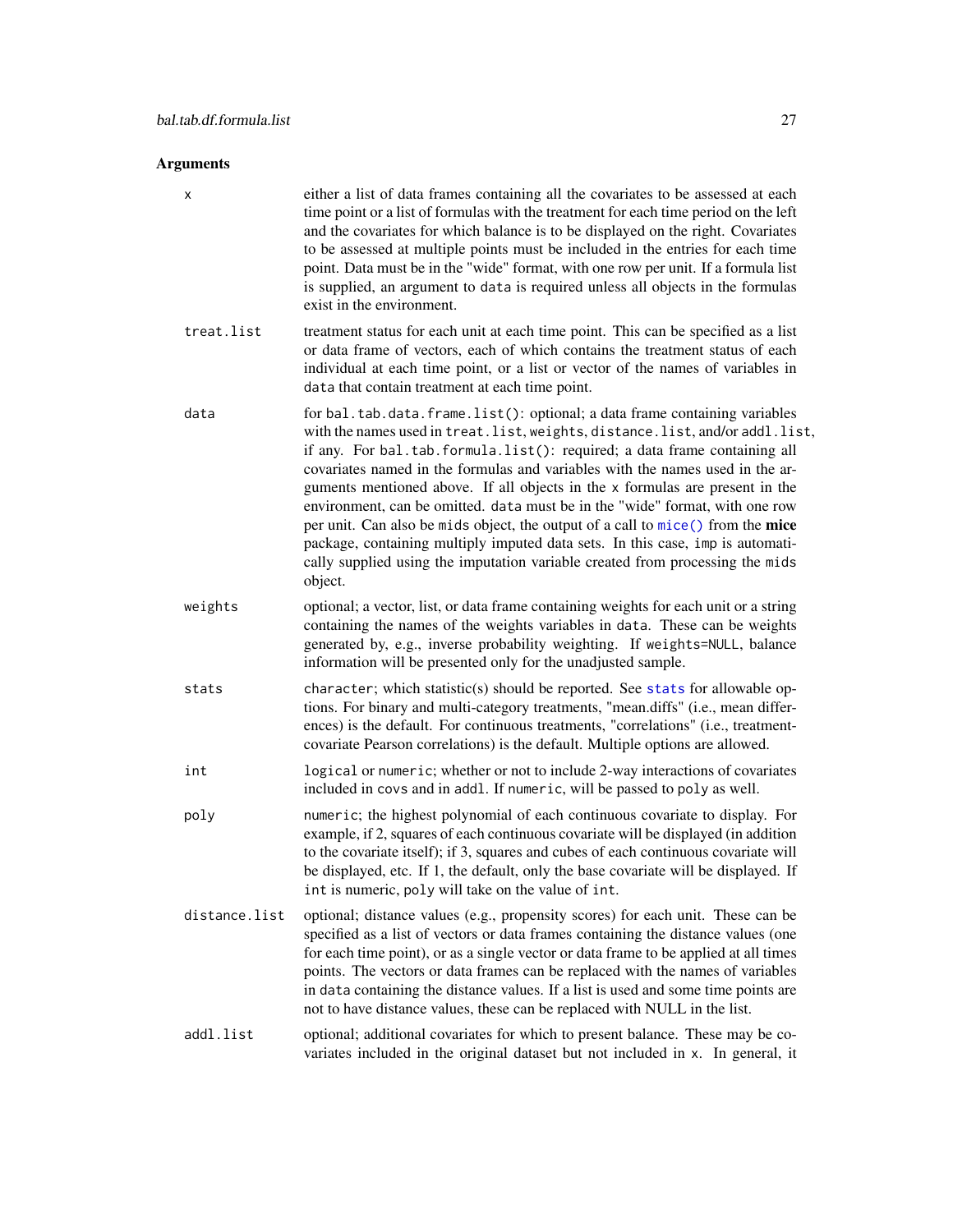## Arguments

**x**
either a list of data frames containing all the covariates to be assessed at each time point or a list of formulas with the treatment for each time period on the left and the covariates for which balance is to be displayed on the right. Covariates to be assessed at multiple points must be included in the entries for each time point. Data must be in the "wide" format, with one row per unit. If a formula list is supplied, an argument to `data` is required unless all objects in the formulas exist in the environment.

**treat.list**
treatment status for each unit at each time point. This can be specified as a list or data frame of vectors, each of which contains the treatment status of each individual at each time point, or a list or vector of the names of variables in `data` that contain treatment at each time point.

**data**
for `bal.tab.data.frame.list()`: optional; a data frame containing variables with the names used in `treat.list`, `weights`, `distance.list`, and/or `addl.list`, if any. For `bal.tab.formula.list()`: required; a data frame containing all covariates named in the formulas and variables with the names used in the arguments mentioned above. If all objects in the `x` formulas are present in the environment, can be omitted. `data` must be in the "wide" format, with one row per unit. Can also be `mids` object, the output of a call to `mice()` from the **mice** package, containing multiply imputed data sets. In this case, `imp` is automatically supplied using the imputation variable created from processing the `mids` object.

**weights**
optional; a vector, list, or data frame containing weights for each unit or a string containing the names of the weights variables in `data`. These can be weights generated by, e.g., inverse probability weighting. If `weights=NULL`, balance information will be presented only for the unadjusted sample.

**stats**
`character`; which statistic(s) should be reported. See `stats` for allowable options. For binary and multi-category treatments, "mean.diffs" (i.e., mean differences) is the default. For continuous treatments, "correlations" (i.e., treatment-covariate Pearson correlations) is the default. Multiple options are allowed.

**int**
`logical` or `numeric`; whether or not to include 2-way interactions of covariates included in `covs` and in `addl`. If `numeric`, will be passed to `poly` as well.

**poly**
`numeric`; the highest polynomial of each continuous covariate to display. For example, if 2, squares of each continuous covariate will be displayed (in addition to the covariate itself); if 3, squares and cubes of each continuous covariate will be displayed, etc. If 1, the default, only the base covariate will be displayed. If `int` is numeric, `poly` will take on the value of `int`.

**distance.list**
optional; distance values (e.g., propensity scores) for each unit. These can be specified as a list of vectors or data frames containing the distance values (one for each time point), or as a single vector or data frame to be applied at all times points. The vectors or data frames can be replaced with the names of variables in `data` containing the distance values. If a list is used and some time points are not to have distance values, these can be replaced with NULL in the list.

**addl.list**
optional; additional covariates for which to present balance. These may be covariates included in the original dataset but not included in `x`. In general, it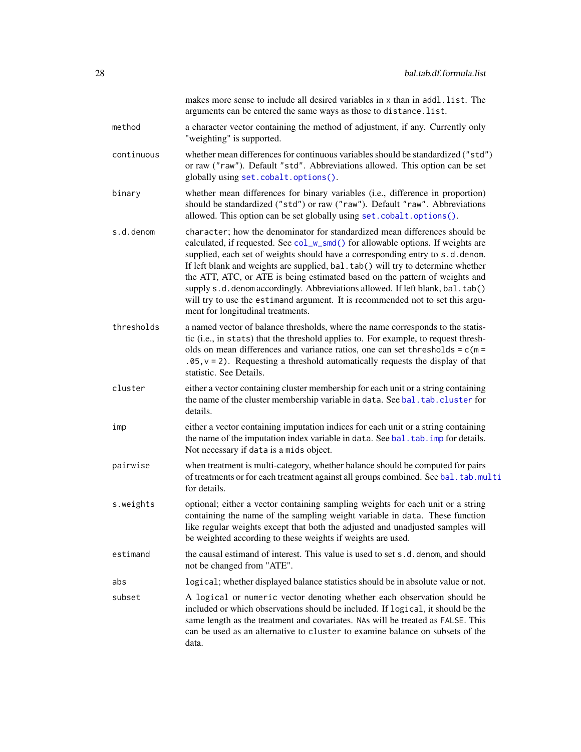makes more sense to include all desired variables in `x` than in `addl.list`. The arguments can be entered the same ways as those to `distance.list`.

`method`
: a character vector containing the method of adjustment, if any. Currently only "weighting" is supported.

`continuous`
: whether mean differences for continuous variables should be standardized (`"std"`) or raw (`"raw"`). Default `"std"`. Abbreviations allowed. This option can be set globally using `set.cobalt.options()`.

`binary`
: whether mean differences for binary variables (i.e., difference in proportion) should be standardized (`"std"`) or raw (`"raw"`). Default `"raw"`. Abbreviations allowed. This option can be set globally using `set.cobalt.options()`.

`s.d.denom`
: `character`; how the denominator for standardized mean differences should be calculated, if requested. See `col_w_smd()` for allowable options. If weights are supplied, each set of weights should have a corresponding entry to `s.d.denom`. If left blank and weights are supplied, `bal.tab()` will try to determine whether the ATT, ATC, or ATE is being estimated based on the pattern of weights and supply `s.d.denom` accordingly. Abbreviations allowed. If left blank, `bal.tab()` will try to use the `estimand` argument. It is recommended not to set this argument for longitudinal treatments.

`thresholds`
: a named vector of balance thresholds, where the name corresponds to the statistic (i.e., in `stats`) that the threshold applies to. For example, to request thresholds on mean differences and variance ratios, one can set `thresholds = c(m = .05, v = 2)`. Requesting a threshold automatically requests the display of that statistic. See Details.

`cluster`
: either a vector containing cluster membership for each unit or a string containing the name of the cluster membership variable in `data`. See `bal.tab.cluster` for details.

`imp`
: either a vector containing imputation indices for each unit or a string containing the name of the imputation index variable in `data`. See `bal.tab.imp` for details. Not necessary if `data` is a `mids` object.

`pairwise`
: when treatment is multi-category, whether balance should be computed for pairs of treatments or for each treatment against all groups combined. See `bal.tab.multi` for details.

`s.weights`
: optional; either a vector containing sampling weights for each unit or a string containing the name of the sampling weight variable in `data`. These function like regular weights except that both the adjusted and unadjusted samples will be weighted according to these weights if weights are used.

`estimand`
: the causal estimand of interest. This value is used to set `s.d.denom`, and should not be changed from "ATE".

`abs`
: `logical`; whether displayed balance statistics should be in absolute value or not.

`subset`
: A `logical` or `numeric` vector denoting whether each observation should be included or which observations should be included. If `logical`, it should be the same length as the treatment and covariates. `NA`s will be treated as `FALSE`. This can be used as an alternative to `cluster` to examine balance on subsets of the data.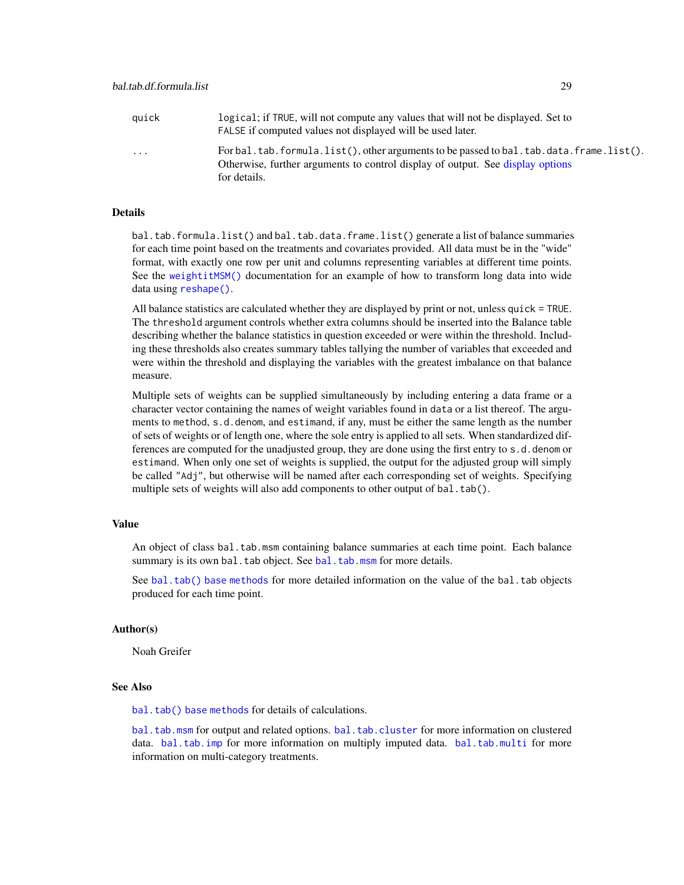| | |
|---|---|
| quick | logical; if TRUE, will not compute any values that will not be displayed. Set to FALSE if computed values not displayed will be used later. |
| ... | For bal.tab.formula.list(), other arguments to be passed to bal.tab.data.frame.list(). Otherwise, further arguments to control display of output. See display options for details. |

### Details

bal.tab.formula.list() and bal.tab.data.frame.list() generate a list of balance summaries for each time point based on the treatments and covariates provided. All data must be in the "wide" format, with exactly one row per unit and columns representing variables at different time points. See the weightitMSM() documentation for an example of how to transform long data into wide data using reshape().

All balance statistics are calculated whether they are displayed by print or not, unless quick = TRUE. The threshold argument controls whether extra columns should be inserted into the Balance table describing whether the balance statistics in question exceeded or were within the threshold. Including these thresholds also creates summary tables tallying the number of variables that exceeded and were within the threshold and displaying the variables with the greatest imbalance on that balance measure.

Multiple sets of weights can be supplied simultaneously by including entering a data frame or a character vector containing the names of weight variables found in data or a list thereof. The arguments to method, s.d.denom, and estimand, if any, must be either the same length as the number of sets of weights or of length one, where the sole entry is applied to all sets. When standardized differences are computed for the unadjusted group, they are done using the first entry to s.d.denom or estimand. When only one set of weights is supplied, the output for the adjusted group will simply be called "Adj", but otherwise will be named after each corresponding set of weights. Specifying multiple sets of weights will also add components to other output of bal.tab().

### Value

An object of class bal.tab.msm containing balance summaries at each time point. Each balance summary is its own bal.tab object. See bal.tab.msm for more details.

See bal.tab() base methods for more detailed information on the value of the bal.tab objects produced for each time point.

### Author(s)

Noah Greifer

### See Also

bal.tab() base methods for details of calculations.

bal.tab.msm for output and related options. bal.tab.cluster for more information on clustered data. bal.tab.imp for more information on multiply imputed data. bal.tab.multi for more information on multi-category treatments.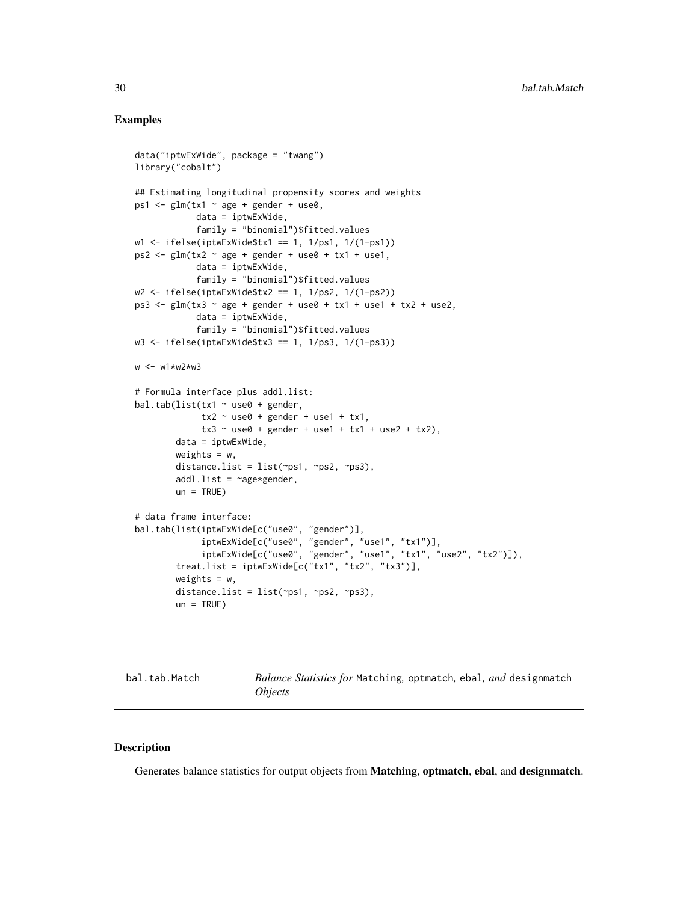## Examples

```
data("iptwExWide", package = "twang")
library("cobalt")

## Estimating longitudinal propensity scores and weights
ps1 <- glm(tx1 ~ age + gender + use0,
           data = iptwExWide,
           family = "binomial")$fitted.values
w1 <- ifelse(iptwExWide$tx1 == 1, 1/ps1, 1/(1-ps1))
ps2 <- glm(tx2 ~ age + gender + use0 + tx1 + use1,
           data = iptwExWide,
           family = "binomial")$fitted.values
w2 <- ifelse(iptwExWide$tx2 == 1, 1/ps2, 1/(1-ps2))
ps3 <- glm(tx3 ~ age + gender + use0 + tx1 + use1 + tx2 + use2,
           data = iptwExWide,
           family = "binomial")$fitted.values
w3 <- ifelse(iptwExWide$tx3 == 1, 1/ps3, 1/(1-ps3))

w <- w1*w2*w3

# Formula interface plus addl.list:
bal.tab(list(tx1 ~ use0 + gender,
             tx2 ~ use0 + gender + use1 + tx1,
             tx3 ~ use0 + gender + use1 + tx1 + use2 + tx2),
        data = iptwExWide,
        weights = w,
        distance.list = list(~ps1, ~ps2, ~ps3),
        addl.list = ~age*gender,
        un = TRUE)

# data frame interface:
bal.tab(list(iptwExWide[c("use0", "gender")],
             iptwExWide[c("use0", "gender", "use1", "tx1")],
             iptwExWide[c("use0", "gender", "use1", "tx1", "use2", "tx2")]),
        treat.list = iptwExWide[c("tx1", "tx2", "tx3")],
        weights = w,
        distance.list = list(~ps1, ~ps2, ~ps3),
        un = TRUE)
```

---

# bal.tab.Match — *Balance Statistics for* Matching, optmatch, ebal, *and* designmatch *Objects*

## Description

Generates balance statistics for output objects from **Matching**, **optmatch**, **ebal**, and **designmatch**.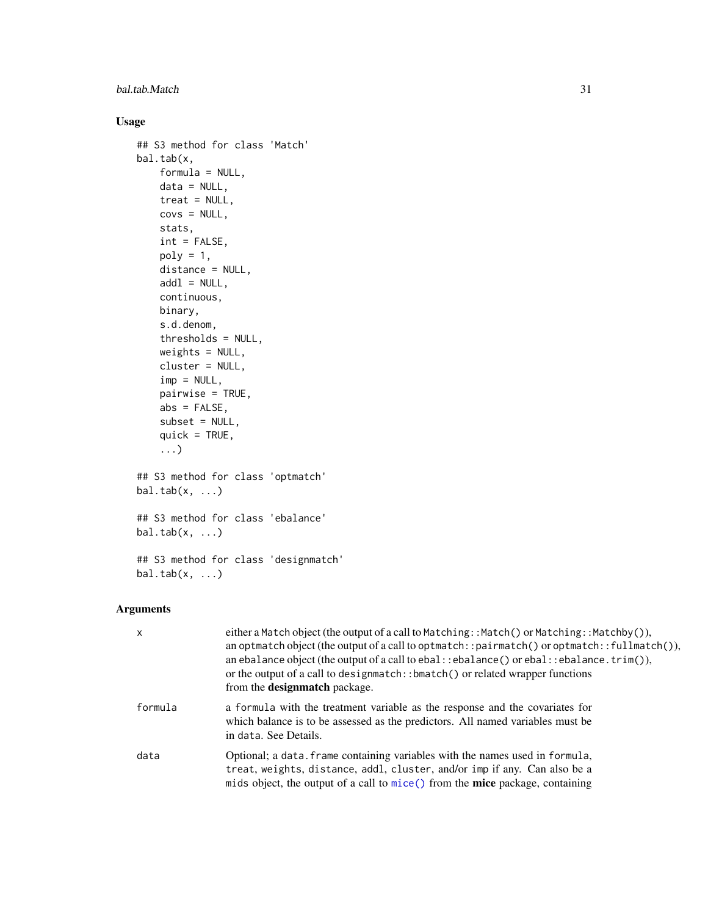## Usage

```
## S3 method for class 'Match'
bal.tab(x,
    formula = NULL,
    data = NULL,
    treat = NULL,
    covs = NULL,
    stats,
    int = FALSE,
    poly = 1,
    distance = NULL,
    addl = NULL,
    continuous,
    binary,
    s.d.denom,
    thresholds = NULL,
    weights = NULL,
    cluster = NULL,
    imp = NULL,
    pairwise = TRUE,
    abs = FALSE,
    subset = NULL,
    quick = TRUE,
    ...)

## S3 method for class 'optmatch'
bal.tab(x, ...)

## S3 method for class 'ebalance'
bal.tab(x, ...)

## S3 method for class 'designmatch'
bal.tab(x, ...)
```

## Arguments

| | |
|---|---|
| `x` | either a `Match` object (the output of a call to `Matching::Match()` or `Matching::Matchby()`), an `optmatch` object (the output of a call to `optmatch::pairmatch()` or `optmatch::fullmatch()`), an `ebalance` object (the output of a call to `ebal::ebalance()` or `ebal::ebalance.trim()`), or the output of a call to `designmatch::bmatch()` or related wrapper functions from the **designmatch** package. |
| `formula` | a `formula` with the treatment variable as the response and the covariates for which balance is to be assessed as the predictors. All named variables must be in `data`. See Details. |
| `data` | Optional; a `data.frame` containing variables with the names used in `formula`, `treat`, `weights`, `distance`, `addl`, `cluster`, and/or `imp` if any. Can also be a `mids` object, the output of a call to `mice()` from the **mice** package, containing |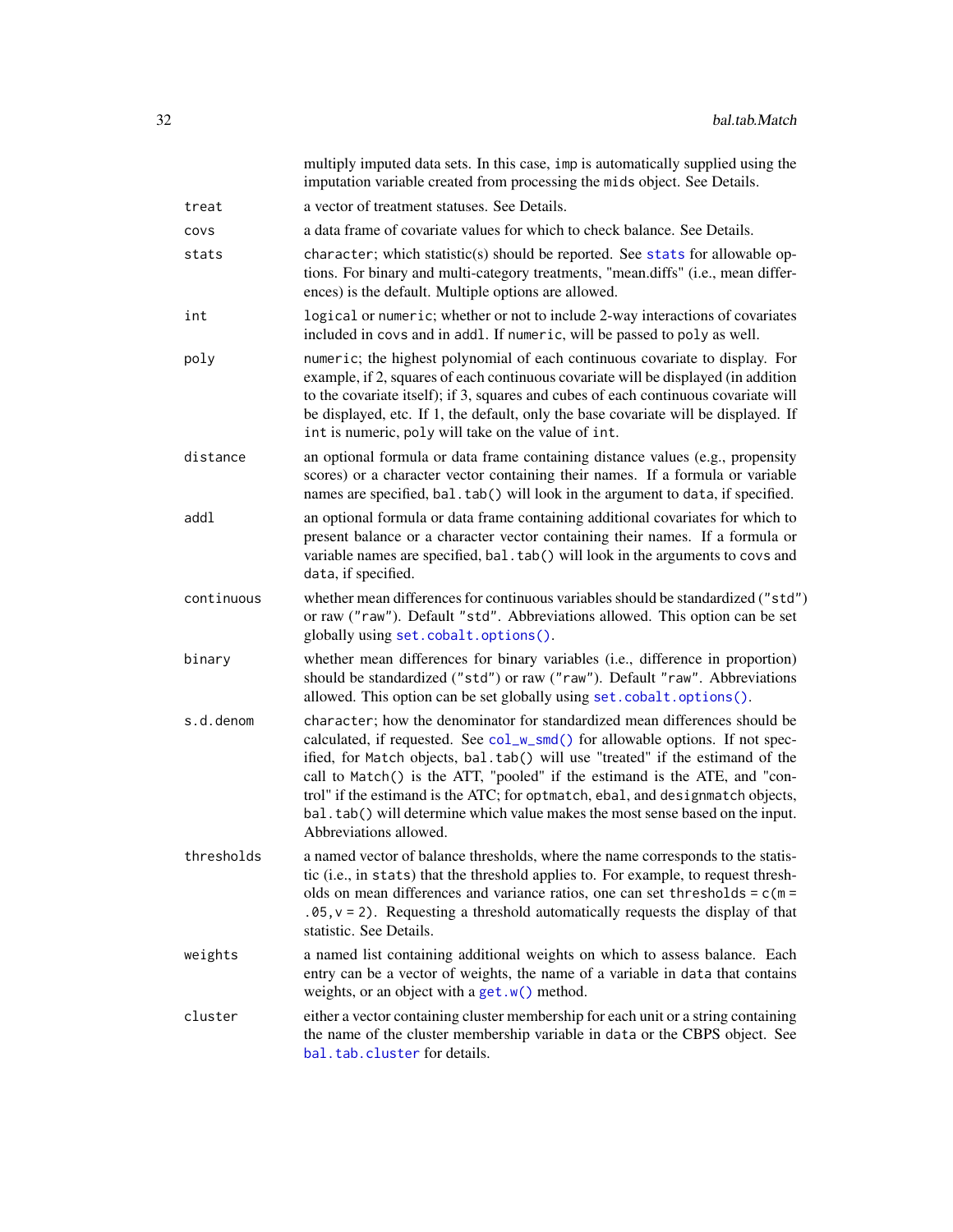| | |
|---|---|
| | multiply imputed data sets. In this case, `imp` is automatically supplied using the imputation variable created from processing the `mids` object. See Details. |
| `treat` | a vector of treatment statuses. See Details. |
| `covs` | a data frame of covariate values for which to check balance. See Details. |
| `stats` | `character`; which statistic(s) should be reported. See `stats` for allowable options. For binary and multi-category treatments, "mean.diffs" (i.e., mean differences) is the default. Multiple options are allowed. |
| `int` | `logical` or `numeric`; whether or not to include 2-way interactions of covariates included in `covs` and in `addl`. If `numeric`, will be passed to `poly` as well. |
| `poly` | `numeric`; the highest polynomial of each continuous covariate to display. For example, if 2, squares of each continuous covariate will be displayed (in addition to the covariate itself); if 3, squares and cubes of each continuous covariate will be displayed, etc. If 1, the default, only the base covariate will be displayed. If `int` is numeric, `poly` will take on the value of `int`. |
| `distance` | an optional formula or data frame containing distance values (e.g., propensity scores) or a character vector containing their names. If a formula or variable names are specified, `bal.tab()` will look in the argument to `data`, if specified. |
| `addl` | an optional formula or data frame containing additional covariates for which to present balance or a character vector containing their names. If a formula or variable names are specified, `bal.tab()` will look in the arguments to `covs` and `data`, if specified. |
| `continuous` | whether mean differences for continuous variables should be standardized (`"std"`) or raw (`"raw"`). Default `"std"`. Abbreviations allowed. This option can be set globally using `set.cobalt.options()`. |
| `binary` | whether mean differences for binary variables (i.e., difference in proportion) should be standardized (`"std"`) or raw (`"raw"`). Default `"raw"`. Abbreviations allowed. This option can be set globally using `set.cobalt.options()`. |
| `s.d.denom` | `character`; how the denominator for standardized mean differences should be calculated, if requested. See `col_w_smd()` for allowable options. If not specified, for `Match` objects, `bal.tab()` will use "treated" if the estimand of the call to `Match()` is the ATT, "pooled" if the estimand is the ATE, and "control" if the estimand is the ATC; for `optmatch`, `ebal`, and `designmatch` objects, `bal.tab()` will determine which value makes the most sense based on the input. Abbreviations allowed. |
| `thresholds` | a named vector of balance thresholds, where the name corresponds to the statistic (i.e., in `stats`) that the threshold applies to. For example, to request thresholds on mean differences and variance ratios, one can set `thresholds = c(m = .05, v = 2)`. Requesting a threshold automatically requests the display of that statistic. See Details. |
| `weights` | a named list containing additional weights on which to assess balance. Each entry can be a vector of weights, the name of a variable in `data` that contains weights, or an object with a `get.w()` method. |
| `cluster` | either a vector containing cluster membership for each unit or a string containing the name of the cluster membership variable in `data` or the CBPS object. See `bal.tab.cluster` for details. |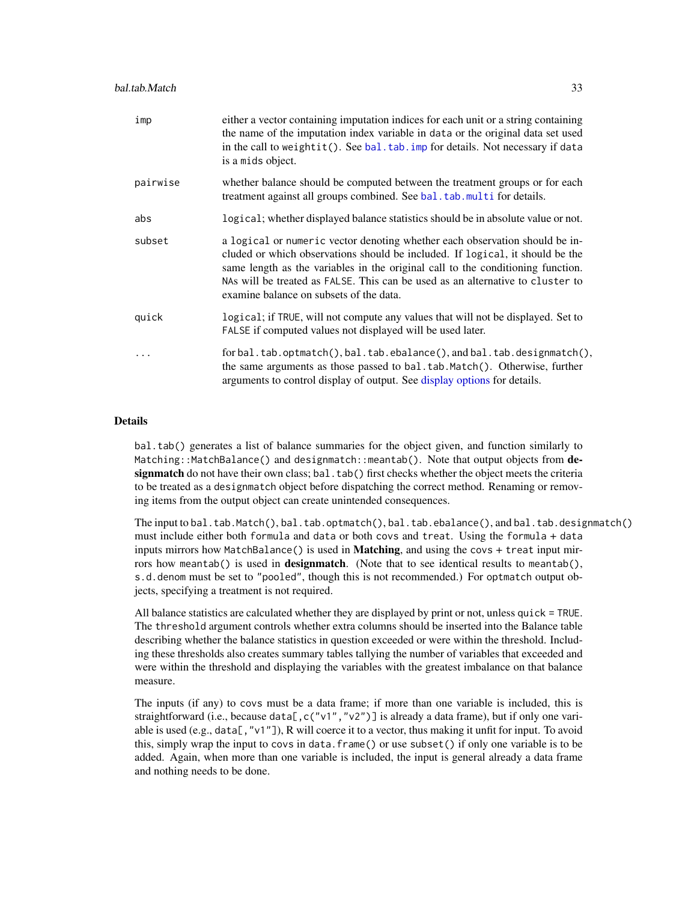| | |
|---|---|
| `imp` | either a vector containing imputation indices for each unit or a string containing the name of the imputation index variable in `data` or the original data set used in the call to `weightit()`. See `bal.tab.imp` for details. Not necessary if `data` is a `mids` object. |
| `pairwise` | whether balance should be computed between the treatment groups or for each treatment against all groups combined. See `bal.tab.multi` for details. |
| `abs` | `logical`; whether displayed balance statistics should be in absolute value or not. |
| `subset` | a `logical` or `numeric` vector denoting whether each observation should be included or which observations should be included. If `logical`, it should be the same length as the variables in the original call to the conditioning function. `NA`s will be treated as `FALSE`. This can be used as an alternative to `cluster` to examine balance on subsets of the data. |
| `quick` | `logical`; if `TRUE`, will not compute any values that will not be displayed. Set to `FALSE` if computed values not displayed will be used later. |
| `...` | for `bal.tab.optmatch()`, `bal.tab.ebalance()`, and `bal.tab.designmatch()`, the same arguments as those passed to `bal.tab.Match()`. Otherwise, further arguments to control display of output. See display options for details. |

## Details

`bal.tab()` generates a list of balance summaries for the object given, and function similarly to `Matching::MatchBalance()` and `designmatch::meantab()`. Note that output objects from **designmatch** do not have their own class; `bal.tab()` first checks whether the object meets the criteria to be treated as a `designmatch` object before dispatching the correct method. Renaming or removing items from the output object can create unintended consequences.

The input to `bal.tab.Match()`, `bal.tab.optmatch()`, `bal.tab.ebalance()`, and `bal.tab.designmatch()` must include either both `formula` and `data` or both `covs` and `treat`. Using the `formula + data` inputs mirrors how `MatchBalance()` is used in **Matching**, and using the `covs + treat` input mirrors how `meantab()` is used in **designmatch**. (Note that to see identical results to `meantab()`, `s.d.denom` must be set to `"pooled"`, though this is not recommended.) For `optmatch` output objects, specifying a treatment is not required.

All balance statistics are calculated whether they are displayed by print or not, unless `quick = TRUE`. The `threshold` argument controls whether extra columns should be inserted into the Balance table describing whether the balance statistics in question exceeded or were within the threshold. Including these thresholds also creates summary tables tallying the number of variables that exceeded and were within the threshold and displaying the variables with the greatest imbalance on that balance measure.

The inputs (if any) to `covs` must be a data frame; if more than one variable is included, this is straightforward (i.e., because `data[,c("v1","v2")]` is already a data frame), but if only one variable is used (e.g., `data[,"v1"]`), R will coerce it to a vector, thus making it unfit for input. To avoid this, simply wrap the input to `covs` in `data.frame()` or use `subset()` if only one variable is to be added. Again, when more than one variable is included, the input is general already a data frame and nothing needs to be done.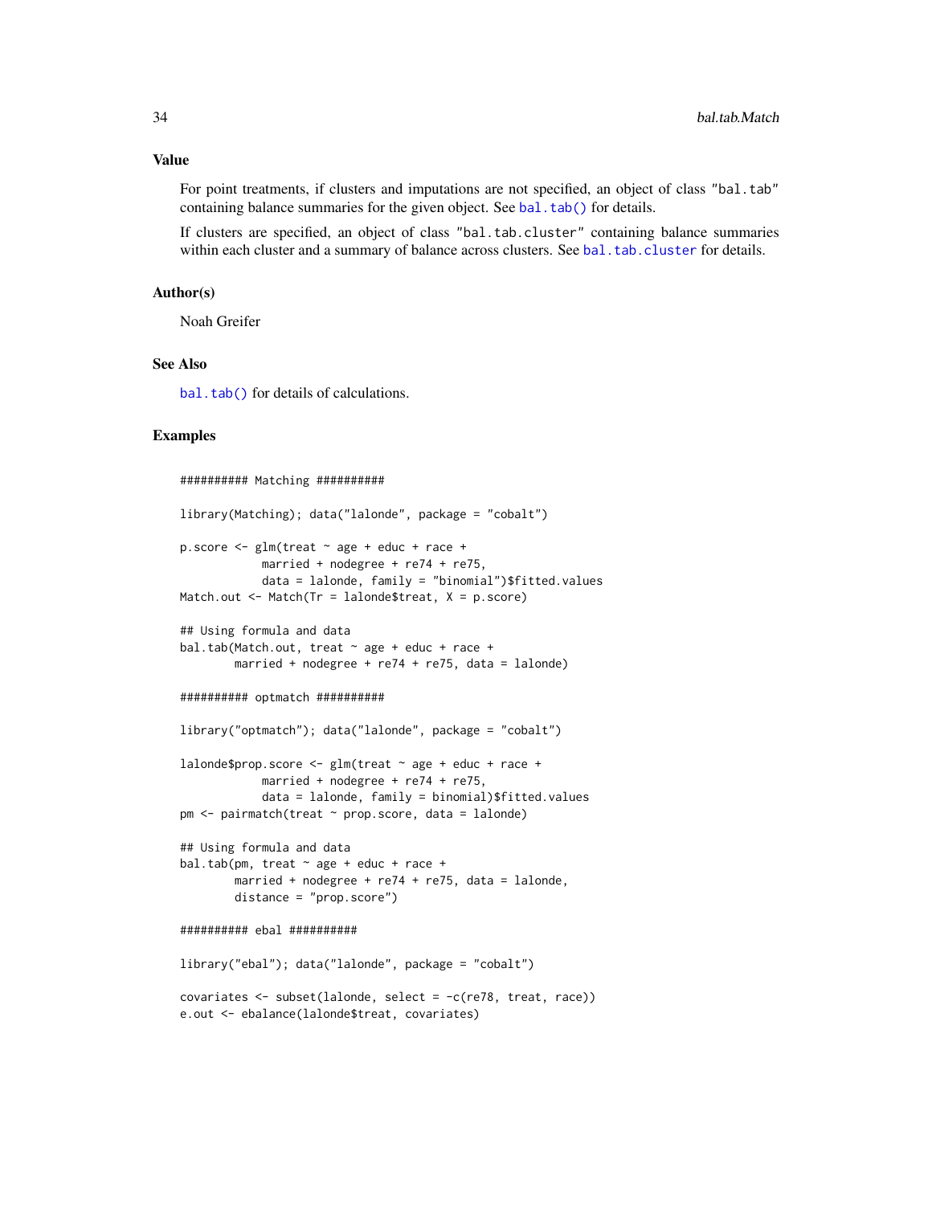## Value

For point treatments, if clusters and imputations are not specified, an object of class "bal.tab" containing balance summaries for the given object. See `bal.tab()` for details.

If clusters are specified, an object of class "bal.tab.cluster" containing balance summaries within each cluster and a summary of balance across clusters. See `bal.tab.cluster` for details.

## Author(s)

Noah Greifer

## See Also

`bal.tab()` for details of calculations.

## Examples

```
########## Matching ##########

library(Matching); data("lalonde", package = "cobalt")

p.score <- glm(treat ~ age + educ + race +
            married + nodegree + re74 + re75,
            data = lalonde, family = "binomial")$fitted.values
Match.out <- Match(Tr = lalonde$treat, X = p.score)

## Using formula and data
bal.tab(Match.out, treat ~ age + educ + race +
        married + nodegree + re74 + re75, data = lalonde)

########## optmatch ##########

library("optmatch"); data("lalonde", package = "cobalt")

lalonde$prop.score <- glm(treat ~ age + educ + race +
            married + nodegree + re74 + re75,
            data = lalonde, family = binomial)$fitted.values
pm <- pairmatch(treat ~ prop.score, data = lalonde)

## Using formula and data
bal.tab(pm, treat ~ age + educ + race +
        married + nodegree + re74 + re75, data = lalonde,
        distance = "prop.score")

########## ebal ##########

library("ebal"); data("lalonde", package = "cobalt")

covariates <- subset(lalonde, select = -c(re78, treat, race))
e.out <- ebalance(lalonde$treat, covariates)
```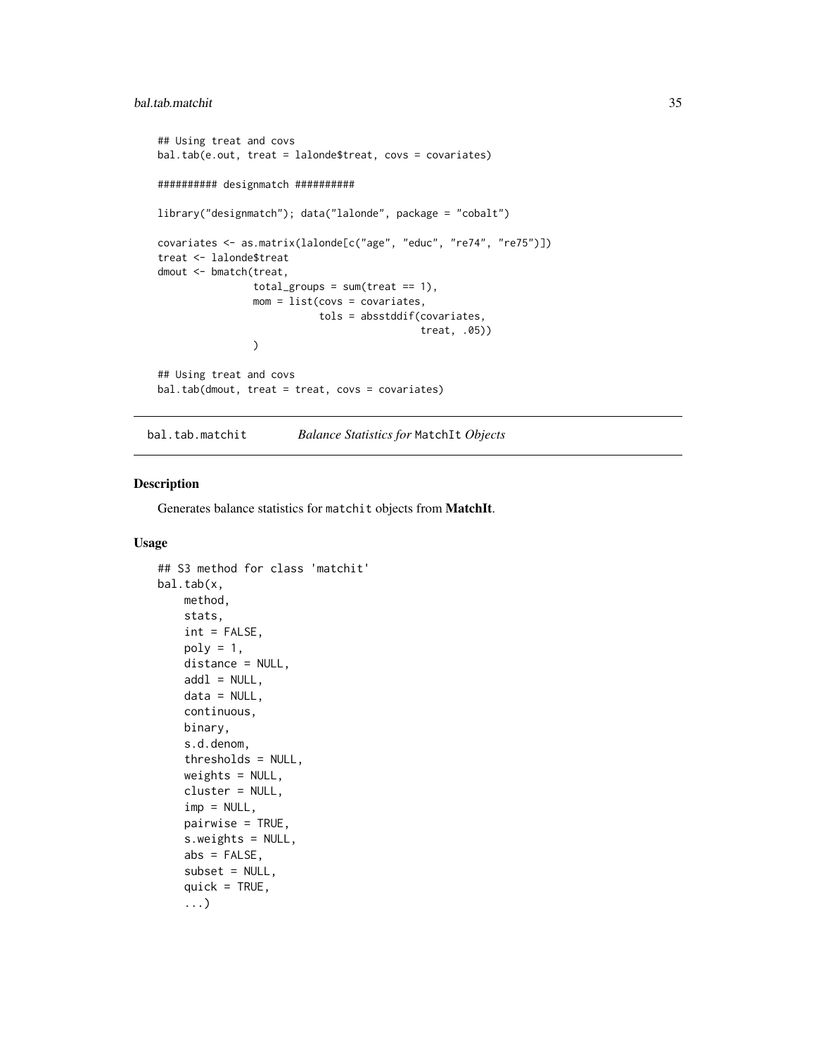```
## Using treat and covs
bal.tab(e.out, treat = lalonde$treat, covs = covariates)

########## designmatch ##########

library("designmatch"); data("lalonde", package = "cobalt")

covariates <- as.matrix(lalonde[c("age", "educ", "re74", "re75")])
treat <- lalonde$treat
dmout <- bmatch(treat,
                total_groups = sum(treat == 1),
                mom = list(covs = covariates,
                           tols = absstddif(covariates,
                                            treat, .05))
                )

## Using treat and covs
bal.tab(dmout, treat = treat, covs = covariates)
```

## bal.tab.matchit — *Balance Statistics for* MatchIt *Objects*

### Description

Generates balance statistics for matchit objects from **MatchIt**.

### Usage

```
## S3 method for class 'matchit'
bal.tab(x,
    method,
    stats,
    int = FALSE,
    poly = 1,
    distance = NULL,
    addl = NULL,
    data = NULL,
    continuous,
    binary,
    s.d.denom,
    thresholds = NULL,
    weights = NULL,
    cluster = NULL,
    imp = NULL,
    pairwise = TRUE,
    s.weights = NULL,
    abs = FALSE,
    subset = NULL,
    quick = TRUE,
    ...)
```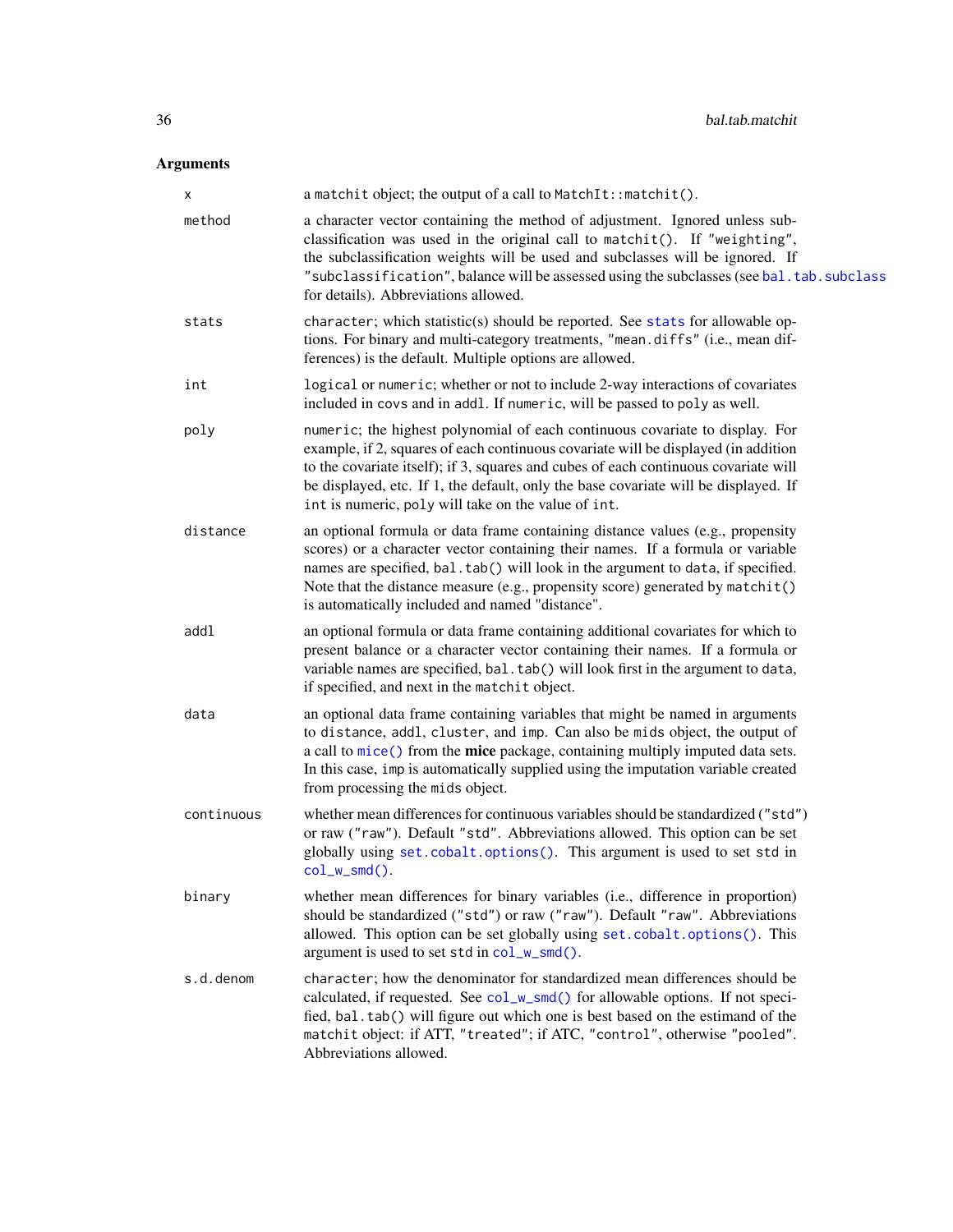## Arguments

`x`
: a `matchit` object; the output of a call to `MatchIt::matchit()`.

`method`
: a character vector containing the method of adjustment. Ignored unless subclassification was used in the original call to `matchit()`. If `"weighting"`, the subclassification weights will be used and subclasses will be ignored. If `"subclassification"`, balance will be assessed using the subclasses (see `bal.tab.subclass` for details). Abbreviations allowed.

`stats`
: `character`; which statistic(s) should be reported. See `stats` for allowable options. For binary and multi-category treatments, `"mean.diffs"` (i.e., mean differences) is the default. Multiple options are allowed.

`int`
: `logical` or `numeric`; whether or not to include 2-way interactions of covariates included in `covs` and in `addl`. If `numeric`, will be passed to `poly` as well.

`poly`
: `numeric`; the highest polynomial of each continuous covariate to display. For example, if 2, squares of each continuous covariate will be displayed (in addition to the covariate itself); if 3, squares and cubes of each continuous covariate will be displayed, etc. If 1, the default, only the base covariate will be displayed. If `int` is numeric, `poly` will take on the value of `int`.

`distance`
: an optional formula or data frame containing distance values (e.g., propensity scores) or a character vector containing their names. If a formula or variable names are specified, `bal.tab()` will look in the argument to `data`, if specified. Note that the distance measure (e.g., propensity score) generated by `matchit()` is automatically included and named "distance".

`addl`
: an optional formula or data frame containing additional covariates for which to present balance or a character vector containing their names. If a formula or variable names are specified, `bal.tab()` will look first in the argument to `data`, if specified, and next in the `matchit` object.

`data`
: an optional data frame containing variables that might be named in arguments to `distance`, `addl`, `cluster`, and `imp`. Can also be `mids` object, the output of a call to `mice()` from the **mice** package, containing multiply imputed data sets. In this case, `imp` is automatically supplied using the imputation variable created from processing the `mids` object.

`continuous`
: whether mean differences for continuous variables should be standardized (`"std"`) or raw (`"raw"`). Default `"std"`. Abbreviations allowed. This option can be set globally using `set.cobalt.options()`. This argument is used to set `std` in `col_w_smd()`.

`binary`
: whether mean differences for binary variables (i.e., difference in proportion) should be standardized (`"std"`) or raw (`"raw"`). Default `"raw"`. Abbreviations allowed. This option can be set globally using `set.cobalt.options()`. This argument is used to set `std` in `col_w_smd()`.

`s.d.denom`
: `character`; how the denominator for standardized mean differences should be calculated, if requested. See `col_w_smd()` for allowable options. If not specified, `bal.tab()` will figure out which one is best based on the estimand of the `matchit` object: if ATT, `"treated"`; if ATC, `"control"`, otherwise `"pooled"`. Abbreviations allowed.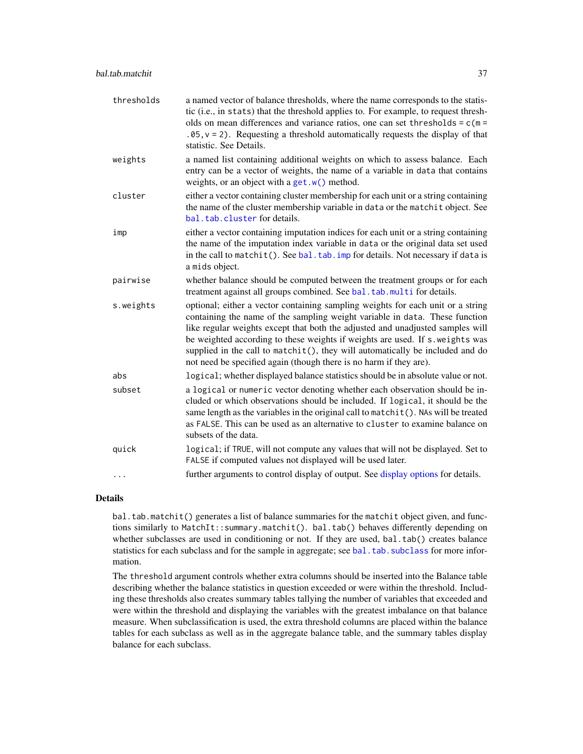| | |
|---|---|
| `thresholds` | a named vector of balance thresholds, where the name corresponds to the statistic (i.e., in `stats`) that the threshold applies to. For example, to request thresholds on mean differences and variance ratios, one can set `thresholds = c(m = .05, v = 2)`. Requesting a threshold automatically requests the display of that statistic. See Details. |
| `weights` | a named list containing additional weights on which to assess balance. Each entry can be a vector of weights, the name of a variable in `data` that contains weights, or an object with a `get.w()` method. |
| `cluster` | either a vector containing cluster membership for each unit or a string containing the name of the cluster membership variable in `data` or the `matchit` object. See `bal.tab.cluster` for details. |
| `imp` | either a vector containing imputation indices for each unit or a string containing the name of the imputation index variable in `data` or the original data set used in the call to `matchit()`. See `bal.tab.imp` for details. Not necessary if `data` is a `mids` object. |
| `pairwise` | whether balance should be computed between the treatment groups or for each treatment against all groups combined. See `bal.tab.multi` for details. |
| `s.weights` | optional; either a vector containing sampling weights for each unit or a string containing the name of the sampling weight variable in `data`. These function like regular weights except that both the adjusted and unadjusted samples will be weighted according to these weights if weights are used. If `s.weights` was supplied in the call to `matchit()`, they will automatically be included and do not need be specified again (though there is no harm if they are). |
| `abs` | `logical`; whether displayed balance statistics should be in absolute value or not. |
| `subset` | a `logical` or `numeric` vector denoting whether each observation should be included or which observations should be included. If `logical`, it should be the same length as the variables in the original call to `matchit()`. `NA`s will be treated as `FALSE`. This can be used as an alternative to `cluster` to examine balance on subsets of the data. |
| `quick` | `logical`; if `TRUE`, will not compute any values that will not be displayed. Set to `FALSE` if computed values not displayed will be used later. |
| `...` | further arguments to control display of output. See display options for details. |

## Details

`bal.tab.matchit()` generates a list of balance summaries for the `matchit` object given, and functions similarly to `MatchIt::summary.matchit()`. `bal.tab()` behaves differently depending on whether subclasses are used in conditioning or not. If they are used, `bal.tab()` creates balance statistics for each subclass and for the sample in aggregate; see `bal.tab.subclass` for more information.

The `threshold` argument controls whether extra columns should be inserted into the Balance table describing whether the balance statistics in question exceeded or were within the threshold. Including these thresholds also creates summary tables tallying the number of variables that exceeded and were within the threshold and displaying the variables with the greatest imbalance on that balance measure. When subclassification is used, the extra threshold columns are placed within the balance tables for each subclass as well as in the aggregate balance table, and the summary tables display balance for each subclass.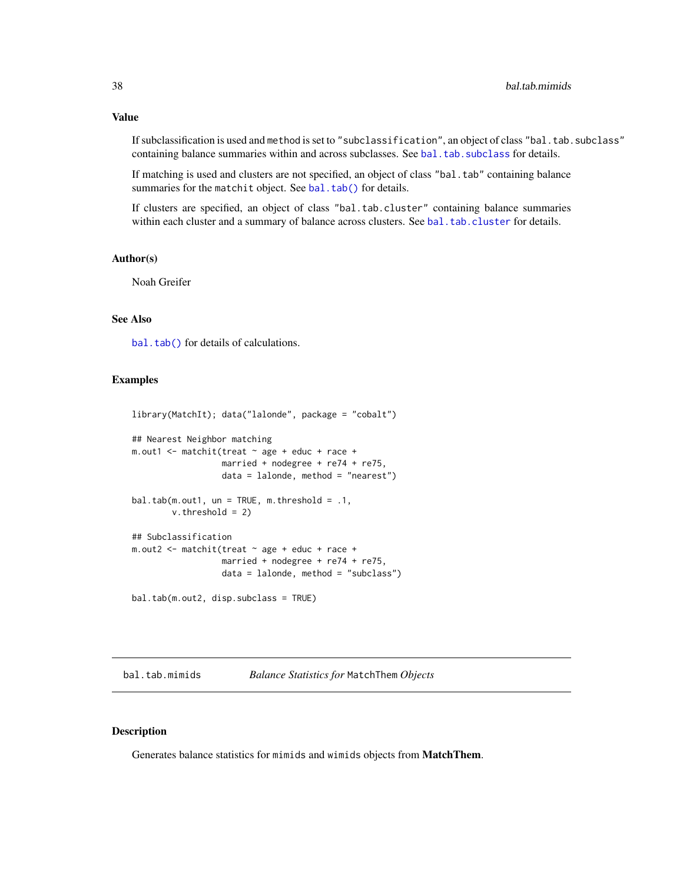### Value

If subclassification is used and `method` is set to `"subclassification"`, an object of class `"bal.tab.subclass"` containing balance summaries within and across subclasses. See `bal.tab.subclass` for details.

If matching is used and clusters are not specified, an object of class `"bal.tab"` containing balance summaries for the `matchit` object. See `bal.tab()` for details.

If clusters are specified, an object of class `"bal.tab.cluster"` containing balance summaries within each cluster and a summary of balance across clusters. See `bal.tab.cluster` for details.

### Author(s)

Noah Greifer

### See Also

`bal.tab()` for details of calculations.

### Examples

```
library(MatchIt); data("lalonde", package = "cobalt")

## Nearest Neighbor matching
m.out1 <- matchit(treat ~ age + educ + race +
                  married + nodegree + re74 + re75,
                  data = lalonde, method = "nearest")

bal.tab(m.out1, un = TRUE, m.threshold = .1,
        v.threshold = 2)

## Subclassification
m.out2 <- matchit(treat ~ age + educ + race +
                  married + nodegree + re74 + re75,
                  data = lalonde, method = "subclass")

bal.tab(m.out2, disp.subclass = TRUE)
```

---

## bal.tab.mimids    *Balance Statistics for* `MatchThem` *Objects*

### Description

Generates balance statistics for `mimids` and `wimids` objects from **MatchThem**.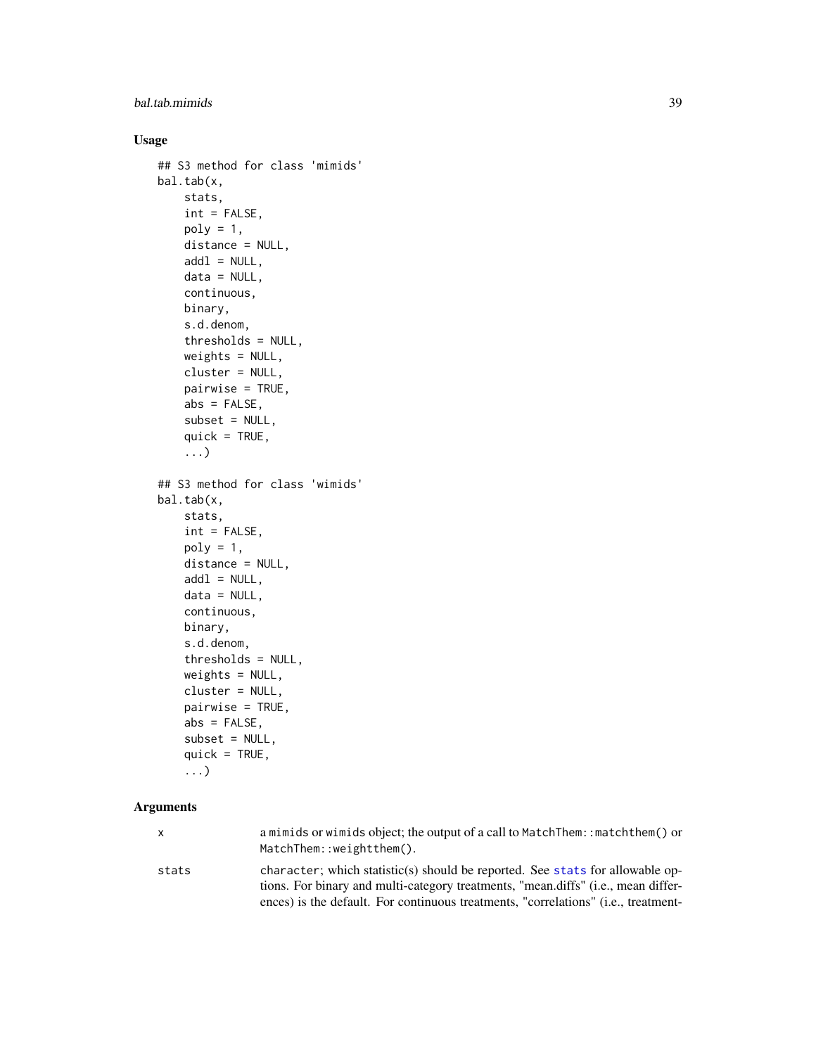## Usage

```
## S3 method for class 'mimids'
bal.tab(x,
    stats,
    int = FALSE,
    poly = 1,
    distance = NULL,
    addl = NULL,
    data = NULL,
    continuous,
    binary,
    s.d.denom,
    thresholds = NULL,
    weights = NULL,
    cluster = NULL,
    pairwise = TRUE,
    abs = FALSE,
    subset = NULL,
    quick = TRUE,
    ...)

## S3 method for class 'wimids'
bal.tab(x,
    stats,
    int = FALSE,
    poly = 1,
    distance = NULL,
    addl = NULL,
    data = NULL,
    continuous,
    binary,
    s.d.denom,
    thresholds = NULL,
    weights = NULL,
    cluster = NULL,
    pairwise = TRUE,
    abs = FALSE,
    subset = NULL,
    quick = TRUE,
    ...)
```

## Arguments

| | |
|---|---|
| `x` | a `mimids` or `wimids` object; the output of a call to `MatchThem::matchthem()` or `MatchThem::weightthem()`. |
| `stats` | character; which statistic(s) should be reported. See `stats` for allowable options. For binary and multi-category treatments, "mean.diffs" (i.e., mean differences) is the default. For continuous treatments, "correlations" (i.e., treatment- |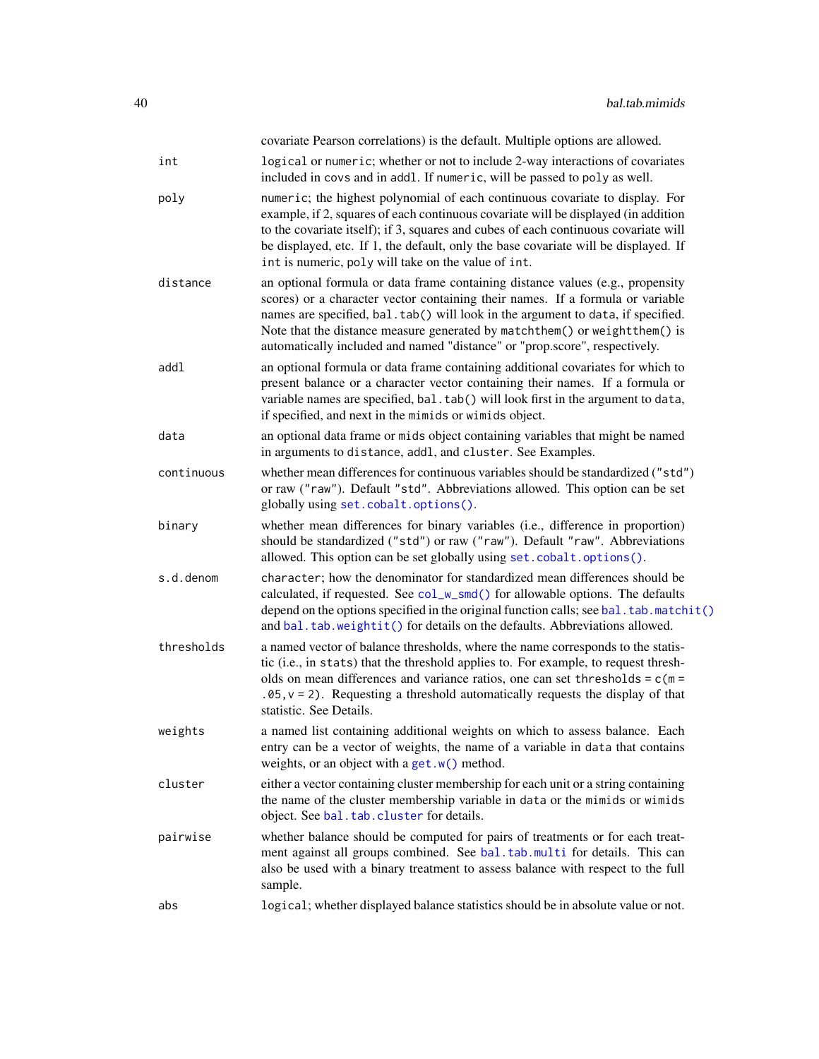covariate Pearson correlations) is the default. Multiple options are allowed.

`int`
: `logical` or `numeric`; whether or not to include 2-way interactions of covariates included in `covs` and in `addl`. If `numeric`, will be passed to `poly` as well.

`poly`
: `numeric`; the highest polynomial of each continuous covariate to display. For example, if 2, squares of each continuous covariate will be displayed (in addition to the covariate itself); if 3, squares and cubes of each continuous covariate will be displayed, etc. If 1, the default, only the base covariate will be displayed. If `int` is numeric, `poly` will take on the value of `int`.

`distance`
: an optional formula or data frame containing distance values (e.g., propensity scores) or a character vector containing their names. If a formula or variable names are specified, `bal.tab()` will look in the argument to `data`, if specified. Note that the distance measure generated by `matchthem()` or `weightthem()` is automatically included and named "distance" or "prop.score", respectively.

`addl`
: an optional formula or data frame containing additional covariates for which to present balance or a character vector containing their names. If a formula or variable names are specified, `bal.tab()` will look first in the argument to `data`, if specified, and next in the `mimids` or `wimids` object.

`data`
: an optional data frame or `mids` object containing variables that might be named in arguments to `distance`, `addl`, and `cluster`. See Examples.

`continuous`
: whether mean differences for continuous variables should be standardized (`"std"`) or raw (`"raw"`). Default `"std"`. Abbreviations allowed. This option can be set globally using `set.cobalt.options()`.

`binary`
: whether mean differences for binary variables (i.e., difference in proportion) should be standardized (`"std"`) or raw (`"raw"`). Default `"raw"`. Abbreviations allowed. This option can be set globally using `set.cobalt.options()`.

`s.d.denom`
: `character`; how the denominator for standardized mean differences should be calculated, if requested. See `col_w_smd()` for allowable options. The defaults depend on the options specified in the original function calls; see `bal.tab.matchit()` and `bal.tab.weightit()` for details on the defaults. Abbreviations allowed.

`thresholds`
: a named vector of balance thresholds, where the name corresponds to the statistic (i.e., in `stats`) that the threshold applies to. For example, to request thresholds on mean differences and variance ratios, one can set `thresholds = c(m = .05, v = 2)`. Requesting a threshold automatically requests the display of that statistic. See Details.

`weights`
: a named list containing additional weights on which to assess balance. Each entry can be a vector of weights, the name of a variable in `data` that contains weights, or an object with a `get.w()` method.

`cluster`
: either a vector containing cluster membership for each unit or a string containing the name of the cluster membership variable in `data` or the `mimids` or `wimids` object. See `bal.tab.cluster` for details.

`pairwise`
: whether balance should be computed for pairs of treatments or for each treatment against all groups combined. See `bal.tab.multi` for details. This can also be used with a binary treatment to assess balance with respect to the full sample.

`abs`
: `logical`; whether displayed balance statistics should be in absolute value or not.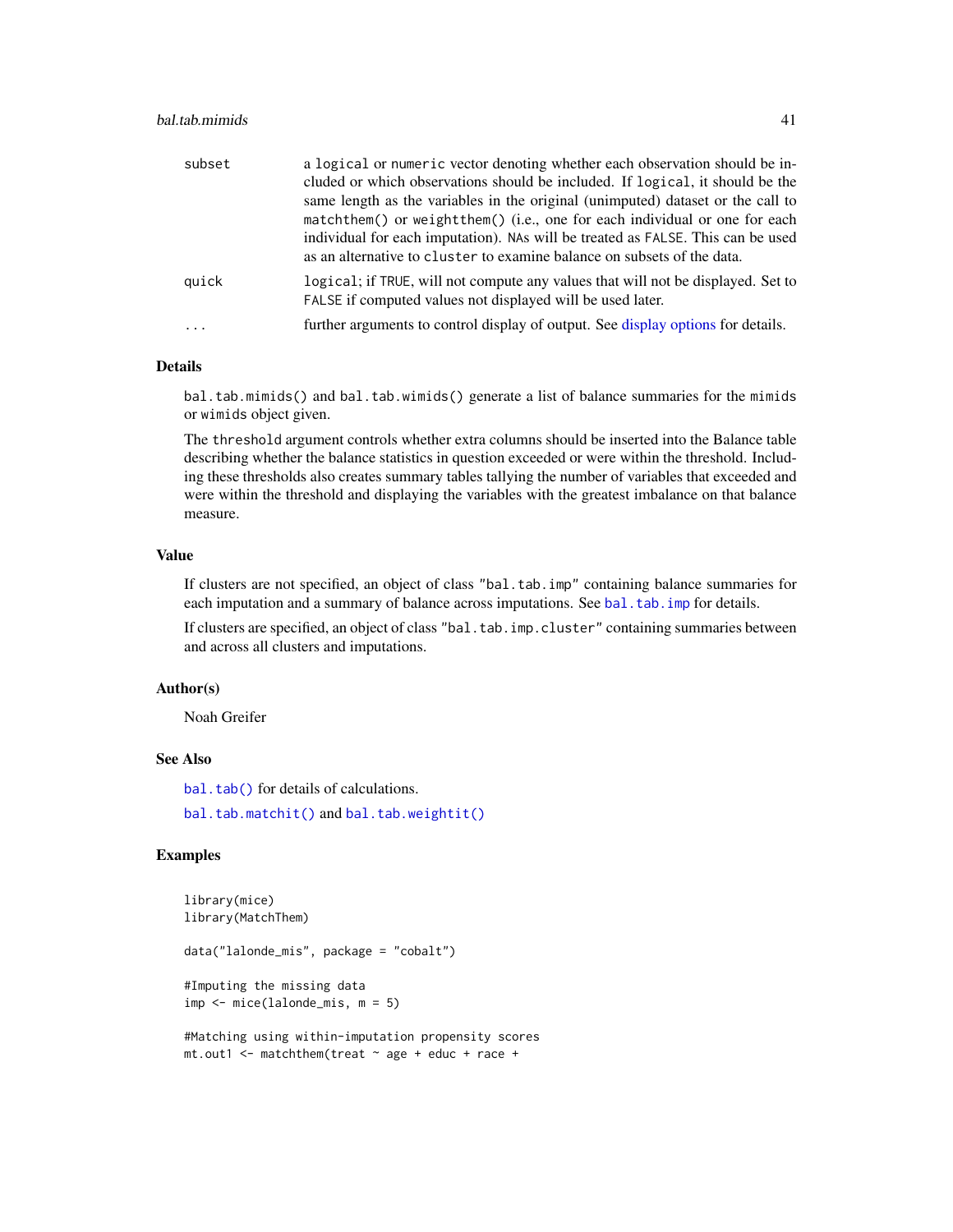| | |
|---|---|
| subset | a logical or numeric vector denoting whether each observation should be included or which observations should be included. If logical, it should be the same length as the variables in the original (unimputed) dataset or the call to matchthem() or weightthem() (i.e., one for each individual or one for each individual for each imputation). NAs will be treated as FALSE. This can be used as an alternative to cluster to examine balance on subsets of the data. |
| quick | logical; if TRUE, will not compute any values that will not be displayed. Set to FALSE if computed values not displayed will be used later. |
| ... | further arguments to control display of output. See display options for details. |

## Details

bal.tab.mimids() and bal.tab.wimids() generate a list of balance summaries for the mimids or wimids object given.

The threshold argument controls whether extra columns should be inserted into the Balance table describing whether the balance statistics in question exceeded or were within the threshold. Including these thresholds also creates summary tables tallying the number of variables that exceeded and were within the threshold and displaying the variables with the greatest imbalance on that balance measure.

## Value

If clusters are not specified, an object of class "bal.tab.imp" containing balance summaries for each imputation and a summary of balance across imputations. See bal.tab.imp for details.

If clusters are specified, an object of class "bal.tab.imp.cluster" containing summaries between and across all clusters and imputations.

## Author(s)

Noah Greifer

## See Also

bal.tab() for details of calculations.

bal.tab.matchit() and bal.tab.weightit()

## Examples

```
library(mice)
library(MatchThem)

data("lalonde_mis", package = "cobalt")

#Imputing the missing data
imp <- mice(lalonde_mis, m = 5)

#Matching using within-imputation propensity scores
mt.out1 <- matchthem(treat ~ age + educ + race +
```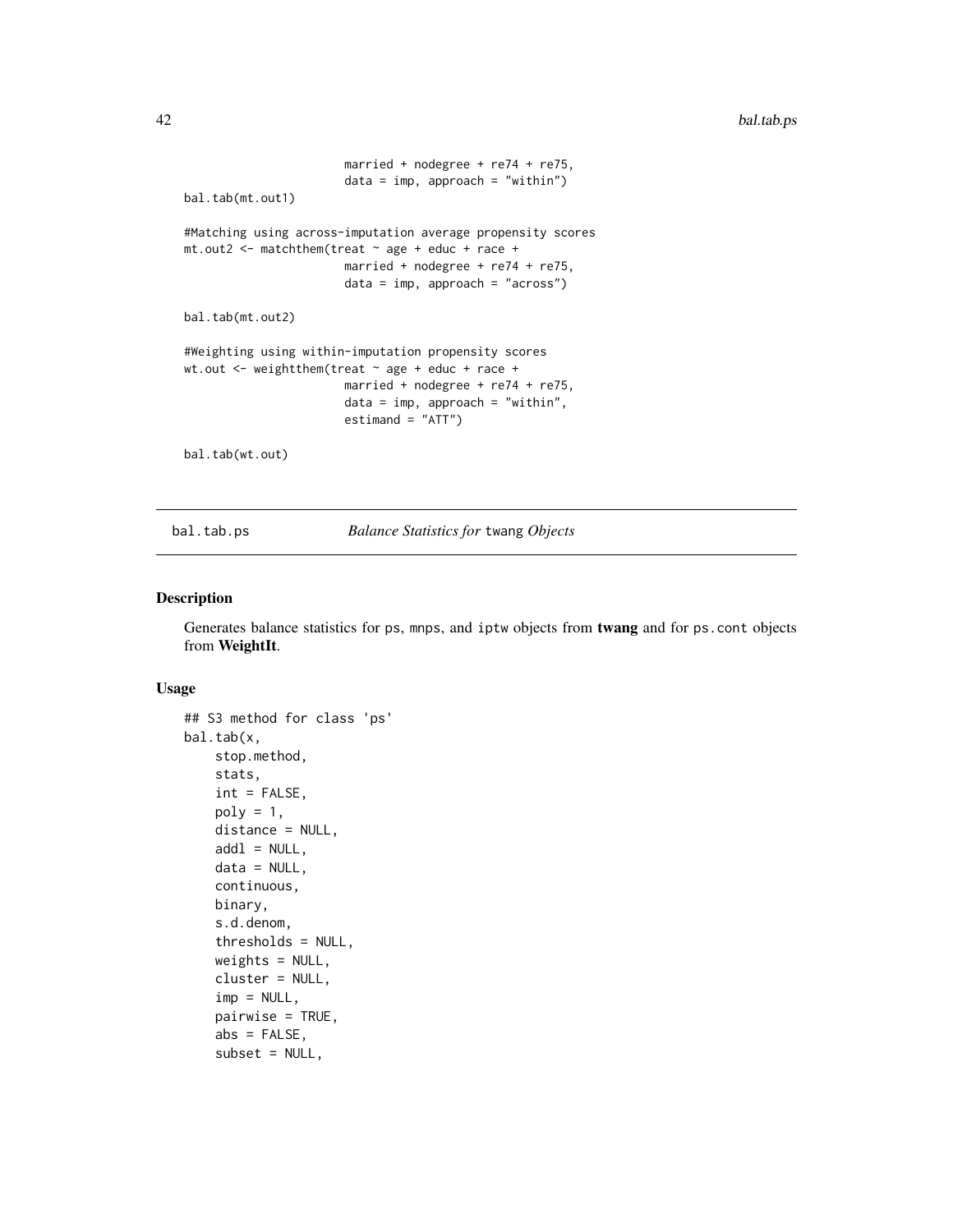```
                         married + nodegree + re74 + re75,
                         data = imp, approach = "within")
bal.tab(mt.out1)

#Matching using across-imputation average propensity scores
mt.out2 <- matchthem(treat ~ age + educ + race +
                         married + nodegree + re74 + re75,
                         data = imp, approach = "across")

bal.tab(mt.out2)

#Weighting using within-imputation propensity scores
wt.out <- weightthem(treat ~ age + educ + race +
                         married + nodegree + re74 + re75,
                         data = imp, approach = "within",
                         estimand = "ATT")

bal.tab(wt.out)
```

---

bal.tab.ps *Balance Statistics for* twang *Objects*

---

## Description

Generates balance statistics for ps, mnps, and iptw objects from **twang** and for ps.cont objects from **WeightIt**.

## Usage

```
## S3 method for class 'ps'
bal.tab(x,
    stop.method,
    stats,
    int = FALSE,
    poly = 1,
    distance = NULL,
    addl = NULL,
    data = NULL,
    continuous,
    binary,
    s.d.denom,
    thresholds = NULL,
    weights = NULL,
    cluster = NULL,
    imp = NULL,
    pairwise = TRUE,
    abs = FALSE,
    subset = NULL,
```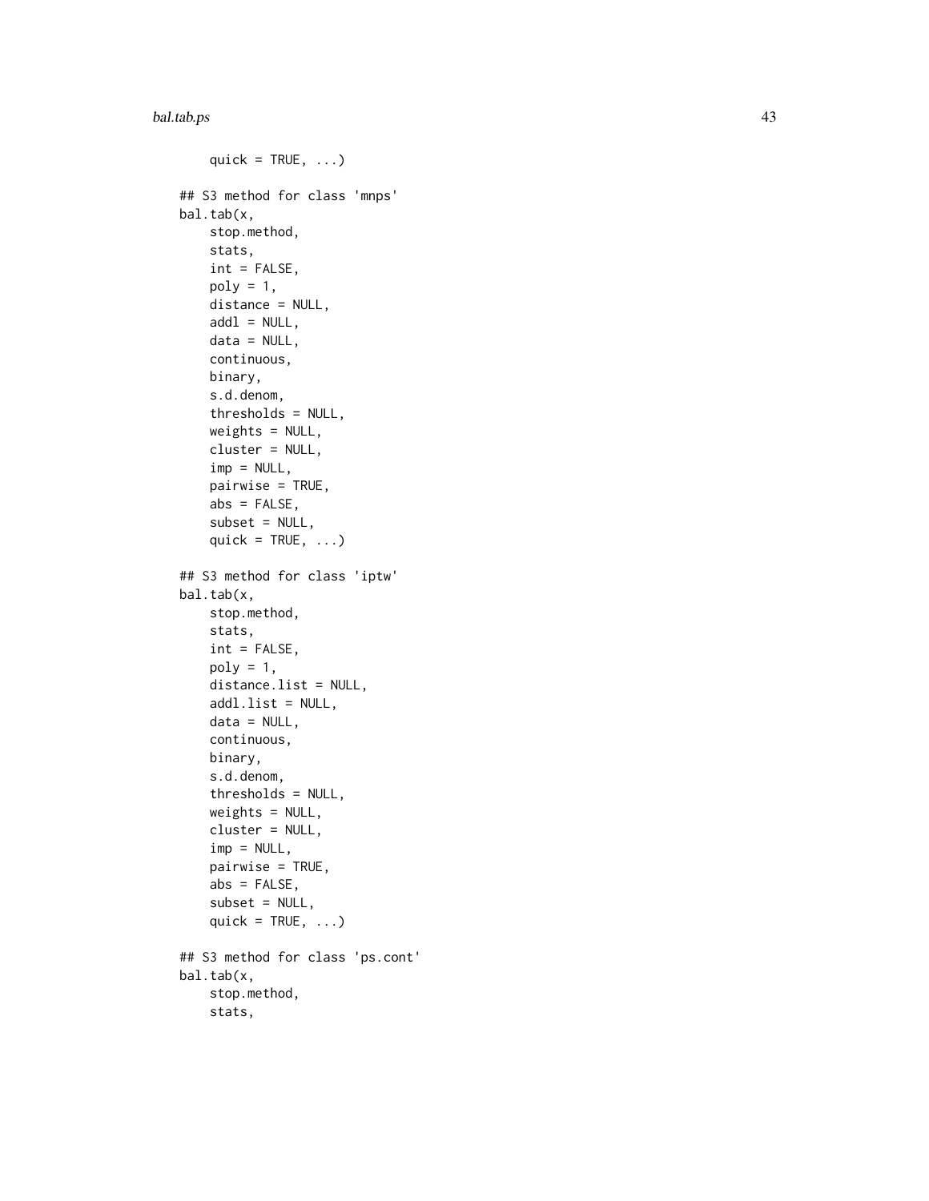```
    quick = TRUE, ...)

## S3 method for class 'mnps'
bal.tab(x,
    stop.method,
    stats,
    int = FALSE,
    poly = 1,
    distance = NULL,
    addl = NULL,
    data = NULL,
    continuous,
    binary,
    s.d.denom,
    thresholds = NULL,
    weights = NULL,
    cluster = NULL,
    imp = NULL,
    pairwise = TRUE,
    abs = FALSE,
    subset = NULL,
    quick = TRUE, ...)

## S3 method for class 'iptw'
bal.tab(x,
    stop.method,
    stats,
    int = FALSE,
    poly = 1,
    distance.list = NULL,
    addl.list = NULL,
    data = NULL,
    continuous,
    binary,
    s.d.denom,
    thresholds = NULL,
    weights = NULL,
    cluster = NULL,
    imp = NULL,
    pairwise = TRUE,
    abs = FALSE,
    subset = NULL,
    quick = TRUE, ...)

## S3 method for class 'ps.cont'
bal.tab(x,
    stop.method,
    stats,
```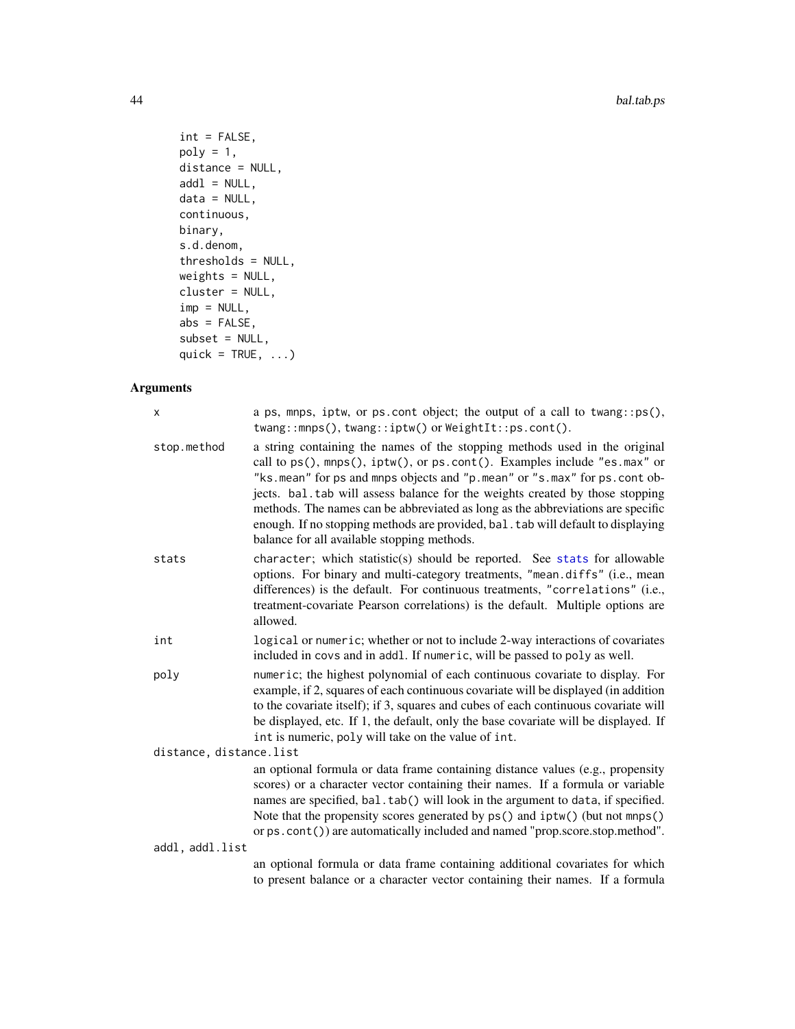```
    int = FALSE,
    poly = 1,
    distance = NULL,
    addl = NULL,
    data = NULL,
    continuous,
    binary,
    s.d.denom,
    thresholds = NULL,
    weights = NULL,
    cluster = NULL,
    imp = NULL,
    abs = FALSE,
    subset = NULL,
    quick = TRUE, ...)
```

## Arguments

**x** a ps, mnps, iptw, or ps.cont object; the output of a call to twang::ps(), twang::mnps(), twang::iptw() or WeightIt::ps.cont().

**stop.method** a string containing the names of the stopping methods used in the original call to ps(), mnps(), iptw(), or ps.cont(). Examples include "es.max" or "ks.mean" for ps and mnps objects and "p.mean" or "s.max" for ps.cont objects. bal.tab will assess balance for the weights created by those stopping methods. The names can be abbreviated as long as the abbreviations are specific enough. If no stopping methods are provided, bal.tab will default to displaying balance for all available stopping methods.

**stats** character; which statistic(s) should be reported. See stats for allowable options. For binary and multi-category treatments, "mean.diffs" (i.e., mean differences) is the default. For continuous treatments, "correlations" (i.e., treatment-covariate Pearson correlations) is the default. Multiple options are allowed.

**int** logical or numeric; whether or not to include 2-way interactions of covariates included in covs and in addl. If numeric, will be passed to poly as well.

**poly** numeric; the highest polynomial of each continuous covariate to display. For example, if 2, squares of each continuous covariate will be displayed (in addition to the covariate itself); if 3, squares and cubes of each continuous covariate will be displayed, etc. If 1, the default, only the base covariate will be displayed. If int is numeric, poly will take on the value of int.

**distance, distance.list** an optional formula or data frame containing distance values (e.g., propensity scores) or a character vector containing their names. If a formula or variable names are specified, bal.tab() will look in the argument to data, if specified. Note that the propensity scores generated by ps() and iptw() (but not mnps() or ps.cont()) are automatically included and named "prop.score.stop.method".

**addl, addl.list** an optional formula or data frame containing additional covariates for which to present balance or a character vector containing their names. If a formula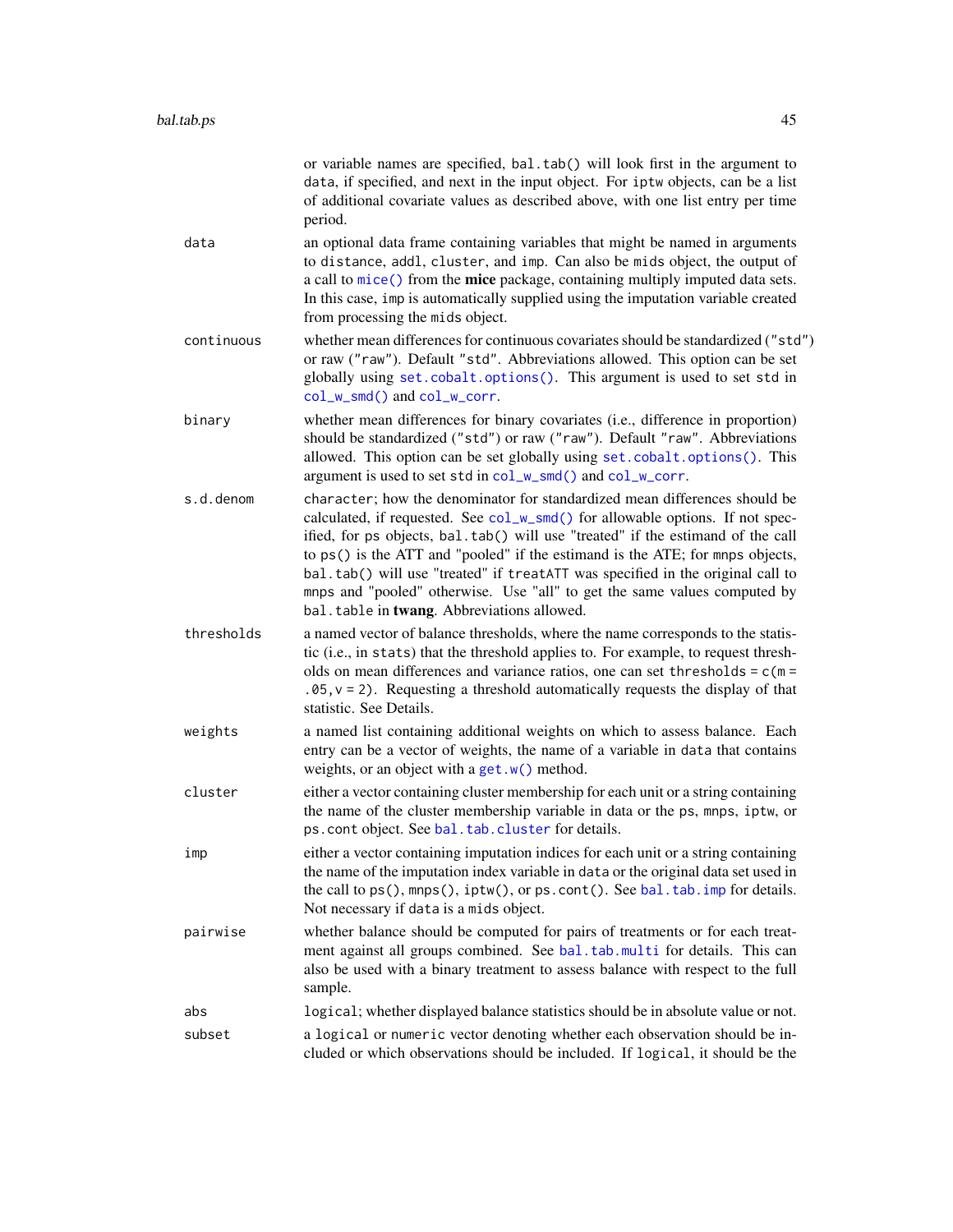or variable names are specified, `bal.tab()` will look first in the argument to `data`, if specified, and next in the input object. For `iptw` objects, can be a list of additional covariate values as described above, with one list entry per time period.

`data`
: an optional data frame containing variables that might be named in arguments to `distance`, `addl`, `cluster`, and `imp`. Can also be `mids` object, the output of a call to `mice()` from the **mice** package, containing multiply imputed data sets. In this case, `imp` is automatically supplied using the imputation variable created from processing the `mids` object.

`continuous`
: whether mean differences for continuous covariates should be standardized (`"std"`) or raw (`"raw"`). Default `"std"`. Abbreviations allowed. This option can be set globally using `set.cobalt.options()`. This argument is used to set `std` in `col_w_smd()` and `col_w_corr`.

`binary`
: whether mean differences for binary covariates (i.e., difference in proportion) should be standardized (`"std"`) or raw (`"raw"`). Default `"raw"`. Abbreviations allowed. This option can be set globally using `set.cobalt.options()`. This argument is used to set `std` in `col_w_smd()` and `col_w_corr`.

`s.d.denom`
: `character`; how the denominator for standardized mean differences should be calculated, if requested. See `col_w_smd()` for allowable options. If not specified, for `ps` objects, `bal.tab()` will use "treated" if the estimand of the call to `ps()` is the ATT and "pooled" if the estimand is the ATE; for `mnps` objects, `bal.tab()` will use "treated" if `treatATT` was specified in the original call to `mnps` and "pooled" otherwise. Use "all" to get the same values computed by `bal.table` in **twang**. Abbreviations allowed.

`thresholds`
: a named vector of balance thresholds, where the name corresponds to the statistic (i.e., in `stats`) that the threshold applies to. For example, to request thresholds on mean differences and variance ratios, one can set `thresholds = c(m = .05, v = 2)`. Requesting a threshold automatically requests the display of that statistic. See Details.

`weights`
: a named list containing additional weights on which to assess balance. Each entry can be a vector of weights, the name of a variable in `data` that contains weights, or an object with a `get.w()` method.

`cluster`
: either a vector containing cluster membership for each unit or a string containing the name of the cluster membership variable in data or the `ps`, `mnps`, `iptw`, or `ps.cont` object. See `bal.tab.cluster` for details.

`imp`
: either a vector containing imputation indices for each unit or a string containing the name of the imputation index variable in `data` or the original data set used in the call to `ps()`, `mnps()`, `iptw()`, or `ps.cont()`. See `bal.tab.imp` for details. Not necessary if `data` is a `mids` object.

`pairwise`
: whether balance should be computed for pairs of treatments or for each treatment against all groups combined. See `bal.tab.multi` for details. This can also be used with a binary treatment to assess balance with respect to the full sample.

`abs`
: `logical`; whether displayed balance statistics should be in absolute value or not.

`subset`
: a `logical` or `numeric` vector denoting whether each observation should be included or which observations should be included. If `logical`, it should be the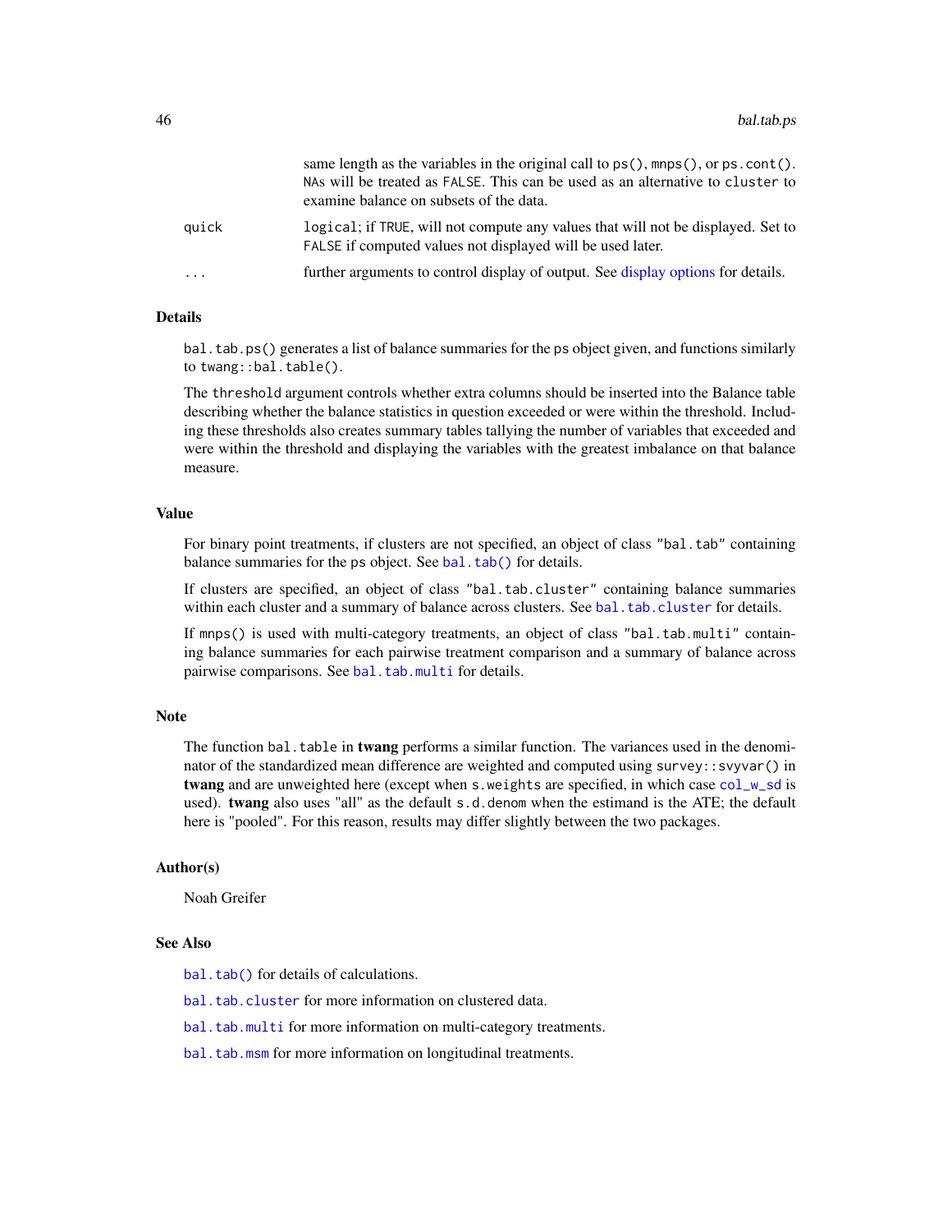| | |
|---|---|
| | same length as the variables in the original call to `ps()`, `mnps()`, or `ps.cont()`. NAs will be treated as FALSE. This can be used as an alternative to `cluster` to examine balance on subsets of the data. |
| `quick` | `logical`; if TRUE, will not compute any values that will not be displayed. Set to FALSE if computed values not displayed will be used later. |
| `...` | further arguments to control display of output. See display options for details. |

### Details

`bal.tab.ps()` generates a list of balance summaries for the `ps` object given, and functions similarly to `twang::bal.table()`.

The `threshold` argument controls whether extra columns should be inserted into the Balance table describing whether the balance statistics in question exceeded or were within the threshold. Including these thresholds also creates summary tables tallying the number of variables that exceeded and were within the threshold and displaying the variables with the greatest imbalance on that balance measure.

### Value

For binary point treatments, if clusters are not specified, an object of class `"bal.tab"` containing balance summaries for the `ps` object. See `bal.tab()` for details.

If clusters are specified, an object of class `"bal.tab.cluster"` containing balance summaries within each cluster and a summary of balance across clusters. See `bal.tab.cluster` for details.

If `mnps()` is used with multi-category treatments, an object of class `"bal.tab.multi"` containing balance summaries for each pairwise treatment comparison and a summary of balance across pairwise comparisons. See `bal.tab.multi` for details.

### Note

The function `bal.table` in **twang** performs a similar function. The variances used in the denominator of the standardized mean difference are weighted and computed using `survey::svyvar()` in **twang** and are unweighted here (except when `s.weights` are specified, in which case `col_w_sd` is used). **twang** also uses "all" as the default `s.d.denom` when the estimand is the ATE; the default here is "pooled". For this reason, results may differ slightly between the two packages.

### Author(s)

Noah Greifer

### See Also

`bal.tab()` for details of calculations.

`bal.tab.cluster` for more information on clustered data.

`bal.tab.multi` for more information on multi-category treatments.

`bal.tab.msm` for more information on longitudinal treatments.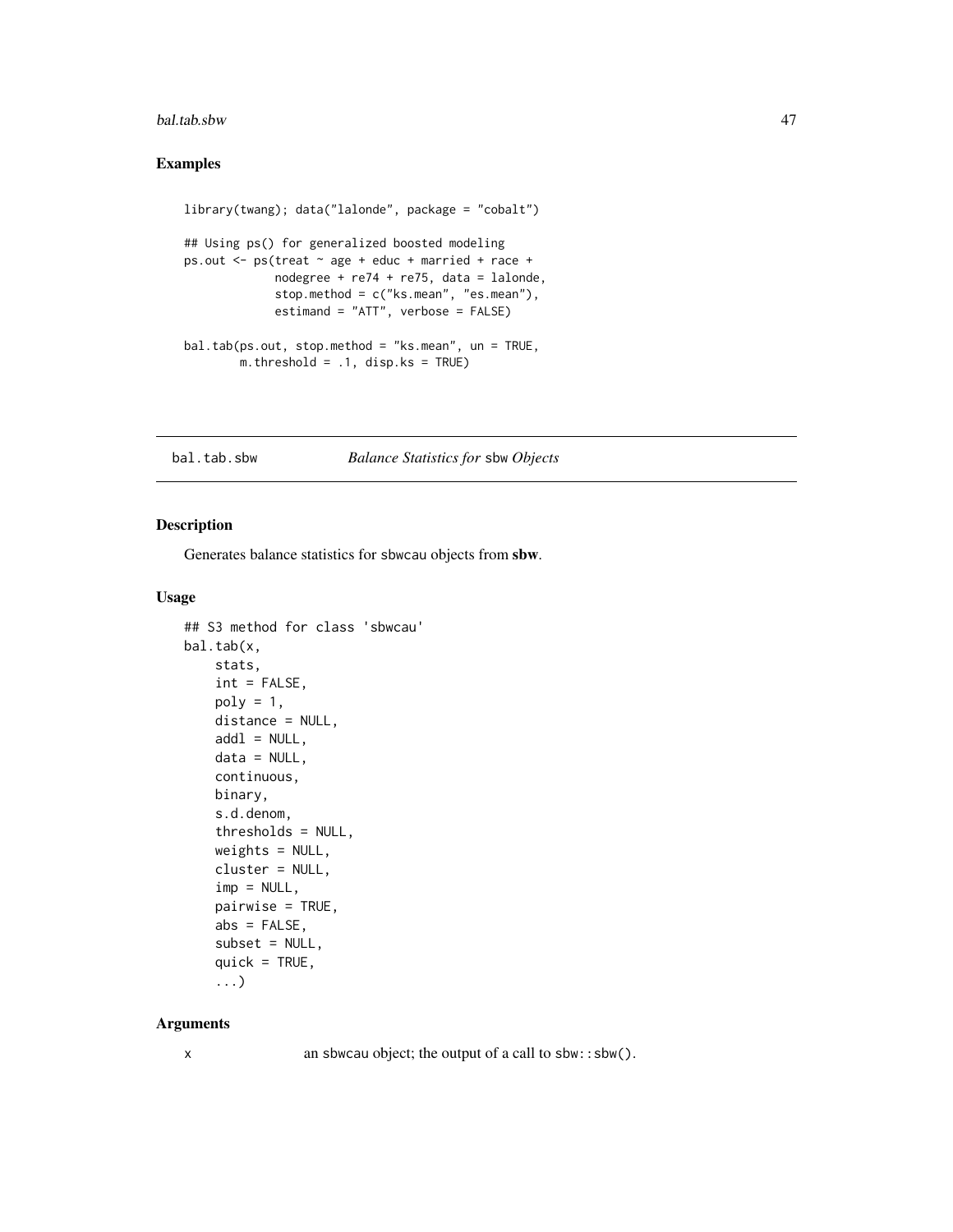## Examples

```
library(twang); data("lalonde", package = "cobalt")

## Using ps() for generalized boosted modeling
ps.out <- ps(treat ~ age + educ + married + race +
             nodegree + re74 + re75, data = lalonde,
             stop.method = c("ks.mean", "es.mean"),
             estimand = "ATT", verbose = FALSE)

bal.tab(ps.out, stop.method = "ks.mean", un = TRUE,
        m.threshold = .1, disp.ks = TRUE)
```

---

# bal.tab.sbw *Balance Statistics for* sbw *Objects*

---

## Description

Generates balance statistics for sbwcau objects from **sbw**.

## Usage

```
## S3 method for class 'sbwcau'
bal.tab(x,
    stats,
    int = FALSE,
    poly = 1,
    distance = NULL,
    addl = NULL,
    data = NULL,
    continuous,
    binary,
    s.d.denom,
    thresholds = NULL,
    weights = NULL,
    cluster = NULL,
    imp = NULL,
    pairwise = TRUE,
    abs = FALSE,
    subset = NULL,
    quick = TRUE,
    ...)
```

## Arguments

x an sbwcau object; the output of a call to sbw::sbw().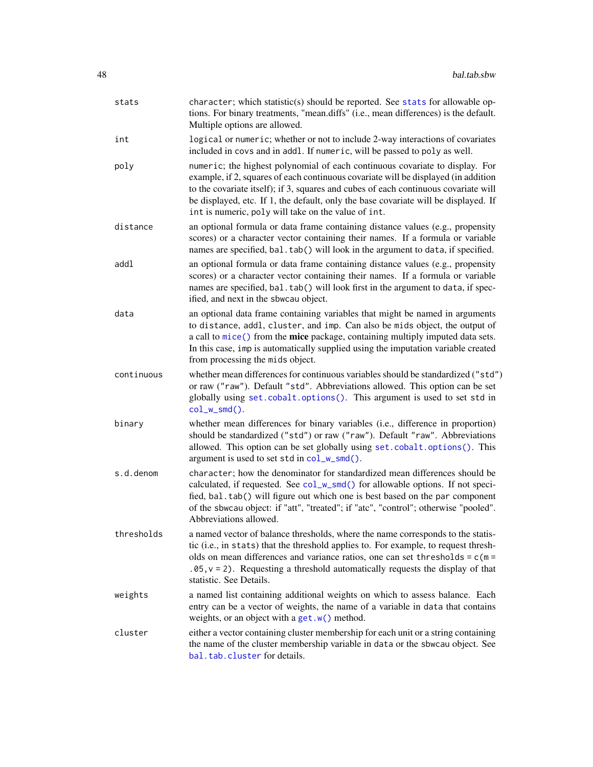| | |
|---|---|
| `stats` | character; which statistic(s) should be reported. See `stats` for allowable options. For binary treatments, "mean.diffs" (i.e., mean differences) is the default. Multiple options are allowed. |
| `int` | `logical` or `numeric`; whether or not to include 2-way interactions of covariates included in `covs` and in `addl`. If `numeric`, will be passed to `poly` as well. |
| `poly` | `numeric`; the highest polynomial of each continuous covariate to display. For example, if 2, squares of each continuous covariate will be displayed (in addition to the covariate itself); if 3, squares and cubes of each continuous covariate will be displayed, etc. If 1, the default, only the base covariate will be displayed. If `int` is numeric, `poly` will take on the value of `int`. |
| `distance` | an optional formula or data frame containing distance values (e.g., propensity scores) or a character vector containing their names. If a formula or variable names are specified, `bal.tab()` will look in the argument to `data`, if specified. |
| `addl` | an optional formula or data frame containing distance values (e.g., propensity scores) or a character vector containing their names. If a formula or variable names are specified, `bal.tab()` will look first in the argument to `data`, if specified, and next in the `sbwcau` object. |
| `data` | an optional data frame containing variables that might be named in arguments to `distance`, `addl`, `cluster`, and `imp`. Can also be `mids` object, the output of a call to `mice()` from the **mice** package, containing multiply imputed data sets. In this case, `imp` is automatically supplied using the imputation variable created from processing the `mids` object. |
| `continuous` | whether mean differences for continuous variables should be standardized (`"std"`) or raw (`"raw"`). Default `"std"`. Abbreviations allowed. This option can be set globally using `set.cobalt.options()`. This argument is used to set `std` in `col_w_smd()`. |
| `binary` | whether mean differences for binary variables (i.e., difference in proportion) should be standardized (`"std"`) or raw (`"raw"`). Default `"raw"`. Abbreviations allowed. This option can be set globally using `set.cobalt.options()`. This argument is used to set `std` in `col_w_smd()`. |
| `s.d.denom` | `character`; how the denominator for standardized mean differences should be calculated, if requested. See `col_w_smd()` for allowable options. If not specified, `bal.tab()` will figure out which one is best based on the `par` component of the `sbwcau` object: if "att", "treated"; if "atc", "control"; otherwise "pooled". Abbreviations allowed. |
| `thresholds` | a named vector of balance thresholds, where the name corresponds to the statistic (i.e., in `stats`) that the threshold applies to. For example, to request thresholds on mean differences and variance ratios, one can set `thresholds = c(m = .05, v = 2)`. Requesting a threshold automatically requests the display of that statistic. See Details. |
| `weights` | a named list containing additional weights on which to assess balance. Each entry can be a vector of weights, the name of a variable in `data` that contains weights, or an object with a `get.w()` method. |
| `cluster` | either a vector containing cluster membership for each unit or a string containing the name of the cluster membership variable in `data` or the `sbwcau` object. See `bal.tab.cluster` for details. |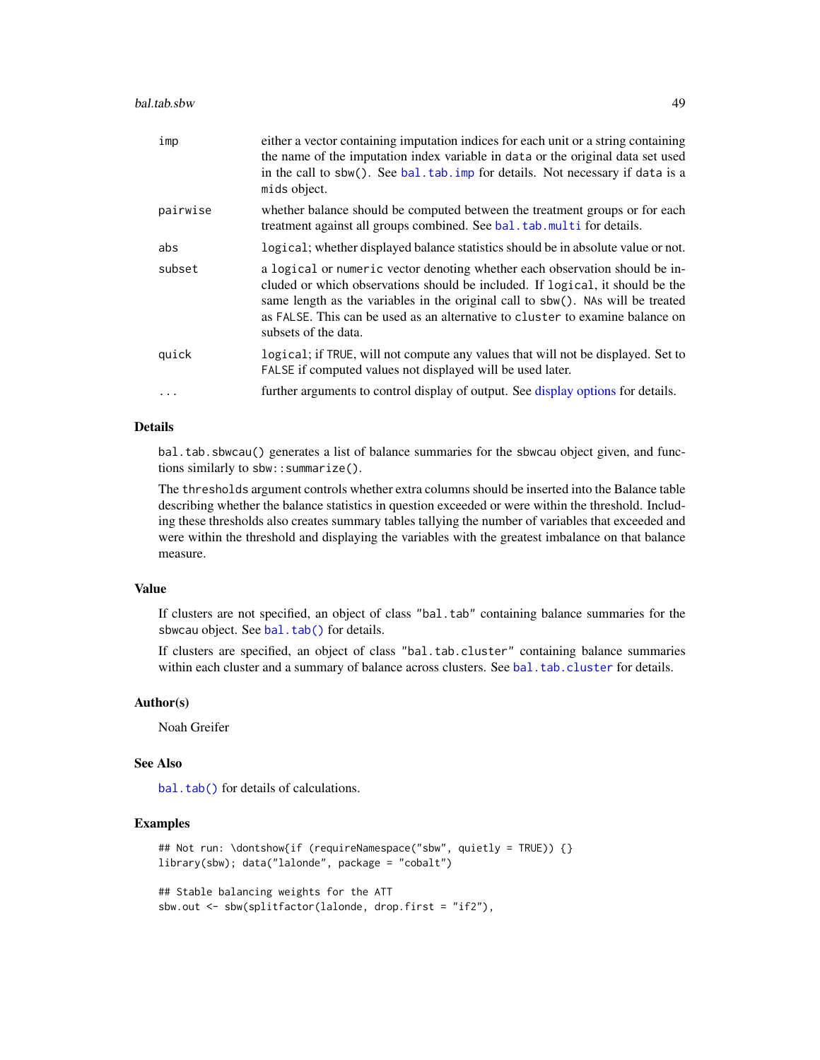| | |
|---|---|
| imp | either a vector containing imputation indices for each unit or a string containing the name of the imputation index variable in data or the original data set used in the call to sbw(). See bal.tab.imp for details. Not necessary if data is a mids object. |
| pairwise | whether balance should be computed between the treatment groups or for each treatment against all groups combined. See bal.tab.multi for details. |
| abs | logical; whether displayed balance statistics should be in absolute value or not. |
| subset | a logical or numeric vector denoting whether each observation should be included or which observations should be included. If logical, it should be the same length as the variables in the original call to sbw(). NAs will be treated as FALSE. This can be used as an alternative to cluster to examine balance on subsets of the data. |
| quick | logical; if TRUE, will not compute any values that will not be displayed. Set to FALSE if computed values not displayed will be used later. |
| ... | further arguments to control display of output. See display options for details. |

## Details

bal.tab.sbwcau() generates a list of balance summaries for the sbwcau object given, and functions similarly to sbw::summarize().

The thresholds argument controls whether extra columns should be inserted into the Balance table describing whether the balance statistics in question exceeded or were within the threshold. Including these thresholds also creates summary tables tallying the number of variables that exceeded and were within the threshold and displaying the variables with the greatest imbalance on that balance measure.

## Value

If clusters are not specified, an object of class "bal.tab" containing balance summaries for the sbwcau object. See bal.tab() for details.

If clusters are specified, an object of class "bal.tab.cluster" containing balance summaries within each cluster and a summary of balance across clusters. See bal.tab.cluster for details.

## Author(s)

Noah Greifer

## See Also

bal.tab() for details of calculations.

## Examples

```
## Not run: \dontshow{if (requireNamespace("sbw", quietly = TRUE)) {}
library(sbw); data("lalonde", package = "cobalt")

## Stable balancing weights for the ATT
sbw.out <- sbw(splitfactor(lalonde, drop.first = "if2"),
```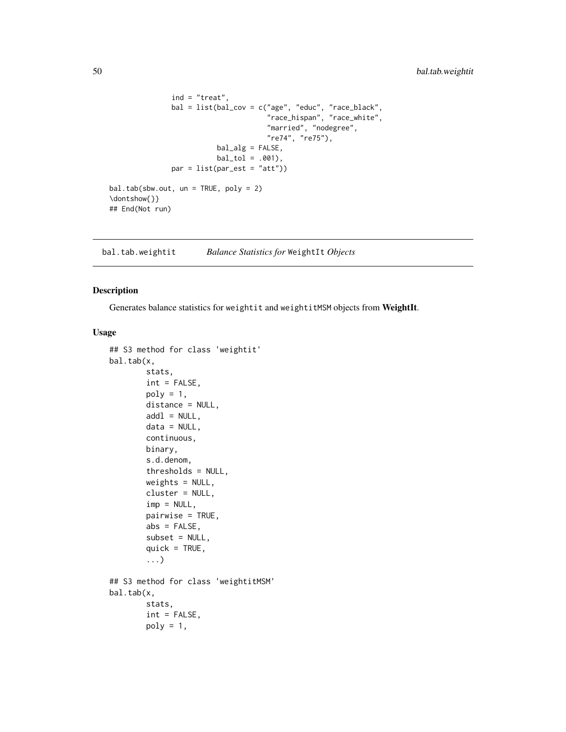```
                ind = "treat",
                bal = list(bal_cov = c("age", "educ", "race_black",
                                       "race_hispan", "race_white",
                                       "married", "nodegree",
                                       "re74", "re75"),
                           bal_alg = FALSE,
                           bal_tol = .001),
                par = list(par_est = "att"))

bal.tab(sbw.out, un = TRUE, poly = 2)
\dontshow{}}
## End(Not run)
```

---

## bal.tab.weightit    *Balance Statistics for* WeightIt *Objects*

---

### Description

Generates balance statistics for `weightit` and `weightitMSM` objects from **WeightIt**.

### Usage

```
## S3 method for class 'weightit'
bal.tab(x,
        stats,
        int = FALSE,
        poly = 1,
        distance = NULL,
        addl = NULL,
        data = NULL,
        continuous,
        binary,
        s.d.denom,
        thresholds = NULL,
        weights = NULL,
        cluster = NULL,
        imp = NULL,
        pairwise = TRUE,
        abs = FALSE,
        subset = NULL,
        quick = TRUE,
        ...)

## S3 method for class 'weightitMSM'
bal.tab(x,
        stats,
        int = FALSE,
        poly = 1,
```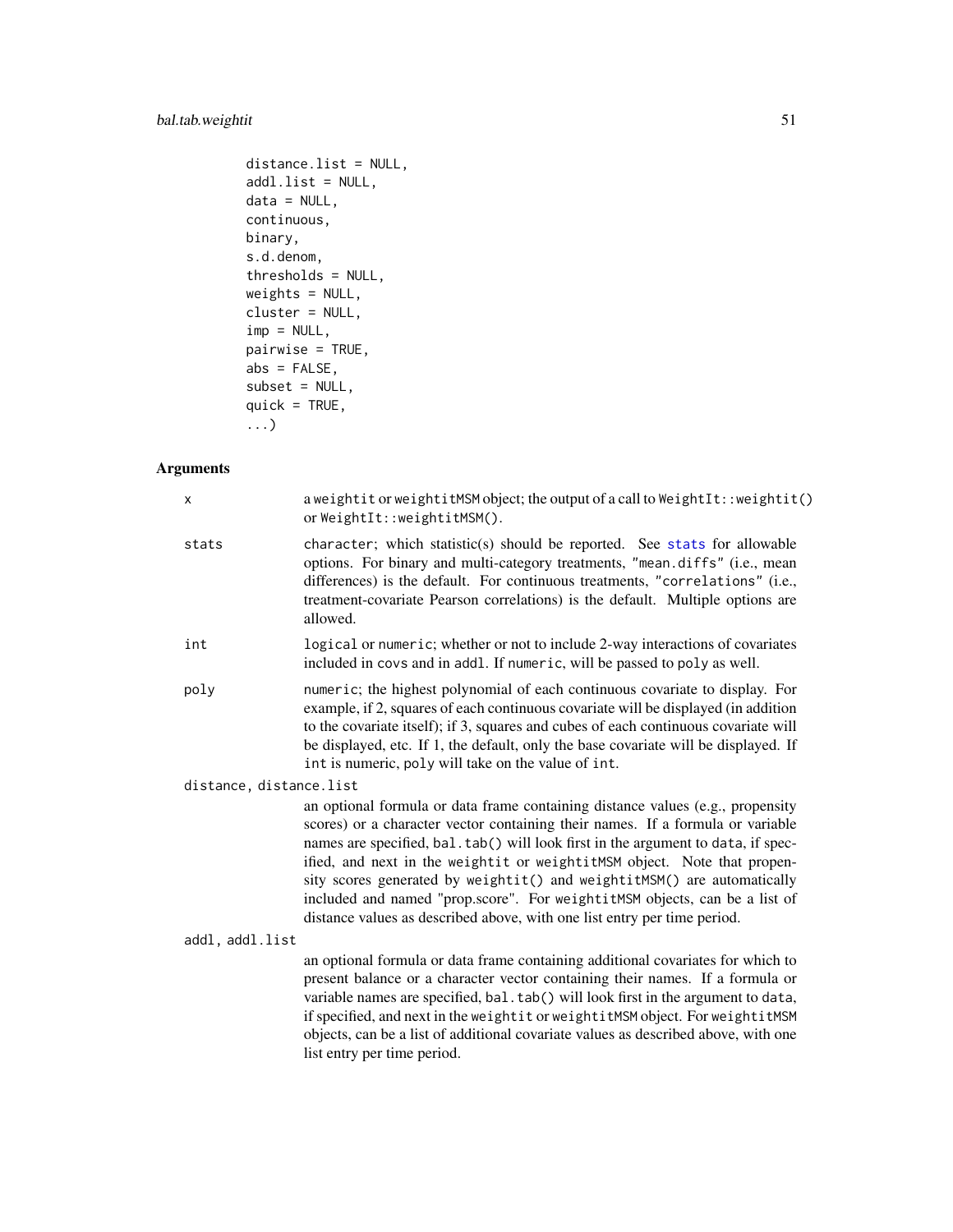```
distance.list = NULL,
addl.list = NULL,
data = NULL,
continuous,
binary,
s.d.denom,
thresholds = NULL,
weights = NULL,
cluster = NULL,
imp = NULL,
pairwise = TRUE,
abs = FALSE,
subset = NULL,
quick = TRUE,
...)
```

## Arguments

`x`
: a `weightit` or `weightitMSM` object; the output of a call to `WeightIt::weightit()` or `WeightIt::weightitMSM()`.

`stats`
: character; which statistic(s) should be reported. See stats for allowable options. For binary and multi-category treatments, "mean.diffs" (i.e., mean differences) is the default. For continuous treatments, "correlations" (i.e., treatment-covariate Pearson correlations) is the default. Multiple options are allowed.

`int`
: `logical` or `numeric`; whether or not to include 2-way interactions of covariates included in `covs` and in `addl`. If `numeric`, will be passed to `poly` as well.

`poly`
: `numeric`; the highest polynomial of each continuous covariate to display. For example, if 2, squares of each continuous covariate will be displayed (in addition to the covariate itself); if 3, squares and cubes of each continuous covariate will be displayed, etc. If 1, the default, only the base covariate will be displayed. If `int` is numeric, `poly` will take on the value of `int`.

`distance`, `distance.list`
: an optional formula or data frame containing distance values (e.g., propensity scores) or a character vector containing their names. If a formula or variable names are specified, `bal.tab()` will look first in the argument to `data`, if specified, and next in the `weightit` or `weightitMSM` object. Note that propensity scores generated by `weightit()` and `weightitMSM()` are automatically included and named "prop.score". For `weightitMSM` objects, can be a list of distance values as described above, with one list entry per time period.

`addl`, `addl.list`
: an optional formula or data frame containing additional covariates for which to present balance or a character vector containing their names. If a formula or variable names are specified, `bal.tab()` will look first in the argument to `data`, if specified, and next in the `weightit` or `weightitMSM` object. For `weightitMSM` objects, can be a list of additional covariate values as described above, with one list entry per time period.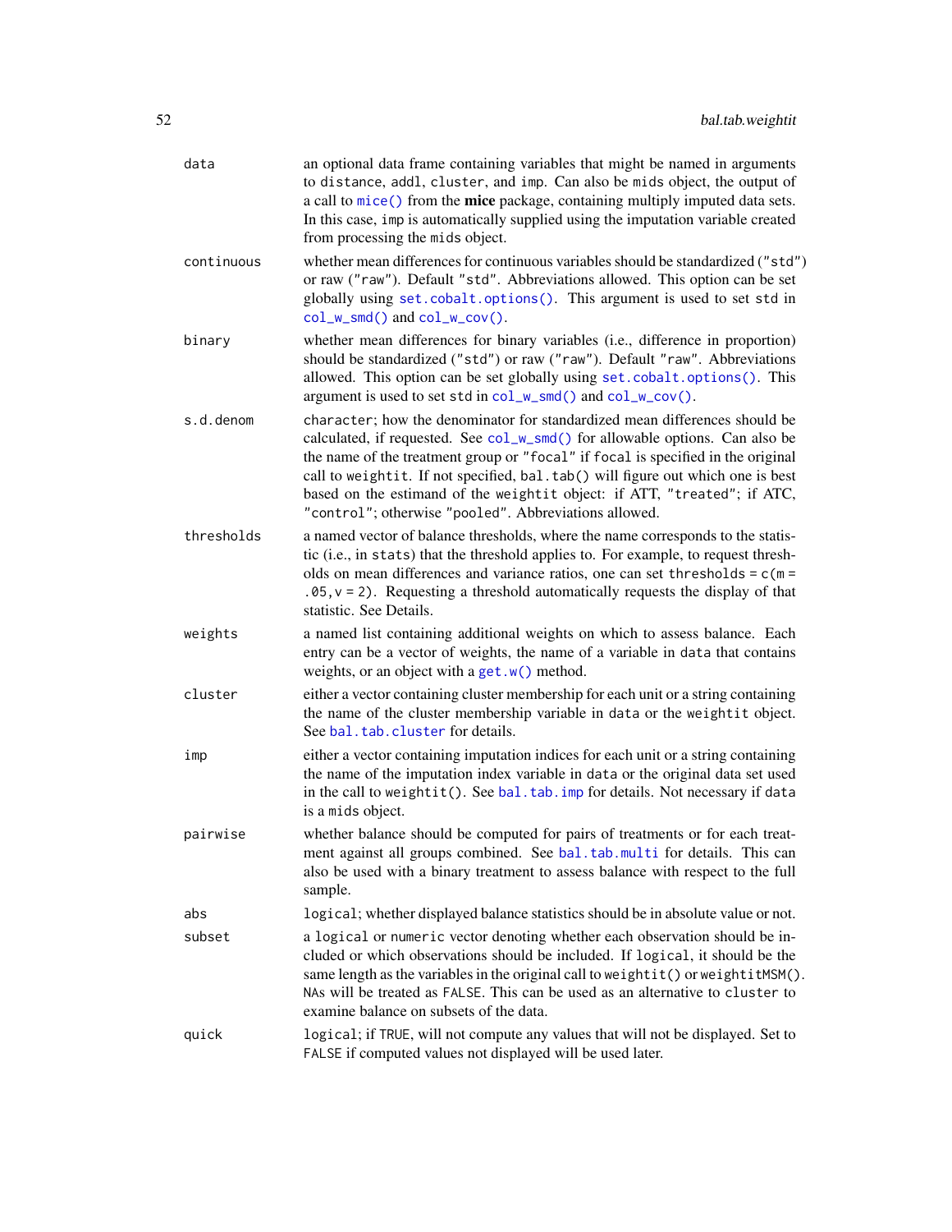| | |
|---|---|
| `data` | an optional data frame containing variables that might be named in arguments to `distance`, `addl`, `cluster`, and `imp`. Can also be `mids` object, the output of a call to `mice()` from the **mice** package, containing multiply imputed data sets. In this case, `imp` is automatically supplied using the imputation variable created from processing the `mids` object. |
| `continuous` | whether mean differences for continuous variables should be standardized (`"std"`) or raw (`"raw"`). Default `"std"`. Abbreviations allowed. This option can be set globally using `set.cobalt.options()`. This argument is used to set `std` in `col_w_smd()` and `col_w_cov()`. |
| `binary` | whether mean differences for binary variables (i.e., difference in proportion) should be standardized (`"std"`) or raw (`"raw"`). Default `"raw"`. Abbreviations allowed. This option can be set globally using `set.cobalt.options()`. This argument is used to set `std` in `col_w_smd()` and `col_w_cov()`. |
| `s.d.denom` | `character`; how the denominator for standardized mean differences should be calculated, if requested. See `col_w_smd()` for allowable options. Can also be the name of the treatment group or `"focal"` if `focal` is specified in the original call to `weightit`. If not specified, `bal.tab()` will figure out which one is best based on the estimand of the `weightit` object: if ATT, `"treated"`; if ATC, `"control"`; otherwise `"pooled"`. Abbreviations allowed. |
| `thresholds` | a named vector of balance thresholds, where the name corresponds to the statistic (i.e., in `stats`) that the threshold applies to. For example, to request thresholds on mean differences and variance ratios, one can set `thresholds = c(m = .05, v = 2)`. Requesting a threshold automatically requests the display of that statistic. See Details. |
| `weights` | a named list containing additional weights on which to assess balance. Each entry can be a vector of weights, the name of a variable in `data` that contains weights, or an object with a `get.w()` method. |
| `cluster` | either a vector containing cluster membership for each unit or a string containing the name of the cluster membership variable in `data` or the `weightit` object. See `bal.tab.cluster` for details. |
| `imp` | either a vector containing imputation indices for each unit or a string containing the name of the imputation index variable in `data` or the original data set used in the call to `weightit()`. See `bal.tab.imp` for details. Not necessary if `data` is a `mids` object. |
| `pairwise` | whether balance should be computed for pairs of treatments or for each treatment against all groups combined. See `bal.tab.multi` for details. This can also be used with a binary treatment to assess balance with respect to the full sample. |
| `abs` | `logical`; whether displayed balance statistics should be in absolute value or not. |
| `subset` | a `logical` or `numeric` vector denoting whether each observation should be included or which observations should be included. If `logical`, it should be the same length as the variables in the original call to `weightit()` or `weightitMSM()`. `NA`s will be treated as `FALSE`. This can be used as an alternative to `cluster` to examine balance on subsets of the data. |
| `quick` | `logical`; if `TRUE`, will not compute any values that will not be displayed. Set to `FALSE` if computed values not displayed will be used later. |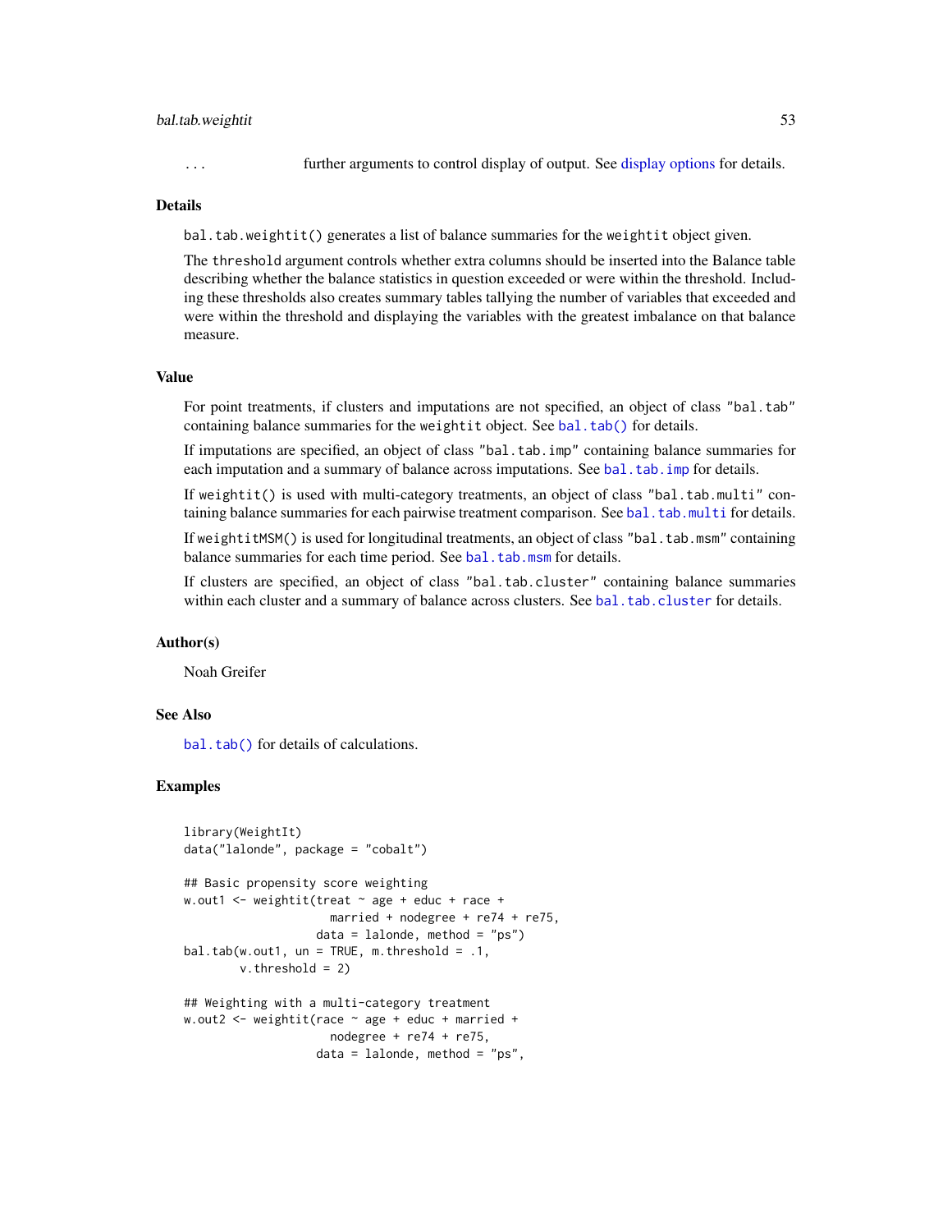... further arguments to control display of output. See display options for details.

## Details

bal.tab.weightit() generates a list of balance summaries for the weightit object given.

The threshold argument controls whether extra columns should be inserted into the Balance table describing whether the balance statistics in question exceeded or were within the threshold. Including these thresholds also creates summary tables tallying the number of variables that exceeded and were within the threshold and displaying the variables with the greatest imbalance on that balance measure.

## Value

For point treatments, if clusters and imputations are not specified, an object of class "bal.tab" containing balance summaries for the weightit object. See bal.tab() for details.

If imputations are specified, an object of class "bal.tab.imp" containing balance summaries for each imputation and a summary of balance across imputations. See bal.tab.imp for details.

If weightit() is used with multi-category treatments, an object of class "bal.tab.multi" containing balance summaries for each pairwise treatment comparison. See bal.tab.multi for details.

If weightitMSM() is used for longitudinal treatments, an object of class "bal.tab.msm" containing balance summaries for each time period. See bal.tab.msm for details.

If clusters are specified, an object of class "bal.tab.cluster" containing balance summaries within each cluster and a summary of balance across clusters. See bal.tab.cluster for details.

## Author(s)

Noah Greifer

## See Also

bal.tab() for details of calculations.

## Examples

```
library(WeightIt)
data("lalonde", package = "cobalt")

## Basic propensity score weighting
w.out1 <- weightit(treat ~ age + educ + race +
                     married + nodegree + re74 + re75,
                   data = lalonde, method = "ps")
bal.tab(w.out1, un = TRUE, m.threshold = .1,
        v.threshold = 2)

## Weighting with a multi-category treatment
w.out2 <- weightit(race ~ age + educ + married +
                     nodegree + re74 + re75,
                   data = lalonde, method = "ps",
```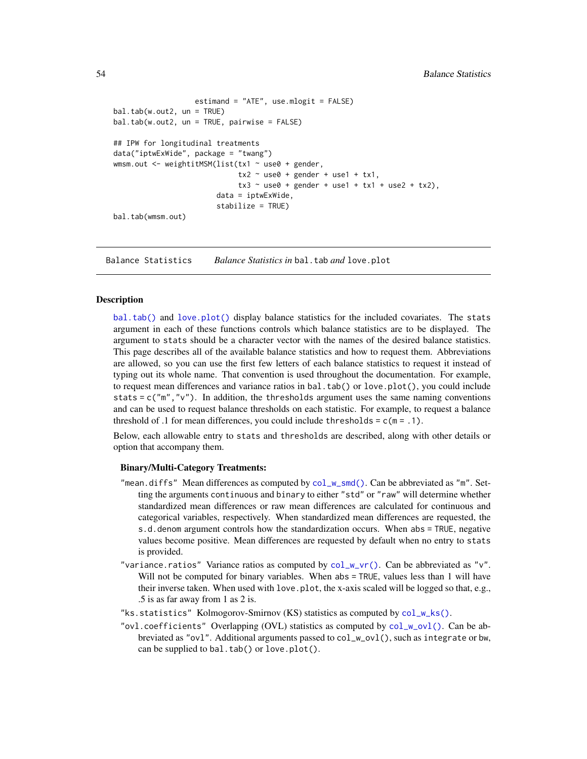```
                    estimand = "ATE", use.mlogit = FALSE)
bal.tab(w.out2, un = TRUE)
bal.tab(w.out2, un = TRUE, pairwise = FALSE)

## IPW for longitudinal treatments
data("iptwExWide", package = "twang")
wmsm.out <- weightitMSM(list(tx1 ~ use0 + gender,
                             tx2 ~ use0 + gender + use1 + tx1,
                             tx3 ~ use0 + gender + use1 + tx1 + use2 + tx2),
                        data = iptwExWide,
                        stabilize = TRUE)
bal.tab(wmsm.out)
```

---

Balance Statistics    *Balance Statistics in* `bal.tab` *and* `love.plot`

---

## Description

`bal.tab()` and `love.plot()` display balance statistics for the included covariates. The `stats` argument in each of these functions controls which balance statistics are to be displayed. The argument to `stats` should be a character vector with the names of the desired balance statistics. This page describes all of the available balance statistics and how to request them. Abbreviations are allowed, so you can use the first few letters of each balance statistics to request it instead of typing out its whole name. That convention is used throughout the documentation. For example, to request mean differences and variance ratios in `bal.tab()` or `love.plot()`, you could include `stats = c("m","v")`. In addition, the `thresholds` argument uses the same naming conventions and can be used to request balance thresholds on each statistic. For example, to request a balance threshold of .1 for mean differences, you could include `thresholds = c(m = .1)`.

Below, each allowable entry to `stats` and `thresholds` are described, along with other details or option that accompany them.

### Binary/Multi-Category Treatments:

- `"mean.diffs"` Mean differences as computed by `col_w_smd()`. Can be abbreviated as `"m"`. Setting the arguments `continuous` and `binary` to either `"std"` or `"raw"` will determine whether standardized mean differences or raw mean differences are calculated for continuous and categorical variables, respectively. When standardized mean differences are requested, the `s.d.denom` argument controls how the standardization occurs. When `abs = TRUE`, negative values become positive. Mean differences are requested by default when no entry to `stats` is provided.
- `"variance.ratios"` Variance ratios as computed by `col_w_vr()`. Can be abbreviated as `"v"`. Will not be computed for binary variables. When `abs = TRUE`, values less than 1 will have their inverse taken. When used with `love.plot`, the x-axis scaled will be logged so that, e.g., .5 is as far away from 1 as 2 is.
- `"ks.statistics"` Kolmogorov-Smirnov (KS) statistics as computed by `col_w_ks()`.
- `"ovl.coefficients"` Overlapping (OVL) statistics as computed by `col_w_ovl()`. Can be abbreviated as `"ovl"`. Additional arguments passed to `col_w_ovl()`, such as `integrate` or `bw`, can be supplied to `bal.tab()` or `love.plot()`.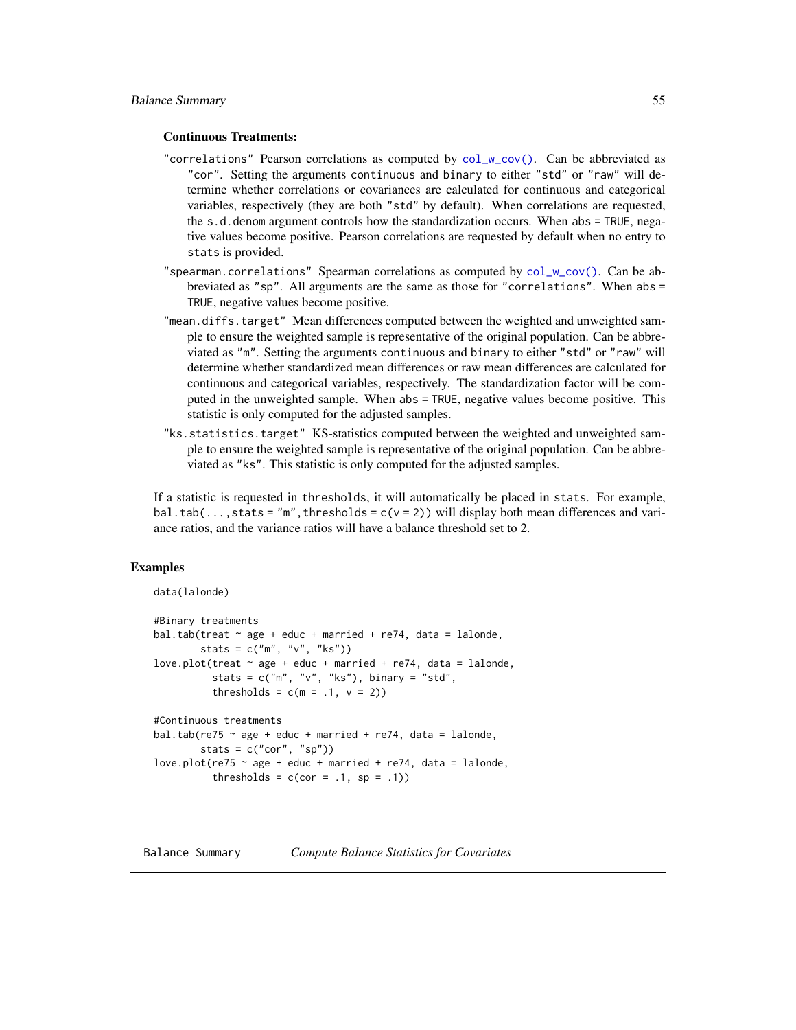**Continuous Treatments:**

"correlations" Pearson correlations as computed by col_w_cov(). Can be abbreviated as "cor". Setting the arguments continuous and binary to either "std" or "raw" will determine whether correlations or covariances are calculated for continuous and categorical variables, respectively (they are both "std" by default). When correlations are requested, the s.d.denom argument controls how the standardization occurs. When abs = TRUE, negative values become positive. Pearson correlations are requested by default when no entry to stats is provided.

"spearman.correlations" Spearman correlations as computed by col_w_cov(). Can be abbreviated as "sp". All arguments are the same as those for "correlations". When abs = TRUE, negative values become positive.

"mean.diffs.target" Mean differences computed between the weighted and unweighted sample to ensure the weighted sample is representative of the original population. Can be abbreviated as "m". Setting the arguments continuous and binary to either "std" or "raw" will determine whether standardized mean differences or raw mean differences are calculated for continuous and categorical variables, respectively. The standardization factor will be computed in the unweighted sample. When abs = TRUE, negative values become positive. This statistic is only computed for the adjusted samples.

"ks.statistics.target" KS-statistics computed between the weighted and unweighted sample to ensure the weighted sample is representative of the original population. Can be abbreviated as "ks". This statistic is only computed for the adjusted samples.

If a statistic is requested in thresholds, it will automatically be placed in stats. For example, bal.tab(...,stats = "m",thresholds = c(v = 2)) will display both mean differences and variance ratios, and the variance ratios will have a balance threshold set to 2.

## Examples

```
data(lalonde)

#Binary treatments
bal.tab(treat ~ age + educ + married + re74, data = lalonde,
        stats = c("m", "v", "ks"))
love.plot(treat ~ age + educ + married + re74, data = lalonde,
          stats = c("m", "v", "ks"), binary = "std",
          thresholds = c(m = .1, v = 2))

#Continuous treatments
bal.tab(re75 ~ age + educ + married + re74, data = lalonde,
        stats = c("cor", "sp"))
love.plot(re75 ~ age + educ + married + re74, data = lalonde,
          thresholds = c(cor = .1, sp = .1))
```

---

Balance Summary    *Compute Balance Statistics for Covariates*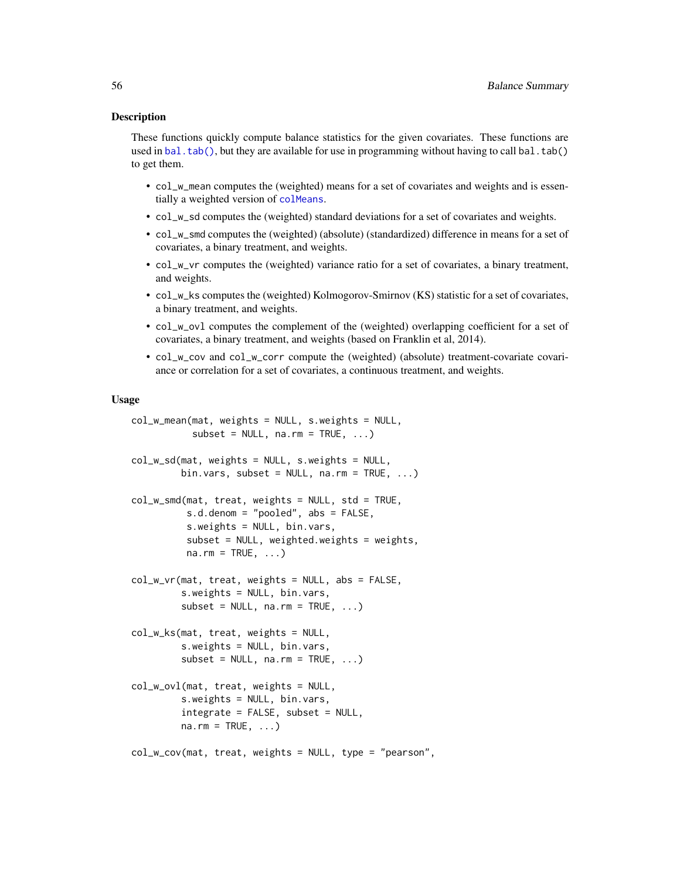## Description

These functions quickly compute balance statistics for the given covariates. These functions are used in bal.tab(), but they are available for use in programming without having to call bal.tab() to get them.

- col_w_mean computes the (weighted) means for a set of covariates and weights and is essentially a weighted version of colMeans.
- col_w_sd computes the (weighted) standard deviations for a set of covariates and weights.
- col_w_smd computes the (weighted) (absolute) (standardized) difference in means for a set of covariates, a binary treatment, and weights.
- col_w_vr computes the (weighted) variance ratio for a set of covariates, a binary treatment, and weights.
- col_w_ks computes the (weighted) Kolmogorov-Smirnov (KS) statistic for a set of covariates, a binary treatment, and weights.
- col_w_ovl computes the complement of the (weighted) overlapping coefficient for a set of covariates, a binary treatment, and weights (based on Franklin et al, 2014).
- col_w_cov and col_w_corr compute the (weighted) (absolute) treatment-covariate covariance or correlation for a set of covariates, a continuous treatment, and weights.

## Usage

```
col_w_mean(mat, weights = NULL, s.weights = NULL,
           subset = NULL, na.rm = TRUE, ...)

col_w_sd(mat, weights = NULL, s.weights = NULL,
         bin.vars, subset = NULL, na.rm = TRUE, ...)

col_w_smd(mat, treat, weights = NULL, std = TRUE,
          s.d.denom = "pooled", abs = FALSE,
          s.weights = NULL, bin.vars,
          subset = NULL, weighted.weights = weights,
          na.rm = TRUE, ...)

col_w_vr(mat, treat, weights = NULL, abs = FALSE,
         s.weights = NULL, bin.vars,
         subset = NULL, na.rm = TRUE, ...)

col_w_ks(mat, treat, weights = NULL,
         s.weights = NULL, bin.vars,
         subset = NULL, na.rm = TRUE, ...)

col_w_ovl(mat, treat, weights = NULL,
          s.weights = NULL, bin.vars,
          integrate = FALSE, subset = NULL,
          na.rm = TRUE, ...)

col_w_cov(mat, treat, weights = NULL, type = "pearson",
```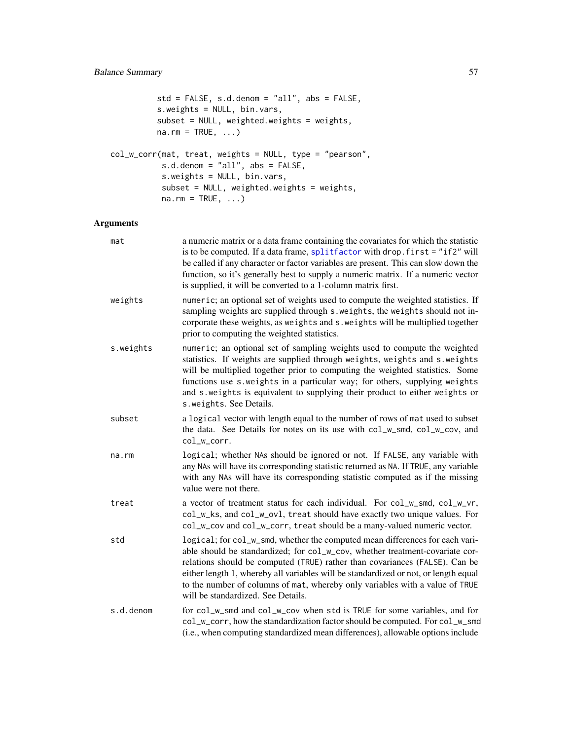```
           std = FALSE, s.d.denom = "all", abs = FALSE,
           s.weights = NULL, bin.vars,
           subset = NULL, weighted.weights = weights,
           na.rm = TRUE, ...)

col_w_corr(mat, treat, weights = NULL, type = "pearson",
           s.d.denom = "all", abs = FALSE,
           s.weights = NULL, bin.vars,
           subset = NULL, weighted.weights = weights,
           na.rm = TRUE, ...)
```

## Arguments

| | |
|---|---|
| mat | a numeric matrix or a data frame containing the covariates for which the statistic is to be computed. If a data frame, splitfactor with drop.first = "if2" will be called if any character or factor variables are present. This can slow down the function, so it's generally best to supply a numeric matrix. If a numeric vector is supplied, it will be converted to a 1-column matrix first. |
| weights | numeric; an optional set of weights used to compute the weighted statistics. If sampling weights are supplied through s.weights, the weights should not incorporate these weights, as weights and s.weights will be multiplied together prior to computing the weighted statistics. |
| s.weights | numeric; an optional set of sampling weights used to compute the weighted statistics. If weights are supplied through weights, weights and s.weights will be multiplied together prior to computing the weighted statistics. Some functions use s.weights in a particular way; for others, supplying weights and s.weights is equivalent to supplying their product to either weights or s.weights. See Details. |
| subset | a logical vector with length equal to the number of rows of mat used to subset the data. See Details for notes on its use with col_w_smd, col_w_cov, and col_w_corr. |
| na.rm | logical; whether NAs should be ignored or not. If FALSE, any variable with any NAs will have its corresponding statistic returned as NA. If TRUE, any variable with any NAs will have its corresponding statistic computed as if the missing value were not there. |
| treat | a vector of treatment status for each individual. For col_w_smd, col_w_vr, col_w_ks, and col_w_ovl, treat should have exactly two unique values. For col_w_cov and col_w_corr, treat should be a many-valued numeric vector. |
| std | logical; for col_w_smd, whether the computed mean differences for each variable should be standardized; for col_w_cov, whether treatment-covariate correlations should be computed (TRUE) rather than covariances (FALSE). Can be either length 1, whereby all variables will be standardized or not, or length equal to the number of columns of mat, whereby only variables with a value of TRUE will be standardized. See Details. |
| s.d.denom | for col_w_smd and col_w_cov when std is TRUE for some variables, and for col_w_corr, how the standardization factor should be computed. For col_w_smd (i.e., when computing standardized mean differences), allowable options include |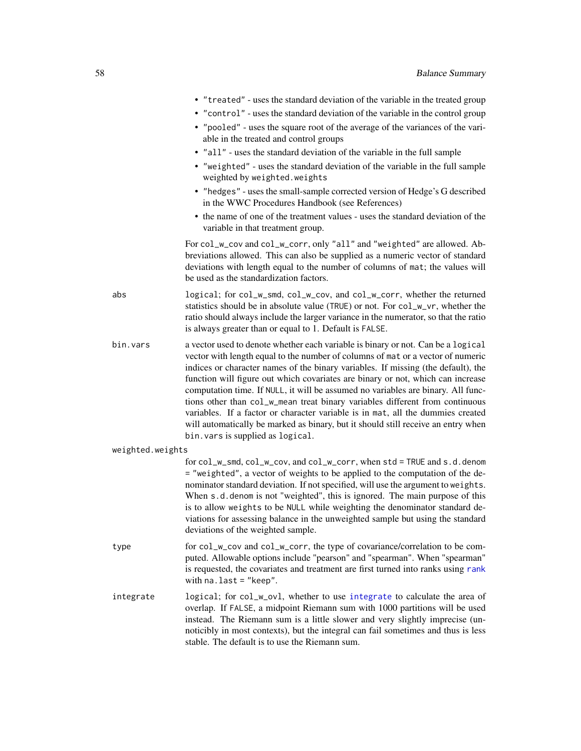- "treated" - uses the standard deviation of the variable in the treated group
- "control" - uses the standard deviation of the variable in the control group
- "pooled" - uses the square root of the average of the variances of the variable in the treated and control groups
- "all" - uses the standard deviation of the variable in the full sample
- "weighted" - uses the standard deviation of the variable in the full sample weighted by weighted.weights
- "hedges" - uses the small-sample corrected version of Hedge's G described in the WWC Procedures Handbook (see References)
- the name of one of the treatment values - uses the standard deviation of the variable in that treatment group.

For col_w_cov and col_w_corr, only "all" and "weighted" are allowed. Abbreviations allowed. This can also be supplied as a numeric vector of standard deviations with length equal to the number of columns of mat; the values will be used as the standardization factors.

**abs**
: logical; for col_w_smd, col_w_cov, and col_w_corr, whether the returned statistics should be in absolute value (TRUE) or not. For col_w_vr, whether the ratio should always include the larger variance in the numerator, so that the ratio is always greater than or equal to 1. Default is FALSE.

**bin.vars**
: a vector used to denote whether each variable is binary or not. Can be a logical vector with length equal to the number of columns of mat or a vector of numeric indices or character names of the binary variables. If missing (the default), the function will figure out which covariates are binary or not, which can increase computation time. If NULL, it will be assumed no variables are binary. All functions other than col_w_mean treat binary variables different from continuous variables. If a factor or character variable is in mat, all the dummies created will automatically be marked as binary, but it should still receive an entry when bin.vars is supplied as logical.

**weighted.weights**
: for col_w_smd, col_w_cov, and col_w_corr, when std = TRUE and s.d.denom = "weighted", a vector of weights to be applied to the computation of the denominator standard deviation. If not specified, will use the argument to weights. When s.d.denom is not "weighted", this is ignored. The main purpose of this is to allow weights to be NULL while weighting the denominator standard deviations for assessing balance in the unweighted sample but using the standard deviations of the weighted sample.

**type**
: for col_w_cov and col_w_corr, the type of covariance/correlation to be computed. Allowable options include "pearson" and "spearman". When "spearman" is requested, the covariates and treatment are first turned into ranks using rank with na.last = "keep".

**integrate**
: logical; for col_w_ovl, whether to use integrate to calculate the area of overlap. If FALSE, a midpoint Riemann sum with 1000 partitions will be used instead. The Riemann sum is a little slower and very slightly imprecise (unnoticibly in most contexts), but the integral can fail sometimes and thus is less stable. The default is to use the Riemann sum.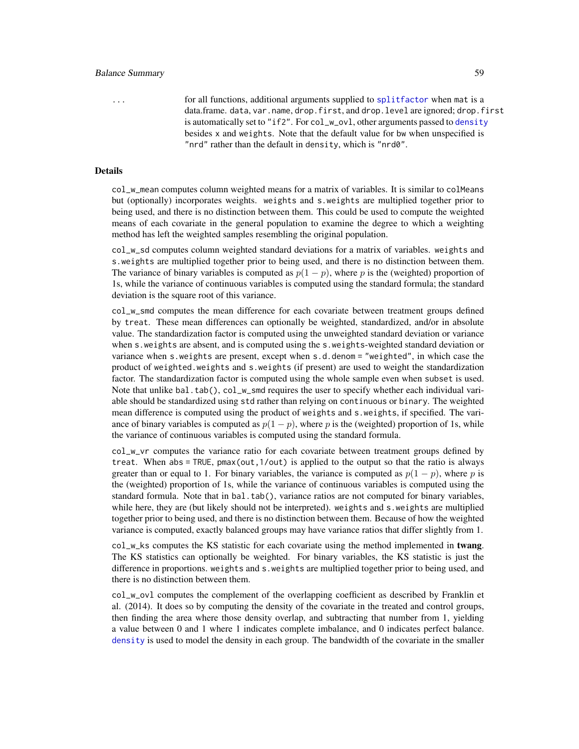... for all functions, additional arguments supplied to `splitfactor` when `mat` is a data.frame. `data`, `var.name`, `drop.first`, and `drop.level` are ignored; `drop.first` is automatically set to `"if2"`. For `col_w_ovl`, other arguments passed to `density` besides `x` and `weights`. Note that the default value for `bw` when unspecified is `"nrd"` rather than the default in `density`, which is `"nrd0"`.

## Details

`col_w_mean` computes column weighted means for a matrix of variables. It is similar to `colMeans` but (optionally) incorporates weights. `weights` and `s.weights` are multiplied together prior to being used, and there is no distinction between them. This could be used to compute the weighted means of each covariate in the general population to examine the degree to which a weighting method has left the weighted samples resembling the original population.

`col_w_sd` computes column weighted standard deviations for a matrix of variables. `weights` and `s.weights` are multiplied together prior to being used, and there is no distinction between them. The variance of binary variables is computed as $p(1-p)$, where $p$ is the (weighted) proportion of 1s, while the variance of continuous variables is computed using the standard formula; the standard deviation is the square root of this variance.

`col_w_smd` computes the mean difference for each covariate between treatment groups defined by `treat`. These mean differences can optionally be weighted, standardized, and/or in absolute value. The standardization factor is computed using the unweighted standard deviation or variance when `s.weights` are absent, and is computed using the `s.weights`-weighted standard deviation or variance when `s.weights` are present, except when `s.d.denom = "weighted"`, in which case the product of `weighted.weights` and `s.weights` (if present) are used to weight the standardization factor. The standardization factor is computed using the whole sample even when `subset` is used. Note that unlike `bal.tab()`, `col_w_smd` requires the user to specify whether each individual variable should be standardized using `std` rather than relying on `continuous` or `binary`. The weighted mean difference is computed using the product of `weights` and `s.weights`, if specified. The variance of binary variables is computed as $p(1-p)$, where $p$ is the (weighted) proportion of 1s, while the variance of continuous variables is computed using the standard formula.

`col_w_vr` computes the variance ratio for each covariate between treatment groups defined by `treat`. When `abs = TRUE`, `pmax(out,1/out)` is applied to the output so that the ratio is always greater than or equal to 1. For binary variables, the variance is computed as $p(1-p)$, where $p$ is the (weighted) proportion of 1s, while the variance of continuous variables is computed using the standard formula. Note that in `bal.tab()`, variance ratios are not computed for binary variables, while here, they are (but likely should not be interpreted). `weights` and `s.weights` are multiplied together prior to being used, and there is no distinction between them. Because of how the weighted variance is computed, exactly balanced groups may have variance ratios that differ slightly from 1.

`col_w_ks` computes the KS statistic for each covariate using the method implemented in **twang**. The KS statistics can optionally be weighted. For binary variables, the KS statistic is just the difference in proportions. `weights` and `s.weights` are multiplied together prior to being used, and there is no distinction between them.

`col_w_ovl` computes the complement of the overlapping coefficient as described by Franklin et al. (2014). It does so by computing the density of the covariate in the treated and control groups, then finding the area where those density overlap, and subtracting that number from 1, yielding a value between 0 and 1 where 1 indicates complete imbalance, and 0 indicates perfect balance. `density` is used to model the density in each group. The bandwidth of the covariate in the smaller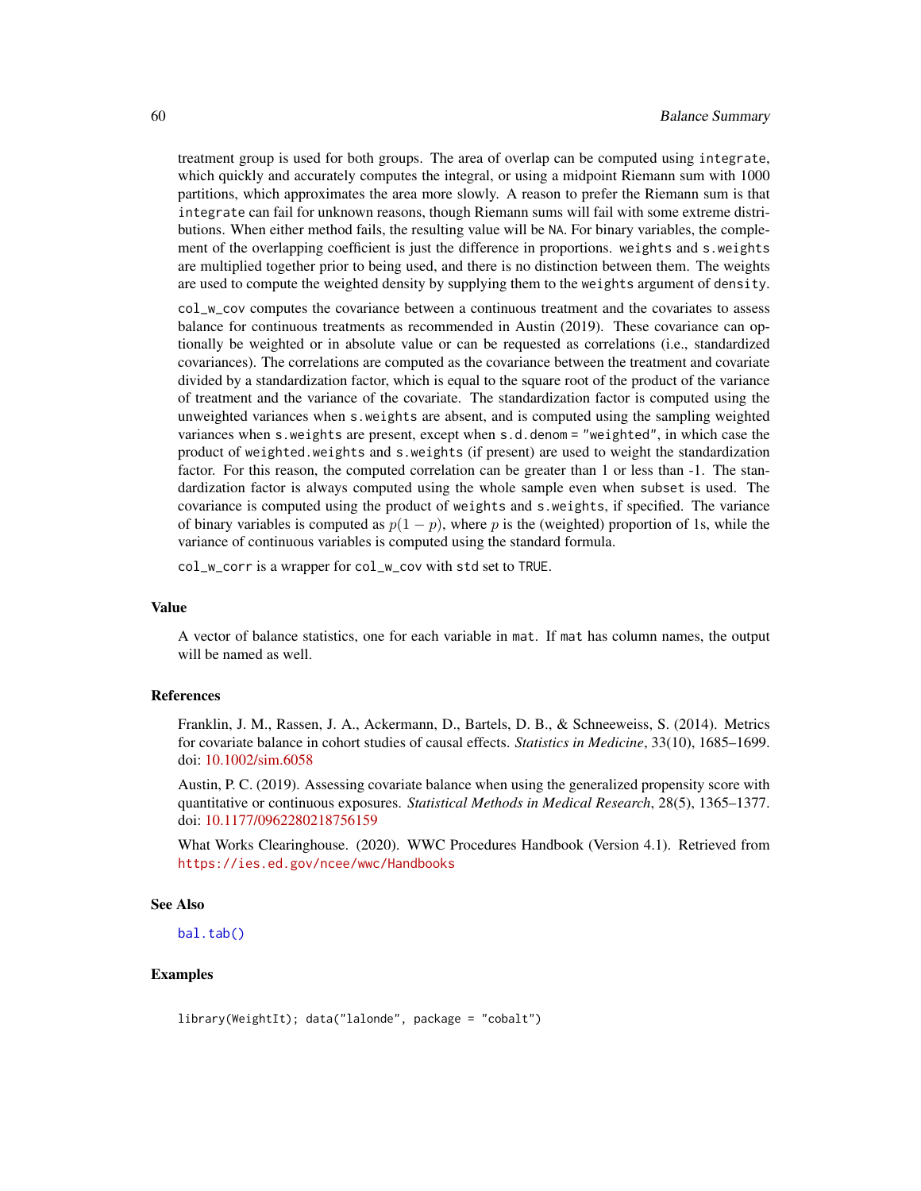treatment group is used for both groups. The area of overlap can be computed using `integrate`, which quickly and accurately computes the integral, or using a midpoint Riemann sum with 1000 partitions, which approximates the area more slowly. A reason to prefer the Riemann sum is that `integrate` can fail for unknown reasons, though Riemann sums will fail with some extreme distributions. When either method fails, the resulting value will be `NA`. For binary variables, the complement of the overlapping coefficient is just the difference in proportions. `weights` and `s.weights` are multiplied together prior to being used, and there is no distinction between them. The weights are used to compute the weighted density by supplying them to the `weights` argument of `density`.

`col_w_cov` computes the covariance between a continuous treatment and the covariates to assess balance for continuous treatments as recommended in Austin (2019). These covariance can optionally be weighted or in absolute value or can be requested as correlations (i.e., standardized covariances). The correlations are computed as the covariance between the treatment and covariate divided by a standardization factor, which is equal to the square root of the product of the variance of treatment and the variance of the covariate. The standardization factor is computed using the unweighted variances when `s.weights` are absent, and is computed using the sampling weighted variances when `s.weights` are present, except when `s.d.denom = "weighted"`, in which case the product of `weighted.weights` and `s.weights` (if present) are used to weight the standardization factor. For this reason, the computed correlation can be greater than 1 or less than -1. The standardization factor is always computed using the whole sample even when `subset` is used. The covariance is computed using the product of `weights` and `s.weights`, if specified. The variance of binary variables is computed as $p(1-p)$, where $p$ is the (weighted) proportion of 1s, while the variance of continuous variables is computed using the standard formula.

`col_w_corr` is a wrapper for `col_w_cov` with `std` set to `TRUE`.

## Value

A vector of balance statistics, one for each variable in `mat`. If `mat` has column names, the output will be named as well.

## References

Franklin, J. M., Rassen, J. A., Ackermann, D., Bartels, D. B., & Schneeweiss, S. (2014). Metrics for covariate balance in cohort studies of causal effects. *Statistics in Medicine*, 33(10), 1685–1699. doi: 10.1002/sim.6058

Austin, P. C. (2019). Assessing covariate balance when using the generalized propensity score with quantitative or continuous exposures. *Statistical Methods in Medical Research*, 28(5), 1365–1377. doi: 10.1177/0962280218756159

What Works Clearinghouse. (2020). WWC Procedures Handbook (Version 4.1). Retrieved from `https://ies.ed.gov/ncee/wwc/Handbooks`

## See Also

`bal.tab()`

## Examples

```
library(WeightIt); data("lalonde", package = "cobalt")
```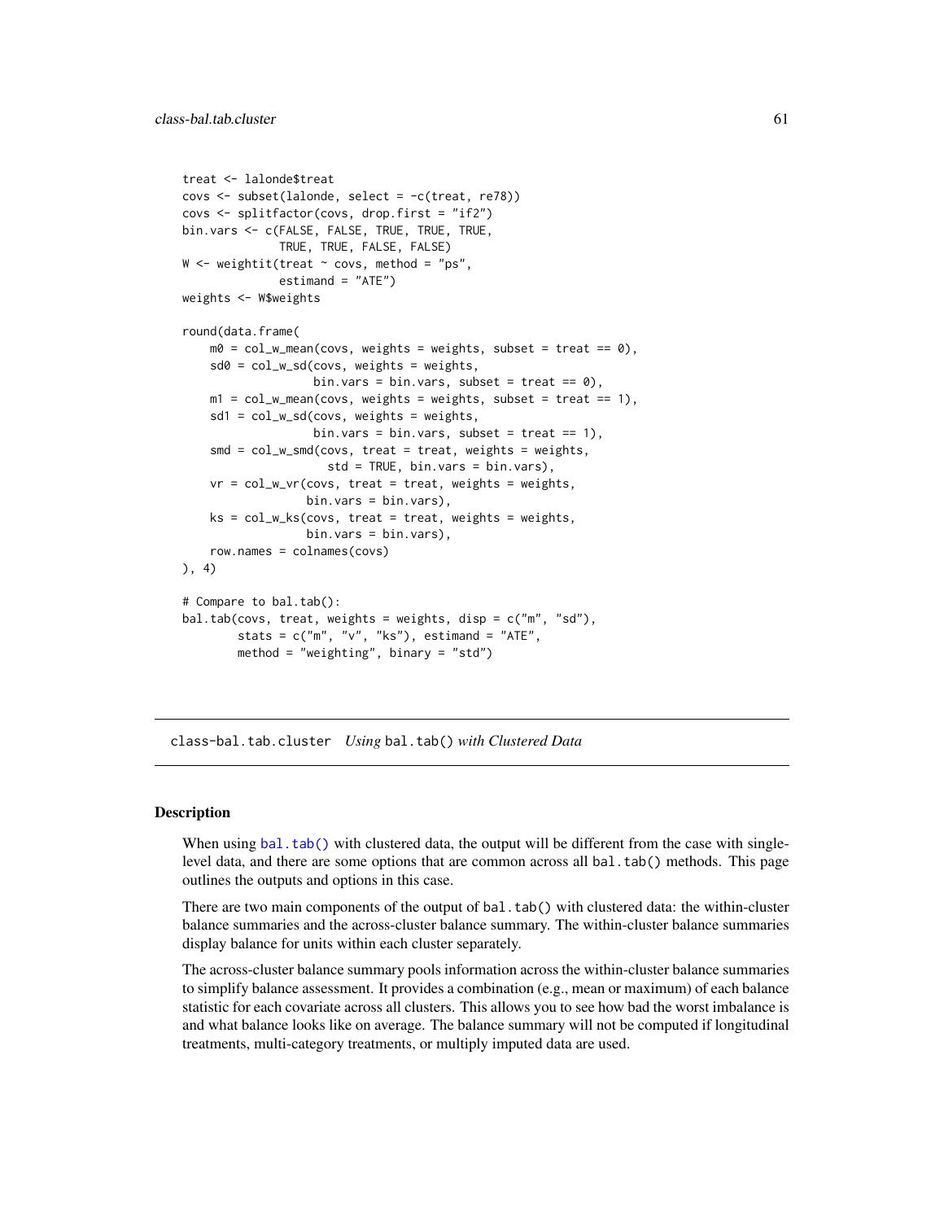```
treat <- lalonde$treat
covs <- subset(lalonde, select = -c(treat, re78))
covs <- splitfactor(covs, drop.first = "if2")
bin.vars <- c(FALSE, FALSE, TRUE, TRUE, TRUE,
              TRUE, TRUE, FALSE, FALSE)
W <- weightit(treat ~ covs, method = "ps",
              estimand = "ATE")
weights <- W$weights

round(data.frame(
    m0 = col_w_mean(covs, weights = weights, subset = treat == 0),
    sd0 = col_w_sd(covs, weights = weights,
                   bin.vars = bin.vars, subset = treat == 0),
    m1 = col_w_mean(covs, weights = weights, subset = treat == 1),
    sd1 = col_w_sd(covs, weights = weights,
                   bin.vars = bin.vars, subset = treat == 1),
    smd = col_w_smd(covs, treat = treat, weights = weights,
                    std = TRUE, bin.vars = bin.vars),
    vr = col_w_vr(covs, treat = treat, weights = weights,
                  bin.vars = bin.vars),
    ks = col_w_ks(covs, treat = treat, weights = weights,
                  bin.vars = bin.vars),
    row.names = colnames(covs)
), 4)

# Compare to bal.tab():
bal.tab(covs, treat, weights = weights, disp = c("m", "sd"),
        stats = c("m", "v", "ks"), estimand = "ATE",
        method = "weighting", binary = "std")
```

## class-bal.tab.cluster *Using* bal.tab() *with Clustered Data*

### Description

When using bal.tab() with clustered data, the output will be different from the case with single-level data, and there are some options that are common across all bal.tab() methods. This page outlines the outputs and options in this case.

There are two main components of the output of bal.tab() with clustered data: the within-cluster balance summaries and the across-cluster balance summary. The within-cluster balance summaries display balance for units within each cluster separately.

The across-cluster balance summary pools information across the within-cluster balance summaries to simplify balance assessment. It provides a combination (e.g., mean or maximum) of each balance statistic for each covariate across all clusters. This allows you to see how bad the worst imbalance is and what balance looks like on average. The balance summary will not be computed if longitudinal treatments, multi-category treatments, or multiply imputed data are used.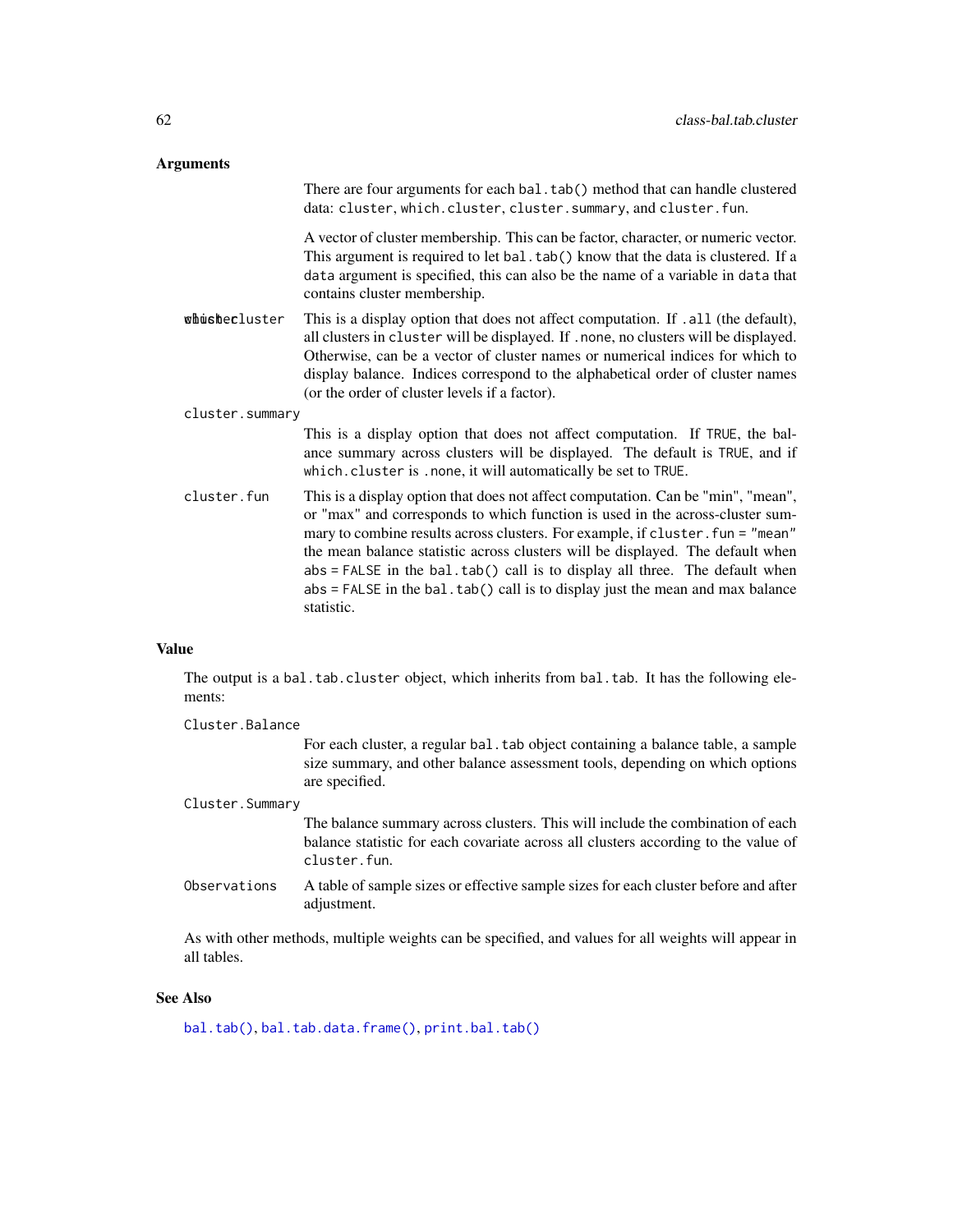## Arguments

There are four arguments for each `bal.tab()` method that can handle clustered data: `cluster`, `which.cluster`, `cluster.summary`, and `cluster.fun`.

**cluster**
A vector of cluster membership. This can be factor, character, or numeric vector. This argument is required to let `bal.tab()` know that the data is clustered. If a `data` argument is specified, this can also be the name of a variable in `data` that contains cluster membership.

**which.cluster**
This is a display option that does not affect computation. If `.all` (the default), all clusters in `cluster` will be displayed. If `.none`, no clusters will be displayed. Otherwise, can be a vector of cluster names or numerical indices for which to display balance. Indices correspond to the alphabetical order of cluster names (or the order of cluster levels if a factor).

**cluster.summary**
This is a display option that does not affect computation. If `TRUE`, the balance summary across clusters will be displayed. The default is `TRUE`, and if `which.cluster` is `.none`, it will automatically be set to `TRUE`.

**cluster.fun**
This is a display option that does not affect computation. Can be "min", "mean", or "max" and corresponds to which function is used in the across-cluster summary to combine results across clusters. For example, if `cluster.fun = "mean"` the mean balance statistic across clusters will be displayed. The default when `abs = FALSE` in the `bal.tab()` call is to display all three. The default when `abs = FALSE` in the `bal.tab()` call is to display just the mean and max balance statistic.

## Value

The output is a `bal.tab.cluster` object, which inherits from `bal.tab`. It has the following elements:

**Cluster.Balance**
For each cluster, a regular `bal.tab` object containing a balance table, a sample size summary, and other balance assessment tools, depending on which options are specified.

**Cluster.Summary**
The balance summary across clusters. This will include the combination of each balance statistic for each covariate across all clusters according to the value of `cluster.fun`.

**Observations**
A table of sample sizes or effective sample sizes for each cluster before and after adjustment.

As with other methods, multiple weights can be specified, and values for all weights will appear in all tables.

## See Also

`bal.tab()`, `bal.tab.data.frame()`, `print.bal.tab()`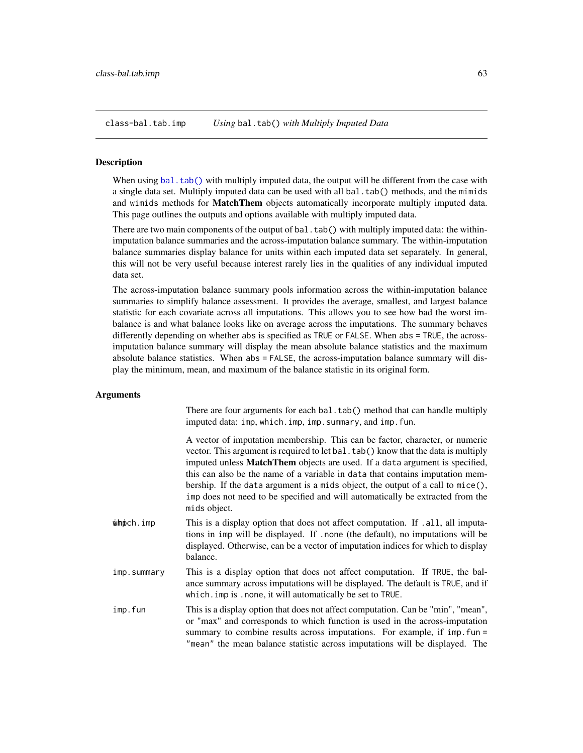## class-bal.tab.imp — *Using* `bal.tab()` *with Multiply Imputed Data*

### Description

When using `bal.tab()` with multiply imputed data, the output will be different from the case with a single data set. Multiply imputed data can be used with all `bal.tab()` methods, and the `mimids` and `wimids` methods for **MatchThem** objects automatically incorporate multiply imputed data. This page outlines the outputs and options available with multiply imputed data.

There are two main components of the output of `bal.tab()` with multiply imputed data: the within-imputation balance summaries and the across-imputation balance summary. The within-imputation balance summaries display balance for units within each imputed data set separately. In general, this will not be very useful because interest rarely lies in the qualities of any individual imputed data set.

The across-imputation balance summary pools information across the within-imputation balance summaries to simplify balance assessment. It provides the average, smallest, and largest balance statistic for each covariate across all imputations. This allows you to see how bad the worst imbalance is and what balance looks like on average across the imputations. The summary behaves differently depending on whether `abs` is specified as `TRUE` or `FALSE`. When `abs = TRUE`, the across-imputation balance summary will display the mean absolute balance statistics and the maximum absolute balance statistics. When `abs = FALSE`, the across-imputation balance summary will display the minimum, mean, and maximum of the balance statistic in its original form.

### Arguments

There are four arguments for each `bal.tab()` method that can handle multiply imputed data: `imp`, `which.imp`, `imp.summary`, and `imp.fun`.

`imp`
: A vector of imputation membership. This can be factor, character, or numeric vector. This argument is required to let `bal.tab()` know that the data is multiply imputed unless **MatchThem** objects are used. If a `data` argument is specified, this can also be the name of a variable in `data` that contains imputation membership. If the `data` argument is a `mids` object, the output of a call to `mice()`, `imp` does not need to be specified and will automatically be extracted from the `mids` object.

`which.imp`
: This is a display option that does not affect computation. If `.all`, all imputations in `imp` will be displayed. If `.none` (the default), no imputations will be displayed. Otherwise, can be a vector of imputation indices for which to display balance.

`imp.summary`
: This is a display option that does not affect computation. If `TRUE`, the balance summary across imputations will be displayed. The default is `TRUE`, and if `which.imp` is `.none`, it will automatically be set to `TRUE`.

`imp.fun`
: This is a display option that does not affect computation. Can be "min", "mean", or "max" and corresponds to which function is used in the across-imputation summary to combine results across imputations. For example, if `imp.fun = "mean"` the mean balance statistic across imputations will be displayed. The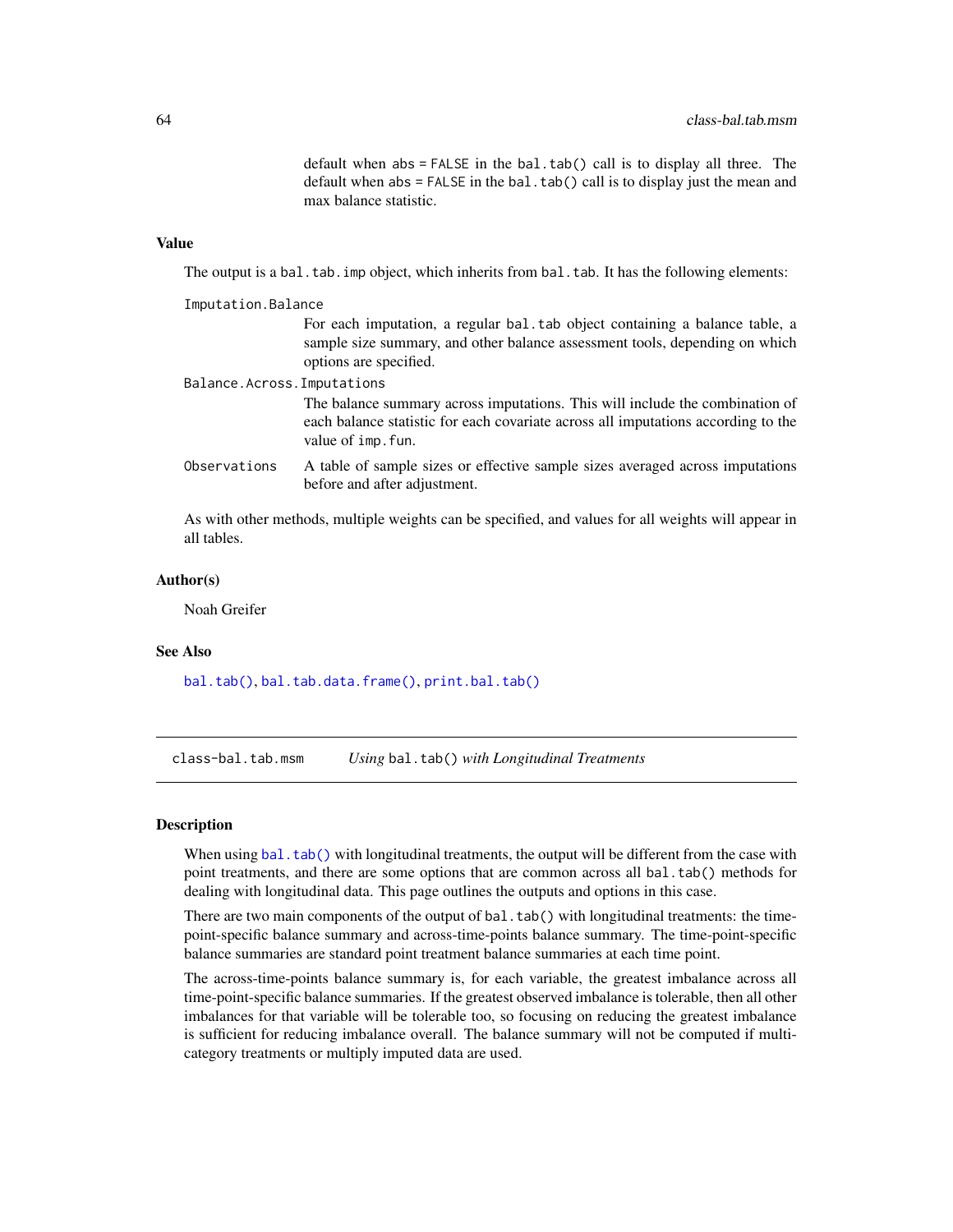default when `abs = FALSE` in the `bal.tab()` call is to display all three. The default when `abs = FALSE` in the `bal.tab()` call is to display just the mean and max balance statistic.

## Value

The output is a `bal.tab.imp` object, which inherits from `bal.tab`. It has the following elements:

`Imputation.Balance`
: For each imputation, a regular `bal.tab` object containing a balance table, a sample size summary, and other balance assessment tools, depending on which options are specified.

`Balance.Across.Imputations`
: The balance summary across imputations. This will include the combination of each balance statistic for each covariate across all imputations according to the value of `imp.fun`.

`Observations`
: A table of sample sizes or effective sample sizes averaged across imputations before and after adjustment.

As with other methods, multiple weights can be specified, and values for all weights will appear in all tables.

## Author(s)

Noah Greifer

## See Also

`bal.tab()`, `bal.tab.data.frame()`, `print.bal.tab()`

---

# class-bal.tab.msm — *Using `bal.tab()` with Longitudinal Treatments*

## Description

When using `bal.tab()` with longitudinal treatments, the output will be different from the case with point treatments, and there are some options that are common across all `bal.tab()` methods for dealing with longitudinal data. This page outlines the outputs and options in this case.

There are two main components of the output of `bal.tab()` with longitudinal treatments: the time-point-specific balance summary and across-time-points balance summary. The time-point-specific balance summaries are standard point treatment balance summaries at each time point.

The across-time-points balance summary is, for each variable, the greatest imbalance across all time-point-specific balance summaries. If the greatest observed imbalance is tolerable, then all other imbalances for that variable will be tolerable too, so focusing on reducing the greatest imbalance is sufficient for reducing imbalance overall. The balance summary will not be computed if multi-category treatments or multiply imputed data are used.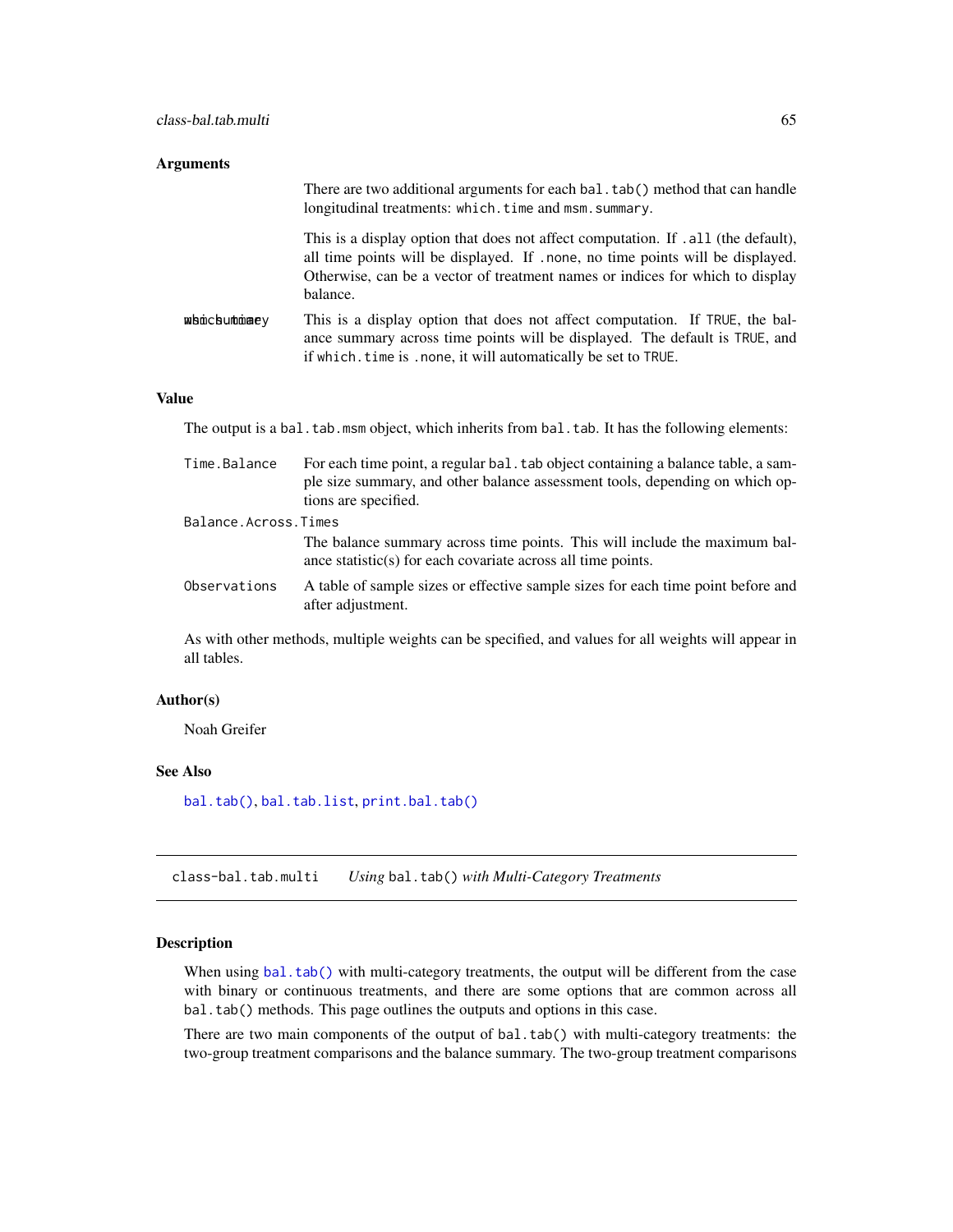## Arguments

There are two additional arguments for each `bal.tab()` method that can handle longitudinal treatments: `which.time` and `msm.summary`.

`which.time` This is a display option that does not affect computation. If `.all` (the default), all time points will be displayed. If `.none`, no time points will be displayed. Otherwise, can be a vector of treatment names or indices for which to display balance.

`msm.summary` This is a display option that does not affect computation. If `TRUE`, the balance summary across time points will be displayed. The default is `TRUE`, and if `which.time` is `.none`, it will automatically be set to `TRUE`.

## Value

The output is a `bal.tab.msm` object, which inherits from `bal.tab`. It has the following elements:

`Time.Balance` For each time point, a regular `bal.tab` object containing a balance table, a sample size summary, and other balance assessment tools, depending on which options are specified.

`Balance.Across.Times` The balance summary across time points. This will include the maximum balance statistic(s) for each covariate across all time points.

`Observations` A table of sample sizes or effective sample sizes for each time point before and after adjustment.

As with other methods, multiple weights can be specified, and values for all weights will appear in all tables.

## Author(s)

Noah Greifer

## See Also

`bal.tab()`, `bal.tab.list`, `print.bal.tab()`

---

# class-bal.tab.multi *Using* `bal.tab()` *with Multi-Category Treatments*

## Description

When using `bal.tab()` with multi-category treatments, the output will be different from the case with binary or continuous treatments, and there are some options that are common across all `bal.tab()` methods. This page outlines the outputs and options in this case.

There are two main components of the output of `bal.tab()` with multi-category treatments: the two-group treatment comparisons and the balance summary. The two-group treatment comparisons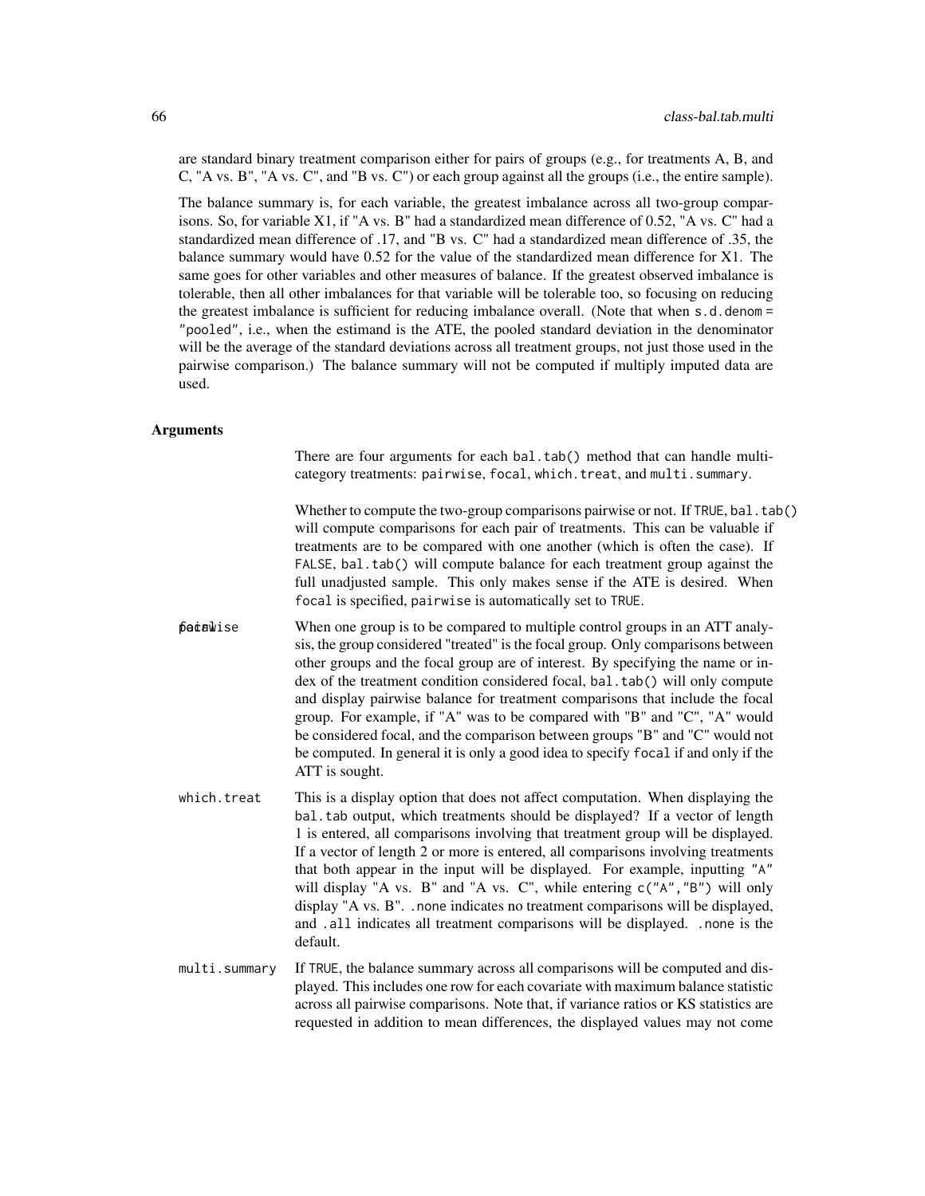are standard binary treatment comparison either for pairs of groups (e.g., for treatments A, B, and C, "A vs. B", "A vs. C", and "B vs. C") or each group against all the groups (i.e., the entire sample).

The balance summary is, for each variable, the greatest imbalance across all two-group comparisons. So, for variable X1, if "A vs. B" had a standardized mean difference of 0.52, "A vs. C" had a standardized mean difference of .17, and "B vs. C" had a standardized mean difference of .35, the balance summary would have 0.52 for the value of the standardized mean difference for X1. The same goes for other variables and other measures of balance. If the greatest observed imbalance is tolerable, then all other imbalances for that variable will be tolerable too, so focusing on reducing the greatest imbalance is sufficient for reducing imbalance overall. (Note that when `s.d.denom = "pooled"`, i.e., when the estimand is the ATE, the pooled standard deviation in the denominator will be the average of the standard deviations across all treatment groups, not just those used in the pairwise comparison.) The balance summary will not be computed if multiply imputed data are used.

### Arguments

There are four arguments for each `bal.tab()` method that can handle multi-category treatments: `pairwise`, `focal`, `which.treat`, and `multi.summary`.

`pairwise` Whether to compute the two-group comparisons pairwise or not. If `TRUE`, `bal.tab()` will compute comparisons for each pair of treatments. This can be valuable if treatments are to be compared with one another (which is often the case). If `FALSE`, `bal.tab()` will compute balance for each treatment group against the full unadjusted sample. This only makes sense if the ATE is desired. When `focal` is specified, `pairwise` is automatically set to `TRUE`.

`focal` When one group is to be compared to multiple control groups in an ATT analysis, the group considered "treated" is the focal group. Only comparisons between other groups and the focal group are of interest. By specifying the name or index of the treatment condition considered focal, `bal.tab()` will only compute and display pairwise balance for treatment comparisons that include the focal group. For example, if "A" was to be compared with "B" and "C", "A" would be considered focal, and the comparison between groups "B" and "C" would not be computed. In general it is only a good idea to specify `focal` if and only if the ATT is sought.

`which.treat` This is a display option that does not affect computation. When displaying the `bal.tab` output, which treatments should be displayed? If a vector of length 1 is entered, all comparisons involving that treatment group will be displayed. If a vector of length 2 or more is entered, all comparisons involving treatments that both appear in the input will be displayed. For example, inputting `"A"` will display "A vs. B" and "A vs. C", while entering `c("A","B")` will only display "A vs. B". `.none` indicates no treatment comparisons will be displayed, and `.all` indicates all treatment comparisons will be displayed. `.none` is the default.

`multi.summary` If `TRUE`, the balance summary across all comparisons will be computed and displayed. This includes one row for each covariate with maximum balance statistic across all pairwise comparisons. Note that, if variance ratios or KS statistics are requested in addition to mean differences, the displayed values may not come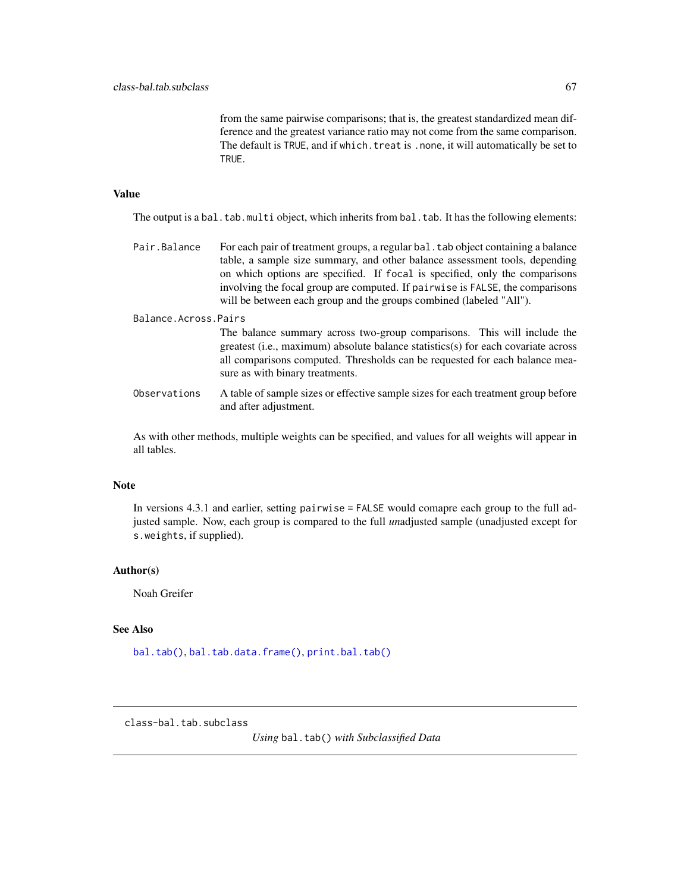from the same pairwise comparisons; that is, the greatest standardized mean difference and the greatest variance ratio may not come from the same comparison. The default is `TRUE`, and if `which.treat` is `.none`, it will automatically be set to `TRUE`.

## Value

The output is a `bal.tab.multi` object, which inherits from `bal.tab`. It has the following elements:

`Pair.Balance` For each pair of treatment groups, a regular `bal.tab` object containing a balance table, a sample size summary, and other balance assessment tools, depending on which options are specified. If `focal` is specified, only the comparisons involving the focal group are computed. If `pairwise` is `FALSE`, the comparisons will be between each group and the groups combined (labeled "All").

`Balance.Across.Pairs` The balance summary across two-group comparisons. This will include the greatest (i.e., maximum) absolute balance statistics(s) for each covariate across all comparisons computed. Thresholds can be requested for each balance measure as with binary treatments.

`Observations` A table of sample sizes or effective sample sizes for each treatment group before and after adjustment.

As with other methods, multiple weights can be specified, and values for all weights will appear in all tables.

## Note

In versions 4.3.1 and earlier, setting `pairwise = FALSE` would comapre each group to the full adjusted sample. Now, each group is compared to the full *un*adjusted sample (unadjusted except for `s.weights`, if supplied).

## Author(s)

Noah Greifer

## See Also

`bal.tab()`, `bal.tab.data.frame()`, `print.bal.tab()`

---

class-bal.tab.subclass *Using* `bal.tab()` *with Subclassified Data*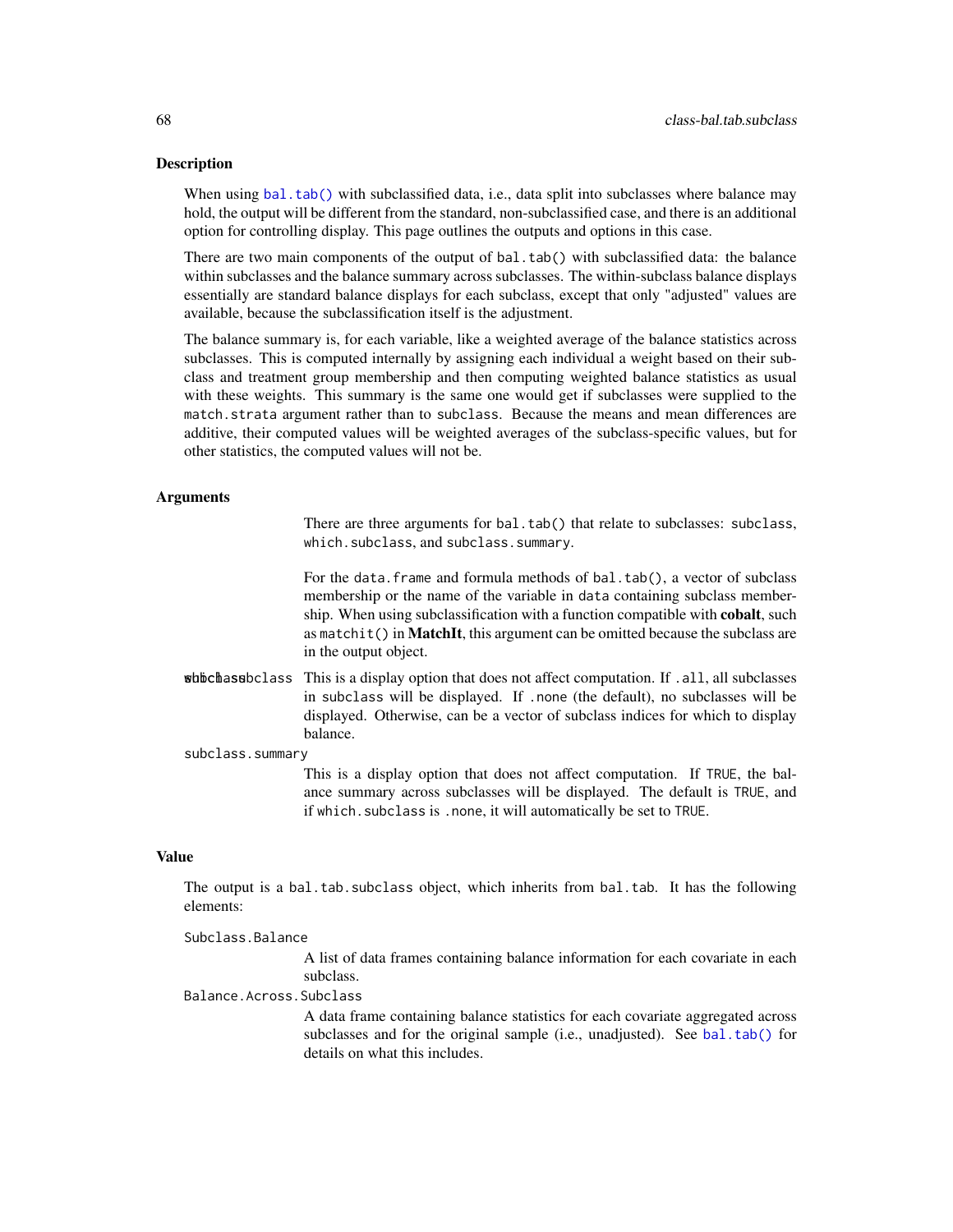## Description

When using `bal.tab()` with subclassified data, i.e., data split into subclasses where balance may hold, the output will be different from the standard, non-subclassified case, and there is an additional option for controlling display. This page outlines the outputs and options in this case.

There are two main components of the output of `bal.tab()` with subclassified data: the balance within subclasses and the balance summary across subclasses. The within-subclass balance displays essentially are standard balance displays for each subclass, except that only "adjusted" values are available, because the subclassification itself is the adjustment.

The balance summary is, for each variable, like a weighted average of the balance statistics across subclasses. This is computed internally by assigning each individual a weight based on their subclass and treatment group membership and then computing weighted balance statistics as usual with these weights. This summary is the same one would get if subclasses were supplied to the `match.strata` argument rather than to `subclass`. Because the means and mean differences are additive, their computed values will be weighted averages of the subclass-specific values, but for other statistics, the computed values will not be.

## Arguments

There are three arguments for `bal.tab()` that relate to subclasses: `subclass`, `which.subclass`, and `subclass.summary`.

`subclass`
: For the `data.frame` and formula methods of `bal.tab()`, a vector of subclass membership or the name of the variable in `data` containing subclass membership. When using subclassification with a function compatible with **cobalt**, such as `matchit()` in **MatchIt**, this argument can be omitted because the subclass are in the output object.

`which.subclass`
: This is a display option that does not affect computation. If `.all`, all subclasses in `subclass` will be displayed. If `.none` (the default), no subclasses will be displayed. Otherwise, can be a vector of subclass indices for which to display balance.

`subclass.summary`
: This is a display option that does not affect computation. If `TRUE`, the balance summary across subclasses will be displayed. The default is `TRUE`, and if `which.subclass` is `.none`, it will automatically be set to `TRUE`.

## Value

The output is a `bal.tab.subclass` object, which inherits from `bal.tab`. It has the following elements:

`Subclass.Balance`
: A list of data frames containing balance information for each covariate in each subclass.

`Balance.Across.Subclass`
: A data frame containing balance statistics for each covariate aggregated across subclasses and for the original sample (i.e., unadjusted). See `bal.tab()` for details on what this includes.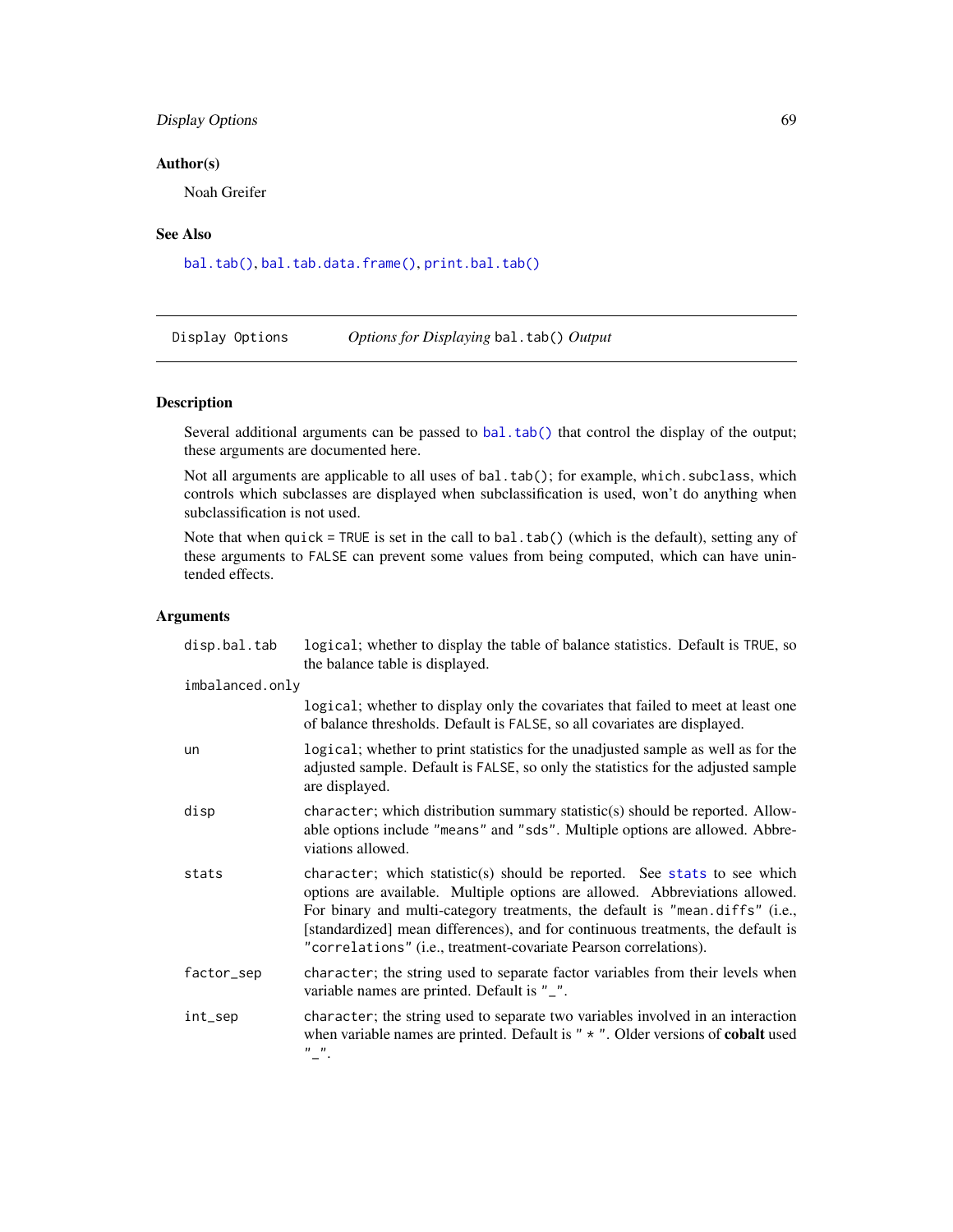## Author(s)

Noah Greifer

## See Also

bal.tab(), bal.tab.data.frame(), print.bal.tab()

---

Display Options &nbsp;&nbsp;&nbsp;&nbsp;&nbsp;&nbsp; *Options for Displaying* bal.tab() *Output*

---

## Description

Several additional arguments can be passed to bal.tab() that control the display of the output; these arguments are documented here.

Not all arguments are applicable to all uses of bal.tab(); for example, which.subclass, which controls which subclasses are displayed when subclassification is used, won't do anything when subclassification is not used.

Note that when quick = TRUE is set in the call to bal.tab() (which is the default), setting any of these arguments to FALSE can prevent some values from being computed, which can have unintended effects.

## Arguments

**disp.bal.tab** &nbsp; logical; whether to display the table of balance statistics. Default is TRUE, so the balance table is displayed.

**imbalanced.only** &nbsp; logical; whether to display only the covariates that failed to meet at least one of balance thresholds. Default is FALSE, so all covariates are displayed.

**un** &nbsp; logical; whether to print statistics for the unadjusted sample as well as for the adjusted sample. Default is FALSE, so only the statistics for the adjusted sample are displayed.

**disp** &nbsp; character; which distribution summary statistic(s) should be reported. Allowable options include "means" and "sds". Multiple options are allowed. Abbreviations allowed.

**stats** &nbsp; character; which statistic(s) should be reported. See stats to see which options are available. Multiple options are allowed. Abbreviations allowed. For binary and multi-category treatments, the default is "mean.diffs" (i.e., [standardized] mean differences), and for continuous treatments, the default is "correlations" (i.e., treatment-covariate Pearson correlations).

**factor_sep** &nbsp; character; the string used to separate factor variables from their levels when variable names are printed. Default is "_".

**int_sep** &nbsp; character; the string used to separate two variables involved in an interaction when variable names are printed. Default is " * ". Older versions of **cobalt** used "_".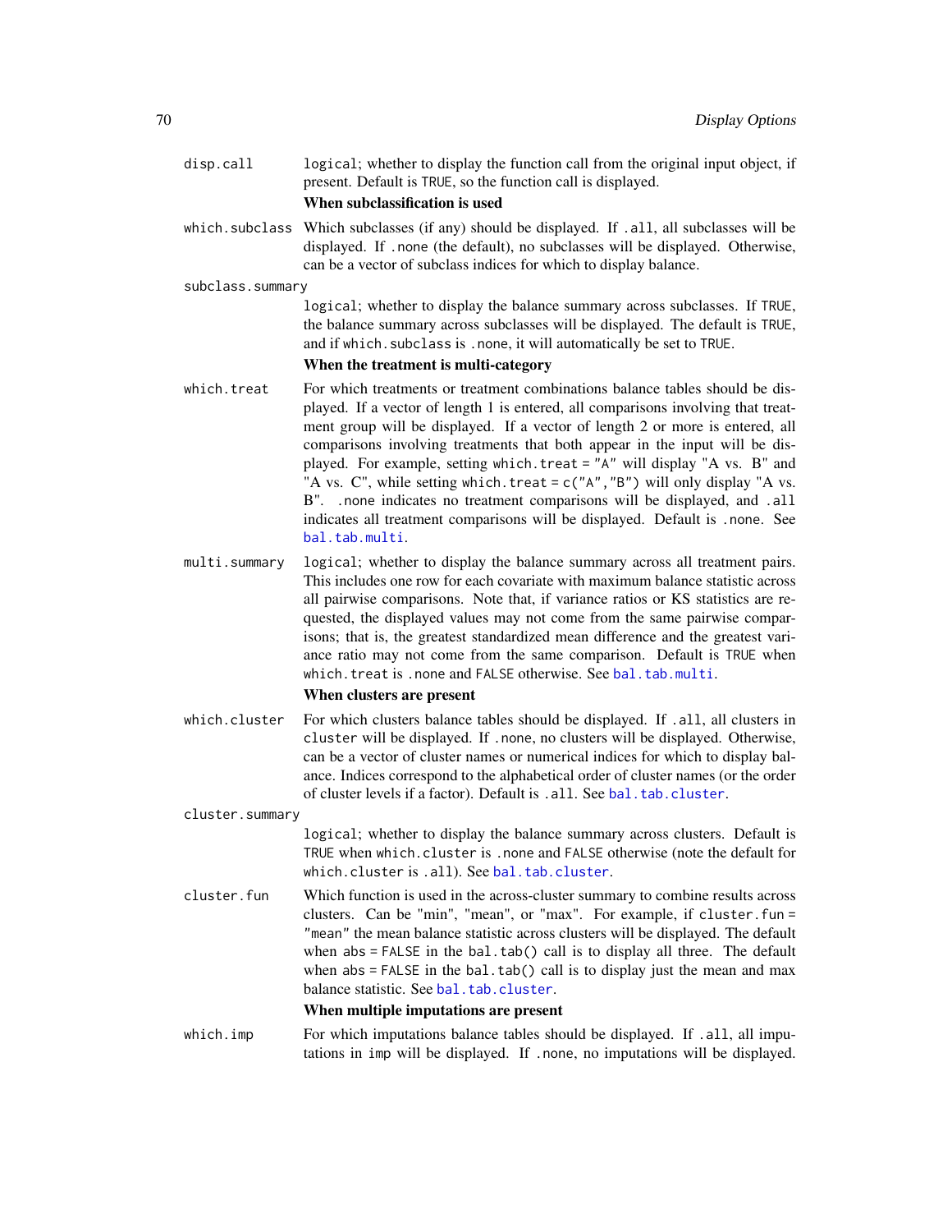disp.call
: logical; whether to display the function call from the original input object, if present. Default is TRUE, so the function call is displayed.

**When subclassification is used**

which.subclass
: Which subclasses (if any) should be displayed. If .all, all subclasses will be displayed. If .none (the default), no subclasses will be displayed. Otherwise, can be a vector of subclass indices for which to display balance.

subclass.summary
: logical; whether to display the balance summary across subclasses. If TRUE, the balance summary across subclasses will be displayed. The default is TRUE, and if which.subclass is .none, it will automatically be set to TRUE.

**When the treatment is multi-category**

which.treat
: For which treatments or treatment combinations balance tables should be displayed. If a vector of length 1 is entered, all comparisons involving that treatment group will be displayed. If a vector of length 2 or more is entered, all comparisons involving treatments that both appear in the input will be displayed. For example, setting which.treat = "A" will display "A vs. B" and "A vs. C", while setting which.treat = c("A","B") will only display "A vs. B". .none indicates no treatment comparisons will be displayed, and .all indicates all treatment comparisons will be displayed. Default is .none. See bal.tab.multi.

multi.summary
: logical; whether to display the balance summary across all treatment pairs. This includes one row for each covariate with maximum balance statistic across all pairwise comparisons. Note that, if variance ratios or KS statistics are requested, the displayed values may not come from the same pairwise comparisons; that is, the greatest standardized mean difference and the greatest variance ratio may not come from the same comparison. Default is TRUE when which.treat is .none and FALSE otherwise. See bal.tab.multi.

**When clusters are present**

which.cluster
: For which clusters balance tables should be displayed. If .all, all clusters in cluster will be displayed. If .none, no clusters will be displayed. Otherwise, can be a vector of cluster names or numerical indices for which to display balance. Indices correspond to the alphabetical order of cluster names (or the order of cluster levels if a factor). Default is .all. See bal.tab.cluster.

cluster.summary
: logical; whether to display the balance summary across clusters. Default is TRUE when which.cluster is .none and FALSE otherwise (note the default for which.cluster is .all). See bal.tab.cluster.

cluster.fun
: Which function is used in the across-cluster summary to combine results across clusters. Can be "min", "mean", or "max". For example, if cluster.fun = "mean" the mean balance statistic across clusters will be displayed. The default when abs = FALSE in the bal.tab() call is to display all three. The default when abs = FALSE in the bal.tab() call is to display just the mean and max balance statistic. See bal.tab.cluster.

**When multiple imputations are present**

which.imp
: For which imputations balance tables should be displayed. If .all, all imputations in imp will be displayed. If .none, no imputations will be displayed.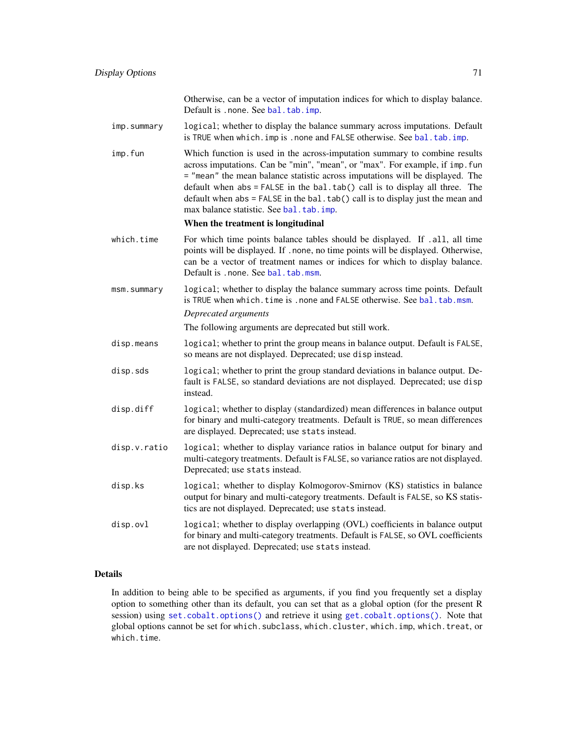Otherwise, can be a vector of imputation indices for which to display balance. Default is `.none`. See `bal.tab.imp`.

`imp.summary`
: `logical`; whether to display the balance summary across imputations. Default is `TRUE` when `which.imp` is `.none` and `FALSE` otherwise. See `bal.tab.imp`.

`imp.fun`
: Which function is used in the across-imputation summary to combine results across imputations. Can be "min", "mean", or "max". For example, if `imp.fun = "mean"` the mean balance statistic across imputations will be displayed. The default when `abs = FALSE` in the `bal.tab()` call is to display all three. The default when `abs = FALSE` in the `bal.tab()` call is to display just the mean and max balance statistic. See `bal.tab.imp`.

**When the treatment is longitudinal**

`which.time`
: For which time points balance tables should be displayed. If `.all`, all time points will be displayed. If `.none`, no time points will be displayed. Otherwise, can be a vector of treatment names or indices for which to display balance. Default is `.none`. See `bal.tab.msm`.

`msm.summary`
: `logical`; whether to display the balance summary across time points. Default is `TRUE` when `which.time` is `.none` and `FALSE` otherwise. See `bal.tab.msm`.

*Deprecated arguments*

The following arguments are deprecated but still work.

`disp.means`
: `logical`; whether to print the group means in balance output. Default is `FALSE`, so means are not displayed. Deprecated; use `disp` instead.

`disp.sds`
: `logical`; whether to print the group standard deviations in balance output. Default is `FALSE`, so standard deviations are not displayed. Deprecated; use `disp` instead.

`disp.diff`
: `logical`; whether to display (standardized) mean differences in balance output for binary and multi-category treatments. Default is `TRUE`, so mean differences are displayed. Deprecated; use `stats` instead.

`disp.v.ratio`
: `logical`; whether to display variance ratios in balance output for binary and multi-category treatments. Default is `FALSE`, so variance ratios are not displayed. Deprecated; use `stats` instead.

`disp.ks`
: `logical`; whether to display Kolmogorov-Smirnov (KS) statistics in balance output for binary and multi-category treatments. Default is `FALSE`, so KS statistics are not displayed. Deprecated; use `stats` instead.

`disp.ovl`
: `logical`; whether to display overlapping (OVL) coefficients in balance output for binary and multi-category treatments. Default is `FALSE`, so OVL coefficients are not displayed. Deprecated; use `stats` instead.

## Details

In addition to being able to be specified as arguments, if you find you frequently set a display option to something other than its default, you can set that as a global option (for the present R session) using `set.cobalt.options()` and retrieve it using `get.cobalt.options()`. Note that global options cannot be set for `which.subclass`, `which.cluster`, `which.imp`, `which.treat`, or `which.time`.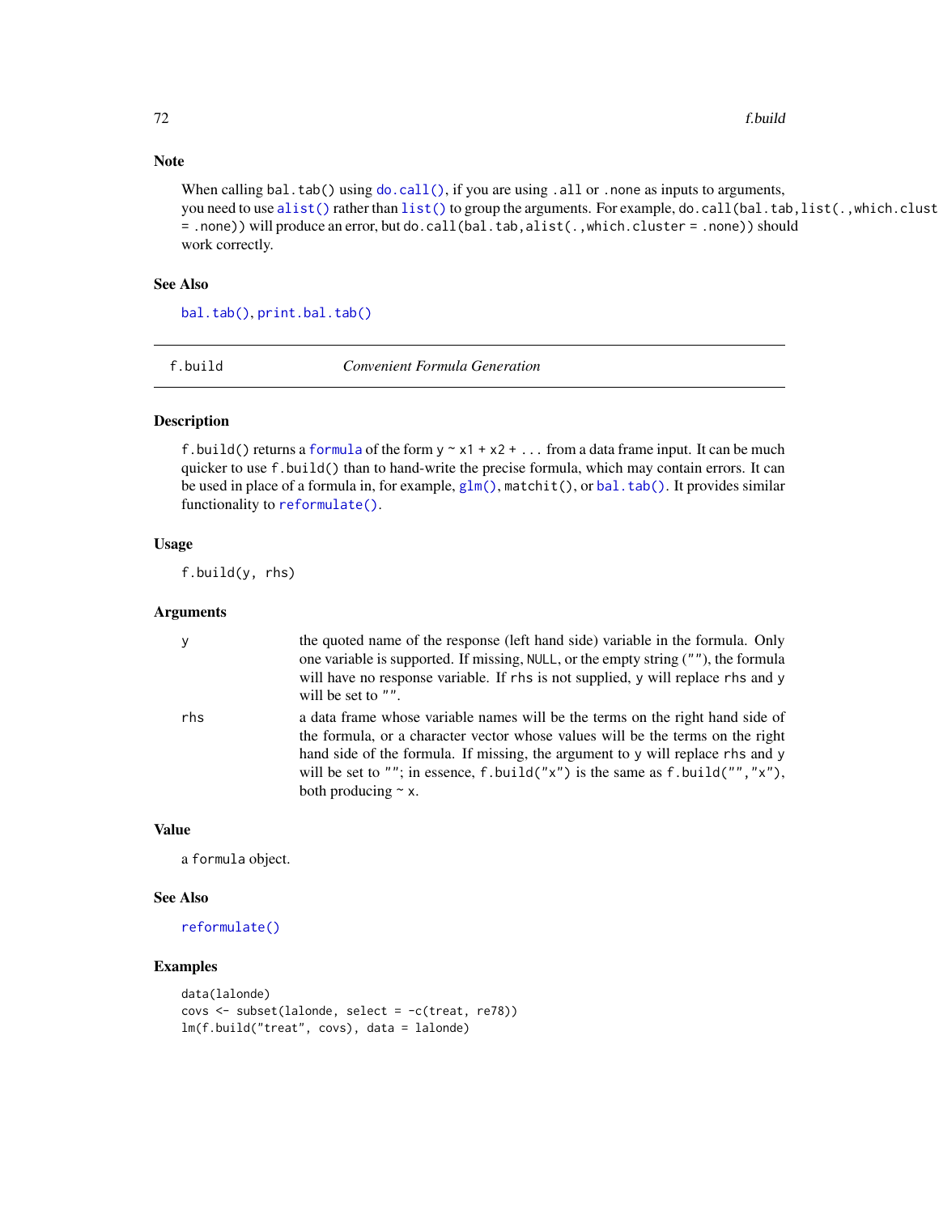### Note

When calling `bal.tab()` using `do.call()`, if you are using `.all` or `.none` as inputs to arguments, you need to use `alist()` rather than `list()` to group the arguments. For example, `do.call(bal.tab,list(.,which.cluster = .none))` will produce an error, but `do.call(bal.tab,alist(.,which.cluster = .none))` should work correctly.

### See Also

`bal.tab()`, `print.bal.tab()`

---

## f.build — *Convenient Formula Generation*

---

### Description

`f.build()` returns a `formula` of the form `y ~ x1 + x2 + ...` from a data frame input. It can be much quicker to use `f.build()` than to hand-write the precise formula, which may contain errors. It can be used in place of a formula in, for example, `glm()`, `matchit()`, or `bal.tab()`. It provides similar functionality to `reformulate()`.

### Usage

```
f.build(y, rhs)
```

### Arguments

| | |
|---|---|
| `y` | the quoted name of the response (left hand side) variable in the formula. Only one variable is supported. If missing, `NULL`, or the empty string (`""`), the formula will have no response variable. If `rhs` is not supplied, `y` will replace `rhs` and `y` will be set to `""`. |
| `rhs` | a data frame whose variable names will be the terms on the right hand side of the formula, or a character vector whose values will be the terms on the right hand side of the formula. If missing, the argument to `y` will replace `rhs` and `y` will be set to `""`; in essence, `f.build("x")` is the same as `f.build("","x")`, both producing `~ x`. |

### Value

a `formula` object.

### See Also

`reformulate()`

### Examples

```
data(lalonde)
covs <- subset(lalonde, select = -c(treat, re78))
lm(f.build("treat", covs), data = lalonde)
```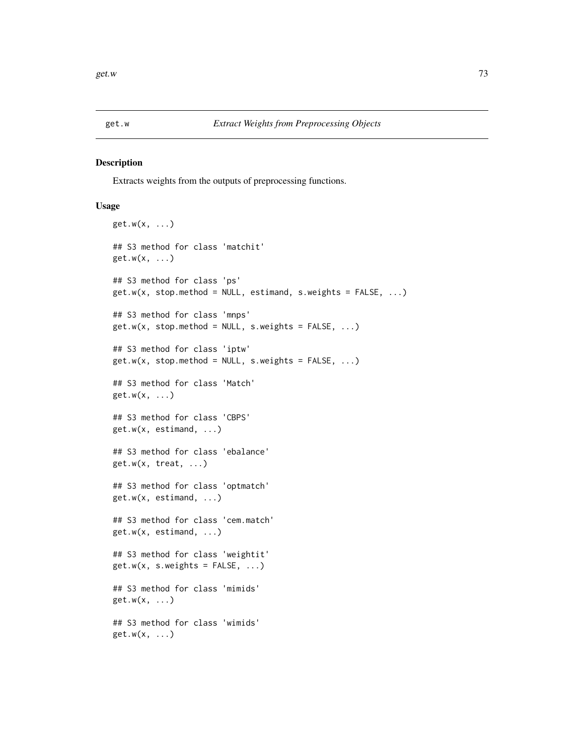# get.w *Extract Weights from Preprocessing Objects*

## Description

Extracts weights from the outputs of preprocessing functions.

## Usage

```
get.w(x, ...)

## S3 method for class 'matchit'
get.w(x, ...)

## S3 method for class 'ps'
get.w(x, stop.method = NULL, estimand, s.weights = FALSE, ...)

## S3 method for class 'mnps'
get.w(x, stop.method = NULL, s.weights = FALSE, ...)

## S3 method for class 'iptw'
get.w(x, stop.method = NULL, s.weights = FALSE, ...)

## S3 method for class 'Match'
get.w(x, ...)

## S3 method for class 'CBPS'
get.w(x, estimand, ...)

## S3 method for class 'ebalance'
get.w(x, treat, ...)

## S3 method for class 'optmatch'
get.w(x, estimand, ...)

## S3 method for class 'cem.match'
get.w(x, estimand, ...)

## S3 method for class 'weightit'
get.w(x, s.weights = FALSE, ...)

## S3 method for class 'mimids'
get.w(x, ...)

## S3 method for class 'wimids'
get.w(x, ...)
```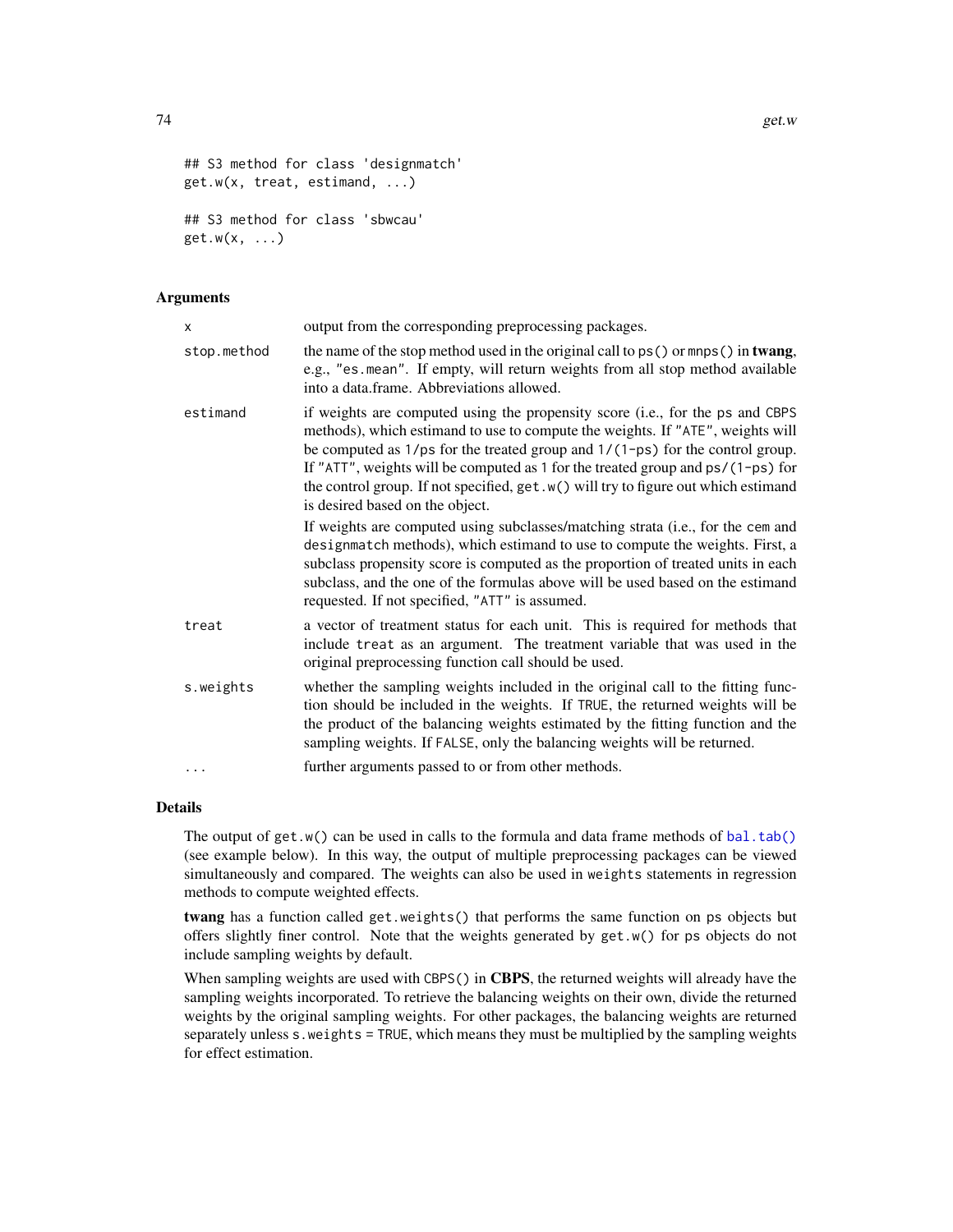```
## S3 method for class 'designmatch'
get.w(x, treat, estimand, ...)

## S3 method for class 'sbwcau'
get.w(x, ...)
```

### Arguments

| | |
|---|---|
| x | output from the corresponding preprocessing packages. |
| stop.method | the name of the stop method used in the original call to `ps()` or `mnps()` in **twang**, e.g., `"es.mean"`. If empty, will return weights from all stop method available into a data.frame. Abbreviations allowed. |
| estimand | if weights are computed using the propensity score (i.e., for the `ps` and `CBPS` methods), which estimand to use to compute the weights. If `"ATE"`, weights will be computed as `1/ps` for the treated group and `1/(1-ps)` for the control group. If `"ATT"`, weights will be computed as 1 for the treated group and `ps/(1-ps)` for the control group. If not specified, `get.w()` will try to figure out which estimand is desired based on the object. If weights are computed using subclasses/matching strata (i.e., for the `cem` and `designmatch` methods), which estimand to use to compute the weights. First, a subclass propensity score is computed as the proportion of treated units in each subclass, and the one of the formulas above will be used based on the estimand requested. If not specified, `"ATT"` is assumed. |
| treat | a vector of treatment status for each unit. This is required for methods that include `treat` as an argument. The treatment variable that was used in the original preprocessing function call should be used. |
| s.weights | whether the sampling weights included in the original call to the fitting function should be included in the weights. If `TRUE`, the returned weights will be the product of the balancing weights estimated by the fitting function and the sampling weights. If `FALSE`, only the balancing weights will be returned. |
| ... | further arguments passed to or from other methods. |

### Details

The output of `get.w()` can be used in calls to the formula and data frame methods of `bal.tab()` (see example below). In this way, the output of multiple preprocessing packages can be viewed simultaneously and compared. The weights can also be used in `weights` statements in regression methods to compute weighted effects.

**twang** has a function called `get.weights()` that performs the same function on `ps` objects but offers slightly finer control. Note that the weights generated by `get.w()` for `ps` objects do not include sampling weights by default.

When sampling weights are used with `CBPS()` in **CBPS**, the returned weights will already have the sampling weights incorporated. To retrieve the balancing weights on their own, divide the returned weights by the original sampling weights. For other packages, the balancing weights are returned separately unless `s.weights = TRUE`, which means they must be multiplied by the sampling weights for effect estimation.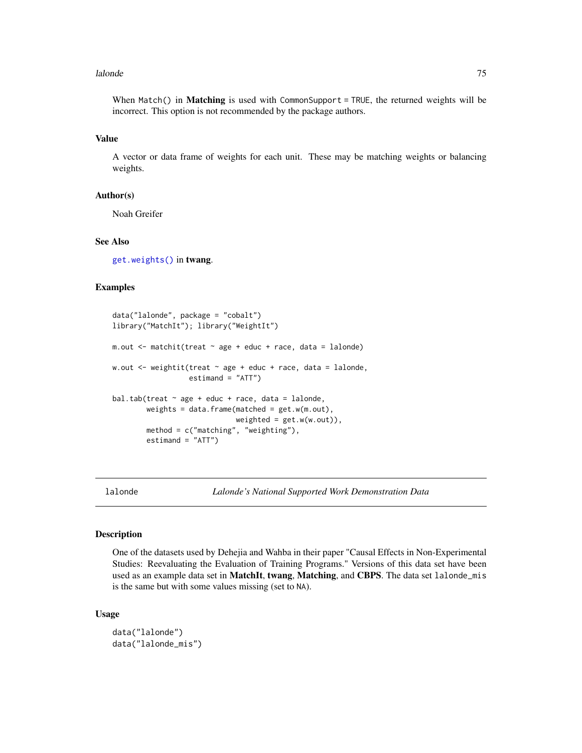When `Match()` in **Matching** is used with `CommonSupport = TRUE`, the returned weights will be incorrect. This option is not recommended by the package authors.

### Value

A vector or data frame of weights for each unit. These may be matching weights or balancing weights.

### Author(s)

Noah Greifer

### See Also

`get.weights()` in **twang**.

### Examples

```
data("lalonde", package = "cobalt")
library("MatchIt"); library("WeightIt")

m.out <- matchit(treat ~ age + educ + race, data = lalonde)

w.out <- weightit(treat ~ age + educ + race, data = lalonde,
                  estimand = "ATT")

bal.tab(treat ~ age + educ + race, data = lalonde,
        weights = data.frame(matched = get.w(m.out),
                             weighted = get.w(w.out)),
        method = c("matching", "weighting"),
        estimand = "ATT")
```

---

## lalonde — *Lalonde's National Supported Work Demonstration Data*

---

### Description

One of the datasets used by Dehejia and Wahba in their paper "Causal Effects in Non-Experimental Studies: Reevaluating the Evaluation of Training Programs." Versions of this data set have been used as an example data set in **MatchIt**, **twang**, **Matching**, and **CBPS**. The data set `lalonde_mis` is the same but with some values missing (set to `NA`).

### Usage

```
data("lalonde")
data("lalonde_mis")
```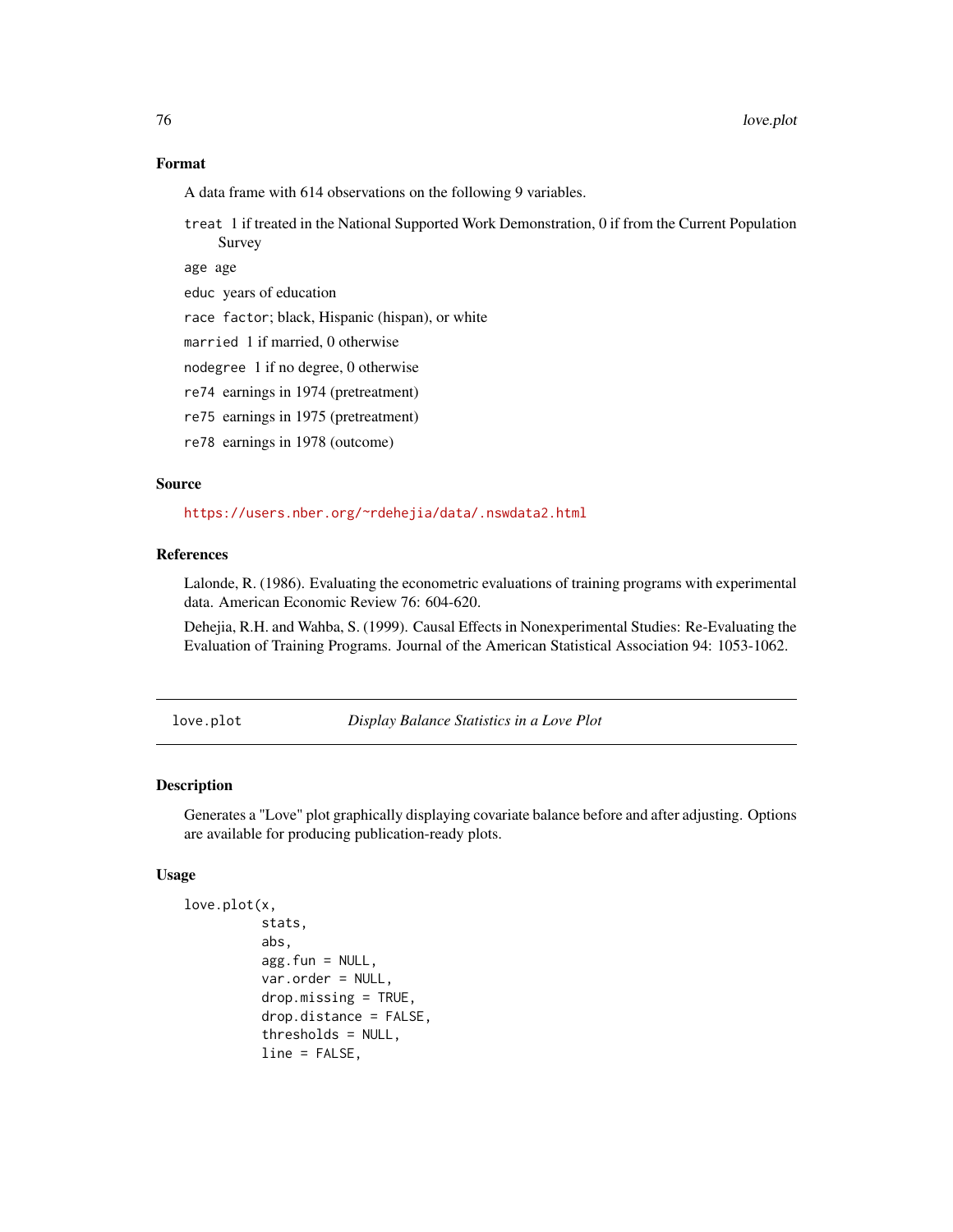### Format

A data frame with 614 observations on the following 9 variables.

`treat` 1 if treated in the National Supported Work Demonstration, 0 if from the Current Population Survey

`age` age

`educ` years of education

`race` `factor`; black, Hispanic (hispan), or white

`married` 1 if married, 0 otherwise

`nodegree` 1 if no degree, 0 otherwise

`re74` earnings in 1974 (pretreatment)

`re75` earnings in 1975 (pretreatment)

`re78` earnings in 1978 (outcome)

### Source

https://users.nber.org/~rdehejia/data/.nswdata2.html

### References

Lalonde, R. (1986). Evaluating the econometric evaluations of training programs with experimental data. American Economic Review 76: 604-620.

Dehejia, R.H. and Wahba, S. (1999). Causal Effects in Nonexperimental Studies: Re-Evaluating the Evaluation of Training Programs. Journal of the American Statistical Association 94: 1053-1062.

---

## love.plot — *Display Balance Statistics in a Love Plot*

### Description

Generates a "Love" plot graphically displaying covariate balance before and after adjusting. Options are available for producing publication-ready plots.

### Usage

```
love.plot(x,
          stats,
          abs,
          agg.fun = NULL,
          var.order = NULL,
          drop.missing = TRUE,
          drop.distance = FALSE,
          thresholds = NULL,
          line = FALSE,
```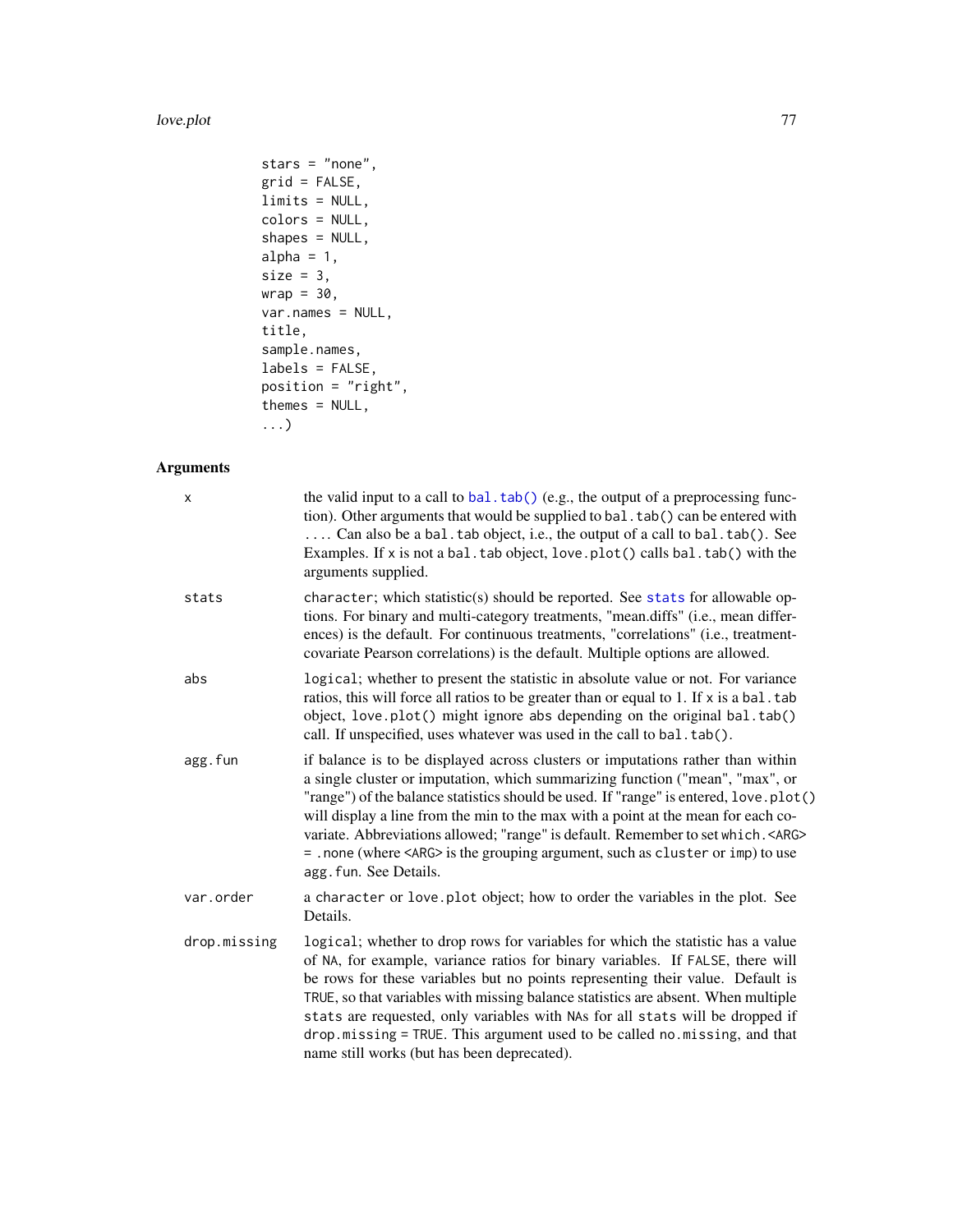```
stars = "none",
grid = FALSE,
limits = NULL,
colors = NULL,
shapes = NULL,
alpha = 1,
size = 3,
wrap = 30,
var.names = NULL,
title,
sample.names,
labels = FALSE,
position = "right",
themes = NULL,
...)
```

## Arguments

| | |
|---|---|
| x | the valid input to a call to `bal.tab()` (e.g., the output of a preprocessing function). Other arguments that would be supplied to `bal.tab()` can be entered with `...`. Can also be a `bal.tab` object, i.e., the output of a call to `bal.tab()`. See Examples. If `x` is not a `bal.tab` object, `love.plot()` calls `bal.tab()` with the arguments supplied. |
| stats | `character`; which statistic(s) should be reported. See `stats` for allowable options. For binary and multi-category treatments, "mean.diffs" (i.e., mean differences) is the default. For continuous treatments, "correlations" (i.e., treatment-covariate Pearson correlations) is the default. Multiple options are allowed. |
| abs | `logical`; whether to present the statistic in absolute value or not. For variance ratios, this will force all ratios to be greater than or equal to 1. If `x` is a `bal.tab` object, `love.plot()` might ignore `abs` depending on the original `bal.tab()` call. If unspecified, uses whatever was used in the call to `bal.tab()`. |
| agg.fun | if balance is to be displayed across clusters or imputations rather than within a single cluster or imputation, which summarizing function ("mean", "max", or "range") of the balance statistics should be used. If "range" is entered, `love.plot()` will display a line from the min to the max with a point at the mean for each covariate. Abbreviations allowed; "range" is default. Remember to set `which.<ARG> = .none` (where `<ARG>` is the grouping argument, such as `cluster` or `imp`) to use `agg.fun`. See Details. |
| var.order | a `character` or `love.plot` object; how to order the variables in the plot. See Details. |
| drop.missing | `logical`; whether to drop rows for variables for which the statistic has a value of `NA`, for example, variance ratios for binary variables. If `FALSE`, there will be rows for these variables but no points representing their value. Default is `TRUE`, so that variables with missing balance statistics are absent. When multiple `stats` are requested, only variables with `NA`s for all `stats` will be dropped if `drop.missing = TRUE`. This argument used to be called `no.missing`, and that name still works (but has been deprecated). |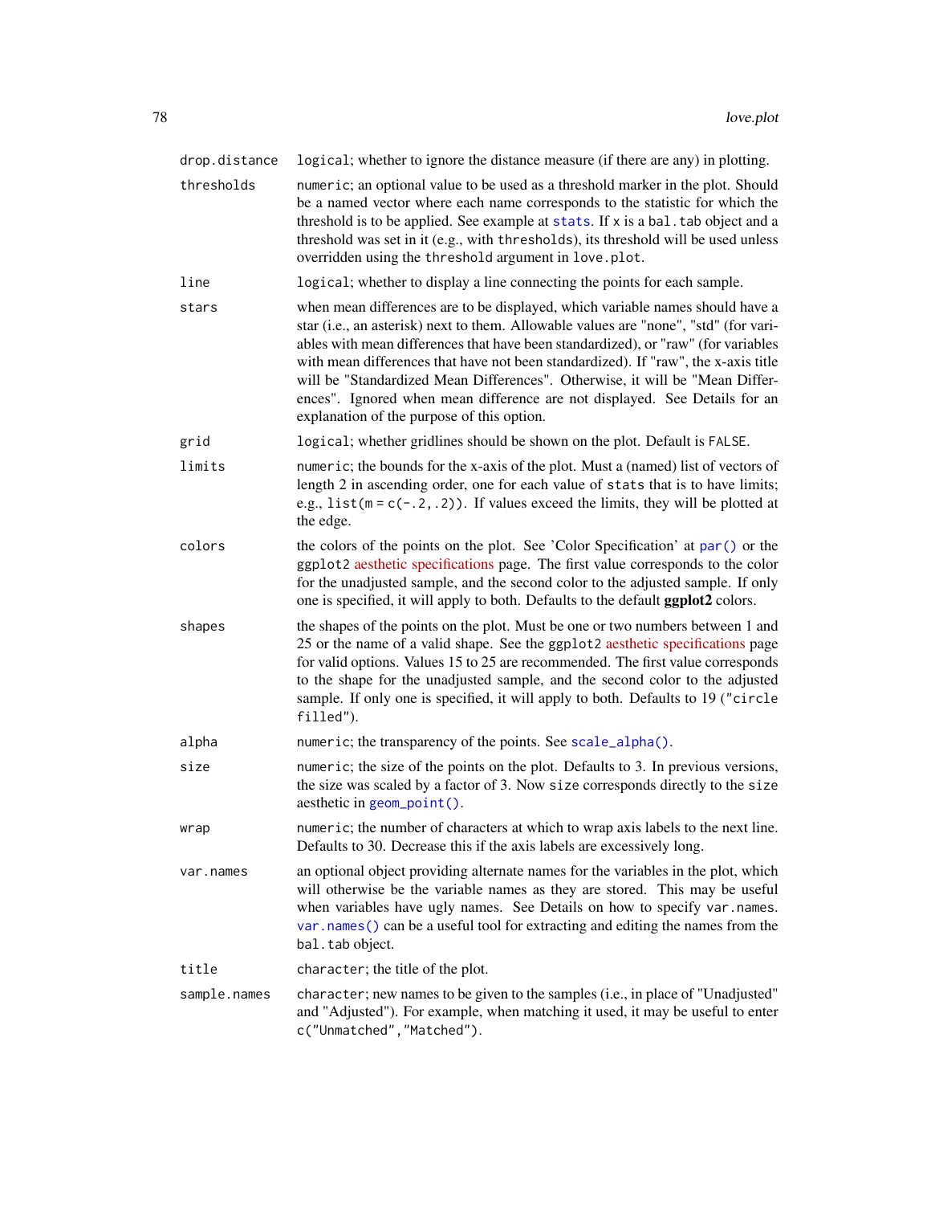| | |
|---|---|
| `drop.distance` | `logical`; whether to ignore the distance measure (if there are any) in plotting. |
| `thresholds` | `numeric`; an optional value to be used as a threshold marker in the plot. Should be a named vector where each name corresponds to the statistic for which the threshold is to be applied. See example at `stats`. If `x` is a `bal.tab` object and a threshold was set in it (e.g., with `thresholds`), its threshold will be used unless overridden using the `threshold` argument in `love.plot`. |
| `line` | `logical`; whether to display a line connecting the points for each sample. |
| `stars` | when mean differences are to be displayed, which variable names should have a star (i.e., an asterisk) next to them. Allowable values are "none", "std" (for variables with mean differences that have been standardized), or "raw" (for variables with mean differences that have not been standardized). If "raw", the x-axis title will be "Standardized Mean Differences". Otherwise, it will be "Mean Differences". Ignored when mean difference are not displayed. See Details for an explanation of the purpose of this option. |
| `grid` | `logical`; whether gridlines should be shown on the plot. Default is `FALSE`. |
| `limits` | `numeric`; the bounds for the x-axis of the plot. Must a (named) list of vectors of length 2 in ascending order, one for each value of `stats` that is to have limits; e.g., `list(m = c(-.2,.2))`. If values exceed the limits, they will be plotted at the edge. |
| `colors` | the colors of the points on the plot. See 'Color Specification' at `par()` or the `ggplot2` aesthetic specifications page. The first value corresponds to the color for the unadjusted sample, and the second color to the adjusted sample. If only one is specified, it will apply to both. Defaults to the default **ggplot2** colors. |
| `shapes` | the shapes of the points on the plot. Must be one or two numbers between 1 and 25 or the name of a valid shape. See the `ggplot2` aesthetic specifications page for valid options. Values 15 to 25 are recommended. The first value corresponds to the shape for the unadjusted sample, and the second color to the adjusted sample. If only one is specified, it will apply to both. Defaults to 19 (`"circle filled"`). |
| `alpha` | `numeric`; the transparency of the points. See `scale_alpha()`. |
| `size` | `numeric`; the size of the points on the plot. Defaults to 3. In previous versions, the size was scaled by a factor of 3. Now `size` corresponds directly to the `size` aesthetic in `geom_point()`. |
| `wrap` | `numeric`; the number of characters at which to wrap axis labels to the next line. Defaults to 30. Decrease this if the axis labels are excessively long. |
| `var.names` | an optional object providing alternate names for the variables in the plot, which will otherwise be the variable names as they are stored. This may be useful when variables have ugly names. See Details on how to specify `var.names`. `var.names()` can be a useful tool for extracting and editing the names from the `bal.tab` object. |
| `title` | `character`; the title of the plot. |
| `sample.names` | `character`; new names to be given to the samples (i.e., in place of "Unadjusted" and "Adjusted"). For example, when matching it used, it may be useful to enter `c("Unmatched","Matched")`. |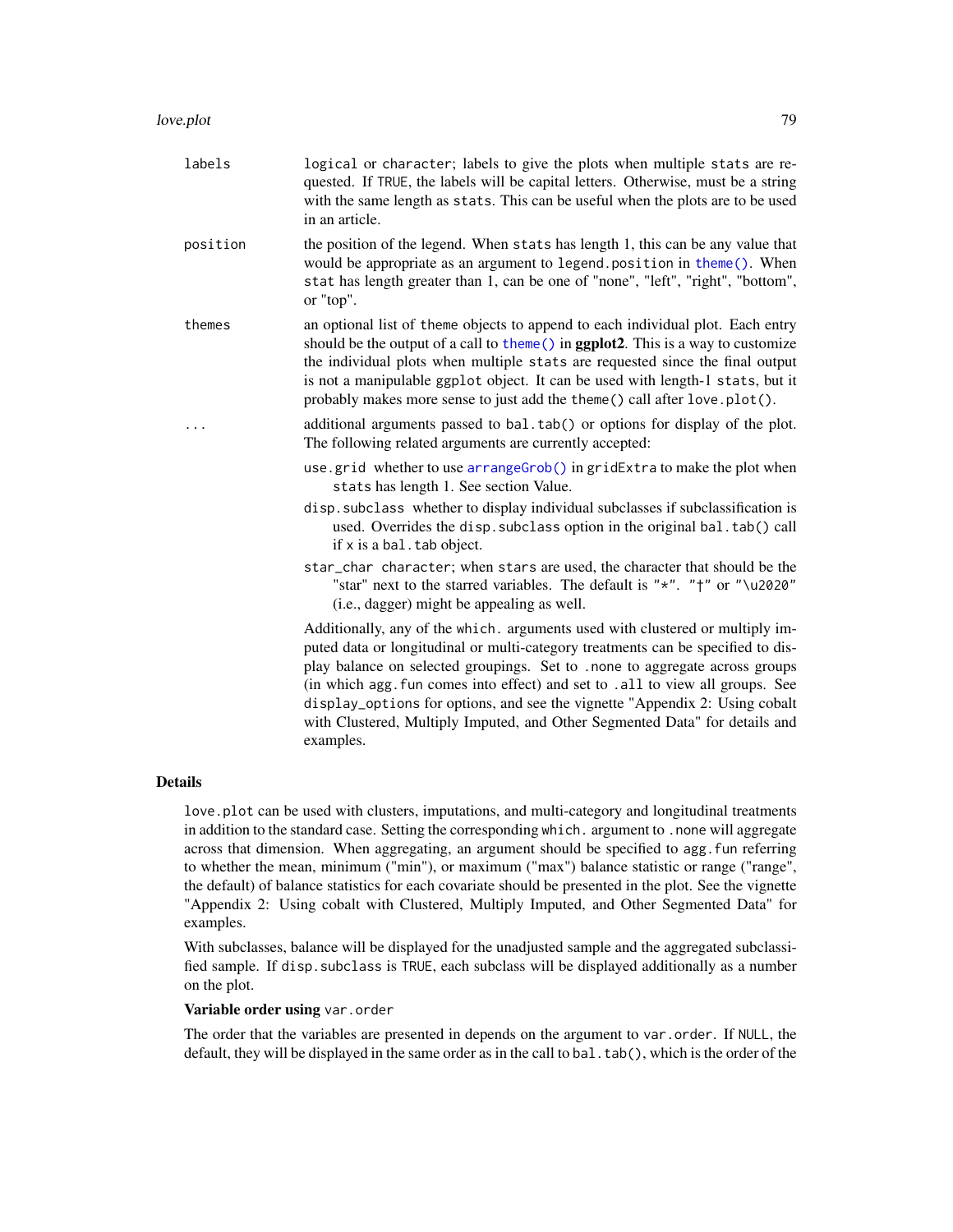`labels`
: logical or character; labels to give the plots when multiple stats are requested. If TRUE, the labels will be capital letters. Otherwise, must be a string with the same length as stats. This can be useful when the plots are to be used in an article.

`position`
: the position of the legend. When stats has length 1, this can be any value that would be appropriate as an argument to legend.position in theme(). When stat has length greater than 1, can be one of "none", "left", "right", "bottom", or "top".

`themes`
: an optional list of theme objects to append to each individual plot. Each entry should be the output of a call to theme() in **ggplot2**. This is a way to customize the individual plots when multiple stats are requested since the final output is not a manipulable ggplot object. It can be used with length-1 stats, but it probably makes more sense to just add the theme() call after love.plot().

`...`
: additional arguments passed to bal.tab() or options for display of the plot. The following related arguments are currently accepted:

  - `use.grid` whether to use arrangeGrob() in gridExtra to make the plot when stats has length 1. See section Value.
  - `disp.subclass` whether to display individual subclasses if subclassification is used. Overrides the disp.subclass option in the original bal.tab() call if x is a bal.tab object.
  - `star_char` character; when stars are used, the character that should be the "star" next to the starred variables. The default is "*". "†" or "\u2020" (i.e., dagger) might be appealing as well.

  Additionally, any of the which. arguments used with clustered or multiply imputed data or longitudinal or multi-category treatments can be specified to display balance on selected groupings. Set to .none to aggregate across groups (in which agg.fun comes into effect) and set to .all to view all groups. See display_options for options, and see the vignette "Appendix 2: Using cobalt with Clustered, Multiply Imputed, and Other Segmented Data" for details and examples.

## Details

love.plot can be used with clusters, imputations, and multi-category and longitudinal treatments in addition to the standard case. Setting the corresponding which. argument to .none will aggregate across that dimension. When aggregating, an argument should be specified to agg.fun referring to whether the mean, minimum ("min"), or maximum ("max") balance statistic or range ("range", the default) of balance statistics for each covariate should be presented in the plot. See the vignette "Appendix 2: Using cobalt with Clustered, Multiply Imputed, and Other Segmented Data" for examples.

With subclasses, balance will be displayed for the unadjusted sample and the aggregated subclassified sample. If disp.subclass is TRUE, each subclass will be displayed additionally as a number on the plot.

### Variable order using var.order

The order that the variables are presented in depends on the argument to var.order. If NULL, the default, they will be displayed in the same order as in the call to bal.tab(), which is the order of the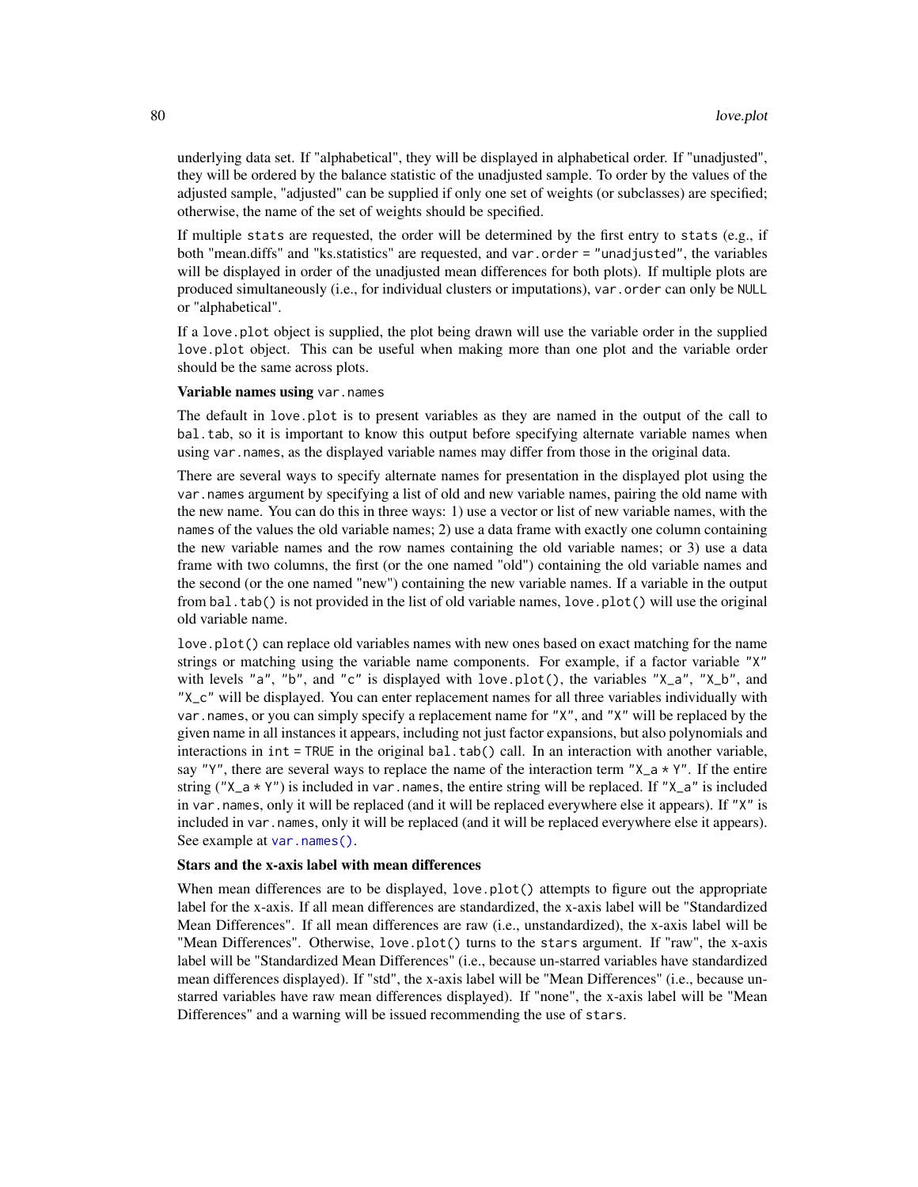underlying data set. If "alphabetical", they will be displayed in alphabetical order. If "unadjusted", they will be ordered by the balance statistic of the unadjusted sample. To order by the values of the adjusted sample, "adjusted" can be supplied if only one set of weights (or subclasses) are specified; otherwise, the name of the set of weights should be specified.

If multiple stats are requested, the order will be determined by the first entry to stats (e.g., if both "mean.diffs" and "ks.statistics" are requested, and var.order = "unadjusted", the variables will be displayed in order of the unadjusted mean differences for both plots). If multiple plots are produced simultaneously (i.e., for individual clusters or imputations), var.order can only be NULL or "alphabetical".

If a love.plot object is supplied, the plot being drawn will use the variable order in the supplied love.plot object. This can be useful when making more than one plot and the variable order should be the same across plots.

**Variable names using** var.names

The default in love.plot is to present variables as they are named in the output of the call to bal.tab, so it is important to know this output before specifying alternate variable names when using var.names, as the displayed variable names may differ from those in the original data.

There are several ways to specify alternate names for presentation in the displayed plot using the var.names argument by specifying a list of old and new variable names, pairing the old name with the new name. You can do this in three ways: 1) use a vector or list of new variable names, with the names of the values the old variable names; 2) use a data frame with exactly one column containing the new variable names and the row names containing the old variable names; or 3) use a data frame with two columns, the first (or the one named "old") containing the old variable names and the second (or the one named "new") containing the new variable names. If a variable in the output from bal.tab() is not provided in the list of old variable names, love.plot() will use the original old variable name.

love.plot() can replace old variables names with new ones based on exact matching for the name strings or matching using the variable name components. For example, if a factor variable "X" with levels "a", "b", and "c" is displayed with love.plot(), the variables "X_a", "X_b", and "X_c" will be displayed. You can enter replacement names for all three variables individually with var.names, or you can simply specify a replacement name for "X", and "X" will be replaced by the given name in all instances it appears, including not just factor expansions, but also polynomials and interactions in int = TRUE in the original bal.tab() call. In an interaction with another variable, say "Y", there are several ways to replace the name of the interaction term "X_a * Y". If the entire string ("X_a * Y") is included in var.names, the entire string will be replaced. If "X_a" is included in var.names, only it will be replaced (and it will be replaced everywhere else it appears). If "X" is included in var.names, only it will be replaced (and it will be replaced everywhere else it appears). See example at var.names().

**Stars and the x-axis label with mean differences**

When mean differences are to be displayed, love.plot() attempts to figure out the appropriate label for the x-axis. If all mean differences are standardized, the x-axis label will be "Standardized Mean Differences". If all mean differences are raw (i.e., unstandardized), the x-axis label will be "Mean Differences". Otherwise, love.plot() turns to the stars argument. If "raw", the x-axis label will be "Standardized Mean Differences" (i.e., because un-starred variables have standardized mean differences displayed). If "std", the x-axis label will be "Mean Differences" (i.e., because un-starred variables have raw mean differences displayed). If "none", the x-axis label will be "Mean Differences" and a warning will be issued recommending the use of stars.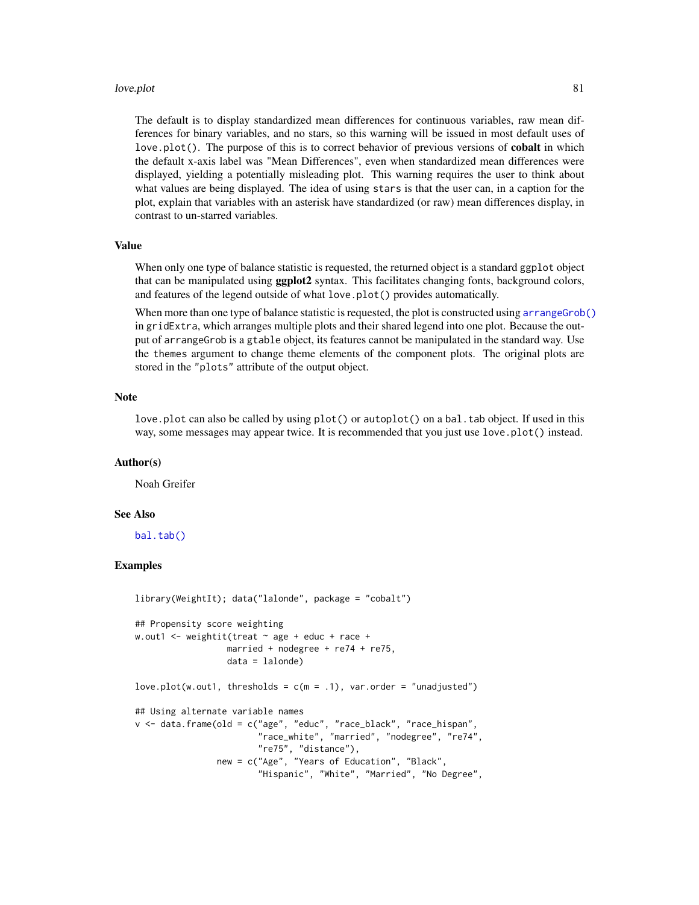The default is to display standardized mean differences for continuous variables, raw mean differences for binary variables, and no stars, so this warning will be issued in most default uses of `love.plot()`. The purpose of this is to correct behavior of previous versions of **cobalt** in which the default x-axis label was "Mean Differences", even when standardized mean differences were displayed, yielding a potentially misleading plot. This warning requires the user to think about what values are being displayed. The idea of using `stars` is that the user can, in a caption for the plot, explain that variables with an asterisk have standardized (or raw) mean differences display, in contrast to un-starred variables.

## Value

When only one type of balance statistic is requested, the returned object is a standard `ggplot` object that can be manipulated using **ggplot2** syntax. This facilitates changing fonts, background colors, and features of the legend outside of what `love.plot()` provides automatically.

When more than one type of balance statistic is requested, the plot is constructed using `arrangeGrob()` in `gridExtra`, which arranges multiple plots and their shared legend into one plot. Because the output of `arrangeGrob` is a `gtable` object, its features cannot be manipulated in the standard way. Use the `themes` argument to change theme elements of the component plots. The original plots are stored in the `"plots"` attribute of the output object.

## Note

`love.plot` can also be called by using `plot()` or `autoplot()` on a `bal.tab` object. If used in this way, some messages may appear twice. It is recommended that you just use `love.plot()` instead.

## Author(s)

Noah Greifer

## See Also

`bal.tab()`

## Examples

```
library(WeightIt); data("lalonde", package = "cobalt")

## Propensity score weighting
w.out1 <- weightit(treat ~ age + educ + race +
                   married + nodegree + re74 + re75,
                   data = lalonde)

love.plot(w.out1, thresholds = c(m = .1), var.order = "unadjusted")

## Using alternate variable names
v <- data.frame(old = c("age", "educ", "race_black", "race_hispan",
                        "race_white", "married", "nodegree", "re74",
                        "re75", "distance"),
                new = c("Age", "Years of Education", "Black",
                        "Hispanic", "White", "Married", "No Degree",
```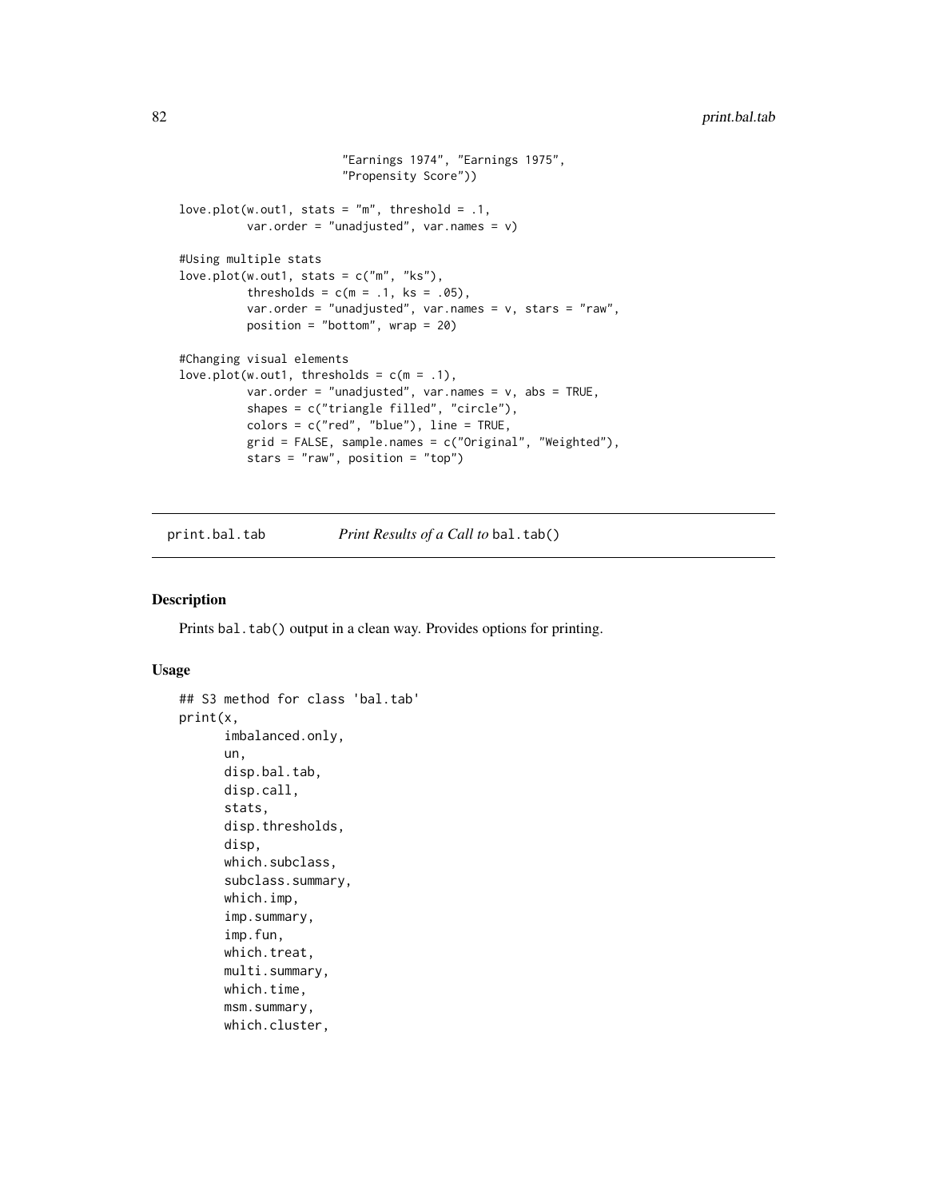```
                        "Earnings 1974", "Earnings 1975",
                        "Propensity Score"))

love.plot(w.out1, stats = "m", threshold = .1,
          var.order = "unadjusted", var.names = v)

#Using multiple stats
love.plot(w.out1, stats = c("m", "ks"),
          thresholds = c(m = .1, ks = .05),
          var.order = "unadjusted", var.names = v, stars = "raw",
          position = "bottom", wrap = 20)

#Changing visual elements
love.plot(w.out1, thresholds = c(m = .1),
          var.order = "unadjusted", var.names = v, abs = TRUE,
          shapes = c("triangle filled", "circle"),
          colors = c("red", "blue"), line = TRUE,
          grid = FALSE, sample.names = c("Original", "Weighted"),
          stars = "raw", position = "top")
```

---

## print.bal.tab — *Print Results of a Call to* `bal.tab()`

---

### Description

Prints `bal.tab()` output in a clean way. Provides options for printing.

### Usage

```
## S3 method for class 'bal.tab'
print(x,
      imbalanced.only,
      un,
      disp.bal.tab,
      disp.call,
      stats,
      disp.thresholds,
      disp,
      which.subclass,
      subclass.summary,
      which.imp,
      imp.summary,
      imp.fun,
      which.treat,
      multi.summary,
      which.time,
      msm.summary,
      which.cluster,
```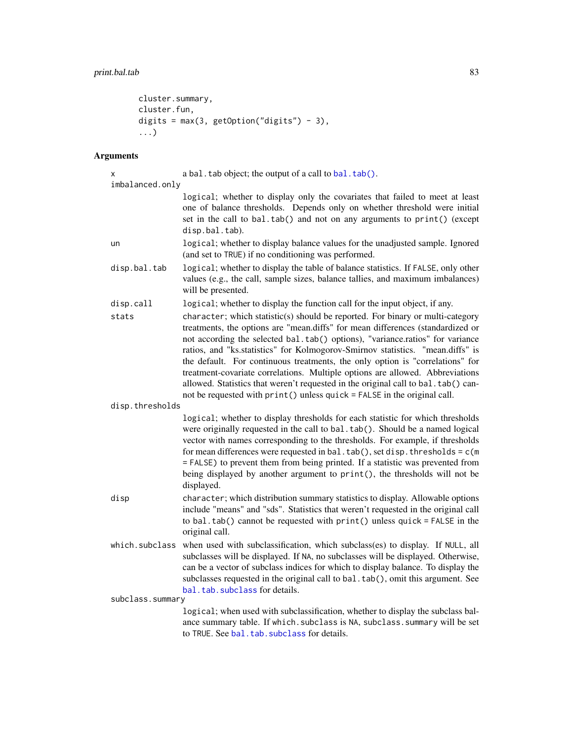```
        cluster.summary,
        cluster.fun,
        digits = max(3, getOption("digits") - 3),
        ...)
```

## Arguments

**x** a bal.tab object; the output of a call to bal.tab().

**imbalanced.only** logical; whether to display only the covariates that failed to meet at least one of balance thresholds. Depends only on whether threshold were initial set in the call to bal.tab() and not on any arguments to print() (except disp.bal.tab).

**un** logical; whether to display balance values for the unadjusted sample. Ignored (and set to TRUE) if no conditioning was performed.

**disp.bal.tab** logical; whether to display the table of balance statistics. If FALSE, only other values (e.g., the call, sample sizes, balance tallies, and maximum imbalances) will be presented.

**disp.call** logical; whether to display the function call for the input object, if any.

**stats** character; which statistic(s) should be reported. For binary or multi-category treatments, the options are "mean.diffs" for mean differences (standardized or not according the selected bal.tab() options), "variance.ratios" for variance ratios, and "ks.statistics" for Kolmogorov-Smirnov statistics. "mean.diffs" is the default. For continuous treatments, the only option is "correlations" for treatment-covariate correlations. Multiple options are allowed. Abbreviations allowed. Statistics that weren't requested in the original call to bal.tab() cannot be requested with print() unless quick = FALSE in the original call.

**disp.thresholds** logical; whether to display thresholds for each statistic for which thresholds were originally requested in the call to bal.tab(). Should be a named logical vector with names corresponding to the thresholds. For example, if thresholds for mean differences were requested in bal.tab(), set disp.thresholds = c(m = FALSE) to prevent them from being printed. If a statistic was prevented from being displayed by another argument to print(), the thresholds will not be displayed.

**disp** character; which distribution summary statistics to display. Allowable options include "means" and "sds". Statistics that weren't requested in the original call to bal.tab() cannot be requested with print() unless quick = FALSE in the original call.

**which.subclass** when used with subclassification, which subclass(es) to display. If NULL, all subclasses will be displayed. If NA, no subclasses will be displayed. Otherwise, can be a vector of subclass indices for which to display balance. To display the subclasses requested in the original call to bal.tab(), omit this argument. See bal.tab.subclass for details.

**subclass.summary** logical; when used with subclassification, whether to display the subclass balance summary table. If which.subclass is NA, subclass.summary will be set to TRUE. See bal.tab.subclass for details.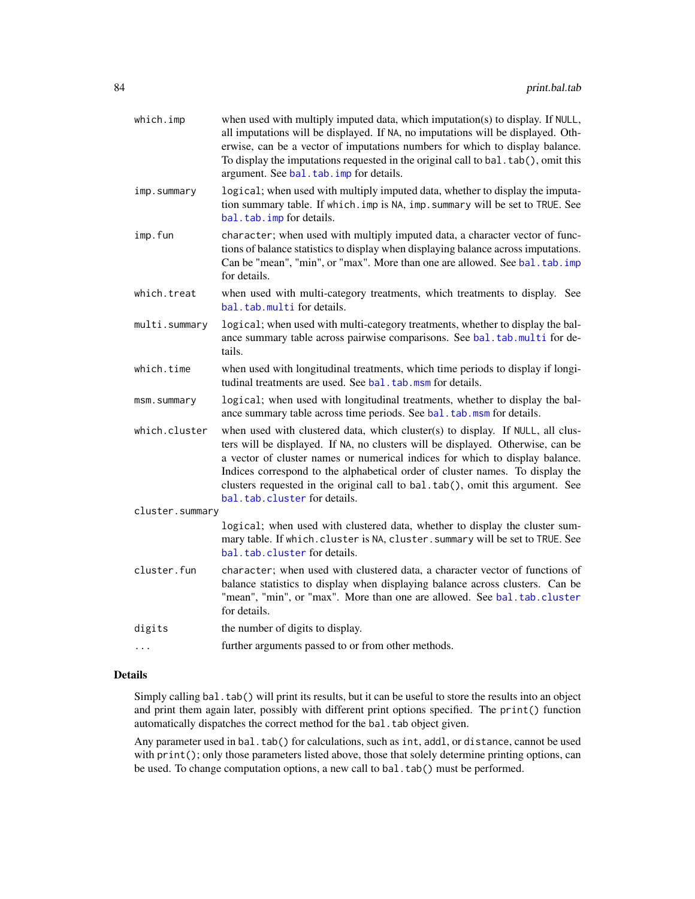| | |
|---|---|
| `which.imp` | when used with multiply imputed data, which imputation(s) to display. If `NULL`, all imputations will be displayed. If `NA`, no imputations will be displayed. Otherwise, can be a vector of imputations numbers for which to display balance. To display the imputations requested in the original call to `bal.tab()`, omit this argument. See `bal.tab.imp` for details. |
| `imp.summary` | `logical`; when used with multiply imputed data, whether to display the imputation summary table. If `which.imp` is `NA`, `imp.summary` will be set to `TRUE`. See `bal.tab.imp` for details. |
| `imp.fun` | `character`; when used with multiply imputed data, a character vector of functions of balance statistics to display when displaying balance across imputations. Can be "mean", "min", or "max". More than one are allowed. See `bal.tab.imp` for details. |
| `which.treat` | when used with multi-category treatments, which treatments to display. See `bal.tab.multi` for details. |
| `multi.summary` | `logical`; when used with multi-category treatments, whether to display the balance summary table across pairwise comparisons. See `bal.tab.multi` for details. |
| `which.time` | when used with longitudinal treatments, which time periods to display if longitudinal treatments are used. See `bal.tab.msm` for details. |
| `msm.summary` | `logical`; when used with longitudinal treatments, whether to display the balance summary table across time periods. See `bal.tab.msm` for details. |
| `which.cluster` | when used with clustered data, which cluster(s) to display. If `NULL`, all clusters will be displayed. If `NA`, no clusters will be displayed. Otherwise, can be a vector of cluster names or numerical indices for which to display balance. Indices correspond to the alphabetical order of cluster names. To display the clusters requested in the original call to `bal.tab()`, omit this argument. See `bal.tab.cluster` for details. |
| `cluster.summary` | `logical`; when used with clustered data, whether to display the cluster summary table. If `which.cluster` is `NA`, `cluster.summary` will be set to `TRUE`. See `bal.tab.cluster` for details. |
| `cluster.fun` | `character`; when used with clustered data, a character vector of functions of balance statistics to display when displaying balance across clusters. Can be "mean", "min", or "max". More than one are allowed. See `bal.tab.cluster` for details. |
| `digits` | the number of digits to display. |
| `...` | further arguments passed to or from other methods. |

## Details

Simply calling `bal.tab()` will print its results, but it can be useful to store the results into an object and print them again later, possibly with different print options specified. The `print()` function automatically dispatches the correct method for the `bal.tab` object given.

Any parameter used in `bal.tab()` for calculations, such as `int`, `addl`, or `distance`, cannot be used with `print()`; only those parameters listed above, those that solely determine printing options, can be used. To change computation options, a new call to `bal.tab()` must be performed.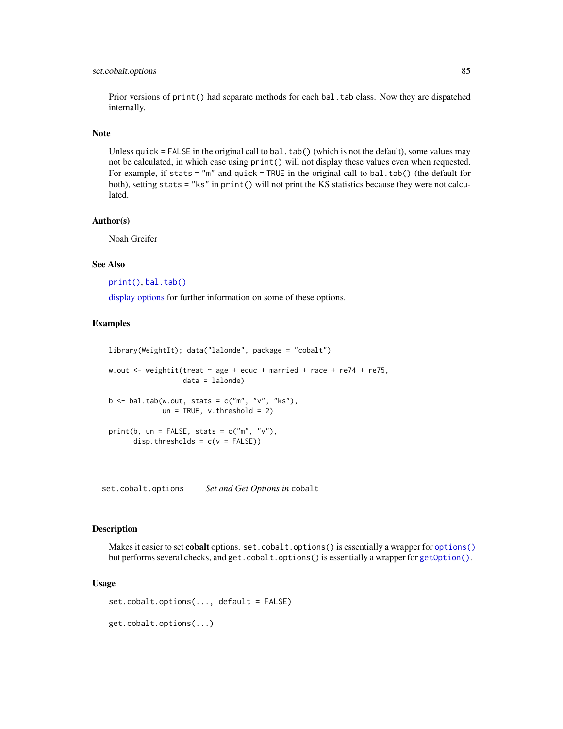Prior versions of print() had separate methods for each bal.tab class. Now they are dispatched internally.

### Note

Unless quick = FALSE in the original call to bal.tab() (which is not the default), some values may not be calculated, in which case using print() will not display these values even when requested. For example, if stats = "m" and quick = TRUE in the original call to bal.tab() (the default for both), setting stats = "ks" in print() will not print the KS statistics because they were not calculated.

### Author(s)

Noah Greifer

### See Also

print(), bal.tab()

display options for further information on some of these options.

### Examples

```
library(WeightIt); data("lalonde", package = "cobalt")

w.out <- weightit(treat ~ age + educ + married + race + re74 + re75,
                  data = lalonde)

b <- bal.tab(w.out, stats = c("m", "v", "ks"),
             un = TRUE, v.threshold = 2)

print(b, un = FALSE, stats = c("m", "v"),
      disp.thresholds = c(v = FALSE))
```

---

## set.cobalt.options    *Set and Get Options in* cobalt

---

### Description

Makes it easier to set **cobalt** options. set.cobalt.options() is essentially a wrapper for options() but performs several checks, and get.cobalt.options() is essentially a wrapper for getOption().

### Usage

```
set.cobalt.options(..., default = FALSE)

get.cobalt.options(...)
```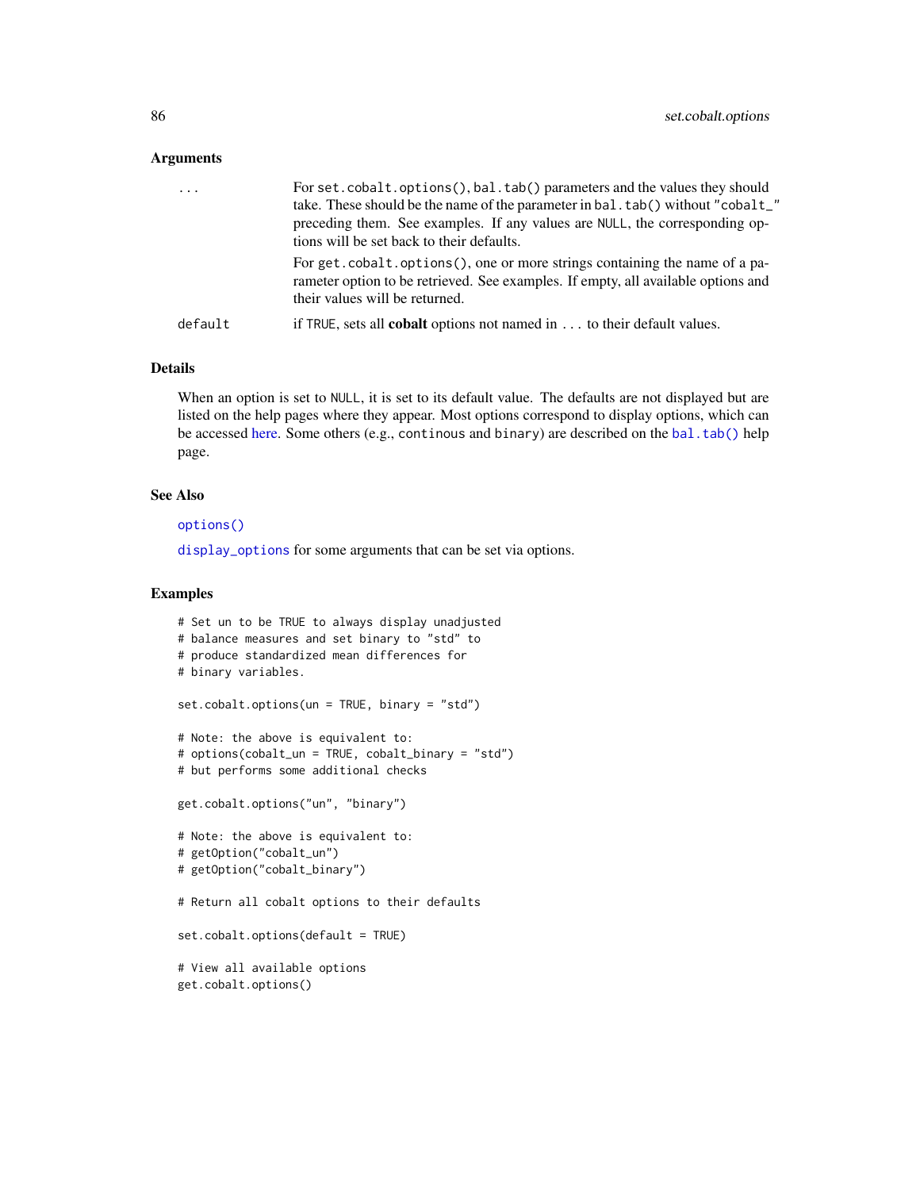## Arguments

| | |
|---|---|
| ... | For `set.cobalt.options()`, `bal.tab()` parameters and the values they should take. These should be the name of the parameter in `bal.tab()` without `"cobalt_"` preceding them. See examples. If any values are `NULL`, the corresponding options will be set back to their defaults.<br><br>For `get.cobalt.options()`, one or more strings containing the name of a parameter option to be retrieved. See examples. If empty, all available options and their values will be returned. |
| default | if `TRUE`, sets all **cobalt** options not named in `...` to their default values. |

## Details

When an option is set to `NULL`, it is set to its default value. The defaults are not displayed but are listed on the help pages where they appear. Most options correspond to display options, which can be accessed here. Some others (e.g., `continous` and `binary`) are described on the `bal.tab()` help page.

## See Also

`options()`

`display_options` for some arguments that can be set via options.

## Examples

```
# Set un to be TRUE to always display unadjusted
# balance measures and set binary to "std" to
# produce standardized mean differences for
# binary variables.

set.cobalt.options(un = TRUE, binary = "std")

# Note: the above is equivalent to:
# options(cobalt_un = TRUE, cobalt_binary = "std")
# but performs some additional checks

get.cobalt.options("un", "binary")

# Note: the above is equivalent to:
# getOption("cobalt_un")
# getOption("cobalt_binary")

# Return all cobalt options to their defaults

set.cobalt.options(default = TRUE)

# View all available options
get.cobalt.options()
```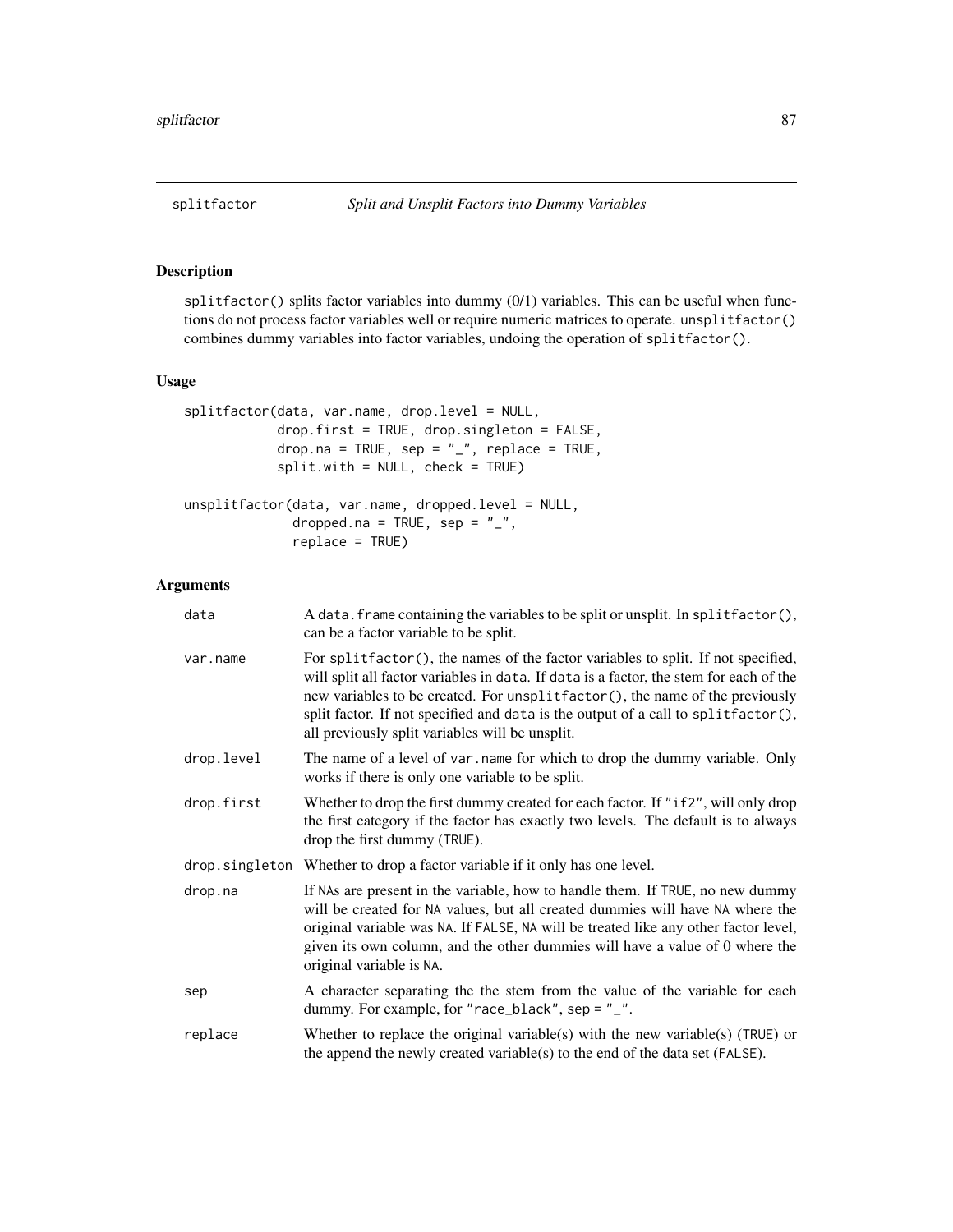# splitfactor — *Split and Unsplit Factors into Dummy Variables*

## Description

`splitfactor()` splits factor variables into dummy (0/1) variables. This can be useful when functions do not process factor variables well or require numeric matrices to operate. `unsplitfactor()` combines dummy variables into factor variables, undoing the operation of `splitfactor()`.

## Usage

```
splitfactor(data, var.name, drop.level = NULL,
            drop.first = TRUE, drop.singleton = FALSE,
            drop.na = TRUE, sep = "_", replace = TRUE,
            split.with = NULL, check = TRUE)

unsplitfactor(data, var.name, dropped.level = NULL,
              dropped.na = TRUE, sep = "_",
              replace = TRUE)
```

## Arguments

| | |
|---|---|
| `data` | A `data.frame` containing the variables to be split or unsplit. In `splitfactor()`, can be a factor variable to be split. |
| `var.name` | For `splitfactor()`, the names of the factor variables to split. If not specified, will split all factor variables in `data`. If `data` is a factor, the stem for each of the new variables to be created. For `unsplitfactor()`, the name of the previously split factor. If not specified and `data` is the output of a call to `splitfactor()`, all previously split variables will be unsplit. |
| `drop.level` | The name of a level of `var.name` for which to drop the dummy variable. Only works if there is only one variable to be split. |
| `drop.first` | Whether to drop the first dummy created for each factor. If `"if2"`, will only drop the first category if the factor has exactly two levels. The default is to always drop the first dummy (`TRUE`). |
| `drop.singleton` | Whether to drop a factor variable if it only has one level. |
| `drop.na` | If `NA`s are present in the variable, how to handle them. If `TRUE`, no new dummy will be created for `NA` values, but all created dummies will have `NA` where the original variable was `NA`. If `FALSE`, `NA` will be treated like any other factor level, given its own column, and the other dummies will have a value of 0 where the original variable is `NA`. |
| `sep` | A character separating the the stem from the value of the variable for each dummy. For example, for `"race_black"`, `sep = "_"`. |
| `replace` | Whether to replace the original variable(s) with the new variable(s) (`TRUE`) or the append the newly created variable(s) to the end of the data set (`FALSE`). |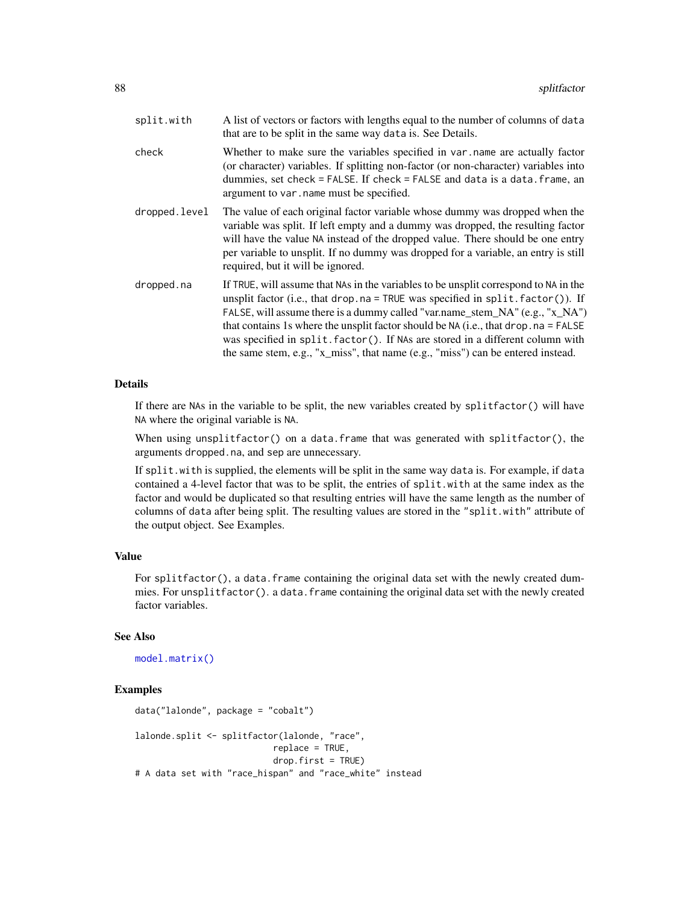| | |
|---|---|
| split.with | A list of vectors or factors with lengths equal to the number of columns of data that are to be split in the same way data is. See Details. |
| check | Whether to make sure the variables specified in var.name are actually factor (or character) variables. If splitting non-factor (or non-character) variables into dummies, set check = FALSE. If check = FALSE and data is a data.frame, an argument to var.name must be specified. |
| dropped.level | The value of each original factor variable whose dummy was dropped when the variable was split. If left empty and a dummy was dropped, the resulting factor will have the value NA instead of the dropped value. There should be one entry per variable to unsplit. If no dummy was dropped for a variable, an entry is still required, but it will be ignored. |
| dropped.na | If TRUE, will assume that NAs in the variables to be unsplit correspond to NA in the unsplit factor (i.e., that drop.na = TRUE was specified in split.factor()). If FALSE, will assume there is a dummy called "var.name_stem_NA" (e.g., "x_NA") that contains 1s where the unsplit factor should be NA (i.e., that drop.na = FALSE was specified in split.factor(). If NAs are stored in a different column with the same stem, e.g., "x_miss", that name (e.g., "miss") can be entered instead. |

## Details

If there are NAs in the variable to be split, the new variables created by splitfactor() will have NA where the original variable is NA.

When using unsplitfactor() on a data.frame that was generated with splitfactor(), the arguments dropped.na, and sep are unnecessary.

If split.with is supplied, the elements will be split in the same way data is. For example, if data contained a 4-level factor that was to be split, the entries of split.with at the same index as the factor and would be duplicated so that resulting entries will have the same length as the number of columns of data after being split. The resulting values are stored in the "split.with" attribute of the output object. See Examples.

## Value

For splitfactor(), a data.frame containing the original data set with the newly created dummies. For unsplitfactor(). a data.frame containing the original data set with the newly created factor variables.

## See Also

model.matrix()

## Examples

```
data("lalonde", package = "cobalt")

lalonde.split <- splitfactor(lalonde, "race",
                             replace = TRUE,
                             drop.first = TRUE)
# A data set with "race_hispan" and "race_white" instead
```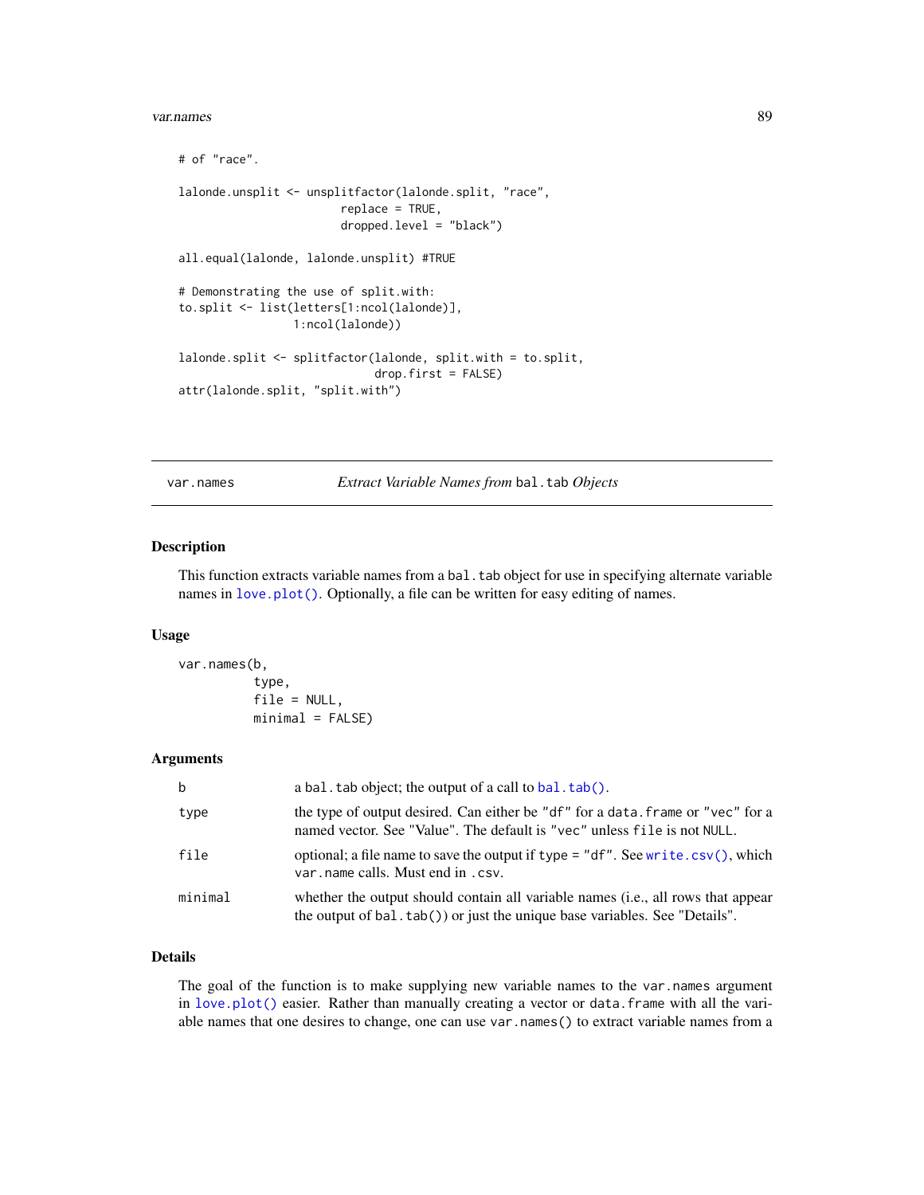```
# of "race".

lalonde.unsplit <- unsplitfactor(lalonde.split, "race",
                         replace = TRUE,
                         dropped.level = "black")

all.equal(lalonde, lalonde.unsplit) #TRUE

# Demonstrating the use of split.with:
to.split <- list(letters[1:ncol(lalonde)],
                 1:ncol(lalonde))

lalonde.split <- splitfactor(lalonde, split.with = to.split,
                             drop.first = FALSE)
attr(lalonde.split, "split.with")
```

---

## var.names — *Extract Variable Names from* `bal.tab` *Objects*

### Description

This function extracts variable names from a `bal.tab` object for use in specifying alternate variable names in `love.plot()`. Optionally, a file can be written for easy editing of names.

### Usage

```
var.names(b,
          type,
          file = NULL,
          minimal = FALSE)
```

### Arguments

| | |
|---|---|
| `b` | a `bal.tab` object; the output of a call to `bal.tab()`. |
| `type` | the type of output desired. Can either be `"df"` for a `data.frame` or `"vec"` for a named vector. See "Value". The default is `"vec"` unless `file` is not `NULL`. |
| `file` | optional; a file name to save the output if `type = "df"`. See `write.csv()`, which `var.name` calls. Must end in `.csv`. |
| `minimal` | whether the output should contain all variable names (i.e., all rows that appear the output of `bal.tab()`) or just the unique base variables. See "Details". |

### Details

The goal of the function is to make supplying new variable names to the `var.names` argument in `love.plot()` easier. Rather than manually creating a vector or `data.frame` with all the variable names that one desires to change, one can use `var.names()` to extract variable names from a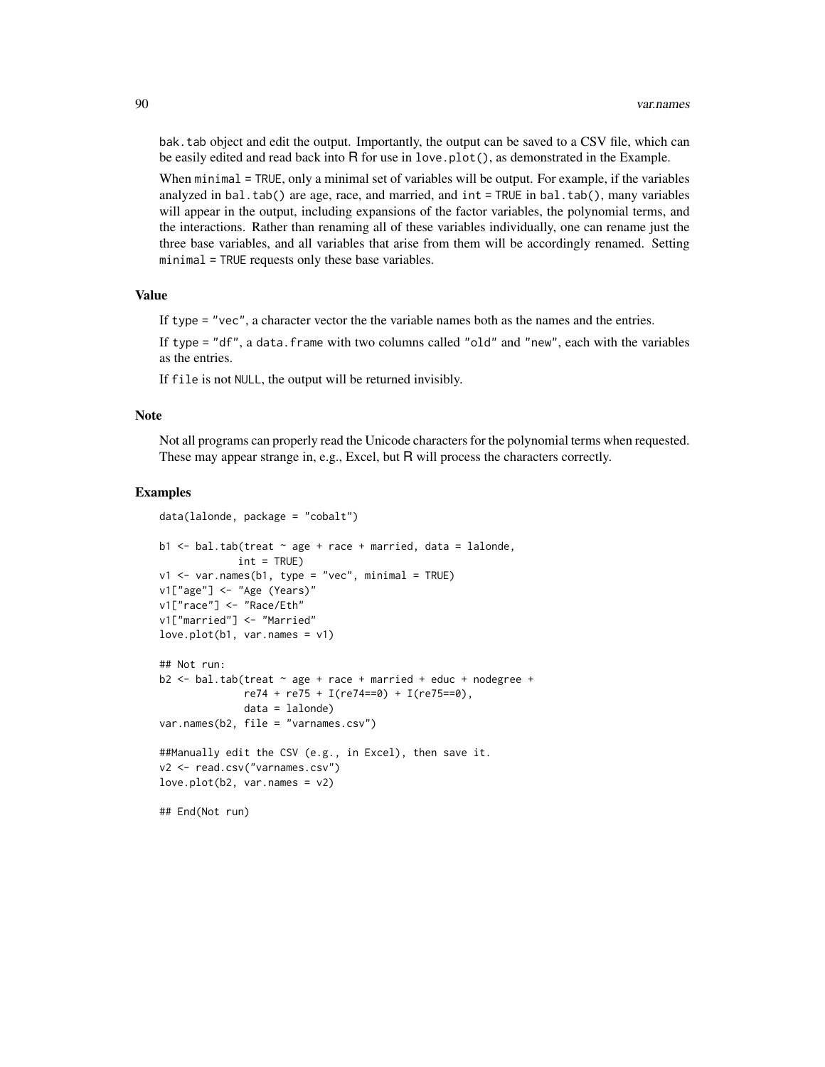bak.tab object and edit the output. Importantly, the output can be saved to a CSV file, which can be easily edited and read back into R for use in love.plot(), as demonstrated in the Example.

When minimal = TRUE, only a minimal set of variables will be output. For example, if the variables analyzed in bal.tab() are age, race, and married, and int = TRUE in bal.tab(), many variables will appear in the output, including expansions of the factor variables, the polynomial terms, and the interactions. Rather than renaming all of these variables individually, one can rename just the three base variables, and all variables that arise from them will be accordingly renamed. Setting minimal = TRUE requests only these base variables.

## Value

If type = "vec", a character vector the the variable names both as the names and the entries.

If type = "df", a data.frame with two columns called "old" and "new", each with the variables as the entries.

If file is not NULL, the output will be returned invisibly.

## Note

Not all programs can properly read the Unicode characters for the polynomial terms when requested. These may appear strange in, e.g., Excel, but R will process the characters correctly.

## Examples

```
data(lalonde, package = "cobalt")

b1 <- bal.tab(treat ~ age + race + married, data = lalonde,
            int = TRUE)
v1 <- var.names(b1, type = "vec", minimal = TRUE)
v1["age"] <- "Age (Years)"
v1["race"] <- "Race/Eth"
v1["married"] <- "Married"
love.plot(b1, var.names = v1)

## Not run:
b2 <- bal.tab(treat ~ age + race + married + educ + nodegree +
              re74 + re75 + I(re74==0) + I(re75==0),
              data = lalonde)
var.names(b2, file = "varnames.csv")

##Manually edit the CSV (e.g., in Excel), then save it.
v2 <- read.csv("varnames.csv")
love.plot(b2, var.names = v2)

## End(Not run)
```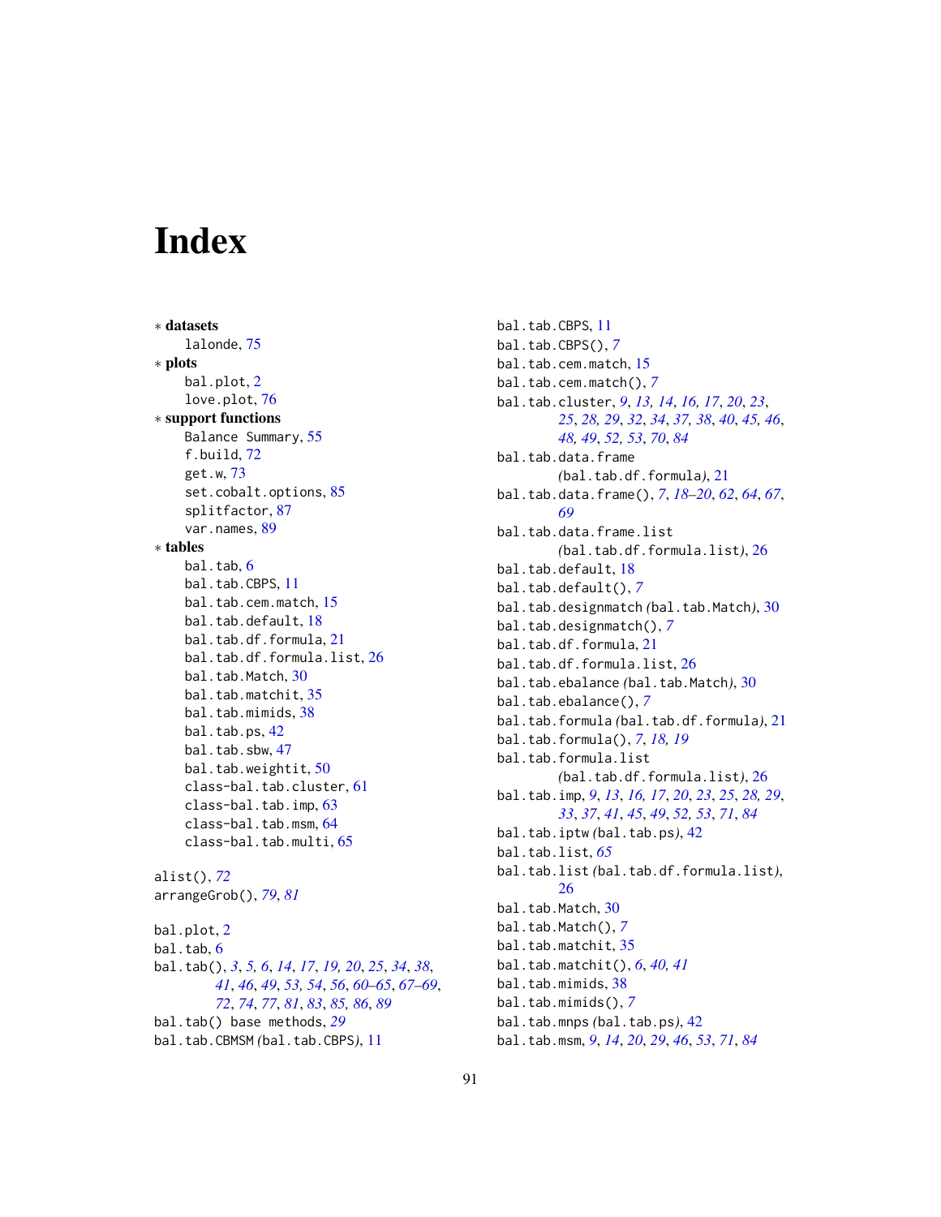# Index

∗ **datasets**
  lalonde, 75
∗ **plots**
  bal.plot, 2
  love.plot, 76
∗ **support functions**
  Balance Summary, 55
  f.build, 72
  get.w, 73
  set.cobalt.options, 85
  splitfactor, 87
  var.names, 89
∗ **tables**
  bal.tab, 6
  bal.tab.CBPS, 11
  bal.tab.cem.match, 15
  bal.tab.default, 18
  bal.tab.df.formula, 21
  bal.tab.df.formula.list, 26
  bal.tab.Match, 30
  bal.tab.matchit, 35
  bal.tab.mimids, 38
  bal.tab.ps, 42
  bal.tab.sbw, 47
  bal.tab.weightit, 50
  class-bal.tab.cluster, 61
  class-bal.tab.imp, 63
  class-bal.tab.msm, 64
  class-bal.tab.multi, 65

alist(), *72*
arrangeGrob(), *79*, *81*

bal.plot, 2
bal.tab, 6
bal.tab(), *3*, *5*, *6*, *14*, *17*, *19*, *20*, *25*, *34*, *38*, *41*, *46*, *49*, *53*, *54*, *56*, *60–65*, *67–69*, *72*, *74*, *77*, *81*, *83*, *85*, *86*, *89*
bal.tab() base methods, *29*
bal.tab.CBMSM *(*bal.tab.CBPS*)*, 11
bal.tab.CBPS, 11
bal.tab.CBPS(), *7*
bal.tab.cem.match, 15
bal.tab.cem.match(), *7*
bal.tab.cluster, *9*, *13*, *14*, *16*, *17*, *20*, *23*, *25*, *28*, *29*, *32*, *34*, *37*, *38*, *40*, *45*, *46*, *48*, *49*, *52*, *53*, *70*, *84*
bal.tab.data.frame *(*bal.tab.df.formula*)*, 21
bal.tab.data.frame(), *7*, *18–20*, *62*, *64*, *67*, *69*
bal.tab.data.frame.list *(*bal.tab.df.formula.list*)*, 26
bal.tab.default, 18
bal.tab.default(), *7*
bal.tab.designmatch *(*bal.tab.Match*)*, 30
bal.tab.designmatch(), *7*
bal.tab.df.formula, 21
bal.tab.df.formula.list, 26
bal.tab.ebalance *(*bal.tab.Match*)*, 30
bal.tab.ebalance(), *7*
bal.tab.formula *(*bal.tab.df.formula*)*, 21
bal.tab.formula(), *7*, *18*, *19*
bal.tab.formula.list *(*bal.tab.df.formula.list*)*, 26
bal.tab.imp, *9*, *13*, *16*, *17*, *20*, *23*, *25*, *28*, *29*, *33*, *37*, *41*, *45*, *49*, *52*, *53*, *71*, *84*
bal.tab.iptw *(*bal.tab.ps*)*, 42
bal.tab.list, *65*
bal.tab.list *(*bal.tab.df.formula.list*)*, 26
bal.tab.Match, 30
bal.tab.Match(), *7*
bal.tab.matchit, 35
bal.tab.matchit(), *6*, *40*, *41*
bal.tab.mimids, 38
bal.tab.mimids(), *7*
bal.tab.mnps *(*bal.tab.ps*)*, 42
bal.tab.msm, *9*, *14*, *20*, *29*, *46*, *53*, *71*, *84*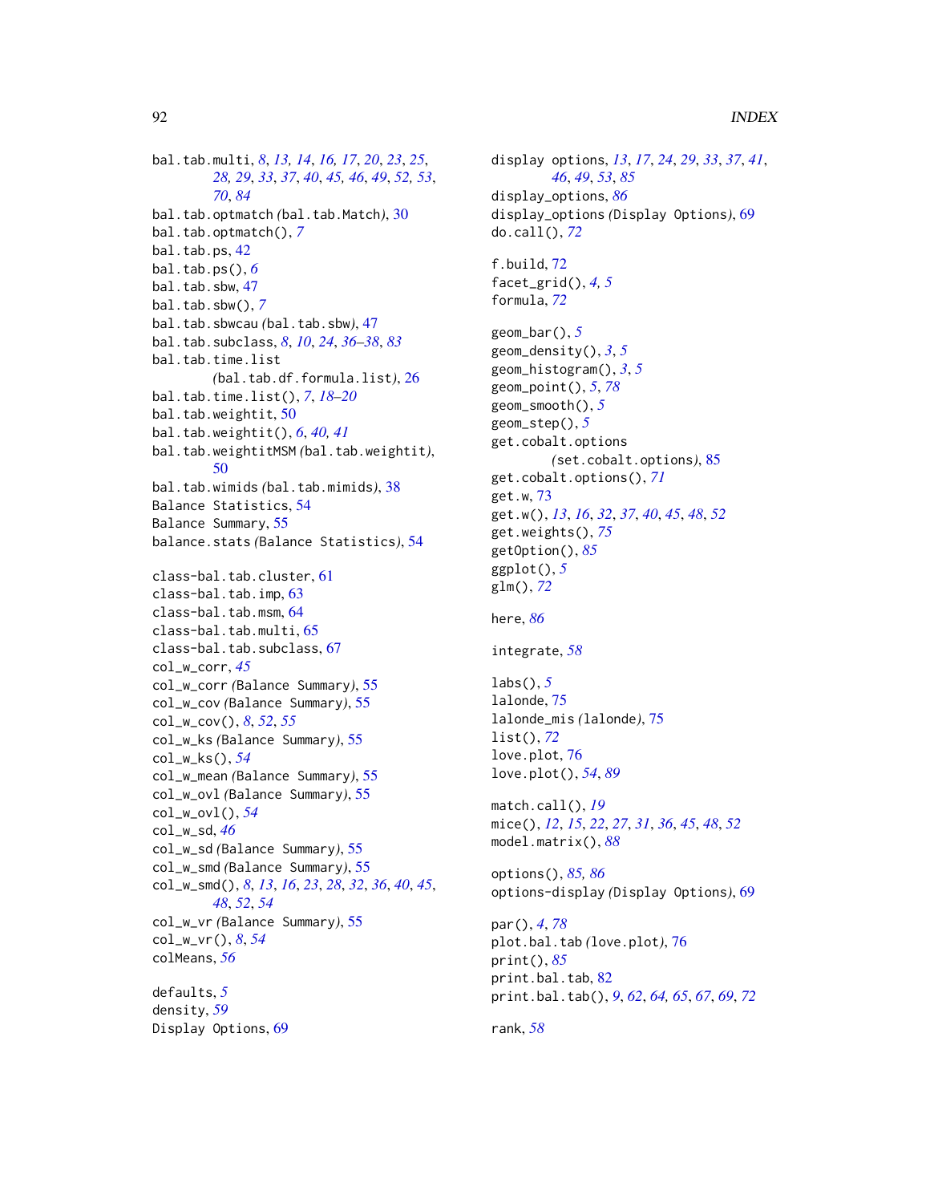bal.tab.multi, *8*, *13, 14*, *16, 17*, *20*, *23*, *25*, *28, 29*, *33*, *37*, *40*, *45, 46*, *49*, *52, 53*, *70*, *84*
bal.tab.optmatch *(*bal.tab.Match*)*, 30
bal.tab.optmatch(), *7*
bal.tab.ps, 42
bal.tab.ps(), *6*
bal.tab.sbw, 47
bal.tab.sbw(), *7*
bal.tab.sbwcau *(*bal.tab.sbw*)*, 47
bal.tab.subclass, *8*, *10*, *24*, *36–38*, *83*
bal.tab.time.list *(*bal.tab.df.formula.list*)*, 26
bal.tab.time.list(), *7*, *18–20*
bal.tab.weightit, 50
bal.tab.weightit(), *6*, *40, 41*
bal.tab.weightitMSM *(*bal.tab.weightit*)*, 50
bal.tab.wimids *(*bal.tab.mimids*)*, 38
Balance Statistics, 54
Balance Summary, 55
balance.stats *(*Balance Statistics*)*, 54

class-bal.tab.cluster, 61
class-bal.tab.imp, 63
class-bal.tab.msm, 64
class-bal.tab.multi, 65
class-bal.tab.subclass, 67
col_w_corr, *45*
col_w_corr *(*Balance Summary*)*, 55
col_w_cov *(*Balance Summary*)*, 55
col_w_cov(), *8*, *52*, *55*
col_w_ks *(*Balance Summary*)*, 55
col_w_ks(), *54*
col_w_mean *(*Balance Summary*)*, 55
col_w_ovl *(*Balance Summary*)*, 55
col_w_ovl(), *54*
col_w_sd, *46*
col_w_sd *(*Balance Summary*)*, 55
col_w_smd *(*Balance Summary*)*, 55
col_w_smd(), *8*, *13*, *16*, *23*, *28*, *32*, *36*, *40*, *45*, *48*, *52*, *54*
col_w_vr *(*Balance Summary*)*, 55
col_w_vr(), *8*, *54*
colMeans, *56*

defaults, *5*
density, *59*
Display Options, 69
display options, *13*, *17*, *24*, *29*, *33*, *37*, *41*, *46*, *49*, *53*, *85*
display_options, *86*
display_options *(*Display Options*)*, 69
do.call(), *72*

f.build, 72
facet_grid(), *4, 5*
formula, *72*

geom_bar(), *5*
geom_density(), *3*, *5*
geom_histogram(), *3*, *5*
geom_point(), *5*, *78*
geom_smooth(), *5*
geom_step(), *5*
get.cobalt.options *(*set.cobalt.options*)*, 85
get.cobalt.options(), *71*
get.w, 73
get.w(), *13*, *16*, *32*, *37*, *40*, *45*, *48*, *52*
get.weights(), *75*
getOption(), *85*
ggplot(), *5*
glm(), *72*

here, *86*

integrate, *58*

labs(), *5*
lalonde, 75
lalonde_mis *(*lalonde*)*, 75
list(), *72*
love.plot, 76
love.plot(), *54*, *89*

match.call(), *19*
mice(), *12*, *15*, *22*, *27*, *31*, *36*, *45*, *48*, *52*
model.matrix(), *88*

options(), *85, 86*
options-display *(*Display Options*)*, 69

par(), *4*, *78*
plot.bal.tab *(*love.plot*)*, 76
print(), *85*
print.bal.tab, 82
print.bal.tab(), *9*, *62*, *64, 65*, *67*, *69*, *72*

rank, *58*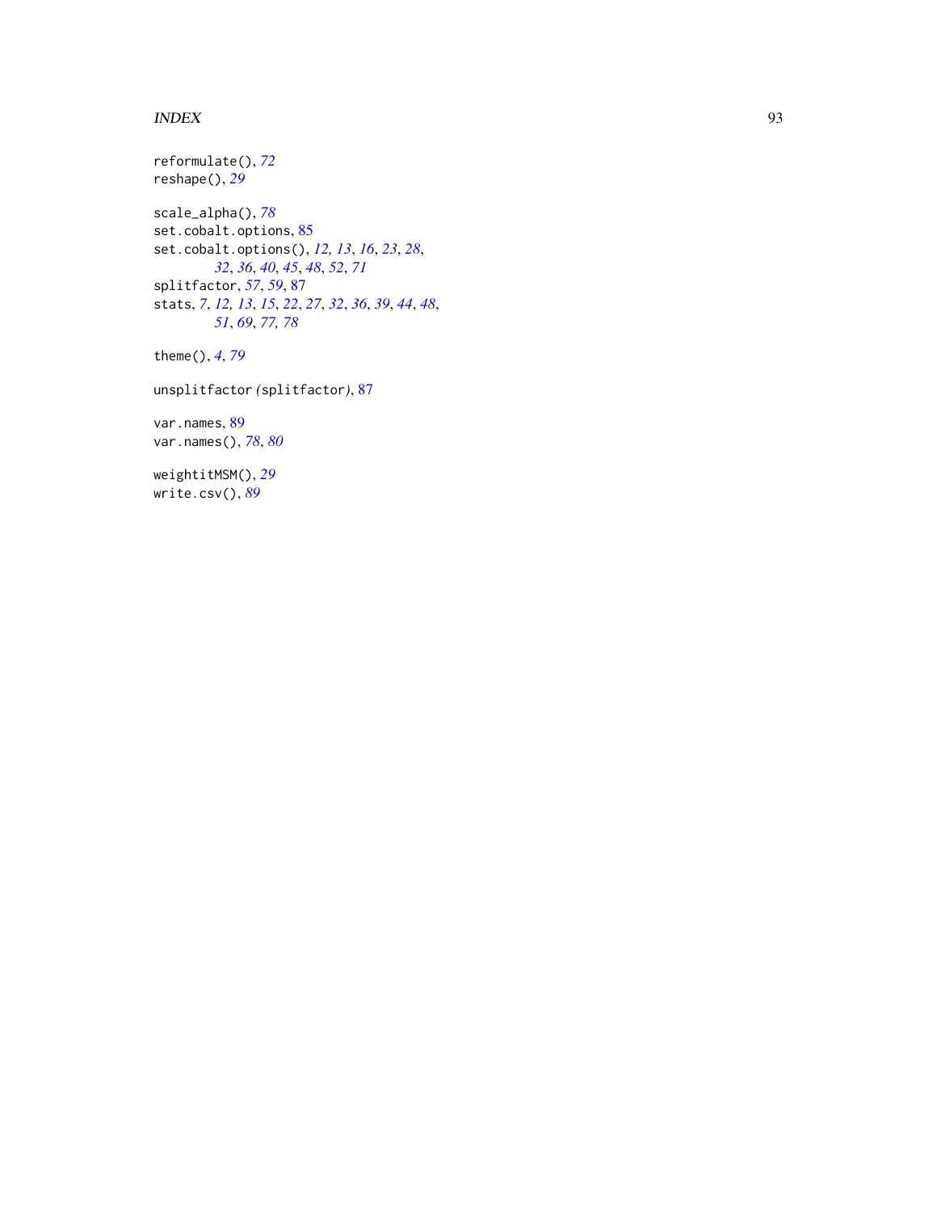reformulate(), *72*
reshape(), *29*

scale_alpha(), *78*
set.cobalt.options, 85
set.cobalt.options(), *12, 13*, *16*, *23*, *28*, *32*, *36*, *40*, *45*, *48*, *52*, *71*
splitfactor, *57*, *59*, 87
stats, *7*, *12, 13*, *15*, *22*, *27*, *32*, *36*, *39*, *44*, *48*, *51*, *69*, *77, 78*

theme(), *4*, *79*

unsplitfactor *(*splitfactor*)*, 87

var.names, 89
var.names(), *78*, *80*

weightitMSM(), *29*
write.csv(), *89*